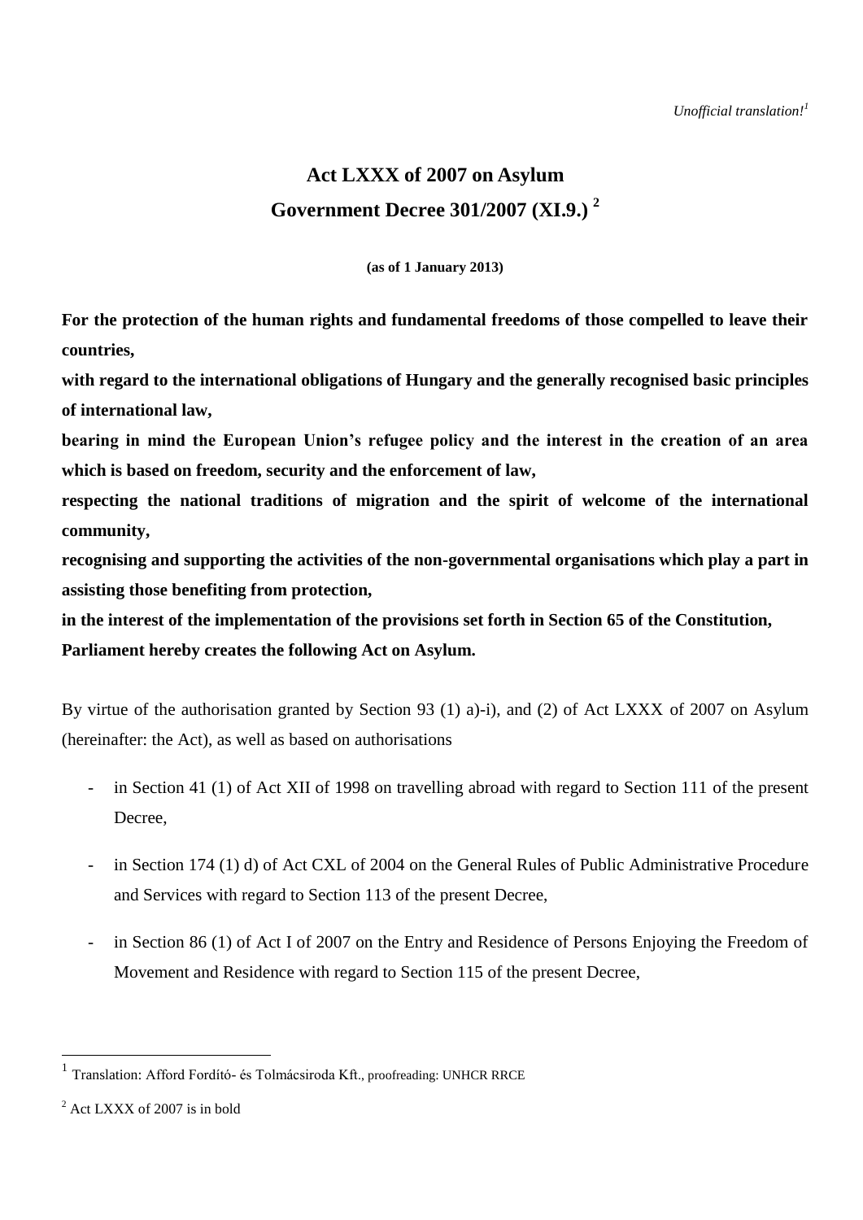*Unofficial translation!*[1]

# Act LXXX of 2007 on Asylum

# Government Decree 301/2007 (XI.9.) [2]

**(as of 1 January 2013)**

**For the protection of the human rights and fundamental freedoms of those compelled to leave their countries,**

**with regard to the international obligations of Hungary and the generally recognised basic principles of international law,**

**bearing in mind the European Union's refugee policy and the interest in the creation of an area which is based on freedom, security and the enforcement of law,**

**respecting the national traditions of migration and the spirit of welcome of the international community,**

**recognising and supporting the activities of the non-governmental organisations which play a part in assisting those benefiting from protection,**

**in the interest of the implementation of the provisions set forth in Section 65 of the Constitution,**

**Parliament hereby creates the following Act on Asylum.**

By virtue of the authorisation granted by Section 93 (1) a)-i), and (2) of Act LXXX of 2007 on Asylum (hereinafter: the Act), as well as based on authorisations

- in Section 41 (1) of Act XII of 1998 on travelling abroad with regard to Section 111 of the present Decree,
- in Section 174 (1) d) of Act CXL of 2004 on the General Rules of Public Administrative Procedure and Services with regard to Section 113 of the present Decree,
- in Section 86 (1) of Act I of 2007 on the Entry and Residence of Persons Enjoying the Freedom of Movement and Residence with regard to Section 115 of the present Decree,

---

[1] Translation: Afford Fordító- és Tolmácsiroda Kft., proofreading: UNHCR RRCE

[2] Act LXXX of 2007 is in bold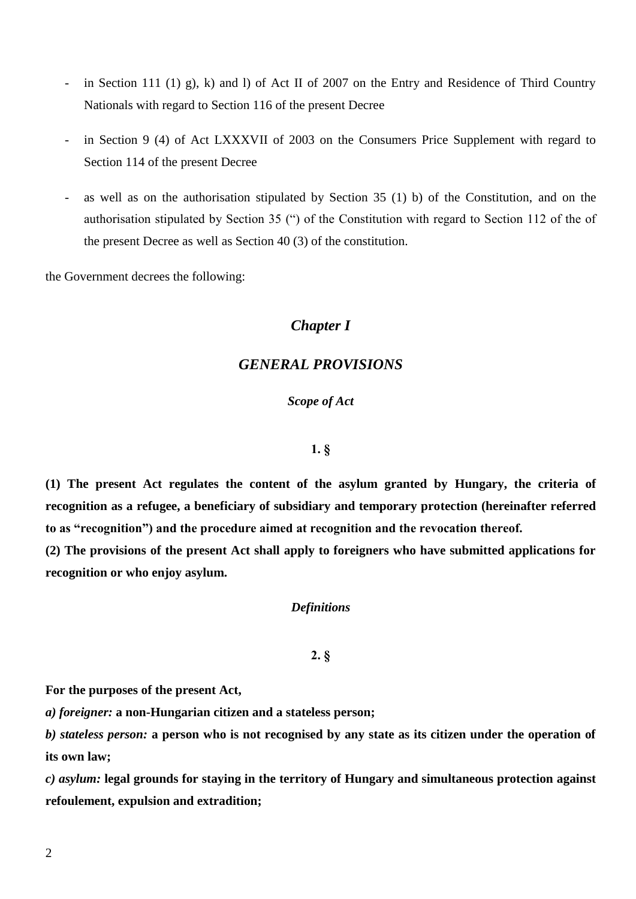- in Section 111 (1) g), k) and l) of Act II of 2007 on the Entry and Residence of Third Country Nationals with regard to Section 116 of the present Decree

- in Section 9 (4) of Act LXXXVII of 2003 on the Consumers Price Supplement with regard to Section 114 of the present Decree

- as well as on the authorisation stipulated by Section 35 (1) b) of the Constitution, and on the authorisation stipulated by Section 35 (") of the Constitution with regard to Section 112 of the of the present Decree as well as Section 40 (3) of the constitution.

the Government decrees the following:

## *Chapter I*

## *GENERAL PROVISIONS*

### *Scope of Act*

**1. §**

**(1) The present Act regulates the content of the asylum granted by Hungary, the criteria of recognition as a refugee, a beneficiary of subsidiary and temporary protection (hereinafter referred to as "recognition") and the procedure aimed at recognition and the revocation thereof.**
**(2) The provisions of the present Act shall apply to foreigners who have submitted applications for recognition or who enjoy asylum.**

### *Definitions*

**2. §**

**For the purposes of the present Act,**
***a) foreigner:*** **a non-Hungarian citizen and a stateless person;**
***b) stateless person:*** **a person who is not recognised by any state as its citizen under the operation of its own law;**
***c) asylum:*** **legal grounds for staying in the territory of Hungary and simultaneous protection against refoulement, expulsion and extradition;**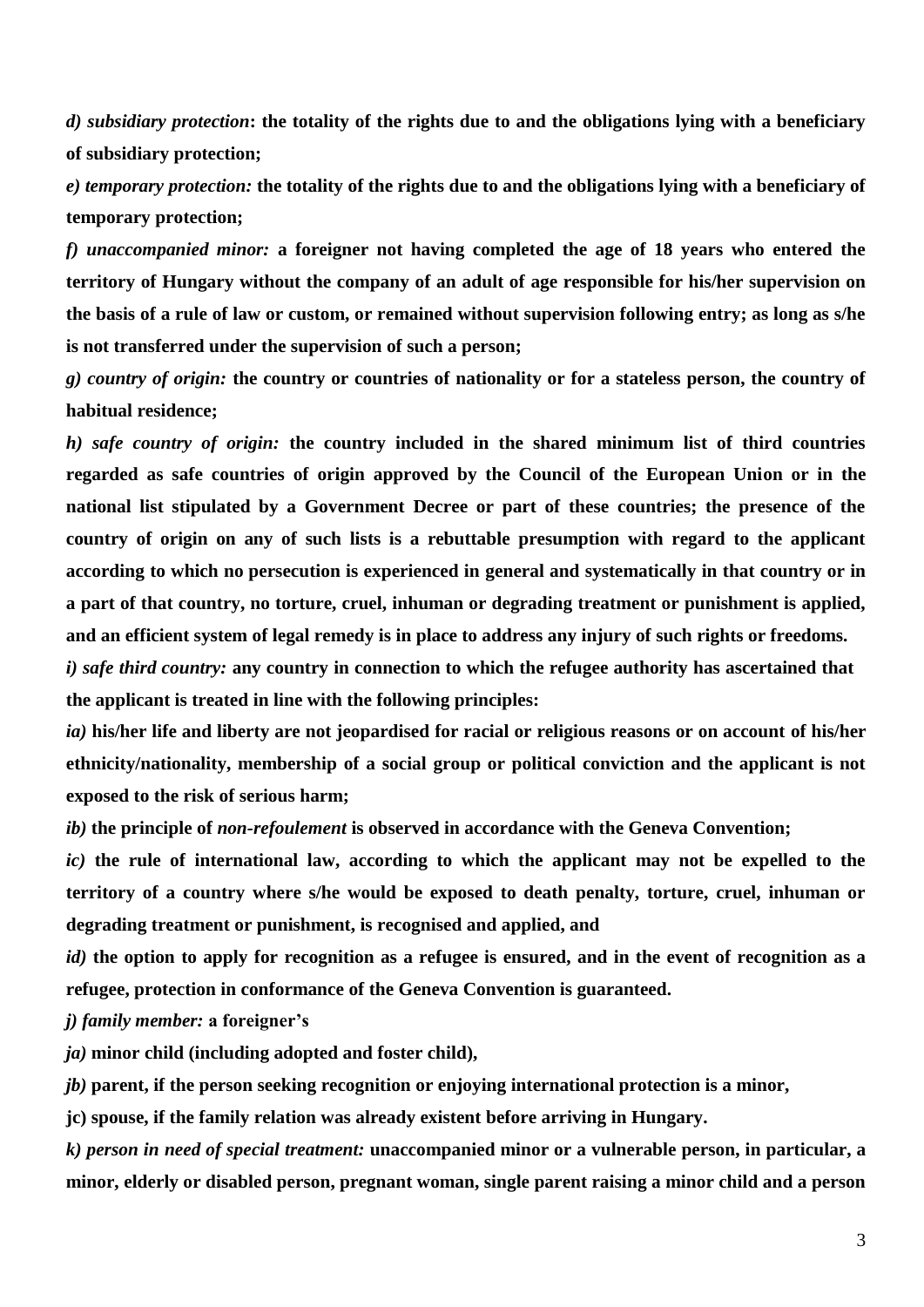***d) subsidiary protection*: the totality of the rights due to and the obligations lying with a beneficiary of subsidiary protection;**

***e) temporary protection:* the totality of the rights due to and the obligations lying with a beneficiary of temporary protection;**

***f) unaccompanied minor:* a foreigner not having completed the age of 18 years who entered the territory of Hungary without the company of an adult of age responsible for his/her supervision on the basis of a rule of law or custom, or remained without supervision following entry; as long as s/he is not transferred under the supervision of such a person;**

***g) country of origin:* the country or countries of nationality or for a stateless person, the country of habitual residence;**

***h) safe country of origin:* the country included in the shared minimum list of third countries regarded as safe countries of origin approved by the Council of the European Union or in the national list stipulated by a Government Decree or part of these countries; the presence of the country of origin on any of such lists is a rebuttable presumption with regard to the applicant according to which no persecution is experienced in general and systematically in that country or in a part of that country, no torture, cruel, inhuman or degrading treatment or punishment is applied, and an efficient system of legal remedy is in place to address any injury of such rights or freedoms.**

***i) safe third country:* any country in connection to which the refugee authority has ascertained that the applicant is treated in line with the following principles:**

***ia)* his/her life and liberty are not jeopardised for racial or religious reasons or on account of his/her ethnicity/nationality, membership of a social group or political conviction and the applicant is not exposed to the risk of serious harm;**

***ib)* the principle of *non-refoulement* is observed in accordance with the Geneva Convention;**

***ic)* the rule of international law, according to which the applicant may not be expelled to the territory of a country where s/he would be exposed to death penalty, torture, cruel, inhuman or degrading treatment or punishment, is recognised and applied, and**

***id)* the option to apply for recognition as a refugee is ensured, and in the event of recognition as a refugee, protection in conformance of the Geneva Convention is guaranteed.**

***j) family member:* a foreigner's**

***ja)* minor child (including adopted and foster child),**

***jb)* parent, if the person seeking recognition or enjoying international protection is a minor,**

**jc) spouse, if the family relation was already existent before arriving in Hungary.**

***k) person in need of special treatment:* unaccompanied minor or a vulnerable person, in particular, a minor, elderly or disabled person, pregnant woman, single parent raising a minor child and a person**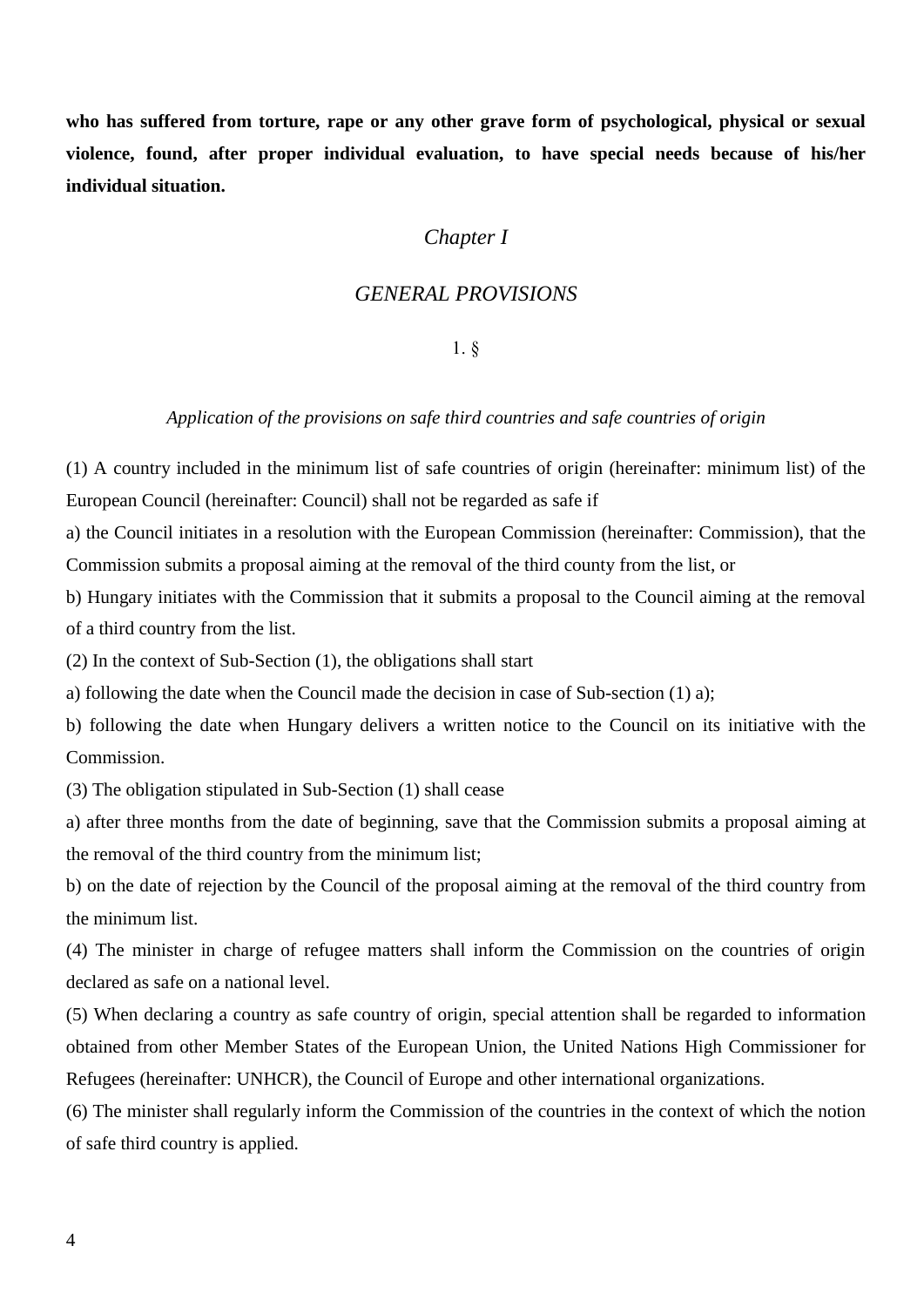**who has suffered from torture, rape or any other grave form of psychological, physical or sexual violence, found, after proper individual evaluation, to have special needs because of his/her individual situation.**

## *Chapter I*

## *GENERAL PROVISIONS*

### 1. §

*Application of the provisions on safe third countries and safe countries of origin*

(1) A country included in the minimum list of safe countries of origin (hereinafter: minimum list) of the European Council (hereinafter: Council) shall not be regarded as safe if

a) the Council initiates in a resolution with the European Commission (hereinafter: Commission), that the Commission submits a proposal aiming at the removal of the third county from the list, or

b) Hungary initiates with the Commission that it submits a proposal to the Council aiming at the removal of a third country from the list.

(2) In the context of Sub-Section (1), the obligations shall start

a) following the date when the Council made the decision in case of Sub-section (1) a);

b) following the date when Hungary delivers a written notice to the Council on its initiative with the Commission.

(3) The obligation stipulated in Sub-Section (1) shall cease

a) after three months from the date of beginning, save that the Commission submits a proposal aiming at the removal of the third country from the minimum list;

b) on the date of rejection by the Council of the proposal aiming at the removal of the third country from the minimum list.

(4) The minister in charge of refugee matters shall inform the Commission on the countries of origin declared as safe on a national level.

(5) When declaring a country as safe country of origin, special attention shall be regarded to information obtained from other Member States of the European Union, the United Nations High Commissioner for Refugees (hereinafter: UNHCR), the Council of Europe and other international organizations.

(6) The minister shall regularly inform the Commission of the countries in the context of which the notion of safe third country is applied.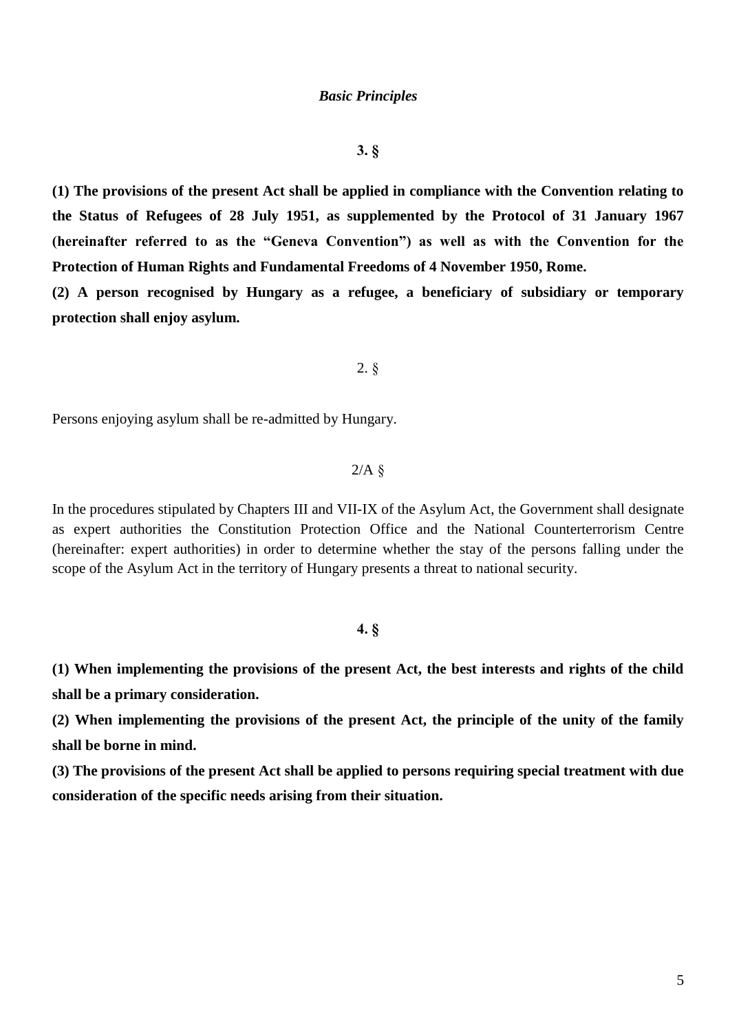### *Basic Principles*

**3. §**

**(1) The provisions of the present Act shall be applied in compliance with the Convention relating to the Status of Refugees of 28 July 1951, as supplemented by the Protocol of 31 January 1967 (hereinafter referred to as the "Geneva Convention") as well as with the Convention for the Protection of Human Rights and Fundamental Freedoms of 4 November 1950, Rome.**

**(2) A person recognised by Hungary as a refugee, a beneficiary of subsidiary or temporary protection shall enjoy asylum.**

2. §

Persons enjoying asylum shall be re-admitted by Hungary.

2/A §

In the procedures stipulated by Chapters III and VII-IX of the Asylum Act, the Government shall designate as expert authorities the Constitution Protection Office and the National Counterterrorism Centre (hereinafter: expert authorities) in order to determine whether the stay of the persons falling under the scope of the Asylum Act in the territory of Hungary presents a threat to national security.

**4. §**

**(1) When implementing the provisions of the present Act, the best interests and rights of the child shall be a primary consideration.**

**(2) When implementing the provisions of the present Act, the principle of the unity of the family shall be borne in mind.**

**(3) The provisions of the present Act shall be applied to persons requiring special treatment with due consideration of the specific needs arising from their situation.**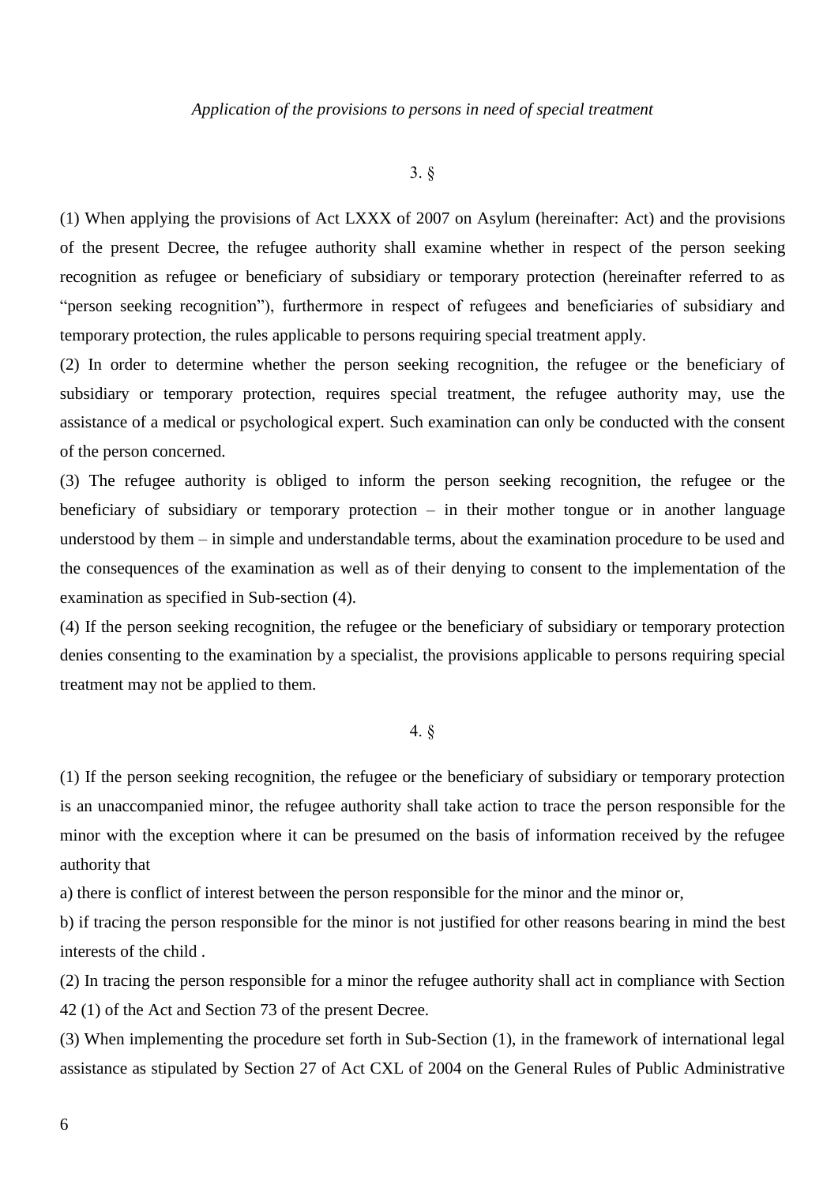*Application of the provisions to persons in need of special treatment*

3. §

(1) When applying the provisions of Act LXXX of 2007 on Asylum (hereinafter: Act) and the provisions of the present Decree, the refugee authority shall examine whether in respect of the person seeking recognition as refugee or beneficiary of subsidiary or temporary protection (hereinafter referred to as "person seeking recognition"), furthermore in respect of refugees and beneficiaries of subsidiary and temporary protection, the rules applicable to persons requiring special treatment apply.

(2) In order to determine whether the person seeking recognition, the refugee or the beneficiary of subsidiary or temporary protection, requires special treatment, the refugee authority may, use the assistance of a medical or psychological expert. Such examination can only be conducted with the consent of the person concerned.

(3) The refugee authority is obliged to inform the person seeking recognition, the refugee or the beneficiary of subsidiary or temporary protection – in their mother tongue or in another language understood by them – in simple and understandable terms, about the examination procedure to be used and the consequences of the examination as well as of their denying to consent to the implementation of the examination as specified in Sub-section (4).

(4) If the person seeking recognition, the refugee or the beneficiary of subsidiary or temporary protection denies consenting to the examination by a specialist, the provisions applicable to persons requiring special treatment may not be applied to them.

4. §

(1) If the person seeking recognition, the refugee or the beneficiary of subsidiary or temporary protection is an unaccompanied minor, the refugee authority shall take action to trace the person responsible for the minor with the exception where it can be presumed on the basis of information received by the refugee authority that

a) there is conflict of interest between the person responsible for the minor and the minor or,

b) if tracing the person responsible for the minor is not justified for other reasons bearing in mind the best interests of the child .

(2) In tracing the person responsible for a minor the refugee authority shall act in compliance with Section 42 (1) of the Act and Section 73 of the present Decree.

(3) When implementing the procedure set forth in Sub-Section (1), in the framework of international legal assistance as stipulated by Section 27 of Act CXL of 2004 on the General Rules of Public Administrative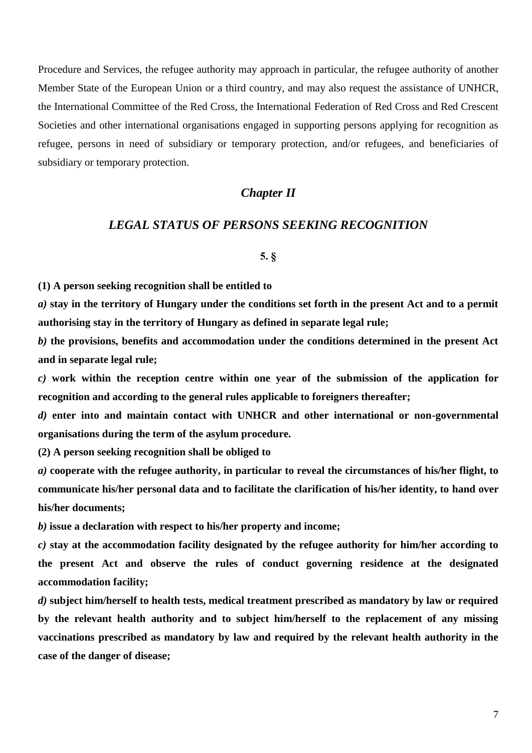Procedure and Services, the refugee authority may approach in particular, the refugee authority of another Member State of the European Union or a third country, and may also request the assistance of UNHCR, the International Committee of the Red Cross, the International Federation of Red Cross and Red Crescent Societies and other international organisations engaged in supporting persons applying for recognition as refugee, persons in need of subsidiary or temporary protection, and/or refugees, and beneficiaries of subsidiary or temporary protection.

## *Chapter II*

## *LEGAL STATUS OF PERSONS SEEKING RECOGNITION*

### 5. §

**(1) A person seeking recognition shall be entitled to**

***a)* stay in the territory of Hungary under the conditions set forth in the present Act and to a permit authorising stay in the territory of Hungary as defined in separate legal rule;**

***b)* the provisions, benefits and accommodation under the conditions determined in the present Act and in separate legal rule;**

***c)* work within the reception centre within one year of the submission of the application for recognition and according to the general rules applicable to foreigners thereafter;**

***d)* enter into and maintain contact with UNHCR and other international or non-governmental organisations during the term of the asylum procedure.**

**(2) A person seeking recognition shall be obliged to**

***a)* cooperate with the refugee authority, in particular to reveal the circumstances of his/her flight, to communicate his/her personal data and to facilitate the clarification of his/her identity, to hand over his/her documents;**

***b)* issue a declaration with respect to his/her property and income;**

***c)* stay at the accommodation facility designated by the refugee authority for him/her according to the present Act and observe the rules of conduct governing residence at the designated accommodation facility;**

***d)* subject him/herself to health tests, medical treatment prescribed as mandatory by law or required by the relevant health authority and to subject him/herself to the replacement of any missing vaccinations prescribed as mandatory by law and required by the relevant health authority in the case of the danger of disease;**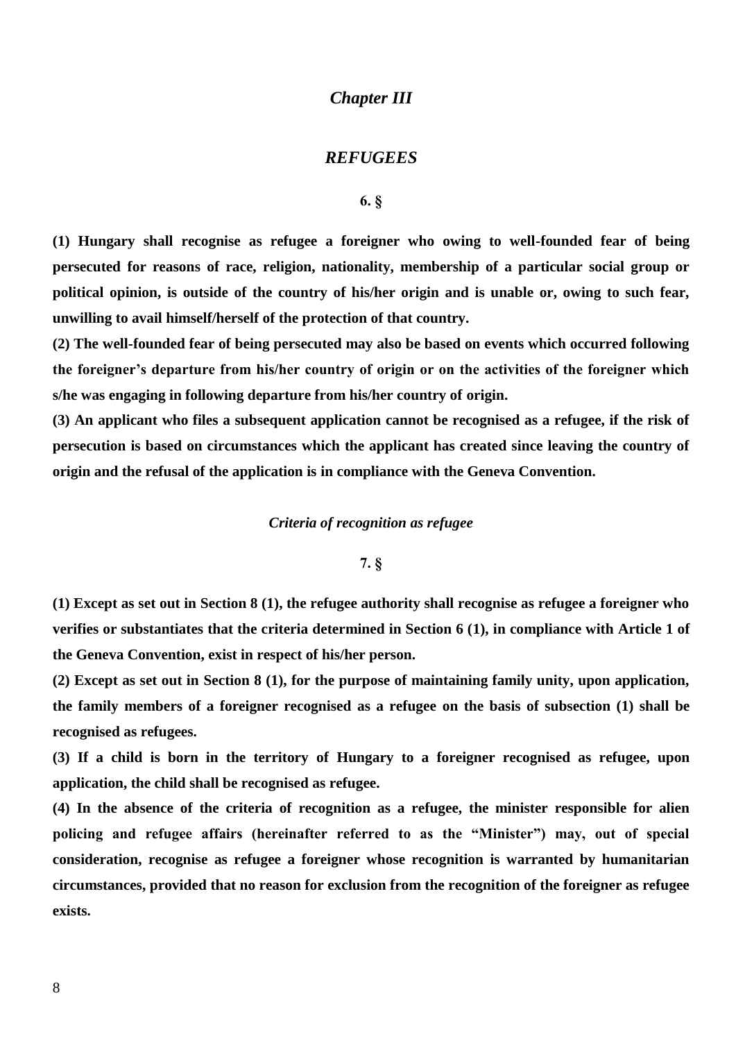## *Chapter III*

## *REFUGEES*

**6. §**

**(1) Hungary shall recognise as refugee a foreigner who owing to well-founded fear of being persecuted for reasons of race, religion, nationality, membership of a particular social group or political opinion, is outside of the country of his/her origin and is unable or, owing to such fear, unwilling to avail himself/herself of the protection of that country.**

**(2) The well-founded fear of being persecuted may also be based on events which occurred following the foreigner's departure from his/her country of origin or on the activities of the foreigner which s/he was engaging in following departure from his/her country of origin.**

**(3) An applicant who files a subsequent application cannot be recognised as a refugee, if the risk of persecution is based on circumstances which the applicant has created since leaving the country of origin and the refusal of the application is in compliance with the Geneva Convention.**

### *Criteria of recognition as refugee*

**7. §**

**(1) Except as set out in Section 8 (1), the refugee authority shall recognise as refugee a foreigner who verifies or substantiates that the criteria determined in Section 6 (1), in compliance with Article 1 of the Geneva Convention, exist in respect of his/her person.**

**(2) Except as set out in Section 8 (1), for the purpose of maintaining family unity, upon application, the family members of a foreigner recognised as a refugee on the basis of subsection (1) shall be recognised as refugees.**

**(3) If a child is born in the territory of Hungary to a foreigner recognised as refugee, upon application, the child shall be recognised as refugee.**

**(4) In the absence of the criteria of recognition as a refugee, the minister responsible for alien policing and refugee affairs (hereinafter referred to as the "Minister") may, out of special consideration, recognise as refugee a foreigner whose recognition is warranted by humanitarian circumstances, provided that no reason for exclusion from the recognition of the foreigner as refugee exists.**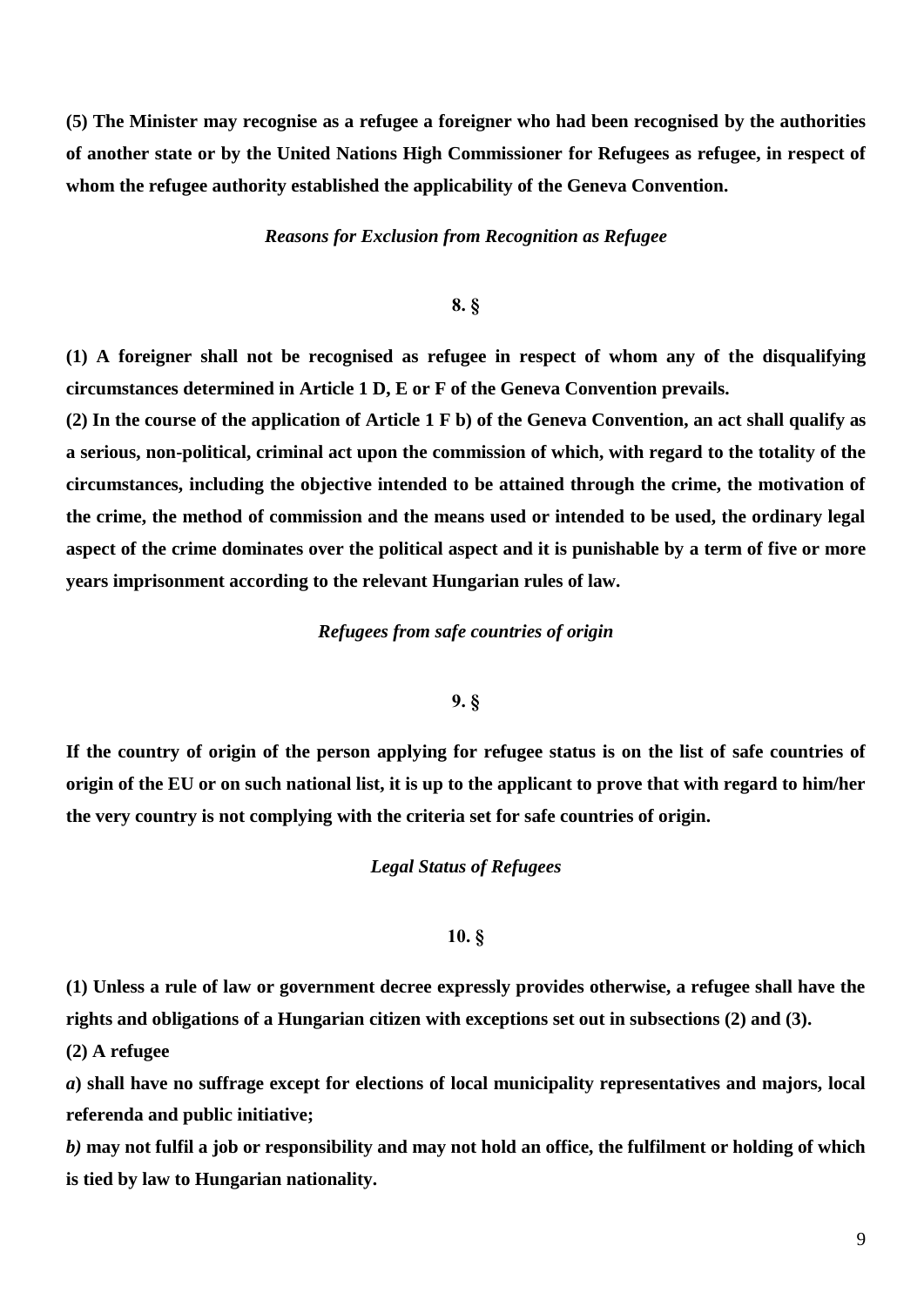**(5) The Minister may recognise as a refugee a foreigner who had been recognised by the authorities of another state or by the United Nations High Commissioner for Refugees as refugee, in respect of whom the refugee authority established the applicability of the Geneva Convention.**

***Reasons for Exclusion from Recognition as Refugee***

**8. §**

**(1) A foreigner shall not be recognised as refugee in respect of whom any of the disqualifying circumstances determined in Article 1 D, E or F of the Geneva Convention prevails.**

**(2) In the course of the application of Article 1 F b) of the Geneva Convention, an act shall qualify as a serious, non-political, criminal act upon the commission of which, with regard to the totality of the circumstances, including the objective intended to be attained through the crime, the motivation of the crime, the method of commission and the means used or intended to be used, the ordinary legal aspect of the crime dominates over the political aspect and it is punishable by a term of five or more years imprisonment according to the relevant Hungarian rules of law.**

***Refugees from safe countries of origin***

**9. §**

**If the country of origin of the person applying for refugee status is on the list of safe countries of origin of the EU or on such national list, it is up to the applicant to prove that with regard to him/her the very country is not complying with the criteria set for safe countries of origin.**

***Legal Status of Refugees***

**10. §**

**(1) Unless a rule of law or government decree expressly provides otherwise, a refugee shall have the rights and obligations of a Hungarian citizen with exceptions set out in subsections (2) and (3).**

**(2) A refugee**

***a*) shall have no suffrage except for elections of local municipality representatives and majors, local referenda and public initiative;**

***b)* may not fulfil a job or responsibility and may not hold an office, the fulfilment or holding of which is tied by law to Hungarian nationality.**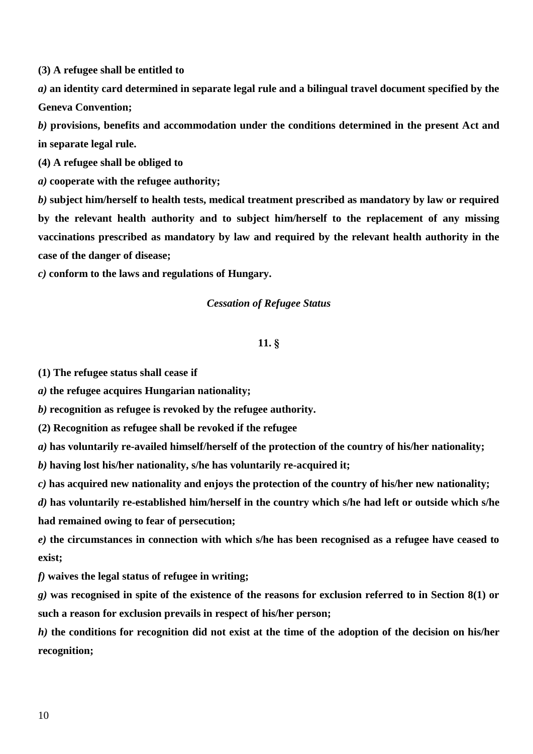**(3) A refugee shall be entitled to**

***a)*** **an identity card determined in separate legal rule and a bilingual travel document specified by the Geneva Convention;**

***b)*** **provisions, benefits and accommodation under the conditions determined in the present Act and in separate legal rule.**

**(4) A refugee shall be obliged to**

***a)*** **cooperate with the refugee authority;**

***b)*** **subject him/herself to health tests, medical treatment prescribed as mandatory by law or required by the relevant health authority and to subject him/herself to the replacement of any missing vaccinations prescribed as mandatory by law and required by the relevant health authority in the case of the danger of disease;**

***c)*** **conform to the laws and regulations of Hungary.**

***Cessation of Refugee Status***

**11. §**

**(1) The refugee status shall cease if**

***a)*** **the refugee acquires Hungarian nationality;**

***b)*** **recognition as refugee is revoked by the refugee authority.**

**(2) Recognition as refugee shall be revoked if the refugee**

***a)*** **has voluntarily re-availed himself/herself of the protection of the country of his/her nationality;**

***b)*** **having lost his/her nationality, s/he has voluntarily re-acquired it;**

***c)*** **has acquired new nationality and enjoys the protection of the country of his/her new nationality;**

***d)*** **has voluntarily re-established him/herself in the country which s/he had left or outside which s/he had remained owing to fear of persecution;**

***e)*** **the circumstances in connection with which s/he has been recognised as a refugee have ceased to exist;**

***f)*** **waives the legal status of refugee in writing;**

***g)*** **was recognised in spite of the existence of the reasons for exclusion referred to in Section 8(1) or such a reason for exclusion prevails in respect of his/her person;**

***h)*** **the conditions for recognition did not exist at the time of the adoption of the decision on his/her recognition;**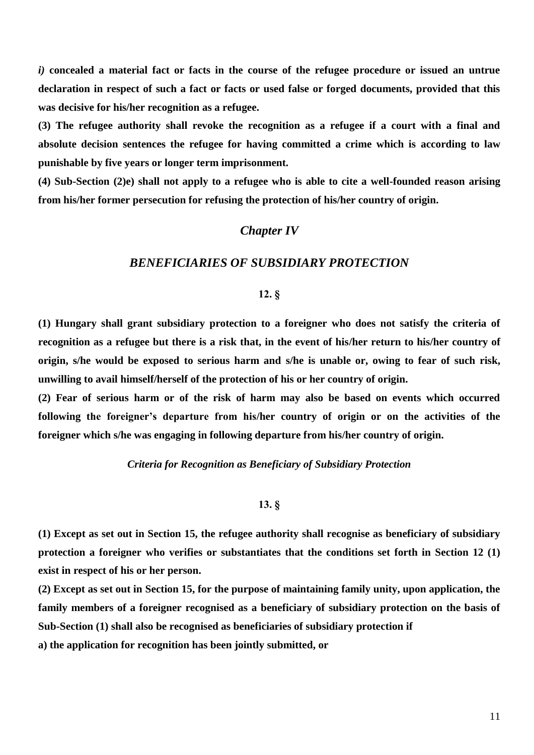***i)*** **concealed a material fact or facts in the course of the refugee procedure or issued an untrue declaration in respect of such a fact or facts or used false or forged documents, provided that this was decisive for his/her recognition as a refugee.**

**(3) The refugee authority shall revoke the recognition as a refugee if a court with a final and absolute decision sentences the refugee for having committed a crime which is according to law punishable by five years or longer term imprisonment.**

**(4) Sub-Section (2)e) shall not apply to a refugee who is able to cite a well-founded reason arising from his/her former persecution for refusing the protection of his/her country of origin.**

## *Chapter IV*

## *BENEFICIARIES OF SUBSIDIARY PROTECTION*

### 12. §

**(1) Hungary shall grant subsidiary protection to a foreigner who does not satisfy the criteria of recognition as a refugee but there is a risk that, in the event of his/her return to his/her country of origin, s/he would be exposed to serious harm and s/he is unable or, owing to fear of such risk, unwilling to avail himself/herself of the protection of his or her country of origin.**

**(2) Fear of serious harm or of the risk of harm may also be based on events which occurred following the foreigner's departure from his/her country of origin or on the activities of the foreigner which s/he was engaging in following departure from his/her country of origin.**

### *Criteria for Recognition as Beneficiary of Subsidiary Protection*

### 13. §

**(1) Except as set out in Section 15, the refugee authority shall recognise as beneficiary of subsidiary protection a foreigner who verifies or substantiates that the conditions set forth in Section 12 (1) exist in respect of his or her person.**

**(2) Except as set out in Section 15, for the purpose of maintaining family unity, upon application, the family members of a foreigner recognised as a beneficiary of subsidiary protection on the basis of Sub-Section (1) shall also be recognised as beneficiaries of subsidiary protection if**

**a) the application for recognition has been jointly submitted, or**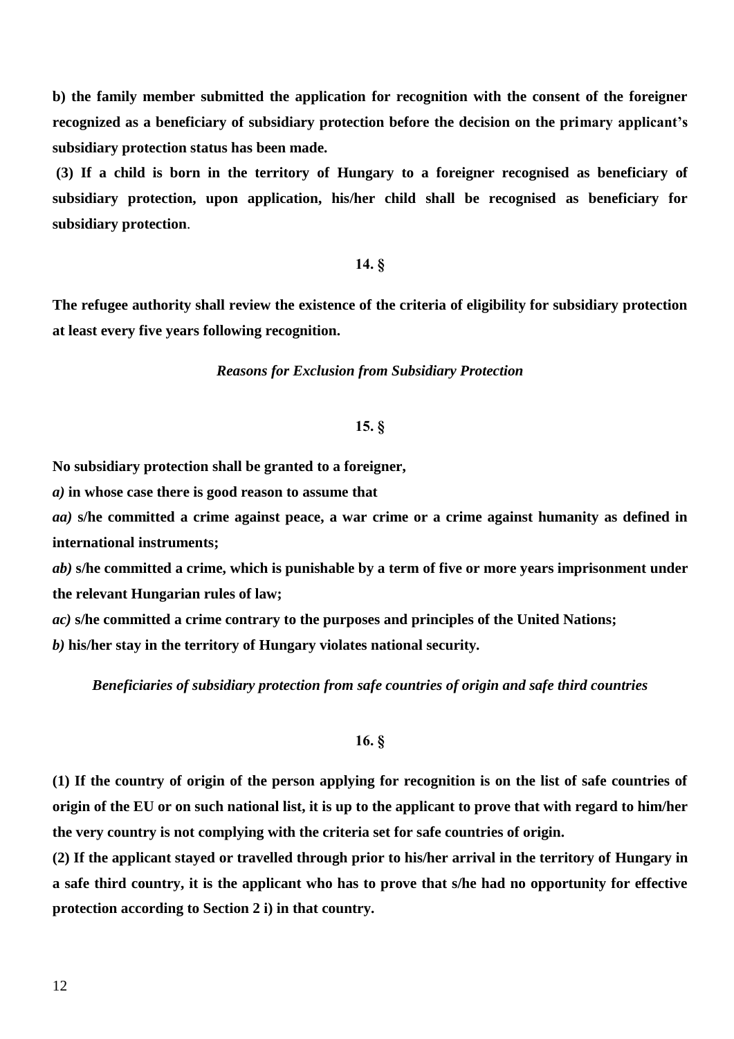**b) the family member submitted the application for recognition with the consent of the foreigner recognized as a beneficiary of subsidiary protection before the decision on the primary applicant's subsidiary protection status has been made.**

**(3) If a child is born in the territory of Hungary to a foreigner recognised as beneficiary of subsidiary protection, upon application, his/her child shall be recognised as beneficiary for subsidiary protection**.

**14. §**

**The refugee authority shall review the existence of the criteria of eligibility for subsidiary protection at least every five years following recognition.**

***Reasons for Exclusion from Subsidiary Protection***

**15. §**

**No subsidiary protection shall be granted to a foreigner,**

***a)* in whose case there is good reason to assume that**

***aa)* s/he committed a crime against peace, a war crime or a crime against humanity as defined in international instruments;**

***ab)* s/he committed a crime, which is punishable by a term of five or more years imprisonment under the relevant Hungarian rules of law;**

***ac)* s/he committed a crime contrary to the purposes and principles of the United Nations;**

***b)* his/her stay in the territory of Hungary violates national security.**

***Beneficiaries of subsidiary protection from safe countries of origin and safe third countries***

**16. §**

**(1) If the country of origin of the person applying for recognition is on the list of safe countries of origin of the EU or on such national list, it is up to the applicant to prove that with regard to him/her the very country is not complying with the criteria set for safe countries of origin.**

**(2) If the applicant stayed or travelled through prior to his/her arrival in the territory of Hungary in a safe third country, it is the applicant who has to prove that s/he had no opportunity for effective protection according to Section 2 i) in that country.**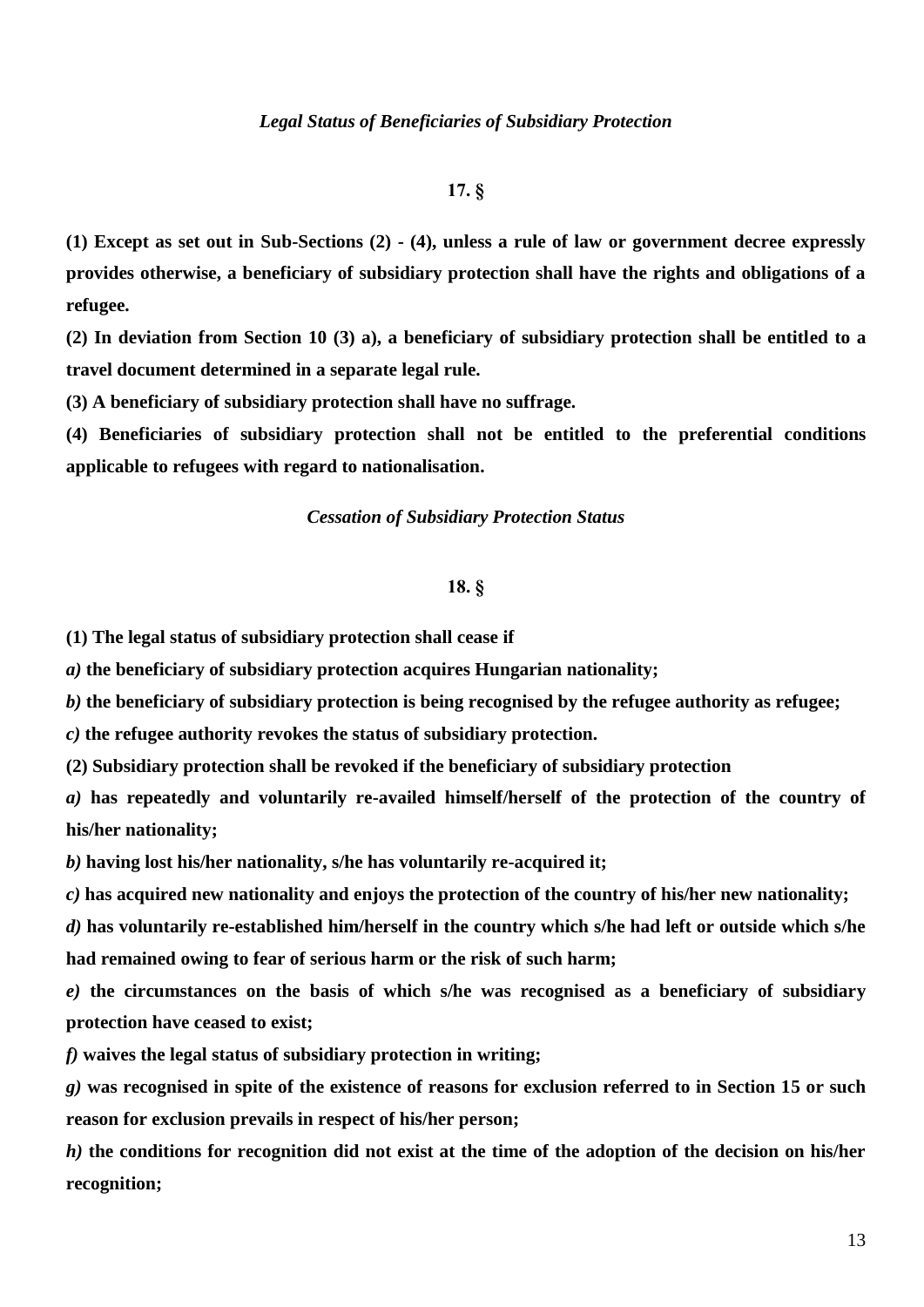*Legal Status of Beneficiaries of Subsidiary Protection*

**17. §**

**(1) Except as set out in Sub-Sections (2) - (4), unless a rule of law or government decree expressly provides otherwise, a beneficiary of subsidiary protection shall have the rights and obligations of a refugee.**

**(2) In deviation from Section 10 (3) a), a beneficiary of subsidiary protection shall be entitled to a travel document determined in a separate legal rule.**

**(3) A beneficiary of subsidiary protection shall have no suffrage.**

**(4) Beneficiaries of subsidiary protection shall not be entitled to the preferential conditions applicable to refugees with regard to nationalisation.**

*Cessation of Subsidiary Protection Status*

**18. §**

**(1) The legal status of subsidiary protection shall cease if**

***a)* the beneficiary of subsidiary protection acquires Hungarian nationality;**

***b)* the beneficiary of subsidiary protection is being recognised by the refugee authority as refugee;**

***c)* the refugee authority revokes the status of subsidiary protection.**

**(2) Subsidiary protection shall be revoked if the beneficiary of subsidiary protection**

***a)* has repeatedly and voluntarily re-availed himself/herself of the protection of the country of his/her nationality;**

***b)* having lost his/her nationality, s/he has voluntarily re-acquired it;**

***c)* has acquired new nationality and enjoys the protection of the country of his/her new nationality;**

***d)* has voluntarily re-established him/herself in the country which s/he had left or outside which s/he had remained owing to fear of serious harm or the risk of such harm;**

***e)* the circumstances on the basis of which s/he was recognised as a beneficiary of subsidiary protection have ceased to exist;**

***f)* waives the legal status of subsidiary protection in writing;**

***g)* was recognised in spite of the existence of reasons for exclusion referred to in Section 15 or such reason for exclusion prevails in respect of his/her person;**

***h)* the conditions for recognition did not exist at the time of the adoption of the decision on his/her recognition;**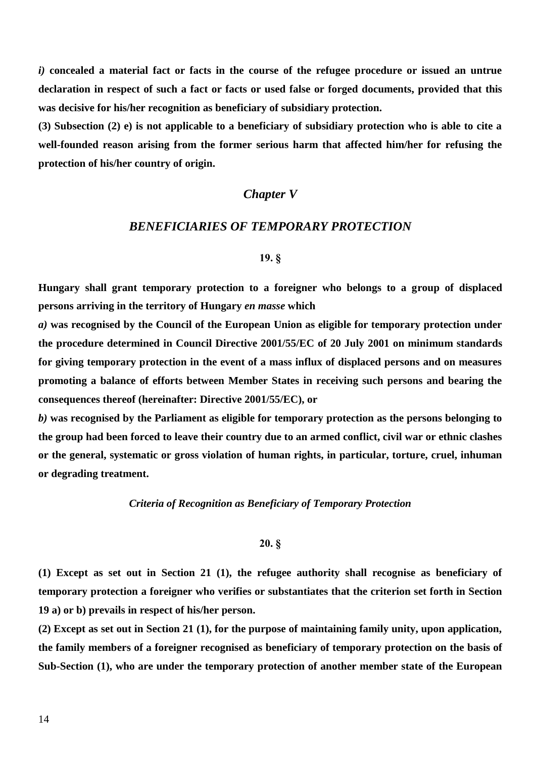***i)*** **concealed a material fact or facts in the course of the refugee procedure or issued an untrue declaration in respect of such a fact or facts or used false or forged documents, provided that this was decisive for his/her recognition as beneficiary of subsidiary protection.**

**(3) Subsection (2) e) is not applicable to a beneficiary of subsidiary protection who is able to cite a well-founded reason arising from the former serious harm that affected him/her for refusing the protection of his/her country of origin.**

## *Chapter V*

## *BENEFICIARIES OF TEMPORARY PROTECTION*

### 19. §

**Hungary shall grant temporary protection to a foreigner who belongs to a group of displaced persons arriving in the territory of Hungary *en masse* which**

***a)*** **was recognised by the Council of the European Union as eligible for temporary protection under the procedure determined in Council Directive 2001/55/EC of 20 July 2001 on minimum standards for giving temporary protection in the event of a mass influx of displaced persons and on measures promoting a balance of efforts between Member States in receiving such persons and bearing the consequences thereof (hereinafter: Directive 2001/55/EC), or**

***b)*** **was recognised by the Parliament as eligible for temporary protection as the persons belonging to the group had been forced to leave their country due to an armed conflict, civil war or ethnic clashes or the general, systematic or gross violation of human rights, in particular, torture, cruel, inhuman or degrading treatment.**

### *Criteria of Recognition as Beneficiary of Temporary Protection*

### 20. §

**(1) Except as set out in Section 21 (1), the refugee authority shall recognise as beneficiary of temporary protection a foreigner who verifies or substantiates that the criterion set forth in Section 19 a) or b) prevails in respect of his/her person.**

**(2) Except as set out in Section 21 (1), for the purpose of maintaining family unity, upon application, the family members of a foreigner recognised as beneficiary of temporary protection on the basis of Sub-Section (1), who are under the temporary protection of another member state of the European**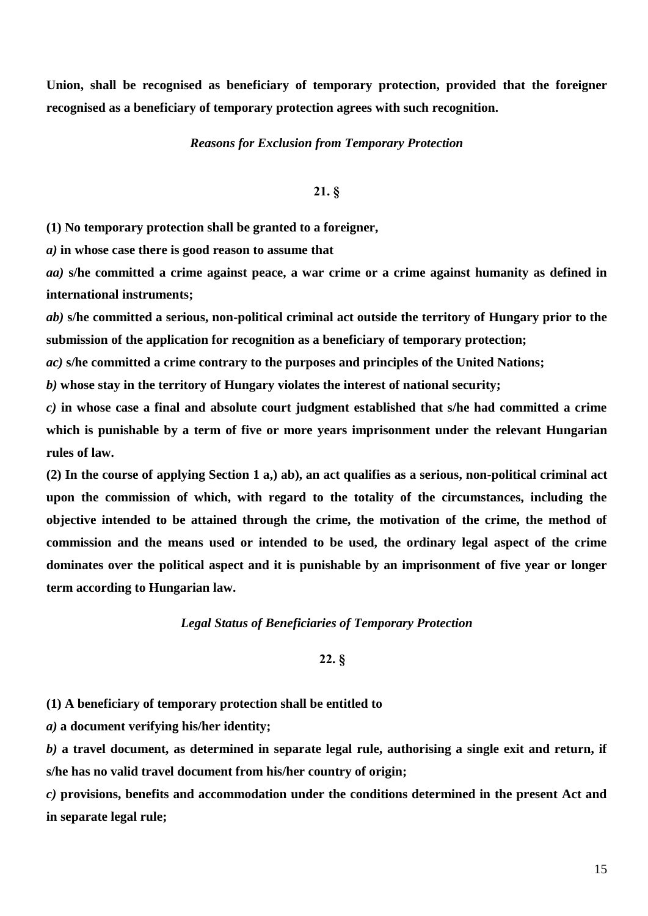**Union, shall be recognised as beneficiary of temporary protection, provided that the foreigner recognised as a beneficiary of temporary protection agrees with such recognition.**

***Reasons for Exclusion from Temporary Protection***

**21. §**

**(1) No temporary protection shall be granted to a foreigner,**

***a)*** **in whose case there is good reason to assume that**

***aa)*** **s/he committed a crime against peace, a war crime or a crime against humanity as defined in international instruments;**

***ab)*** **s/he committed a serious, non-political criminal act outside the territory of Hungary prior to the submission of the application for recognition as a beneficiary of temporary protection;**

***ac)*** **s/he committed a crime contrary to the purposes and principles of the United Nations;**

***b)*** **whose stay in the territory of Hungary violates the interest of national security;**

***c)*** **in whose case a final and absolute court judgment established that s/he had committed a crime which is punishable by a term of five or more years imprisonment under the relevant Hungarian rules of law.**

**(2) In the course of applying Section 1 a,) ab), an act qualifies as a serious, non-political criminal act upon the commission of which, with regard to the totality of the circumstances, including the objective intended to be attained through the crime, the motivation of the crime, the method of commission and the means used or intended to be used, the ordinary legal aspect of the crime dominates over the political aspect and it is punishable by an imprisonment of five year or longer term according to Hungarian law.**

***Legal Status of Beneficiaries of Temporary Protection***

**22. §**

**(1) A beneficiary of temporary protection shall be entitled to**

***a)*** **a document verifying his/her identity;**

***b)*** **a travel document, as determined in separate legal rule, authorising a single exit and return, if s/he has no valid travel document from his/her country of origin;**

***c)*** **provisions, benefits and accommodation under the conditions determined in the present Act and in separate legal rule;**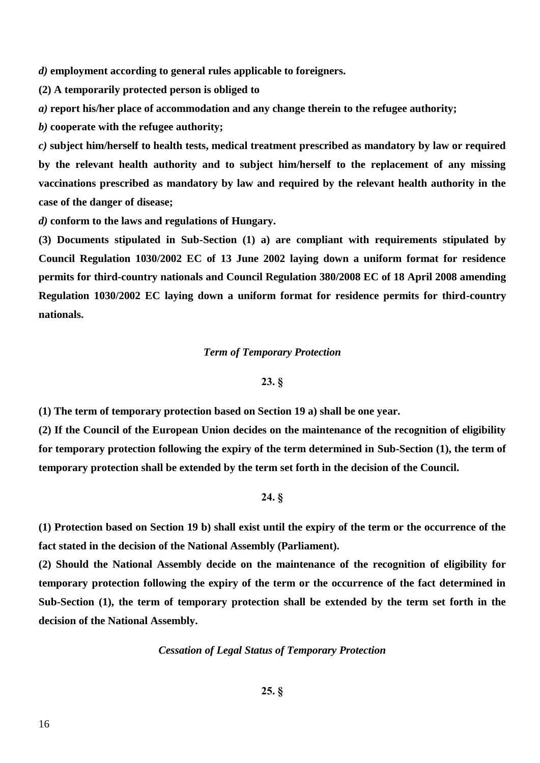***d)* employment according to general rules applicable to foreigners.**

**(2) A temporarily protected person is obliged to**

***a)* report his/her place of accommodation and any change therein to the refugee authority;**

***b)* cooperate with the refugee authority;**

***c)* subject him/herself to health tests, medical treatment prescribed as mandatory by law or required by the relevant health authority and to subject him/herself to the replacement of any missing vaccinations prescribed as mandatory by law and required by the relevant health authority in the case of the danger of disease;**

***d)* conform to the laws and regulations of Hungary.**

**(3) Documents stipulated in Sub-Section (1) a) are compliant with requirements stipulated by Council Regulation 1030/2002 EC of 13 June 2002 laying down a uniform format for residence permits for third-country nationals and Council Regulation 380/2008 EC of 18 April 2008 amending Regulation 1030/2002 EC laying down a uniform format for residence permits for third-country nationals.**

***Term of Temporary Protection***

**23. §**

**(1) The term of temporary protection based on Section 19 a) shall be one year.**

**(2) If the Council of the European Union decides on the maintenance of the recognition of eligibility for temporary protection following the expiry of the term determined in Sub-Section (1), the term of temporary protection shall be extended by the term set forth in the decision of the Council.**

**24. §**

**(1) Protection based on Section 19 b) shall exist until the expiry of the term or the occurrence of the fact stated in the decision of the National Assembly (Parliament).**

**(2) Should the National Assembly decide on the maintenance of the recognition of eligibility for temporary protection following the expiry of the term or the occurrence of the fact determined in Sub-Section (1), the term of temporary protection shall be extended by the term set forth in the decision of the National Assembly.**

***Cessation of Legal Status of Temporary Protection***

**25. §**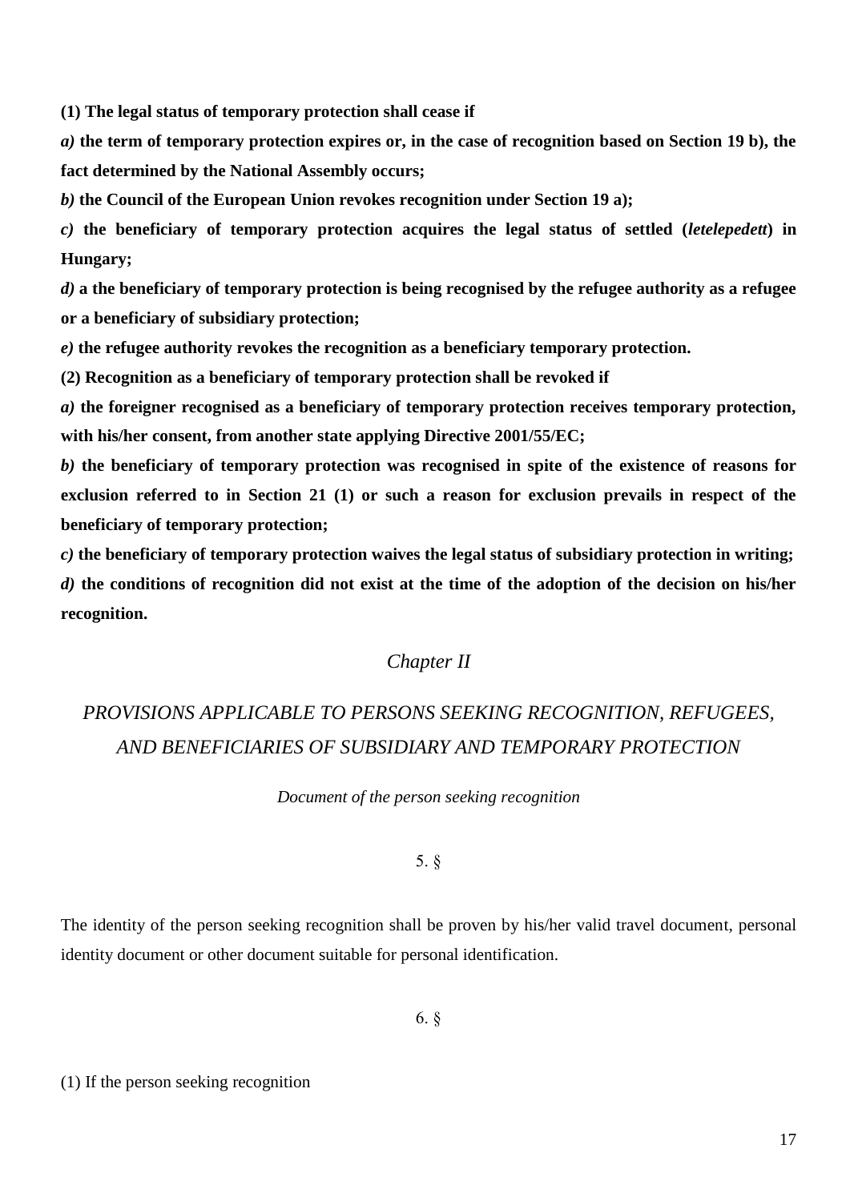**(1) The legal status of temporary protection shall cease if**

***a)*** **the term of temporary protection expires or, in the case of recognition based on Section 19 b), the fact determined by the National Assembly occurs;**

***b)*** **the Council of the European Union revokes recognition under Section 19 a);**

***c)*** **the beneficiary of temporary protection acquires the legal status of settled (*letelepedett*) in Hungary;**

***d)*** **a the beneficiary of temporary protection is being recognised by the refugee authority as a refugee or a beneficiary of subsidiary protection;**

***e)*** **the refugee authority revokes the recognition as a beneficiary temporary protection.**

**(2) Recognition as a beneficiary of temporary protection shall be revoked if**

***a)*** **the foreigner recognised as a beneficiary of temporary protection receives temporary protection, with his/her consent, from another state applying Directive 2001/55/EC;**

***b)*** **the beneficiary of temporary protection was recognised in spite of the existence of reasons for exclusion referred to in Section 21 (1) or such a reason for exclusion prevails in respect of the beneficiary of temporary protection;**

***c)*** **the beneficiary of temporary protection waives the legal status of subsidiary protection in writing;**

***d)*** **the conditions of recognition did not exist at the time of the adoption of the decision on his/her recognition.**

## *Chapter II*

## *PROVISIONS APPLICABLE TO PERSONS SEEKING RECOGNITION, REFUGEES, AND BENEFICIARIES OF SUBSIDIARY AND TEMPORARY PROTECTION*

### *Document of the person seeking recognition*

5. §

The identity of the person seeking recognition shall be proven by his/her valid travel document, personal identity document or other document suitable for personal identification.

6. §

(1) If the person seeking recognition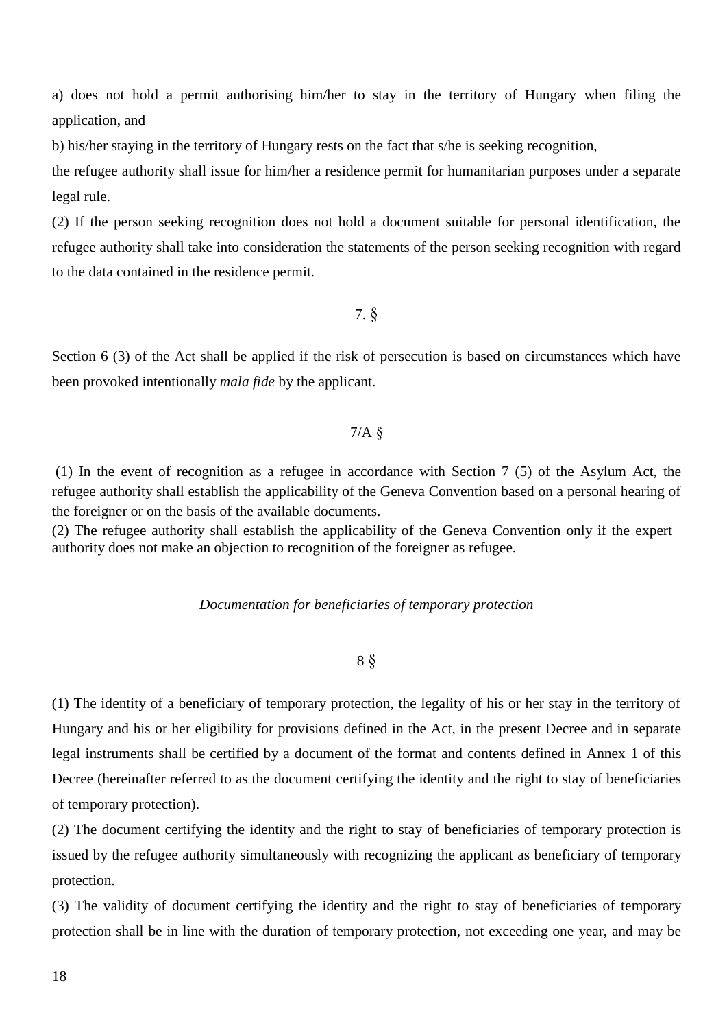a) does not hold a permit authorising him/her to stay in the territory of Hungary when filing the application, and

b) his/her staying in the territory of Hungary rests on the fact that s/he is seeking recognition,

the refugee authority shall issue for him/her a residence permit for humanitarian purposes under a separate legal rule.

(2) If the person seeking recognition does not hold a document suitable for personal identification, the refugee authority shall take into consideration the statements of the person seeking recognition with regard to the data contained in the residence permit.

7. §

Section 6 (3) of the Act shall be applied if the risk of persecution is based on circumstances which have been provoked intentionally *mala fide* by the applicant.

7/A §

(1) In the event of recognition as a refugee in accordance with Section 7 (5) of the Asylum Act, the refugee authority shall establish the applicability of the Geneva Convention based on a personal hearing of the foreigner or on the basis of the available documents.

(2) The refugee authority shall establish the applicability of the Geneva Convention only if the expert authority does not make an objection to recognition of the foreigner as refugee.

*Documentation for beneficiaries of temporary protection*

8 §

(1) The identity of a beneficiary of temporary protection, the legality of his or her stay in the territory of Hungary and his or her eligibility for provisions defined in the Act, in the present Decree and in separate legal instruments shall be certified by a document of the format and contents defined in Annex 1 of this Decree (hereinafter referred to as the document certifying the identity and the right to stay of beneficiaries of temporary protection).

(2) The document certifying the identity and the right to stay of beneficiaries of temporary protection is issued by the refugee authority simultaneously with recognizing the applicant as beneficiary of temporary protection.

(3) The validity of document certifying the identity and the right to stay of beneficiaries of temporary protection shall be in line with the duration of temporary protection, not exceeding one year, and may be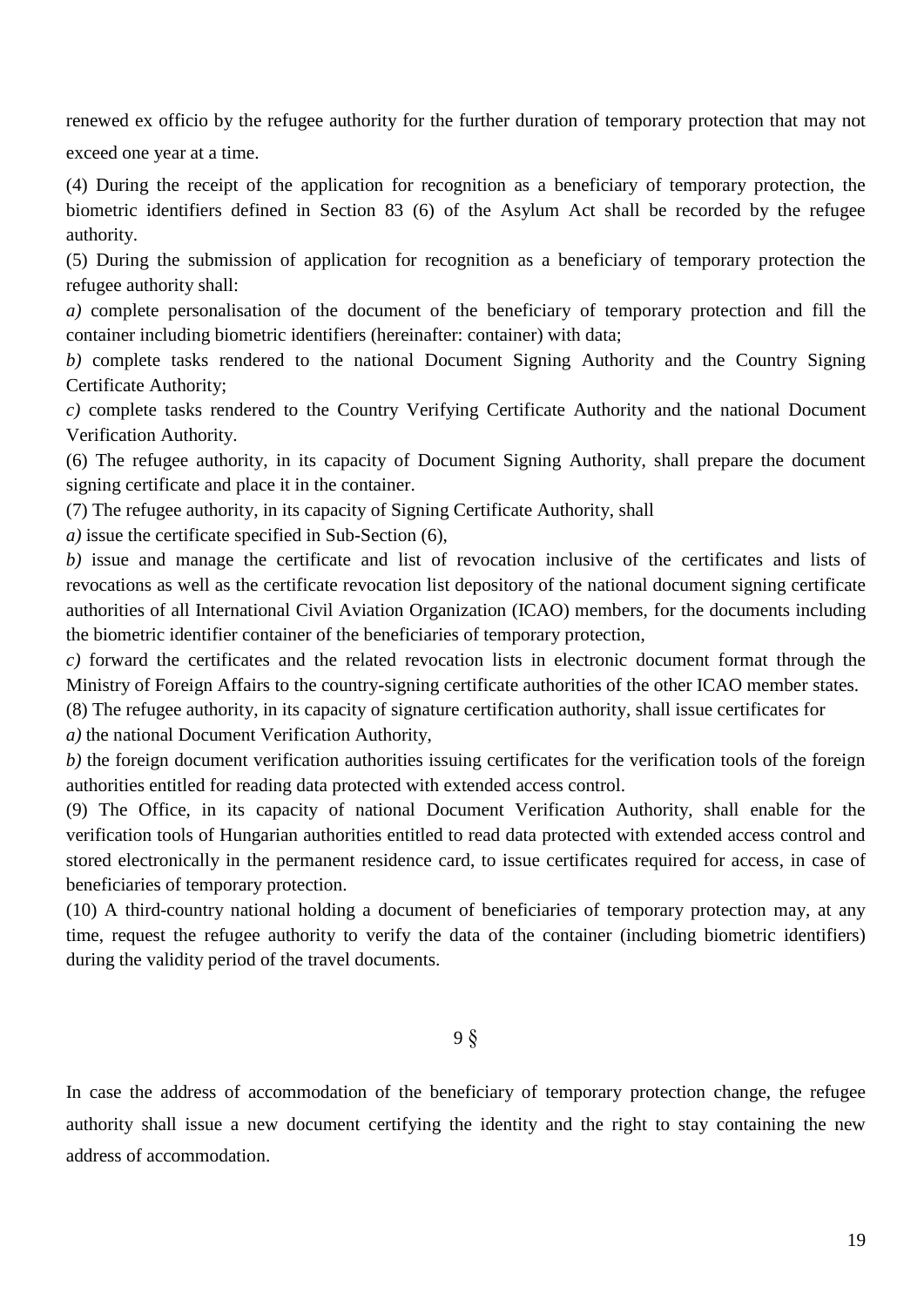renewed ex officio by the refugee authority for the further duration of temporary protection that may not exceed one year at a time.

(4) During the receipt of the application for recognition as a beneficiary of temporary protection, the biometric identifiers defined in Section 83 (6) of the Asylum Act shall be recorded by the refugee authority.

(5) During the submission of application for recognition as a beneficiary of temporary protection the refugee authority shall:

*a)* complete personalisation of the document of the beneficiary of temporary protection and fill the container including biometric identifiers (hereinafter: container) with data;

*b)* complete tasks rendered to the national Document Signing Authority and the Country Signing Certificate Authority;

*c)* complete tasks rendered to the Country Verifying Certificate Authority and the national Document Verification Authority.

(6) The refugee authority, in its capacity of Document Signing Authority, shall prepare the document signing certificate and place it in the container.

(7) The refugee authority, in its capacity of Signing Certificate Authority, shall

*a)* issue the certificate specified in Sub-Section (6),

*b)* issue and manage the certificate and list of revocation inclusive of the certificates and lists of revocations as well as the certificate revocation list depository of the national document signing certificate authorities of all International Civil Aviation Organization (ICAO) members, for the documents including the biometric identifier container of the beneficiaries of temporary protection,

*c)* forward the certificates and the related revocation lists in electronic document format through the Ministry of Foreign Affairs to the country-signing certificate authorities of the other ICAO member states.

(8) The refugee authority, in its capacity of signature certification authority, shall issue certificates for

*a)* the national Document Verification Authority,

*b)* the foreign document verification authorities issuing certificates for the verification tools of the foreign authorities entitled for reading data protected with extended access control.

(9) The Office, in its capacity of national Document Verification Authority, shall enable for the verification tools of Hungarian authorities entitled to read data protected with extended access control and stored electronically in the permanent residence card, to issue certificates required for access, in case of beneficiaries of temporary protection.

(10) A third-country national holding a document of beneficiaries of temporary protection may, at any time, request the refugee authority to verify the data of the container (including biometric identifiers) during the validity period of the travel documents.

## 9 §

In case the address of accommodation of the beneficiary of temporary protection change, the refugee authority shall issue a new document certifying the identity and the right to stay containing the new address of accommodation.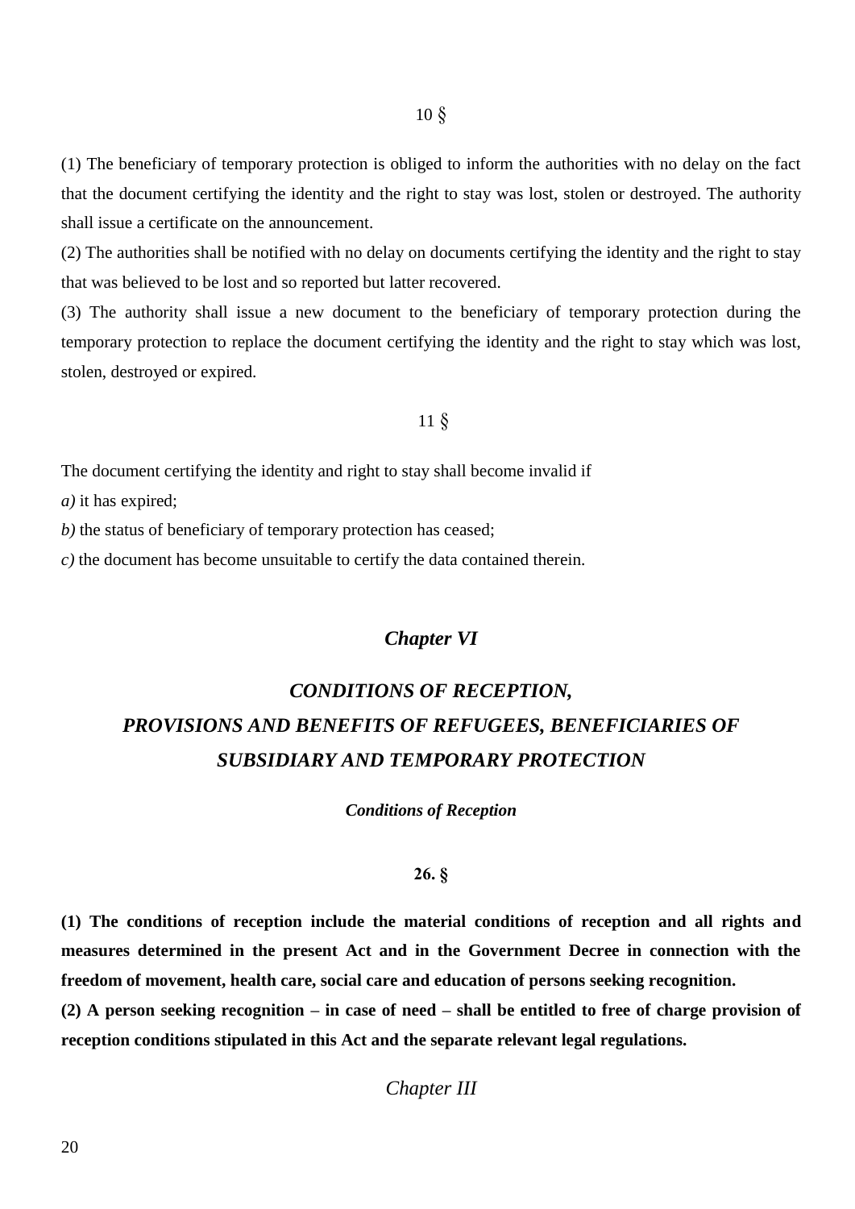10 §

(1) The beneficiary of temporary protection is obliged to inform the authorities with no delay on the fact that the document certifying the identity and the right to stay was lost, stolen or destroyed. The authority shall issue a certificate on the announcement.

(2) The authorities shall be notified with no delay on documents certifying the identity and the right to stay that was believed to be lost and so reported but latter recovered.

(3) The authority shall issue a new document to the beneficiary of temporary protection during the temporary protection to replace the document certifying the identity and the right to stay which was lost, stolen, destroyed or expired.

11 §

The document certifying the identity and right to stay shall become invalid if

*a)* it has expired;

*b)* the status of beneficiary of temporary protection has ceased;

*c)* the document has become unsuitable to certify the data contained therein.

## *Chapter VI*

## *CONDITIONS OF RECEPTION, PROVISIONS AND BENEFITS OF REFUGEES, BENEFICIARIES OF SUBSIDIARY AND TEMPORARY PROTECTION*

### *Conditions of Reception*

**26. §**

**(1) The conditions of reception include the material conditions of reception and all rights and measures determined in the present Act and in the Government Decree in connection with the freedom of movement, health care, social care and education of persons seeking recognition.**

**(2) A person seeking recognition – in case of need – shall be entitled to free of charge provision of reception conditions stipulated in this Act and the separate relevant legal regulations.**

*Chapter III*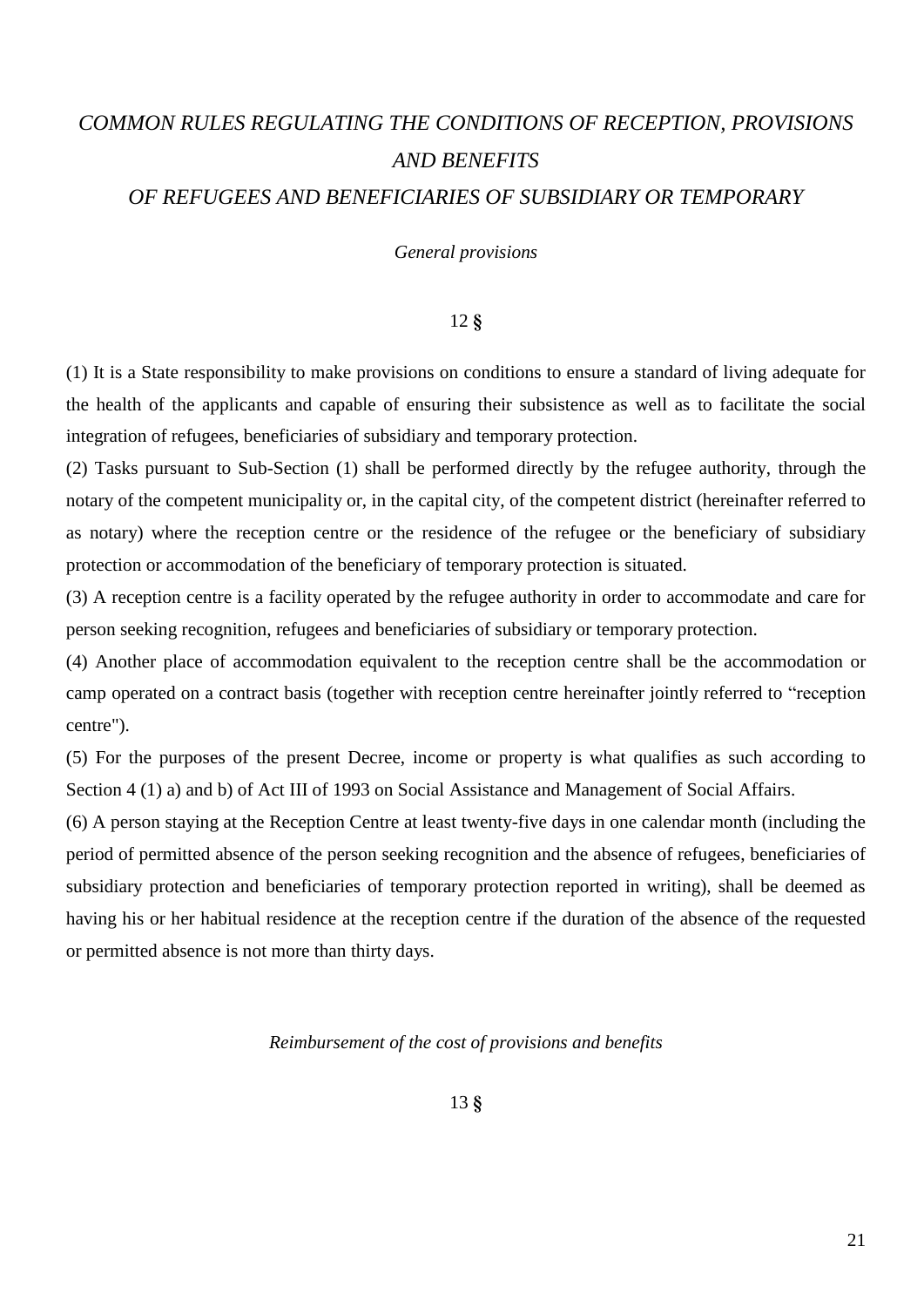# *COMMON RULES REGULATING THE CONDITIONS OF RECEPTION, PROVISIONS AND BENEFITS OF REFUGEES AND BENEFICIARIES OF SUBSIDIARY OR TEMPORARY*

### *General provisions*

12 §

(1) It is a State responsibility to make provisions on conditions to ensure a standard of living adequate for the health of the applicants and capable of ensuring their subsistence as well as to facilitate the social integration of refugees, beneficiaries of subsidiary and temporary protection.

(2) Tasks pursuant to Sub-Section (1) shall be performed directly by the refugee authority, through the notary of the competent municipality or, in the capital city, of the competent district (hereinafter referred to as notary) where the reception centre or the residence of the refugee or the beneficiary of subsidiary protection or accommodation of the beneficiary of temporary protection is situated.

(3) A reception centre is a facility operated by the refugee authority in order to accommodate and care for person seeking recognition, refugees and beneficiaries of subsidiary or temporary protection.

(4) Another place of accommodation equivalent to the reception centre shall be the accommodation or camp operated on a contract basis (together with reception centre hereinafter jointly referred to “reception centre").

(5) For the purposes of the present Decree, income or property is what qualifies as such according to Section 4 (1) a) and b) of Act III of 1993 on Social Assistance and Management of Social Affairs.

(6) A person staying at the Reception Centre at least twenty-five days in one calendar month (including the period of permitted absence of the person seeking recognition and the absence of refugees, beneficiaries of subsidiary protection and beneficiaries of temporary protection reported in writing), shall be deemed as having his or her habitual residence at the reception centre if the duration of the absence of the requested or permitted absence is not more than thirty days.

### *Reimbursement of the cost of provisions and benefits*

13 §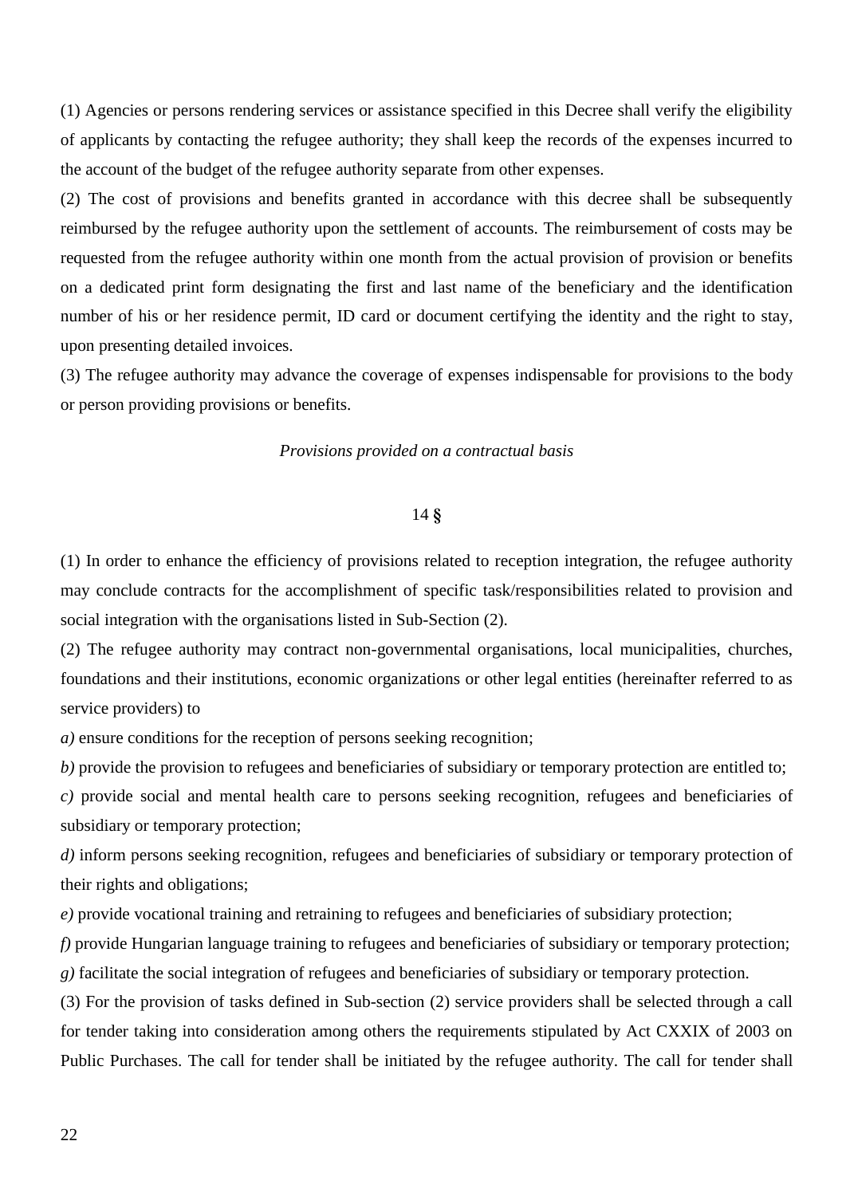(1) Agencies or persons rendering services or assistance specified in this Decree shall verify the eligibility of applicants by contacting the refugee authority; they shall keep the records of the expenses incurred to the account of the budget of the refugee authority separate from other expenses.

(2) The cost of provisions and benefits granted in accordance with this decree shall be subsequently reimbursed by the refugee authority upon the settlement of accounts. The reimbursement of costs may be requested from the refugee authority within one month from the actual provision of provision or benefits on a dedicated print form designating the first and last name of the beneficiary and the identification number of his or her residence permit, ID card or document certifying the identity and the right to stay, upon presenting detailed invoices.

(3) The refugee authority may advance the coverage of expenses indispensable for provisions to the body or person providing provisions or benefits.

*Provisions provided on a contractual basis*

14 §

(1) In order to enhance the efficiency of provisions related to reception integration, the refugee authority may conclude contracts for the accomplishment of specific task/responsibilities related to provision and social integration with the organisations listed in Sub-Section (2).

(2) The refugee authority may contract non-governmental organisations, local municipalities, churches, foundations and their institutions, economic organizations or other legal entities (hereinafter referred to as service providers) to

*a)* ensure conditions for the reception of persons seeking recognition;

*b)* provide the provision to refugees and beneficiaries of subsidiary or temporary protection are entitled to;

*c)* provide social and mental health care to persons seeking recognition, refugees and beneficiaries of subsidiary or temporary protection;

*d)* inform persons seeking recognition, refugees and beneficiaries of subsidiary or temporary protection of their rights and obligations;

*e)* provide vocational training and retraining to refugees and beneficiaries of subsidiary protection;

*f)* provide Hungarian language training to refugees and beneficiaries of subsidiary or temporary protection;

*g)* facilitate the social integration of refugees and beneficiaries of subsidiary or temporary protection.

(3) For the provision of tasks defined in Sub-section (2) service providers shall be selected through a call for tender taking into consideration among others the requirements stipulated by Act CXXIX of 2003 on Public Purchases. The call for tender shall be initiated by the refugee authority. The call for tender shall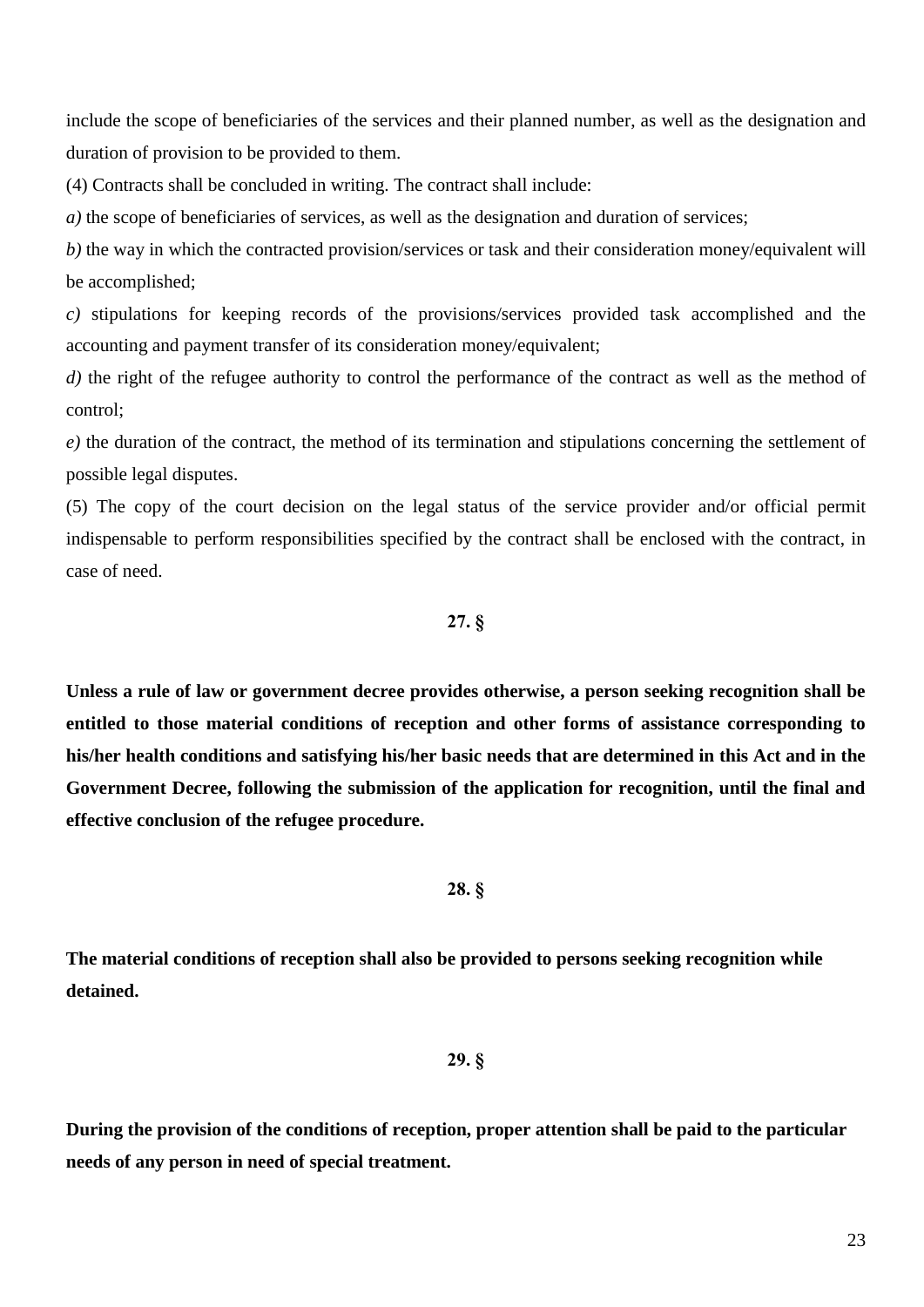include the scope of beneficiaries of the services and their planned number, as well as the designation and duration of provision to be provided to them.

(4) Contracts shall be concluded in writing. The contract shall include:

*a)* the scope of beneficiaries of services, as well as the designation and duration of services;

*b)* the way in which the contracted provision/services or task and their consideration money/equivalent will be accomplished;

*c)* stipulations for keeping records of the provisions/services provided task accomplished and the accounting and payment transfer of its consideration money/equivalent;

*d)* the right of the refugee authority to control the performance of the contract as well as the method of control;

*e)* the duration of the contract, the method of its termination and stipulations concerning the settlement of possible legal disputes.

(5) The copy of the court decision on the legal status of the service provider and/or official permit indispensable to perform responsibilities specified by the contract shall be enclosed with the contract, in case of need.

**27. §**

**Unless a rule of law or government decree provides otherwise, a person seeking recognition shall be entitled to those material conditions of reception and other forms of assistance corresponding to his/her health conditions and satisfying his/her basic needs that are determined in this Act and in the Government Decree, following the submission of the application for recognition, until the final and effective conclusion of the refugee procedure.**

**28. §**

**The material conditions of reception shall also be provided to persons seeking recognition while detained.**

**29. §**

**During the provision of the conditions of reception, proper attention shall be paid to the particular needs of any person in need of special treatment.**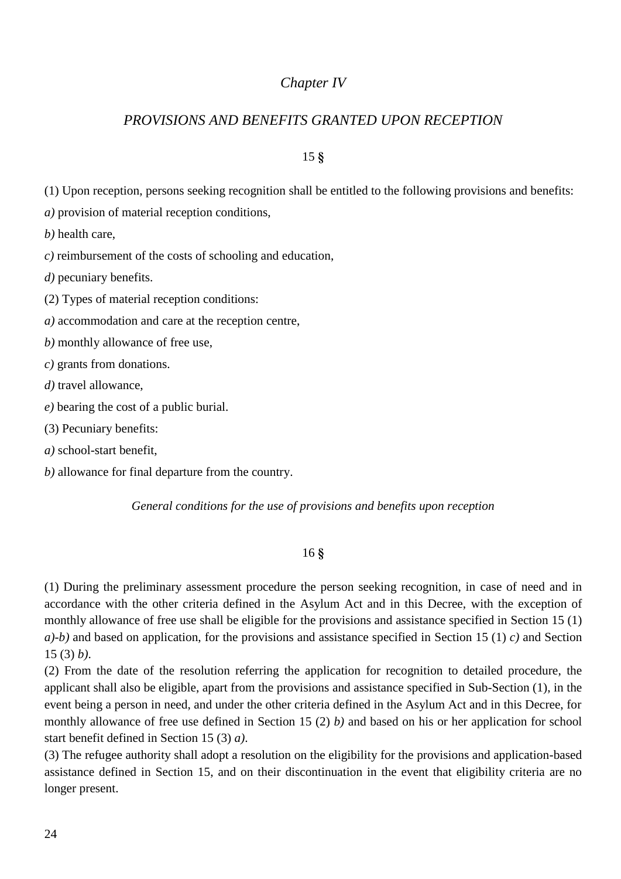## *Chapter IV*

## *PROVISIONS AND BENEFITS GRANTED UPON RECEPTION*

### 15 §

(1) Upon reception, persons seeking recognition shall be entitled to the following provisions and benefits:

*a)* provision of material reception conditions,

*b)* health care,

*c)* reimbursement of the costs of schooling and education,

*d)* pecuniary benefits.

(2) Types of material reception conditions:

*a)* accommodation and care at the reception centre,

*b)* monthly allowance of free use,

*c)* grants from donations.

*d)* travel allowance,

*e)* bearing the cost of a public burial.

(3) Pecuniary benefits:

*a)* school-start benefit,

*b)* allowance for final departure from the country.

*General conditions for the use of provisions and benefits upon reception*

### 16 §

(1) During the preliminary assessment procedure the person seeking recognition, in case of need and in accordance with the other criteria defined in the Asylum Act and in this Decree, with the exception of monthly allowance of free use shall be eligible for the provisions and assistance specified in Section 15 (1) *a)-b)* and based on application, for the provisions and assistance specified in Section 15 (1) *c)* and Section 15 (3) *b)*.

(2) From the date of the resolution referring the application for recognition to detailed procedure, the applicant shall also be eligible, apart from the provisions and assistance specified in Sub-Section (1), in the event being a person in need, and under the other criteria defined in the Asylum Act and in this Decree, for monthly allowance of free use defined in Section 15 (2) *b)* and based on his or her application for school start benefit defined in Section 15 (3) *a)*.

(3) The refugee authority shall adopt a resolution on the eligibility for the provisions and application-based assistance defined in Section 15, and on their discontinuation in the event that eligibility criteria are no longer present.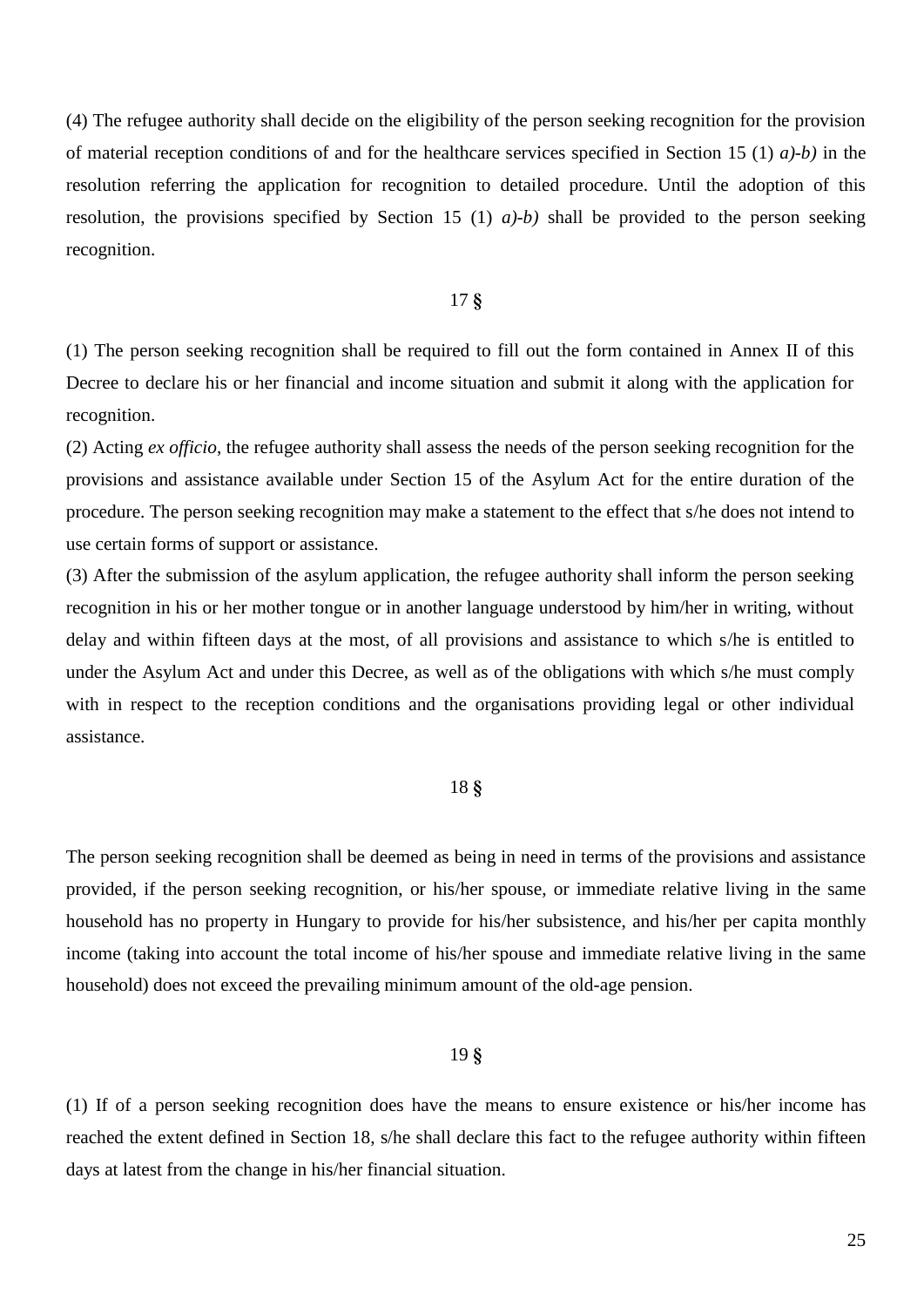(4) The refugee authority shall decide on the eligibility of the person seeking recognition for the provision of material reception conditions of and for the healthcare services specified in Section 15 (1) *a)-b)* in the resolution referring the application for recognition to detailed procedure. Until the adoption of this resolution, the provisions specified by Section 15 (1) *a)-b)* shall be provided to the person seeking recognition.

17 **§**

(1) The person seeking recognition shall be required to fill out the form contained in Annex II of this Decree to declare his or her financial and income situation and submit it along with the application for recognition.

(2) Acting *ex officio*, the refugee authority shall assess the needs of the person seeking recognition for the provisions and assistance available under Section 15 of the Asylum Act for the entire duration of the procedure. The person seeking recognition may make a statement to the effect that s/he does not intend to use certain forms of support or assistance.

(3) After the submission of the asylum application, the refugee authority shall inform the person seeking recognition in his or her mother tongue or in another language understood by him/her in writing, without delay and within fifteen days at the most, of all provisions and assistance to which s/he is entitled to under the Asylum Act and under this Decree, as well as of the obligations with which s/he must comply with in respect to the reception conditions and the organisations providing legal or other individual assistance.

18 **§**

The person seeking recognition shall be deemed as being in need in terms of the provisions and assistance provided, if the person seeking recognition, or his/her spouse, or immediate relative living in the same household has no property in Hungary to provide for his/her subsistence, and his/her per capita monthly income (taking into account the total income of his/her spouse and immediate relative living in the same household) does not exceed the prevailing minimum amount of the old-age pension.

19 **§**

(1) If of a person seeking recognition does have the means to ensure existence or his/her income has reached the extent defined in Section 18, s/he shall declare this fact to the refugee authority within fifteen days at latest from the change in his/her financial situation.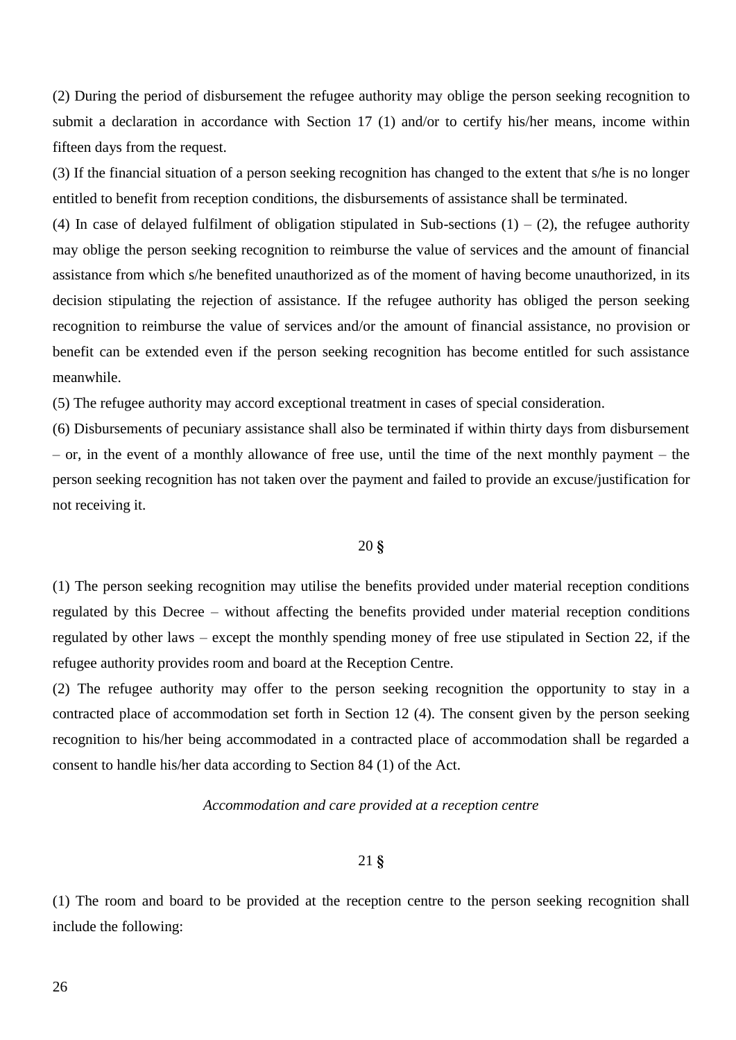(2) During the period of disbursement the refugee authority may oblige the person seeking recognition to submit a declaration in accordance with Section 17 (1) and/or to certify his/her means, income within fifteen days from the request.

(3) If the financial situation of a person seeking recognition has changed to the extent that s/he is no longer entitled to benefit from reception conditions, the disbursements of assistance shall be terminated.

(4) In case of delayed fulfilment of obligation stipulated in Sub-sections (1) – (2), the refugee authority may oblige the person seeking recognition to reimburse the value of services and the amount of financial assistance from which s/he benefited unauthorized as of the moment of having become unauthorized, in its decision stipulating the rejection of assistance. If the refugee authority has obliged the person seeking recognition to reimburse the value of services and/or the amount of financial assistance, no provision or benefit can be extended even if the person seeking recognition has become entitled for such assistance meanwhile.

(5) The refugee authority may accord exceptional treatment in cases of special consideration.

(6) Disbursements of pecuniary assistance shall also be terminated if within thirty days from disbursement – or, in the event of a monthly allowance of free use, until the time of the next monthly payment – the person seeking recognition has not taken over the payment and failed to provide an excuse/justification for not receiving it.

20 §

(1) The person seeking recognition may utilise the benefits provided under material reception conditions regulated by this Decree – without affecting the benefits provided under material reception conditions regulated by other laws – except the monthly spending money of free use stipulated in Section 22, if the refugee authority provides room and board at the Reception Centre.

(2) The refugee authority may offer to the person seeking recognition the opportunity to stay in a contracted place of accommodation set forth in Section 12 (4). The consent given by the person seeking recognition to his/her being accommodated in a contracted place of accommodation shall be regarded a consent to handle his/her data according to Section 84 (1) of the Act.

*Accommodation and care provided at a reception centre*

21 §

(1) The room and board to be provided at the reception centre to the person seeking recognition shall include the following: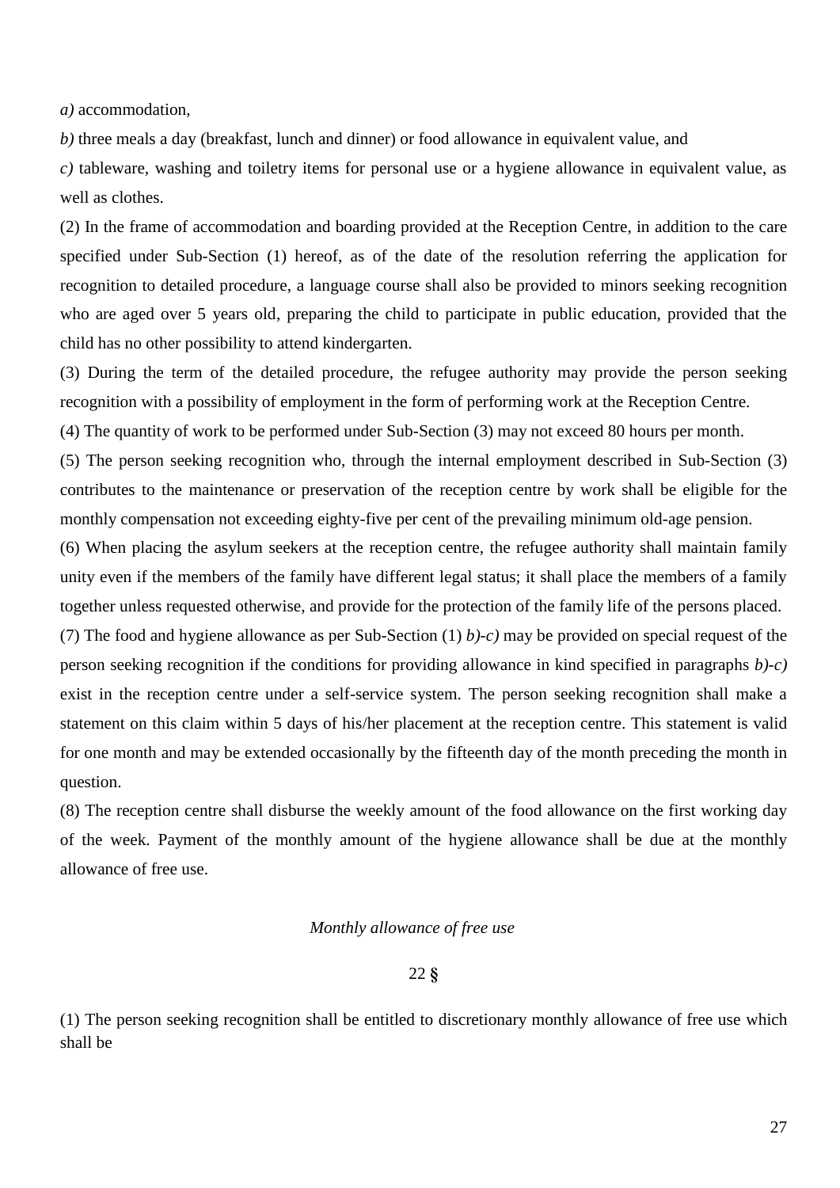*a)* accommodation,

*b)* three meals a day (breakfast, lunch and dinner) or food allowance in equivalent value, and

*c)* tableware, washing and toiletry items for personal use or a hygiene allowance in equivalent value, as well as clothes.

(2) In the frame of accommodation and boarding provided at the Reception Centre, in addition to the care specified under Sub-Section (1) hereof, as of the date of the resolution referring the application for recognition to detailed procedure, a language course shall also be provided to minors seeking recognition who are aged over 5 years old, preparing the child to participate in public education, provided that the child has no other possibility to attend kindergarten.

(3) During the term of the detailed procedure, the refugee authority may provide the person seeking recognition with a possibility of employment in the form of performing work at the Reception Centre.

(4) The quantity of work to be performed under Sub-Section (3) may not exceed 80 hours per month.

(5) The person seeking recognition who, through the internal employment described in Sub-Section (3) contributes to the maintenance or preservation of the reception centre by work shall be eligible for the monthly compensation not exceeding eighty-five per cent of the prevailing minimum old-age pension.

(6) When placing the asylum seekers at the reception centre, the refugee authority shall maintain family unity even if the members of the family have different legal status; it shall place the members of a family together unless requested otherwise, and provide for the protection of the family life of the persons placed.

(7) The food and hygiene allowance as per Sub-Section (1) *b)-c)* may be provided on special request of the person seeking recognition if the conditions for providing allowance in kind specified in paragraphs *b)-c)* exist in the reception centre under a self-service system. The person seeking recognition shall make a statement on this claim within 5 days of his/her placement at the reception centre. This statement is valid for one month and may be extended occasionally by the fifteenth day of the month preceding the month in question.

(8) The reception centre shall disburse the weekly amount of the food allowance on the first working day of the week. Payment of the monthly amount of the hygiene allowance shall be due at the monthly allowance of free use.

*Monthly allowance of free use*

22 §

(1) The person seeking recognition shall be entitled to discretionary monthly allowance of free use which shall be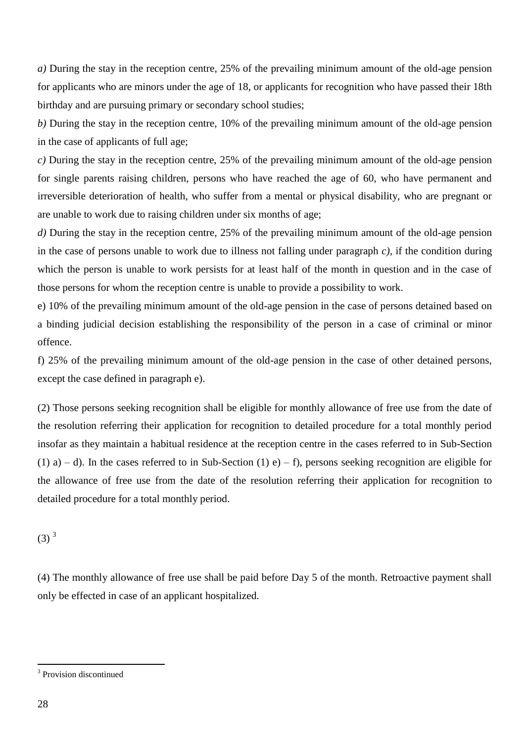*a)* During the stay in the reception centre, 25% of the prevailing minimum amount of the old-age pension for applicants who are minors under the age of 18, or applicants for recognition who have passed their 18th birthday and are pursuing primary or secondary school studies;

*b)* During the stay in the reception centre, 10% of the prevailing minimum amount of the old-age pension in the case of applicants of full age;

*c)* During the stay in the reception centre, 25% of the prevailing minimum amount of the old-age pension for single parents raising children, persons who have reached the age of 60, who have permanent and irreversible deterioration of health, who suffer from a mental or physical disability, who are pregnant or are unable to work due to raising children under six months of age;

*d)* During the stay in the reception centre, 25% of the prevailing minimum amount of the old-age pension in the case of persons unable to work due to illness not falling under paragraph *c)*, if the condition during which the person is unable to work persists for at least half of the month in question and in the case of those persons for whom the reception centre is unable to provide a possibility to work.

e) 10% of the prevailing minimum amount of the old-age pension in the case of persons detained based on a binding judicial decision establishing the responsibility of the person in a case of criminal or minor offence.

f) 25% of the prevailing minimum amount of the old-age pension in the case of other detained persons, except the case defined in paragraph e).

(2) Those persons seeking recognition shall be eligible for monthly allowance of free use from the date of the resolution referring their application for recognition to detailed procedure for a total monthly period insofar as they maintain a habitual residence at the reception centre in the cases referred to in Sub-Section (1) a) – d). In the cases referred to in Sub-Section (1) e) – f), persons seeking recognition are eligible for the allowance of free use from the date of the resolution referring their application for recognition to detailed procedure for a total monthly period.

(3) [3]

(4) The monthly allowance of free use shall be paid before Day 5 of the month. Retroactive payment shall only be effected in case of an applicant hospitalized.

[3] Provision discontinued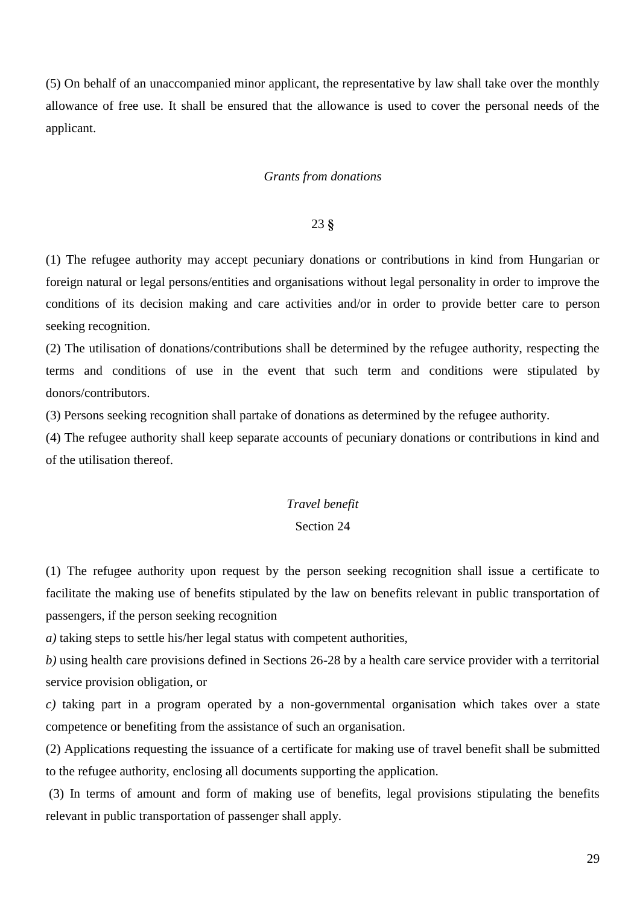(5) On behalf of an unaccompanied minor applicant, the representative by law shall take over the monthly allowance of free use. It shall be ensured that the allowance is used to cover the personal needs of the applicant.

*Grants from donations*

23 §

(1) The refugee authority may accept pecuniary donations or contributions in kind from Hungarian or foreign natural or legal persons/entities and organisations without legal personality in order to improve the conditions of its decision making and care activities and/or in order to provide better care to person seeking recognition.

(2) The utilisation of donations/contributions shall be determined by the refugee authority, respecting the terms and conditions of use in the event that such term and conditions were stipulated by donors/contributors.

(3) Persons seeking recognition shall partake of donations as determined by the refugee authority.

(4) The refugee authority shall keep separate accounts of pecuniary donations or contributions in kind and of the utilisation thereof.

*Travel benefit*

Section 24

(1) The refugee authority upon request by the person seeking recognition shall issue a certificate to facilitate the making use of benefits stipulated by the law on benefits relevant in public transportation of passengers, if the person seeking recognition

*a)* taking steps to settle his/her legal status with competent authorities,

*b)* using health care provisions defined in Sections 26-28 by a health care service provider with a territorial service provision obligation, or

*c)* taking part in a program operated by a non-governmental organisation which takes over a state competence or benefiting from the assistance of such an organisation.

(2) Applications requesting the issuance of a certificate for making use of travel benefit shall be submitted to the refugee authority, enclosing all documents supporting the application.

(3) In terms of amount and form of making use of benefits, legal provisions stipulating the benefits relevant in public transportation of passenger shall apply.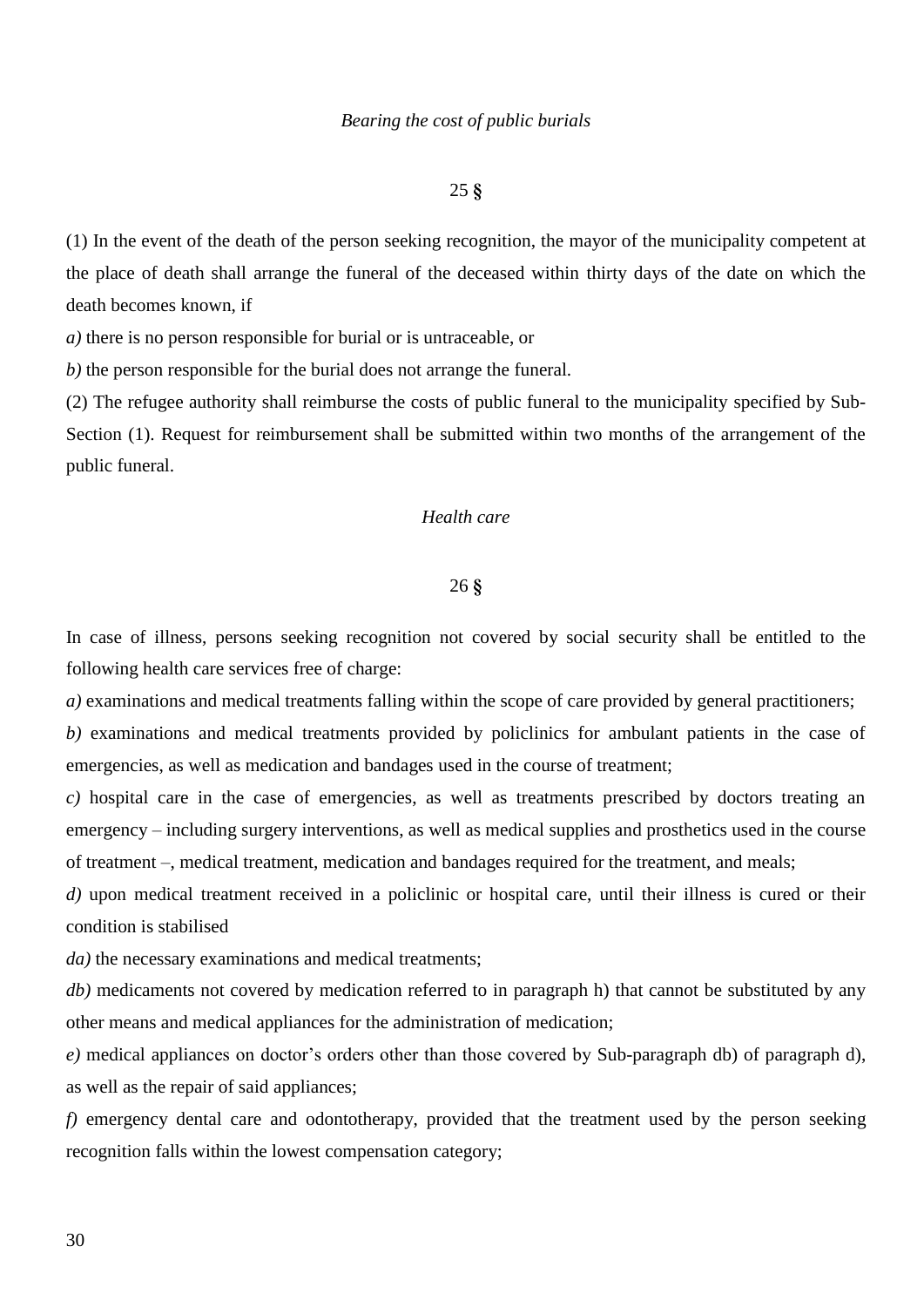*Bearing the cost of public burials*

25 §

(1) In the event of the death of the person seeking recognition, the mayor of the municipality competent at the place of death shall arrange the funeral of the deceased within thirty days of the date on which the death becomes known, if

*a)* there is no person responsible for burial or is untraceable, or

*b)* the person responsible for the burial does not arrange the funeral.

(2) The refugee authority shall reimburse the costs of public funeral to the municipality specified by Sub-Section (1). Request for reimbursement shall be submitted within two months of the arrangement of the public funeral.

*Health care*

26 §

In case of illness, persons seeking recognition not covered by social security shall be entitled to the following health care services free of charge:

*a)* examinations and medical treatments falling within the scope of care provided by general practitioners;

*b)* examinations and medical treatments provided by policlinics for ambulant patients in the case of emergencies, as well as medication and bandages used in the course of treatment;

*c)* hospital care in the case of emergencies, as well as treatments prescribed by doctors treating an emergency – including surgery interventions, as well as medical supplies and prosthetics used in the course of treatment –, medical treatment, medication and bandages required for the treatment, and meals;

*d)* upon medical treatment received in a policlinic or hospital care, until their illness is cured or their condition is stabilised

*da)* the necessary examinations and medical treatments;

*db)* medicaments not covered by medication referred to in paragraph h) that cannot be substituted by any other means and medical appliances for the administration of medication;

*e)* medical appliances on doctor's orders other than those covered by Sub-paragraph db) of paragraph d), as well as the repair of said appliances;

*f)* emergency dental care and odontotherapy, provided that the treatment used by the person seeking recognition falls within the lowest compensation category;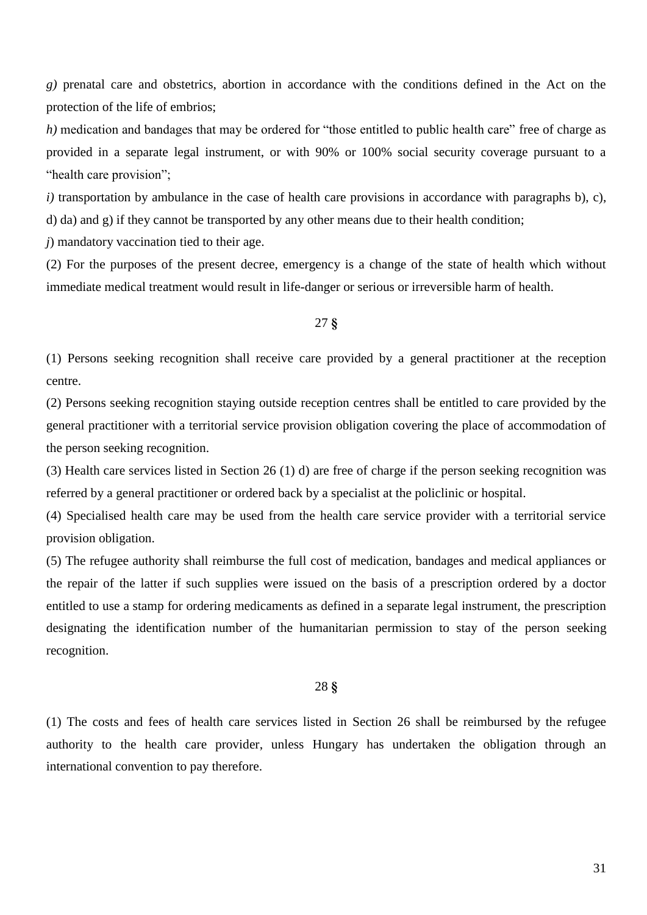*g)* prenatal care and obstetrics, abortion in accordance with the conditions defined in the Act on the protection of the life of embrios;

*h)* medication and bandages that may be ordered for "those entitled to public health care" free of charge as provided in a separate legal instrument, or with 90% or 100% social security coverage pursuant to a "health care provision";

*i)* transportation by ambulance in the case of health care provisions in accordance with paragraphs b), c), d) da) and g) if they cannot be transported by any other means due to their health condition;

*j*) mandatory vaccination tied to their age.

(2) For the purposes of the present decree, emergency is a change of the state of health which without immediate medical treatment would result in life-danger or serious or irreversible harm of health.

27 **§**

(1) Persons seeking recognition shall receive care provided by a general practitioner at the reception centre.

(2) Persons seeking recognition staying outside reception centres shall be entitled to care provided by the general practitioner with a territorial service provision obligation covering the place of accommodation of the person seeking recognition.

(3) Health care services listed in Section 26 (1) d) are free of charge if the person seeking recognition was referred by a general practitioner or ordered back by a specialist at the policlinic or hospital.

(4) Specialised health care may be used from the health care service provider with a territorial service provision obligation.

(5) The refugee authority shall reimburse the full cost of medication, bandages and medical appliances or the repair of the latter if such supplies were issued on the basis of a prescription ordered by a doctor entitled to use a stamp for ordering medicaments as defined in a separate legal instrument, the prescription designating the identification number of the humanitarian permission to stay of the person seeking recognition.

28 **§**

(1) The costs and fees of health care services listed in Section 26 shall be reimbursed by the refugee authority to the health care provider, unless Hungary has undertaken the obligation through an international convention to pay therefore.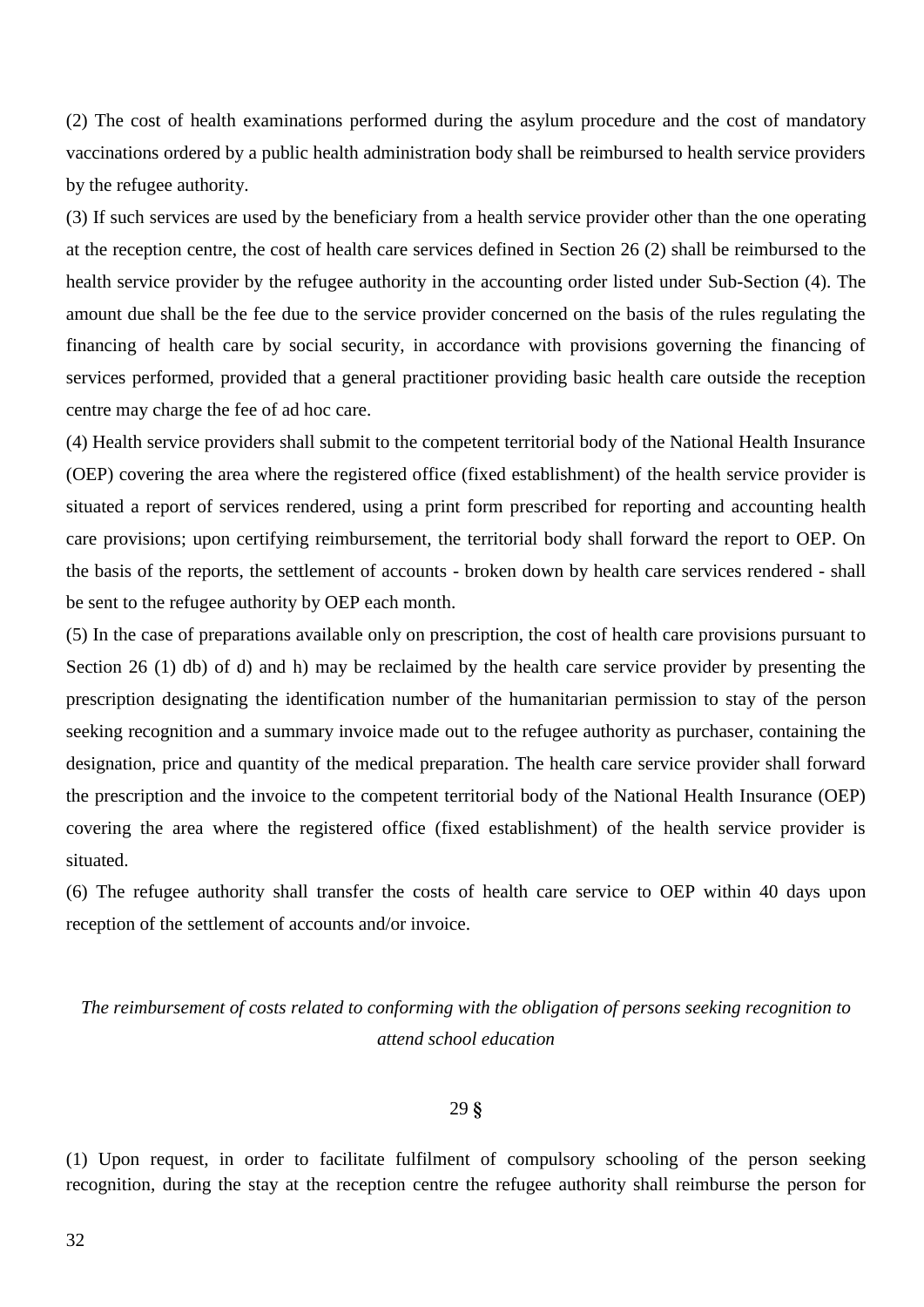(2) The cost of health examinations performed during the asylum procedure and the cost of mandatory vaccinations ordered by a public health administration body shall be reimbursed to health service providers by the refugee authority.

(3) If such services are used by the beneficiary from a health service provider other than the one operating at the reception centre, the cost of health care services defined in Section 26 (2) shall be reimbursed to the health service provider by the refugee authority in the accounting order listed under Sub-Section (4). The amount due shall be the fee due to the service provider concerned on the basis of the rules regulating the financing of health care by social security, in accordance with provisions governing the financing of services performed, provided that a general practitioner providing basic health care outside the reception centre may charge the fee of ad hoc care.

(4) Health service providers shall submit to the competent territorial body of the National Health Insurance (OEP) covering the area where the registered office (fixed establishment) of the health service provider is situated a report of services rendered, using a print form prescribed for reporting and accounting health care provisions; upon certifying reimbursement, the territorial body shall forward the report to OEP. On the basis of the reports, the settlement of accounts - broken down by health care services rendered - shall be sent to the refugee authority by OEP each month.

(5) In the case of preparations available only on prescription, the cost of health care provisions pursuant to Section 26 (1) db) of d) and h) may be reclaimed by the health care service provider by presenting the prescription designating the identification number of the humanitarian permission to stay of the person seeking recognition and a summary invoice made out to the refugee authority as purchaser, containing the designation, price and quantity of the medical preparation. The health care service provider shall forward the prescription and the invoice to the competent territorial body of the National Health Insurance (OEP) covering the area where the registered office (fixed establishment) of the health service provider is situated.

(6) The refugee authority shall transfer the costs of health care service to OEP within 40 days upon reception of the settlement of accounts and/or invoice.

*The reimbursement of costs related to conforming with the obligation of persons seeking recognition to attend school education*

29 §

(1) Upon request, in order to facilitate fulfilment of compulsory schooling of the person seeking recognition, during the stay at the reception centre the refugee authority shall reimburse the person for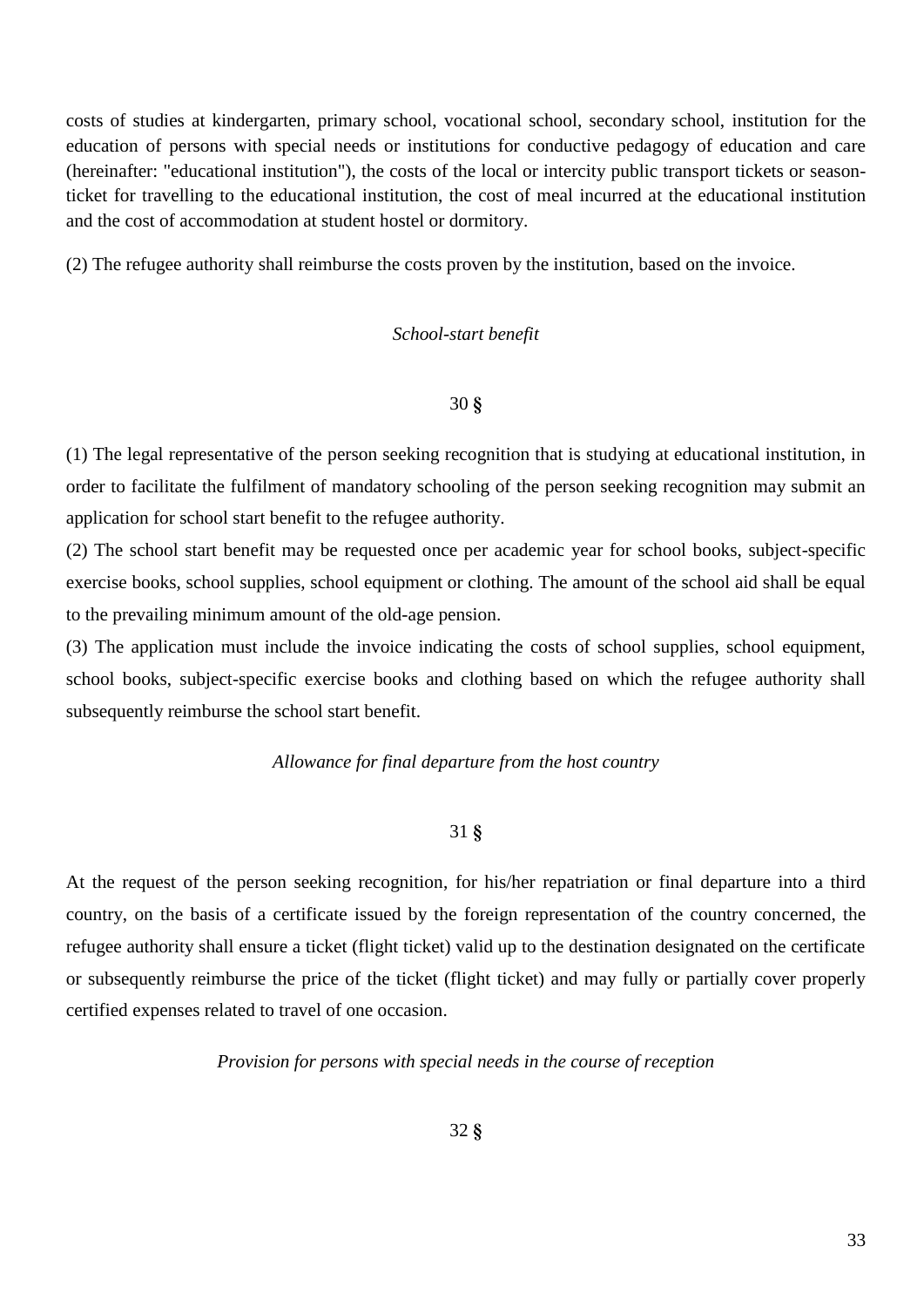costs of studies at kindergarten, primary school, vocational school, secondary school, institution for the education of persons with special needs or institutions for conductive pedagogy of education and care (hereinafter: "educational institution"), the costs of the local or intercity public transport tickets or season-ticket for travelling to the educational institution, the cost of meal incurred at the educational institution and the cost of accommodation at student hostel or dormitory.

(2) The refugee authority shall reimburse the costs proven by the institution, based on the invoice.

*School-start benefit*

30 §

(1) The legal representative of the person seeking recognition that is studying at educational institution, in order to facilitate the fulfilment of mandatory schooling of the person seeking recognition may submit an application for school start benefit to the refugee authority.

(2) The school start benefit may be requested once per academic year for school books, subject-specific exercise books, school supplies, school equipment or clothing. The amount of the school aid shall be equal to the prevailing minimum amount of the old-age pension.

(3) The application must include the invoice indicating the costs of school supplies, school equipment, school books, subject-specific exercise books and clothing based on which the refugee authority shall subsequently reimburse the school start benefit.

*Allowance for final departure from the host country*

31 §

At the request of the person seeking recognition, for his/her repatriation or final departure into a third country, on the basis of a certificate issued by the foreign representation of the country concerned, the refugee authority shall ensure a ticket (flight ticket) valid up to the destination designated on the certificate or subsequently reimburse the price of the ticket (flight ticket) and may fully or partially cover properly certified expenses related to travel of one occasion.

*Provision for persons with special needs in the course of reception*

32 §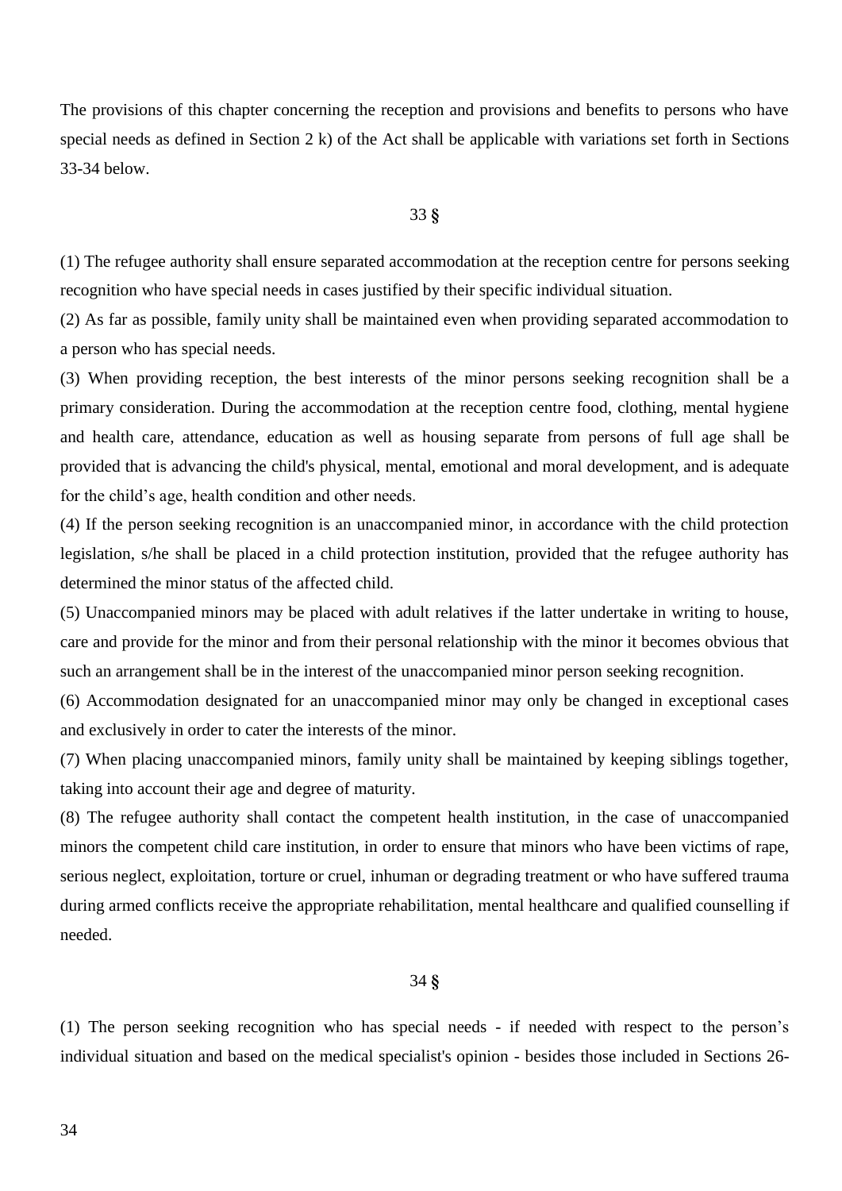The provisions of this chapter concerning the reception and provisions and benefits to persons who have special needs as defined in Section 2 k) of the Act shall be applicable with variations set forth in Sections 33-34 below.

### 33 §

(1) The refugee authority shall ensure separated accommodation at the reception centre for persons seeking recognition who have special needs in cases justified by their specific individual situation.

(2) As far as possible, family unity shall be maintained even when providing separated accommodation to a person who has special needs.

(3) When providing reception, the best interests of the minor persons seeking recognition shall be a primary consideration. During the accommodation at the reception centre food, clothing, mental hygiene and health care, attendance, education as well as housing separate from persons of full age shall be provided that is advancing the child's physical, mental, emotional and moral development, and is adequate for the child's age, health condition and other needs.

(4) If the person seeking recognition is an unaccompanied minor, in accordance with the child protection legislation, s/he shall be placed in a child protection institution, provided that the refugee authority has determined the minor status of the affected child.

(5) Unaccompanied minors may be placed with adult relatives if the latter undertake in writing to house, care and provide for the minor and from their personal relationship with the minor it becomes obvious that such an arrangement shall be in the interest of the unaccompanied minor person seeking recognition.

(6) Accommodation designated for an unaccompanied minor may only be changed in exceptional cases and exclusively in order to cater the interests of the minor.

(7) When placing unaccompanied minors, family unity shall be maintained by keeping siblings together, taking into account their age and degree of maturity.

(8) The refugee authority shall contact the competent health institution, in the case of unaccompanied minors the competent child care institution, in order to ensure that minors who have been victims of rape, serious neglect, exploitation, torture or cruel, inhuman or degrading treatment or who have suffered trauma during armed conflicts receive the appropriate rehabilitation, mental healthcare and qualified counselling if needed.

### 34 §

(1) The person seeking recognition who has special needs - if needed with respect to the person's individual situation and based on the medical specialist's opinion - besides those included in Sections 26-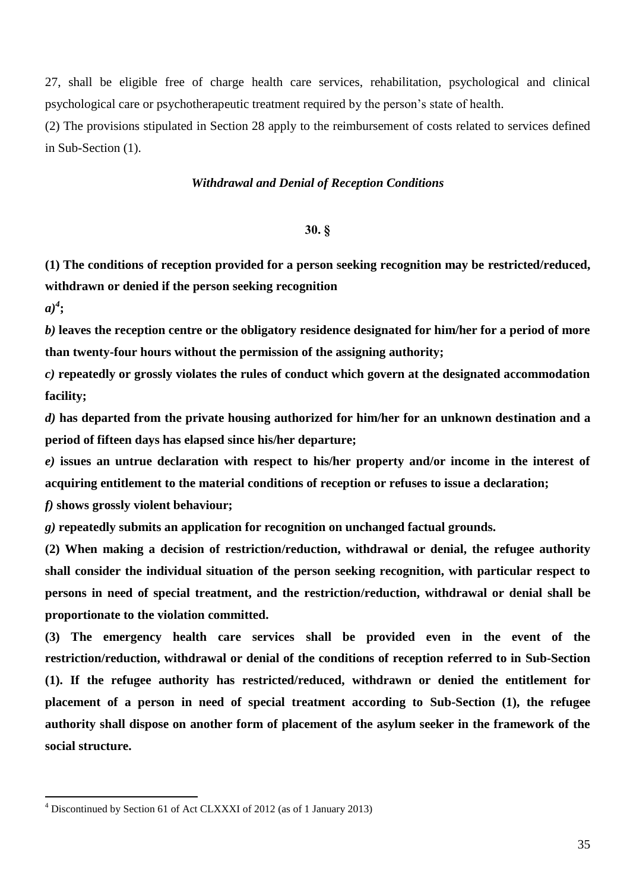27, shall be eligible free of charge health care services, rehabilitation, psychological and clinical psychological care or psychotherapeutic treatment required by the person's state of health.

(2) The provisions stipulated in Section 28 apply to the reimbursement of costs related to services defined in Sub-Section (1).

### *Withdrawal and Denial of Reception Conditions*

### 30. §

**(1) The conditions of reception provided for a person seeking recognition may be restricted/reduced, withdrawn or denied if the person seeking recognition**

***a)*[4]*;***

***b)* leaves the reception centre or the obligatory residence designated for him/her for a period of more than twenty-four hours without the permission of the assigning authority;**

***c)* repeatedly or grossly violates the rules of conduct which govern at the designated accommodation facility;**

***d)* has departed from the private housing authorized for him/her for an unknown destination and a period of fifteen days has elapsed since his/her departure;**

***e)* issues an untrue declaration with respect to his/her property and/or income in the interest of acquiring entitlement to the material conditions of reception or refuses to issue a declaration;**

***f)* shows grossly violent behaviour;**

***g)* repeatedly submits an application for recognition on unchanged factual grounds.**

**(2) When making a decision of restriction/reduction, withdrawal or denial, the refugee authority shall consider the individual situation of the person seeking recognition, with particular respect to persons in need of special treatment, and the restriction/reduction, withdrawal or denial shall be proportionate to the violation committed.**

**(3) The emergency health care services shall be provided even in the event of the restriction/reduction, withdrawal or denial of the conditions of reception referred to in Sub-Section (1). If the refugee authority has restricted/reduced, withdrawn or denied the entitlement for placement of a person in need of special treatment according to Sub-Section (1), the refugee authority shall dispose on another form of placement of the asylum seeker in the framework of the social structure.**

---

[4] Discontinued by Section 61 of Act CLXXXI of 2012 (as of 1 January 2013)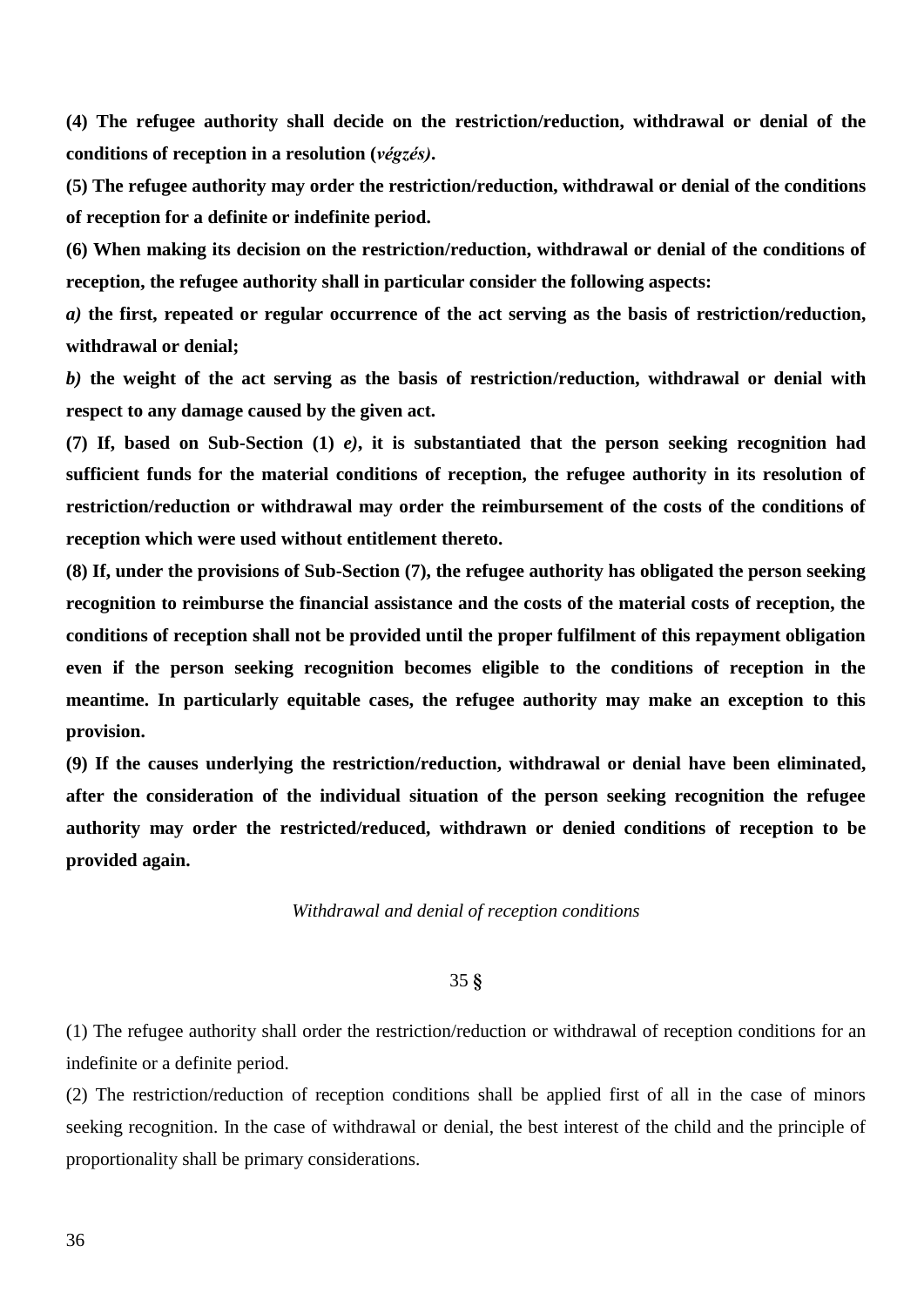**(4) The refugee authority shall decide on the restriction/reduction, withdrawal or denial of the conditions of reception in a resolution (*végzés)*.**

**(5) The refugee authority may order the restriction/reduction, withdrawal or denial of the conditions of reception for a definite or indefinite period.**

**(6) When making its decision on the restriction/reduction, withdrawal or denial of the conditions of reception, the refugee authority shall in particular consider the following aspects:**

***a)* the first, repeated or regular occurrence of the act serving as the basis of restriction/reduction, withdrawal or denial;**

***b)* the weight of the act serving as the basis of restriction/reduction, withdrawal or denial with respect to any damage caused by the given act.**

**(7) If, based on Sub-Section (1) *e)*, it is substantiated that the person seeking recognition had sufficient funds for the material conditions of reception, the refugee authority in its resolution of restriction/reduction or withdrawal may order the reimbursement of the costs of the conditions of reception which were used without entitlement thereto.**

**(8) If, under the provisions of Sub-Section (7), the refugee authority has obligated the person seeking recognition to reimburse the financial assistance and the costs of the material costs of reception, the conditions of reception shall not be provided until the proper fulfilment of this repayment obligation even if the person seeking recognition becomes eligible to the conditions of reception in the meantime. In particularly equitable cases, the refugee authority may make an exception to this provision.**

**(9) If the causes underlying the restriction/reduction, withdrawal or denial have been eliminated, after the consideration of the individual situation of the person seeking recognition the refugee authority may order the restricted/reduced, withdrawn or denied conditions of reception to be provided again.**

*Withdrawal and denial of reception conditions*

35 **§**

(1) The refugee authority shall order the restriction/reduction or withdrawal of reception conditions for an indefinite or a definite period.

(2) The restriction/reduction of reception conditions shall be applied first of all in the case of minors seeking recognition. In the case of withdrawal or denial, the best interest of the child and the principle of proportionality shall be primary considerations.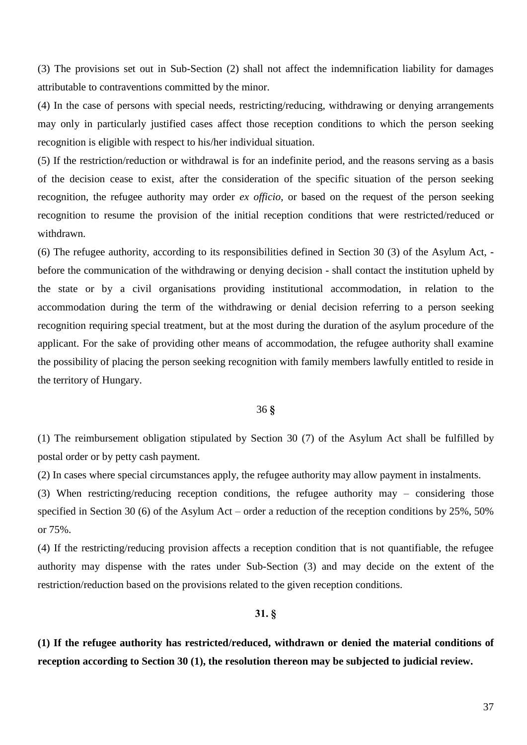(3) The provisions set out in Sub-Section (2) shall not affect the indemnification liability for damages attributable to contraventions committed by the minor.

(4) In the case of persons with special needs, restricting/reducing, withdrawing or denying arrangements may only in particularly justified cases affect those reception conditions to which the person seeking recognition is eligible with respect to his/her individual situation.

(5) If the restriction/reduction or withdrawal is for an indefinite period, and the reasons serving as a basis of the decision cease to exist, after the consideration of the specific situation of the person seeking recognition, the refugee authority may order *ex officio*, or based on the request of the person seeking recognition to resume the provision of the initial reception conditions that were restricted/reduced or withdrawn.

(6) The refugee authority, according to its responsibilities defined in Section 30 (3) of the Asylum Act, - before the communication of the withdrawing or denying decision - shall contact the institution upheld by the state or by a civil organisations providing institutional accommodation, in relation to the accommodation during the term of the withdrawing or denial decision referring to a person seeking recognition requiring special treatment, but at the most during the duration of the asylum procedure of the applicant. For the sake of providing other means of accommodation, the refugee authority shall examine the possibility of placing the person seeking recognition with family members lawfully entitled to reside in the territory of Hungary.

36 §

(1) The reimbursement obligation stipulated by Section 30 (7) of the Asylum Act shall be fulfilled by postal order or by petty cash payment.

(2) In cases where special circumstances apply, the refugee authority may allow payment in instalments.

(3) When restricting/reducing reception conditions, the refugee authority may – considering those specified in Section 30 (6) of the Asylum Act – order a reduction of the reception conditions by 25%, 50% or 75%.

(4) If the restricting/reducing provision affects a reception condition that is not quantifiable, the refugee authority may dispense with the rates under Sub-Section (3) and may decide on the extent of the restriction/reduction based on the provisions related to the given reception conditions.

**31. §**

**(1) If the refugee authority has restricted/reduced, withdrawn or denied the material conditions of reception according to Section 30 (1), the resolution thereon may be subjected to judicial review.**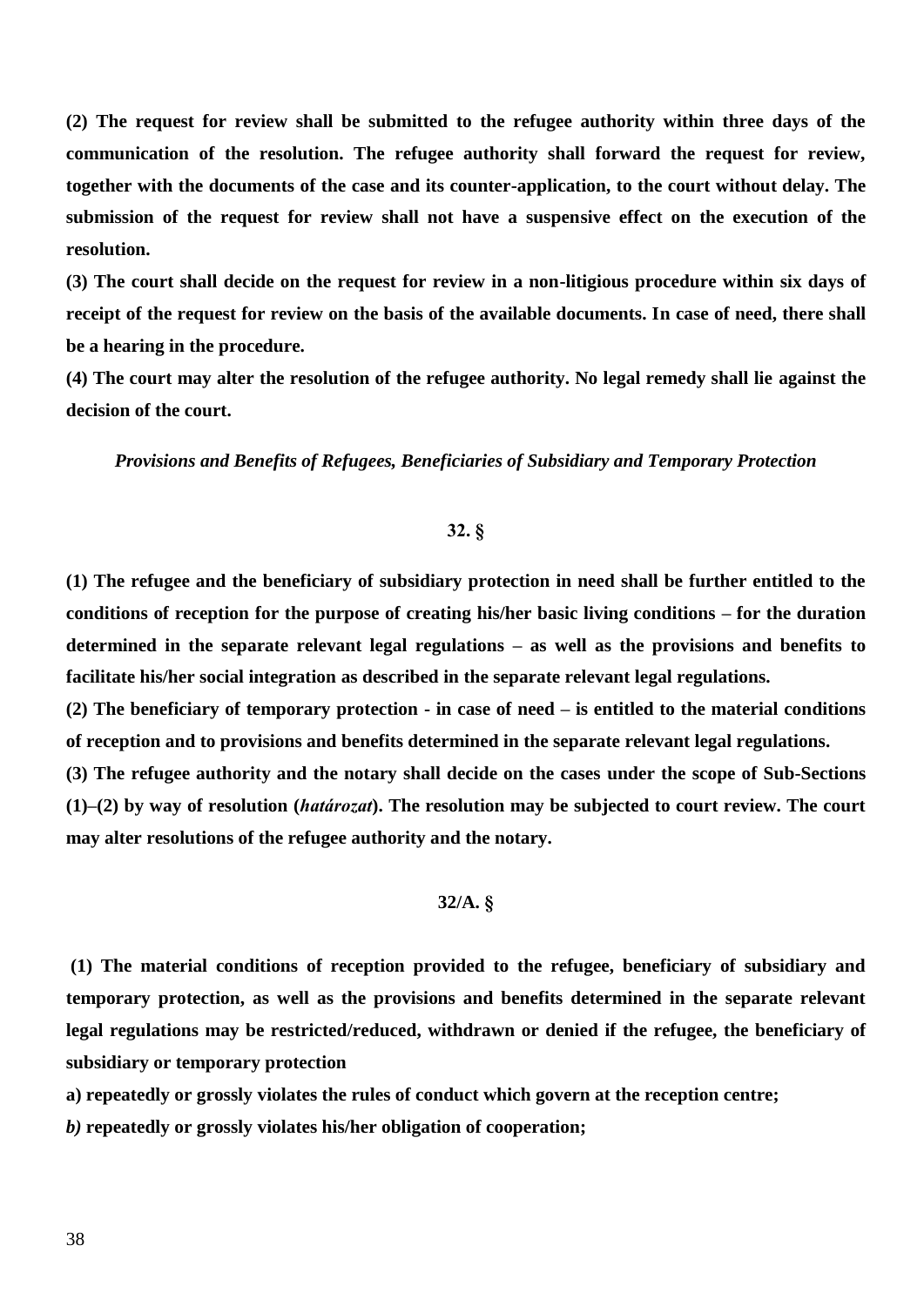**(2) The request for review shall be submitted to the refugee authority within three days of the communication of the resolution. The refugee authority shall forward the request for review, together with the documents of the case and its counter-application, to the court without delay. The submission of the request for review shall not have a suspensive effect on the execution of the resolution.**

**(3) The court shall decide on the request for review in a non-litigious procedure within six days of receipt of the request for review on the basis of the available documents. In case of need, there shall be a hearing in the procedure.**

**(4) The court may alter the resolution of the refugee authority. No legal remedy shall lie against the decision of the court.**

***Provisions and Benefits of Refugees, Beneficiaries of Subsidiary and Temporary Protection***

**32. §**

**(1) The refugee and the beneficiary of subsidiary protection in need shall be further entitled to the conditions of reception for the purpose of creating his/her basic living conditions – for the duration determined in the separate relevant legal regulations – as well as the provisions and benefits to facilitate his/her social integration as described in the separate relevant legal regulations.**

**(2) The beneficiary of temporary protection - in case of need – is entitled to the material conditions of reception and to provisions and benefits determined in the separate relevant legal regulations.**

**(3) The refugee authority and the notary shall decide on the cases under the scope of Sub-Sections (1)–(2) by way of resolution (*határozat*). The resolution may be subjected to court review. The court may alter resolutions of the refugee authority and the notary.**

**32/A. §**

**(1) The material conditions of reception provided to the refugee, beneficiary of subsidiary and temporary protection, as well as the provisions and benefits determined in the separate relevant legal regulations may be restricted/reduced, withdrawn or denied if the refugee, the beneficiary of subsidiary or temporary protection**

**a) repeatedly or grossly violates the rules of conduct which govern at the reception centre;**

***b)* repeatedly or grossly violates his/her obligation of cooperation;**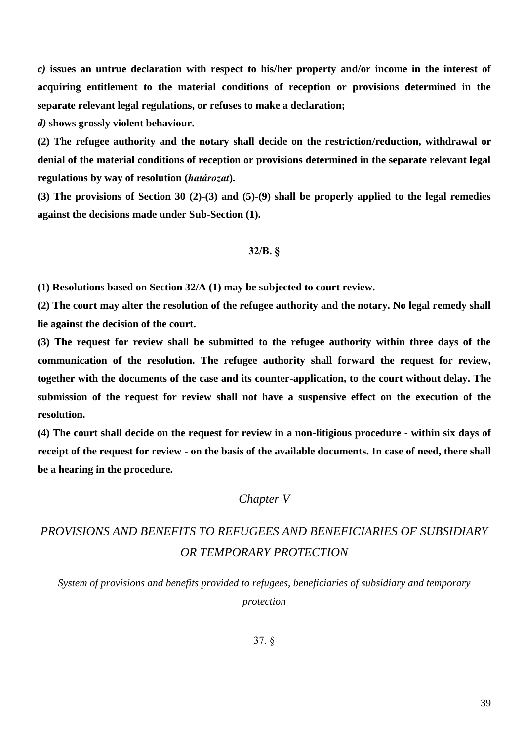***c)*** **issues an untrue declaration with respect to his/her property and/or income in the interest of acquiring entitlement to the material conditions of reception or provisions determined in the separate relevant legal regulations, or refuses to make a declaration;**

***d)*** **shows grossly violent behaviour.**

**(2) The refugee authority and the notary shall decide on the restriction/reduction, withdrawal or denial of the material conditions of reception or provisions determined in the separate relevant legal regulations by way of resolution (*határozat*).**

**(3) The provisions of Section 30 (2)-(3) and (5)-(9) shall be properly applied to the legal remedies against the decisions made under Sub-Section (1).**

**32/B. §**

**(1) Resolutions based on Section 32/A (1) may be subjected to court review.**

**(2) The court may alter the resolution of the refugee authority and the notary. No legal remedy shall lie against the decision of the court.**

**(3) The request for review shall be submitted to the refugee authority within three days of the communication of the resolution. The refugee authority shall forward the request for review, together with the documents of the case and its counter-application, to the court without delay. The submission of the request for review shall not have a suspensive effect on the execution of the resolution.**

**(4) The court shall decide on the request for review in a non-litigious procedure - within six days of receipt of the request for review - on the basis of the available documents. In case of need, there shall be a hearing in the procedure.**

## *Chapter V*

## *PROVISIONS AND BENEFITS TO REFUGEES AND BENEFICIARIES OF SUBSIDIARY OR TEMPORARY PROTECTION*

*System of provisions and benefits provided to refugees, beneficiaries of subsidiary and temporary protection*

37. §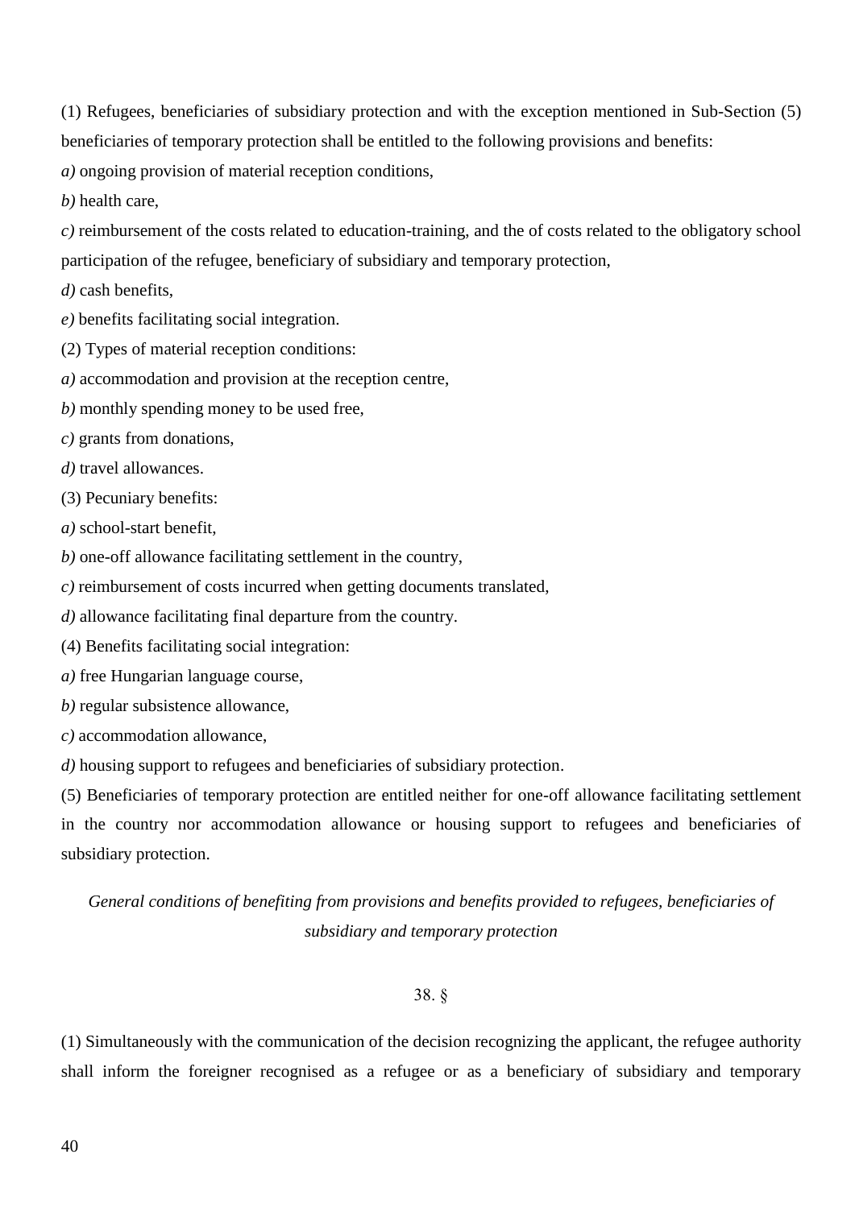(1) Refugees, beneficiaries of subsidiary protection and with the exception mentioned in Sub-Section (5) beneficiaries of temporary protection shall be entitled to the following provisions and benefits:

*a)* ongoing provision of material reception conditions,

*b)* health care,

*c)* reimbursement of the costs related to education-training, and the of costs related to the obligatory school participation of the refugee, beneficiary of subsidiary and temporary protection,

*d)* cash benefits,

*e)* benefits facilitating social integration.

(2) Types of material reception conditions:

*a)* accommodation and provision at the reception centre,

*b)* monthly spending money to be used free,

*c)* grants from donations,

*d)* travel allowances.

(3) Pecuniary benefits:

*a)* school-start benefit,

*b)* one-off allowance facilitating settlement in the country,

*c)* reimbursement of costs incurred when getting documents translated,

*d)* allowance facilitating final departure from the country.

(4) Benefits facilitating social integration:

*a)* free Hungarian language course,

*b)* regular subsistence allowance,

*c)* accommodation allowance,

*d)* housing support to refugees and beneficiaries of subsidiary protection.

(5) Beneficiaries of temporary protection are entitled neither for one-off allowance facilitating settlement in the country nor accommodation allowance or housing support to refugees and beneficiaries of subsidiary protection.

*General conditions of benefiting from provisions and benefits provided to refugees, beneficiaries of subsidiary and temporary protection*

38. §

(1) Simultaneously with the communication of the decision recognizing the applicant, the refugee authority shall inform the foreigner recognised as a refugee or as a beneficiary of subsidiary and temporary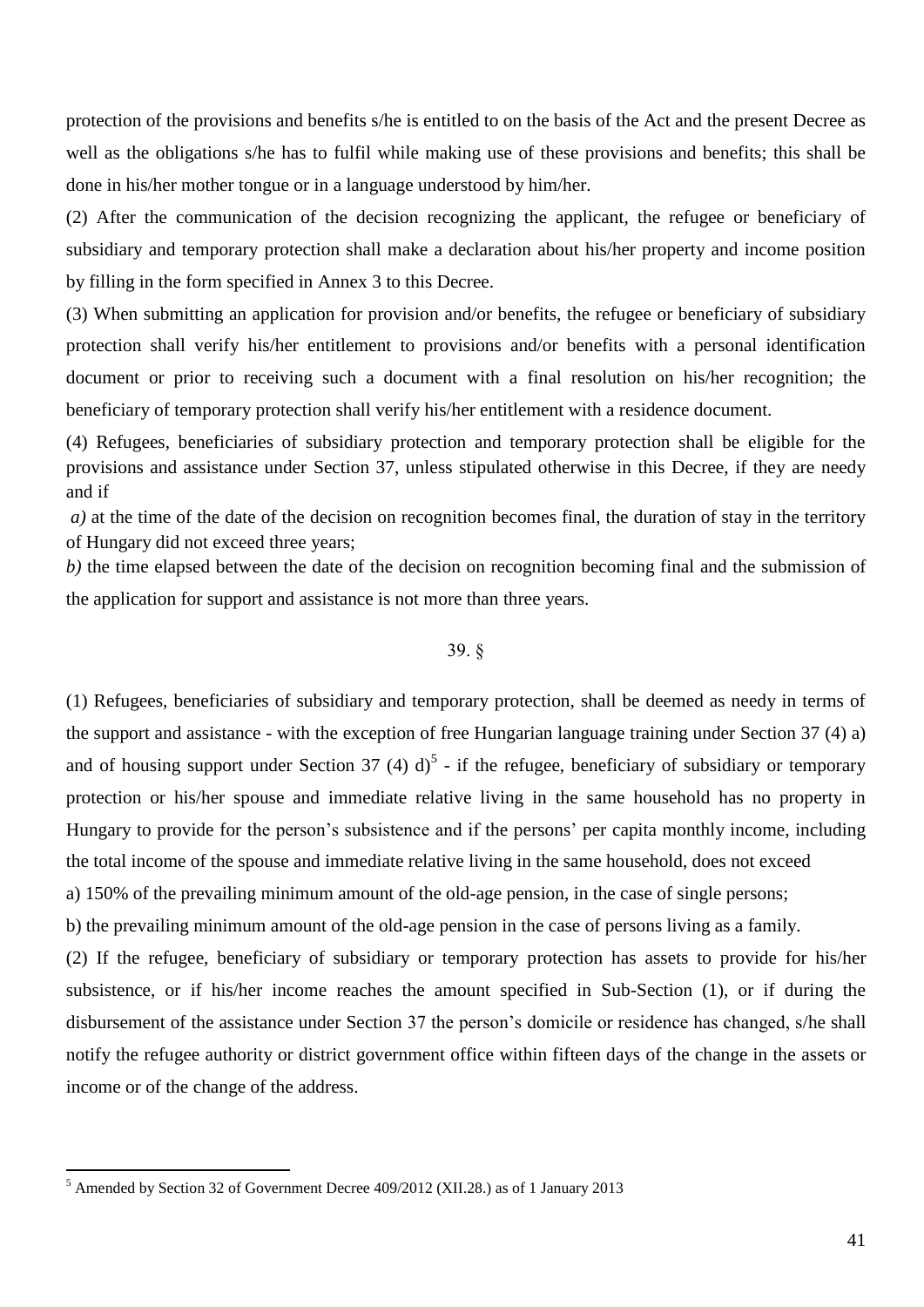protection of the provisions and benefits s/he is entitled to on the basis of the Act and the present Decree as well as the obligations s/he has to fulfil while making use of these provisions and benefits; this shall be done in his/her mother tongue or in a language understood by him/her.

(2) After the communication of the decision recognizing the applicant, the refugee or beneficiary of subsidiary and temporary protection shall make a declaration about his/her property and income position by filling in the form specified in Annex 3 to this Decree.

(3) When submitting an application for provision and/or benefits, the refugee or beneficiary of subsidiary protection shall verify his/her entitlement to provisions and/or benefits with a personal identification document or prior to receiving such a document with a final resolution on his/her recognition; the beneficiary of temporary protection shall verify his/her entitlement with a residence document.

(4) Refugees, beneficiaries of subsidiary protection and temporary protection shall be eligible for the provisions and assistance under Section 37, unless stipulated otherwise in this Decree, if they are needy and if

*a)* at the time of the date of the decision on recognition becomes final, the duration of stay in the territory of Hungary did not exceed three years;

*b)* the time elapsed between the date of the decision on recognition becoming final and the submission of the application for support and assistance is not more than three years.

39. §

(1) Refugees, beneficiaries of subsidiary and temporary protection, shall be deemed as needy in terms of the support and assistance - with the exception of free Hungarian language training under Section 37 (4) a) and of housing support under Section 37 (4) d)[5] - if the refugee, beneficiary of subsidiary or temporary protection or his/her spouse and immediate relative living in the same household has no property in Hungary to provide for the person's subsistence and if the persons' per capita monthly income, including the total income of the spouse and immediate relative living in the same household, does not exceed

a) 150% of the prevailing minimum amount of the old-age pension, in the case of single persons;

b) the prevailing minimum amount of the old-age pension in the case of persons living as a family.

(2) If the refugee, beneficiary of subsidiary or temporary protection has assets to provide for his/her subsistence, or if his/her income reaches the amount specified in Sub-Section (1), or if during the disbursement of the assistance under Section 37 the person's domicile or residence has changed, s/he shall notify the refugee authority or district government office within fifteen days of the change in the assets or income or of the change of the address.

---

[5] Amended by Section 32 of Government Decree 409/2012 (XII.28.) as of 1 January 2013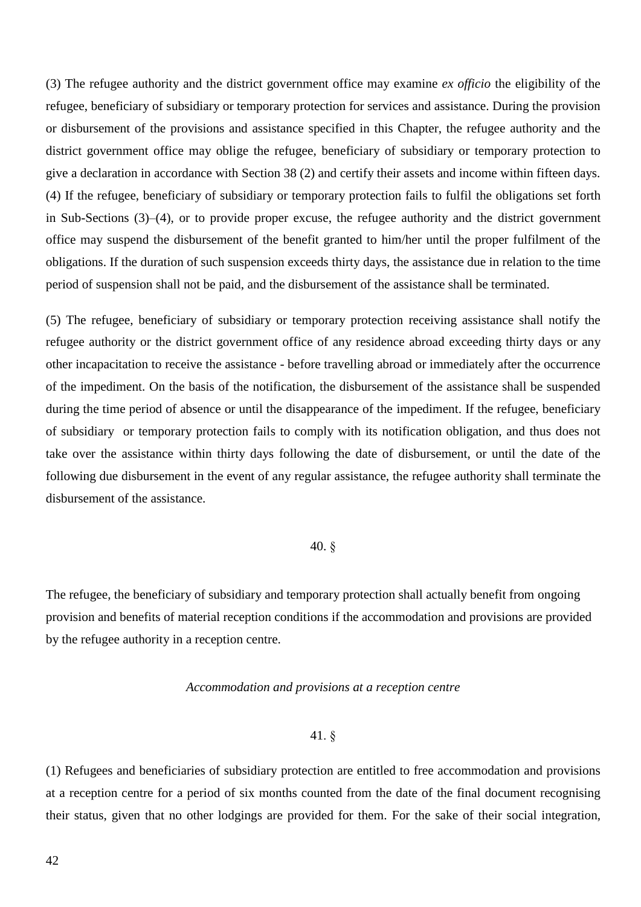(3) The refugee authority and the district government office may examine *ex officio* the eligibility of the refugee, beneficiary of subsidiary or temporary protection for services and assistance. During the provision or disbursement of the provisions and assistance specified in this Chapter, the refugee authority and the district government office may oblige the refugee, beneficiary of subsidiary or temporary protection to give a declaration in accordance with Section 38 (2) and certify their assets and income within fifteen days.
(4) If the refugee, beneficiary of subsidiary or temporary protection fails to fulfil the obligations set forth in Sub-Sections (3)–(4), or to provide proper excuse, the refugee authority and the district government office may suspend the disbursement of the benefit granted to him/her until the proper fulfilment of the obligations. If the duration of such suspension exceeds thirty days, the assistance due in relation to the time period of suspension shall not be paid, and the disbursement of the assistance shall be terminated.

(5) The refugee, beneficiary of subsidiary or temporary protection receiving assistance shall notify the refugee authority or the district government office of any residence abroad exceeding thirty days or any other incapacitation to receive the assistance - before travelling abroad or immediately after the occurrence of the impediment. On the basis of the notification, the disbursement of the assistance shall be suspended during the time period of absence or until the disappearance of the impediment. If the refugee, beneficiary of subsidiary or temporary protection fails to comply with its notification obligation, and thus does not take over the assistance within thirty days following the date of disbursement, or until the date of the following due disbursement in the event of any regular assistance, the refugee authority shall terminate the disbursement of the assistance.

40. §

The refugee, the beneficiary of subsidiary and temporary protection shall actually benefit from ongoing provision and benefits of material reception conditions if the accommodation and provisions are provided by the refugee authority in a reception centre.

*Accommodation and provisions at a reception centre*

41. §

(1) Refugees and beneficiaries of subsidiary protection are entitled to free accommodation and provisions at a reception centre for a period of six months counted from the date of the final document recognising their status, given that no other lodgings are provided for them. For the sake of their social integration,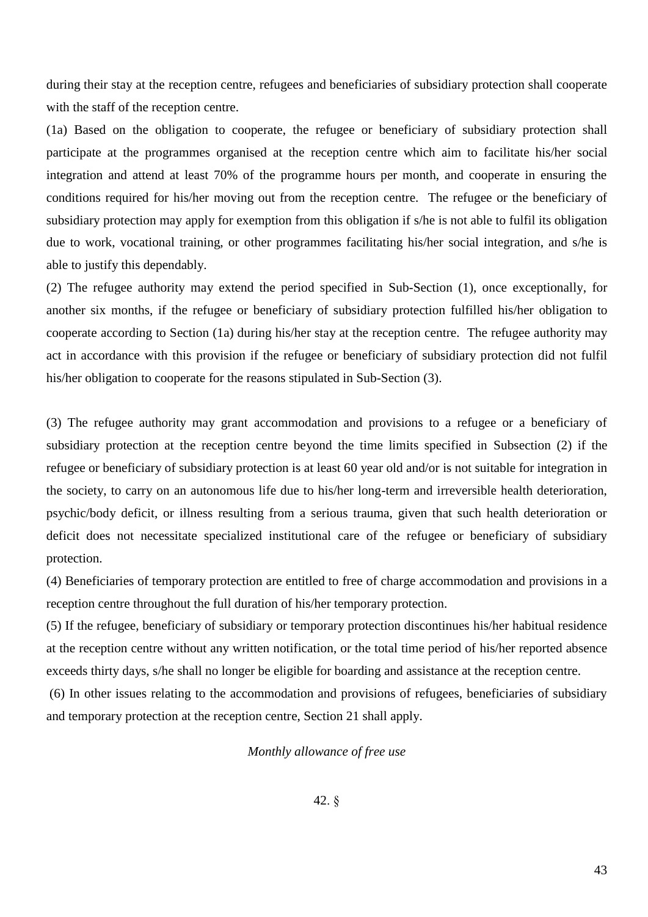during their stay at the reception centre, refugees and beneficiaries of subsidiary protection shall cooperate with the staff of the reception centre.

(1a) Based on the obligation to cooperate, the refugee or beneficiary of subsidiary protection shall participate at the programmes organised at the reception centre which aim to facilitate his/her social integration and attend at least 70% of the programme hours per month, and cooperate in ensuring the conditions required for his/her moving out from the reception centre. The refugee or the beneficiary of subsidiary protection may apply for exemption from this obligation if s/he is not able to fulfil its obligation due to work, vocational training, or other programmes facilitating his/her social integration, and s/he is able to justify this dependably.

(2) The refugee authority may extend the period specified in Sub-Section (1), once exceptionally, for another six months, if the refugee or beneficiary of subsidiary protection fulfilled his/her obligation to cooperate according to Section (1a) during his/her stay at the reception centre. The refugee authority may act in accordance with this provision if the refugee or beneficiary of subsidiary protection did not fulfil his/her obligation to cooperate for the reasons stipulated in Sub-Section (3).

(3) The refugee authority may grant accommodation and provisions to a refugee or a beneficiary of subsidiary protection at the reception centre beyond the time limits specified in Subsection (2) if the refugee or beneficiary of subsidiary protection is at least 60 year old and/or is not suitable for integration in the society, to carry on an autonomous life due to his/her long-term and irreversible health deterioration, psychic/body deficit, or illness resulting from a serious trauma, given that such health deterioration or deficit does not necessitate specialized institutional care of the refugee or beneficiary of subsidiary protection.

(4) Beneficiaries of temporary protection are entitled to free of charge accommodation and provisions in a reception centre throughout the full duration of his/her temporary protection.

(5) If the refugee, beneficiary of subsidiary or temporary protection discontinues his/her habitual residence at the reception centre without any written notification, or the total time period of his/her reported absence exceeds thirty days, s/he shall no longer be eligible for boarding and assistance at the reception centre.

(6) In other issues relating to the accommodation and provisions of refugees, beneficiaries of subsidiary and temporary protection at the reception centre, Section 21 shall apply.

*Monthly allowance of free use*

42. §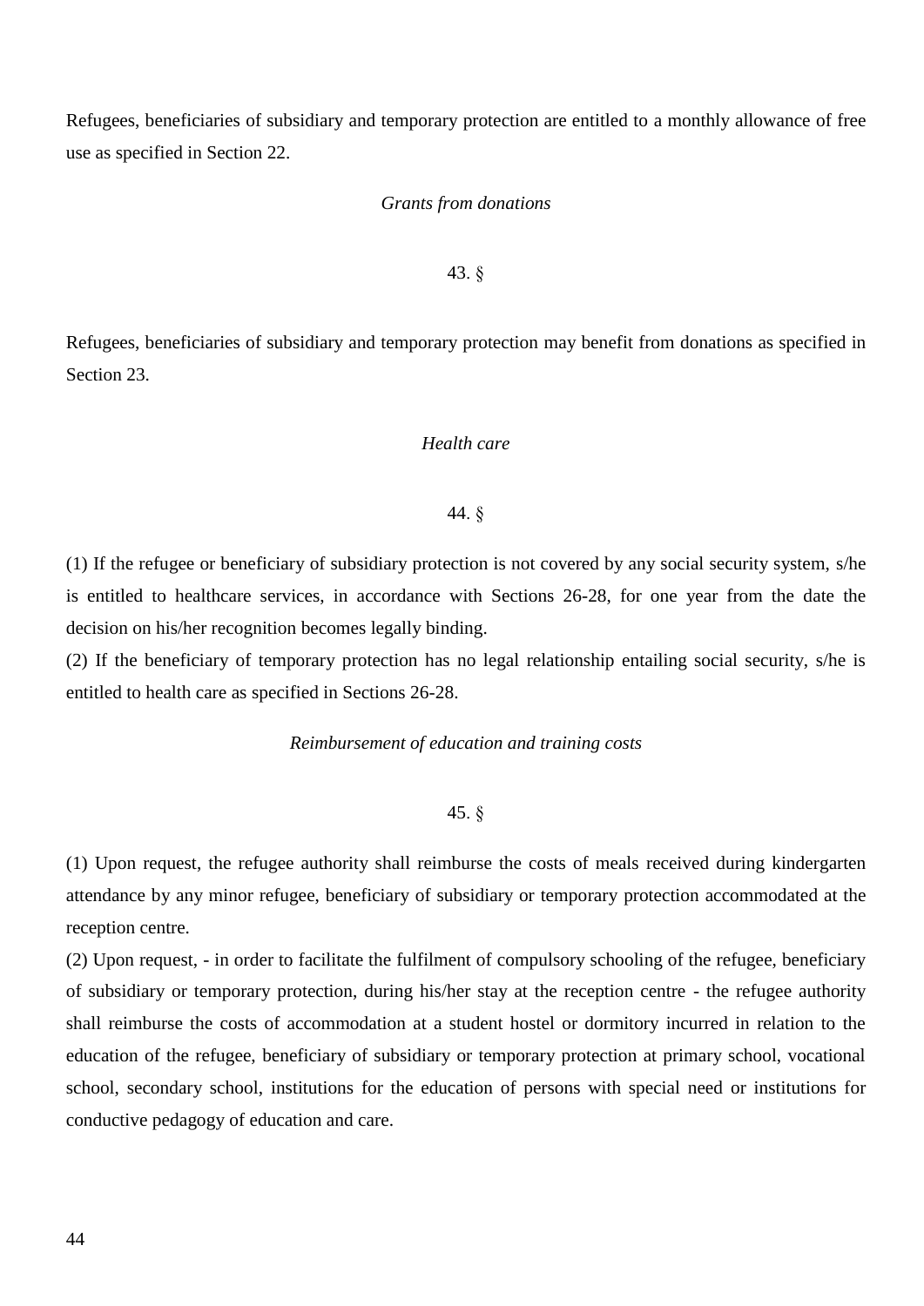Refugees, beneficiaries of subsidiary and temporary protection are entitled to a monthly allowance of free use as specified in Section 22.

*Grants from donations*

43. §

Refugees, beneficiaries of subsidiary and temporary protection may benefit from donations as specified in Section 23.

*Health care*

44. §

(1) If the refugee or beneficiary of subsidiary protection is not covered by any social security system, s/he is entitled to healthcare services, in accordance with Sections 26-28, for one year from the date the decision on his/her recognition becomes legally binding.
(2) If the beneficiary of temporary protection has no legal relationship entailing social security, s/he is entitled to health care as specified in Sections 26-28.

*Reimbursement of education and training costs*

45. §

(1) Upon request, the refugee authority shall reimburse the costs of meals received during kindergarten attendance by any minor refugee, beneficiary of subsidiary or temporary protection accommodated at the reception centre.
(2) Upon request, - in order to facilitate the fulfilment of compulsory schooling of the refugee, beneficiary of subsidiary or temporary protection, during his/her stay at the reception centre - the refugee authority shall reimburse the costs of accommodation at a student hostel or dormitory incurred in relation to the education of the refugee, beneficiary of subsidiary or temporary protection at primary school, vocational school, secondary school, institutions for the education of persons with special need or institutions for conductive pedagogy of education and care.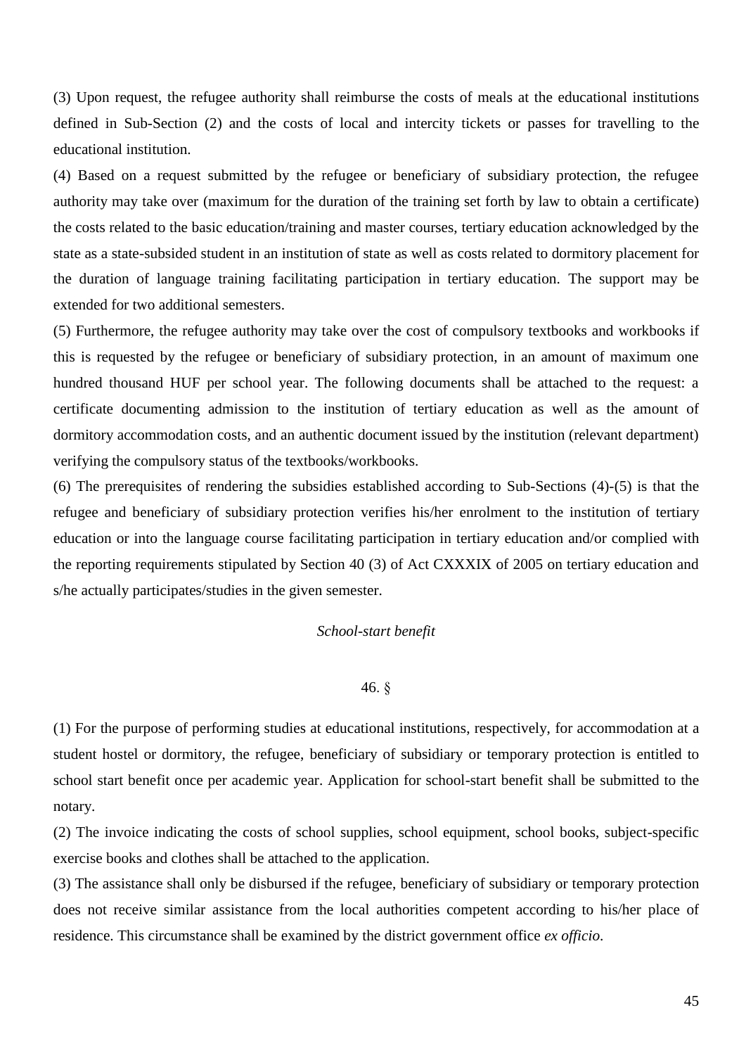(3) Upon request, the refugee authority shall reimburse the costs of meals at the educational institutions defined in Sub-Section (2) and the costs of local and intercity tickets or passes for travelling to the educational institution.

(4) Based on a request submitted by the refugee or beneficiary of subsidiary protection, the refugee authority may take over (maximum for the duration of the training set forth by law to obtain a certificate) the costs related to the basic education/training and master courses, tertiary education acknowledged by the state as a state-subsided student in an institution of state as well as costs related to dormitory placement for the duration of language training facilitating participation in tertiary education. The support may be extended for two additional semesters.

(5) Furthermore, the refugee authority may take over the cost of compulsory textbooks and workbooks if this is requested by the refugee or beneficiary of subsidiary protection, in an amount of maximum one hundred thousand HUF per school year. The following documents shall be attached to the request: a certificate documenting admission to the institution of tertiary education as well as the amount of dormitory accommodation costs, and an authentic document issued by the institution (relevant department) verifying the compulsory status of the textbooks/workbooks.

(6) The prerequisites of rendering the subsidies established according to Sub-Sections (4)-(5) is that the refugee and beneficiary of subsidiary protection verifies his/her enrolment to the institution of tertiary education or into the language course facilitating participation in tertiary education and/or complied with the reporting requirements stipulated by Section 40 (3) of Act CXXXIX of 2005 on tertiary education and s/he actually participates/studies in the given semester.

*School-start benefit*

46. §

(1) For the purpose of performing studies at educational institutions, respectively, for accommodation at a student hostel or dormitory, the refugee, beneficiary of subsidiary or temporary protection is entitled to school start benefit once per academic year. Application for school-start benefit shall be submitted to the notary.

(2) The invoice indicating the costs of school supplies, school equipment, school books, subject-specific exercise books and clothes shall be attached to the application.

(3) The assistance shall only be disbursed if the refugee, beneficiary of subsidiary or temporary protection does not receive similar assistance from the local authorities competent according to his/her place of residence. This circumstance shall be examined by the district government office *ex officio*.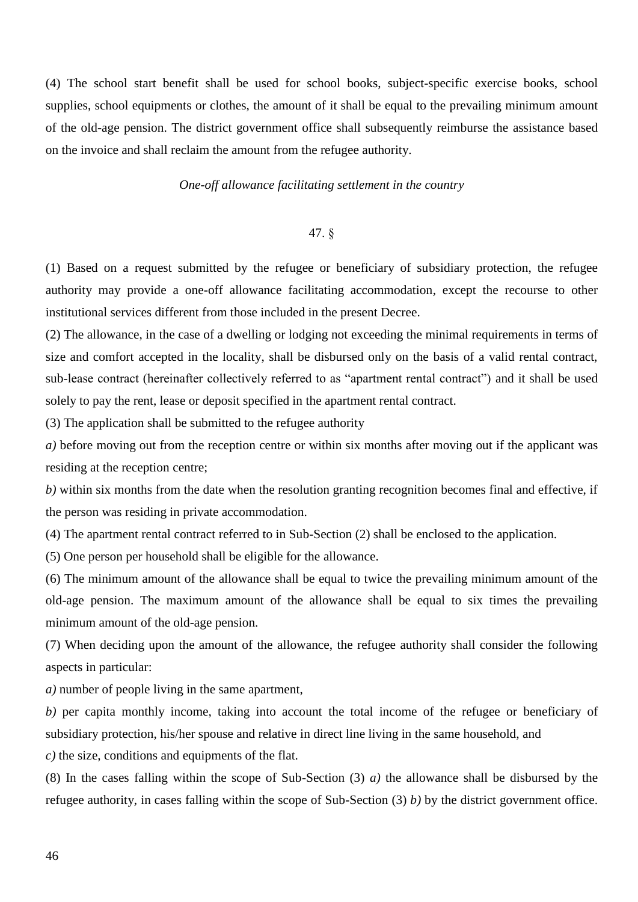(4) The school start benefit shall be used for school books, subject-specific exercise books, school supplies, school equipments or clothes, the amount of it shall be equal to the prevailing minimum amount of the old-age pension. The district government office shall subsequently reimburse the assistance based on the invoice and shall reclaim the amount from the refugee authority.

*One-off allowance facilitating settlement in the country*

47. §

(1) Based on a request submitted by the refugee or beneficiary of subsidiary protection, the refugee authority may provide a one-off allowance facilitating accommodation, except the recourse to other institutional services different from those included in the present Decree.

(2) The allowance, in the case of a dwelling or lodging not exceeding the minimal requirements in terms of size and comfort accepted in the locality, shall be disbursed only on the basis of a valid rental contract, sub-lease contract (hereinafter collectively referred to as "apartment rental contract") and it shall be used solely to pay the rent, lease or deposit specified in the apartment rental contract.

(3) The application shall be submitted to the refugee authority

*a)* before moving out from the reception centre or within six months after moving out if the applicant was residing at the reception centre;

*b)* within six months from the date when the resolution granting recognition becomes final and effective, if the person was residing in private accommodation.

(4) The apartment rental contract referred to in Sub-Section (2) shall be enclosed to the application.

(5) One person per household shall be eligible for the allowance.

(6) The minimum amount of the allowance shall be equal to twice the prevailing minimum amount of the old-age pension. The maximum amount of the allowance shall be equal to six times the prevailing minimum amount of the old-age pension.

(7) When deciding upon the amount of the allowance, the refugee authority shall consider the following aspects in particular:

*a)* number of people living in the same apartment,

*b)* per capita monthly income, taking into account the total income of the refugee or beneficiary of subsidiary protection, his/her spouse and relative in direct line living in the same household, and

*c)* the size, conditions and equipments of the flat.

(8) In the cases falling within the scope of Sub-Section (3) *a)* the allowance shall be disbursed by the refugee authority, in cases falling within the scope of Sub-Section (3) *b)* by the district government office.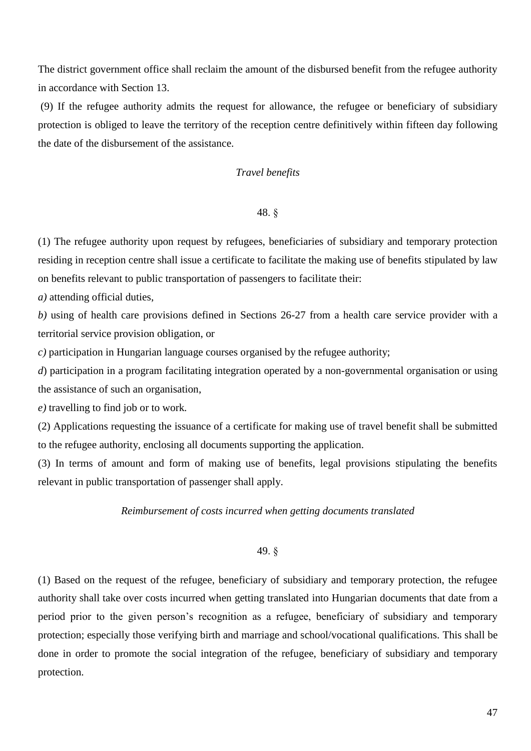The district government office shall reclaim the amount of the disbursed benefit from the refugee authority in accordance with Section 13.

(9) If the refugee authority admits the request for allowance, the refugee or beneficiary of subsidiary protection is obliged to leave the territory of the reception centre definitively within fifteen day following the date of the disbursement of the assistance.

*Travel benefits*

48. §

(1) The refugee authority upon request by refugees, beneficiaries of subsidiary and temporary protection residing in reception centre shall issue a certificate to facilitate the making use of benefits stipulated by law on benefits relevant to public transportation of passengers to facilitate their:

*a)* attending official duties,

*b)* using of health care provisions defined in Sections 26-27 from a health care service provider with a territorial service provision obligation, or

*c)* participation in Hungarian language courses organised by the refugee authority;

*d*) participation in a program facilitating integration operated by a non-governmental organisation or using the assistance of such an organisation,

*e)* travelling to find job or to work.

(2) Applications requesting the issuance of a certificate for making use of travel benefit shall be submitted to the refugee authority, enclosing all documents supporting the application.

(3) In terms of amount and form of making use of benefits, legal provisions stipulating the benefits relevant in public transportation of passenger shall apply.

*Reimbursement of costs incurred when getting documents translated*

49. §

(1) Based on the request of the refugee, beneficiary of subsidiary and temporary protection, the refugee authority shall take over costs incurred when getting translated into Hungarian documents that date from a period prior to the given person's recognition as a refugee, beneficiary of subsidiary and temporary protection; especially those verifying birth and marriage and school/vocational qualifications. This shall be done in order to promote the social integration of the refugee, beneficiary of subsidiary and temporary protection.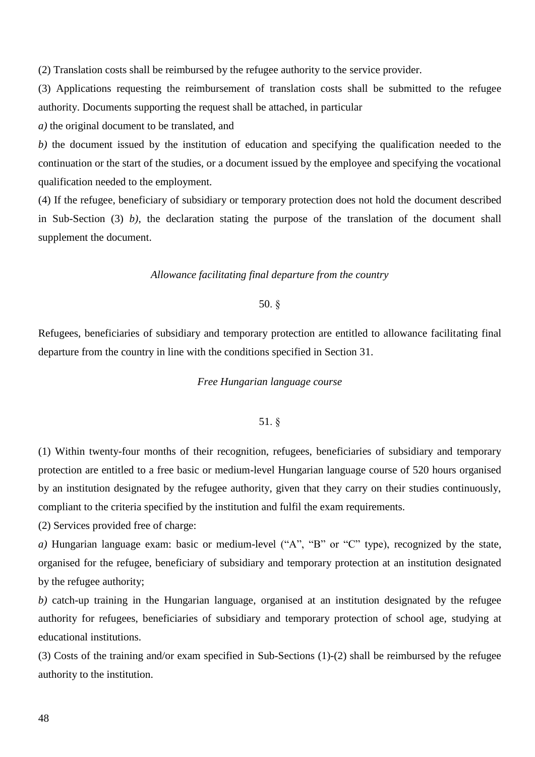(2) Translation costs shall be reimbursed by the refugee authority to the service provider.

(3) Applications requesting the reimbursement of translation costs shall be submitted to the refugee authority. Documents supporting the request shall be attached, in particular

*a)* the original document to be translated, and

*b)* the document issued by the institution of education and specifying the qualification needed to the continuation or the start of the studies, or a document issued by the employee and specifying the vocational qualification needed to the employment.

(4) If the refugee, beneficiary of subsidiary or temporary protection does not hold the document described in Sub-Section (3) *b)*, the declaration stating the purpose of the translation of the document shall supplement the document.

*Allowance facilitating final departure from the country*

50. §

Refugees, beneficiaries of subsidiary and temporary protection are entitled to allowance facilitating final departure from the country in line with the conditions specified in Section 31.

*Free Hungarian language course*

51. §

(1) Within twenty-four months of their recognition, refugees, beneficiaries of subsidiary and temporary protection are entitled to a free basic or medium-level Hungarian language course of 520 hours organised by an institution designated by the refugee authority, given that they carry on their studies continuously, compliant to the criteria specified by the institution and fulfil the exam requirements.

(2) Services provided free of charge:

*a)* Hungarian language exam: basic or medium-level ("A", "B" or "C" type), recognized by the state, organised for the refugee, beneficiary of subsidiary and temporary protection at an institution designated by the refugee authority;

*b)* catch-up training in the Hungarian language, organised at an institution designated by the refugee authority for refugees, beneficiaries of subsidiary and temporary protection of school age, studying at educational institutions.

(3) Costs of the training and/or exam specified in Sub-Sections (1)-(2) shall be reimbursed by the refugee authority to the institution.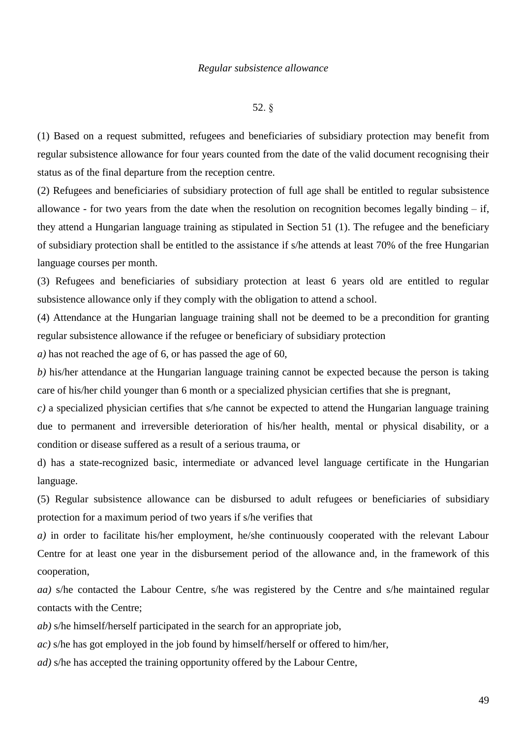*Regular subsistence allowance*

52. §

(1) Based on a request submitted, refugees and beneficiaries of subsidiary protection may benefit from regular subsistence allowance for four years counted from the date of the valid document recognising their status as of the final departure from the reception centre.

(2) Refugees and beneficiaries of subsidiary protection of full age shall be entitled to regular subsistence allowance - for two years from the date when the resolution on recognition becomes legally binding – if, they attend a Hungarian language training as stipulated in Section 51 (1). The refugee and the beneficiary of subsidiary protection shall be entitled to the assistance if s/he attends at least 70% of the free Hungarian language courses per month.

(3) Refugees and beneficiaries of subsidiary protection at least 6 years old are entitled to regular subsistence allowance only if they comply with the obligation to attend a school.

(4) Attendance at the Hungarian language training shall not be deemed to be a precondition for granting regular subsistence allowance if the refugee or beneficiary of subsidiary protection

*a)* has not reached the age of 6, or has passed the age of 60,

*b)* his/her attendance at the Hungarian language training cannot be expected because the person is taking care of his/her child younger than 6 month or a specialized physician certifies that she is pregnant,

*c)* a specialized physician certifies that s/he cannot be expected to attend the Hungarian language training due to permanent and irreversible deterioration of his/her health, mental or physical disability, or a condition or disease suffered as a result of a serious trauma, or

d) has a state-recognized basic, intermediate or advanced level language certificate in the Hungarian language.

(5) Regular subsistence allowance can be disbursed to adult refugees or beneficiaries of subsidiary protection for a maximum period of two years if s/he verifies that

*a)* in order to facilitate his/her employment, he/she continuously cooperated with the relevant Labour Centre for at least one year in the disbursement period of the allowance and, in the framework of this cooperation,

*aa)* s/he contacted the Labour Centre, s/he was registered by the Centre and s/he maintained regular contacts with the Centre;

*ab)* s/he himself/herself participated in the search for an appropriate job,

*ac)* s/he has got employed in the job found by himself/herself or offered to him/her,

*ad)* s/he has accepted the training opportunity offered by the Labour Centre,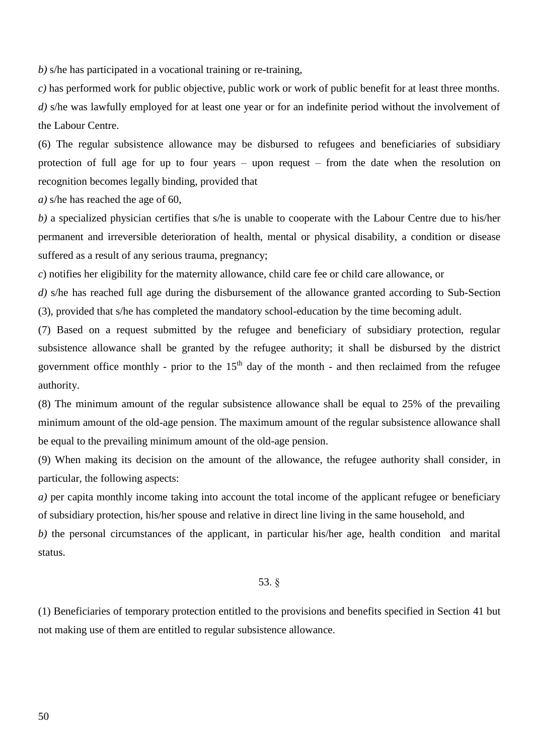*b)* s/he has participated in a vocational training or re-training,

*c)* has performed work for public objective, public work or work of public benefit for at least three months.

*d)* s/he was lawfully employed for at least one year or for an indefinite period without the involvement of the Labour Centre.

(6) The regular subsistence allowance may be disbursed to refugees and beneficiaries of subsidiary protection of full age for up to four years – upon request – from the date when the resolution on recognition becomes legally binding, provided that

*a)* s/he has reached the age of 60,

*b)* a specialized physician certifies that s/he is unable to cooperate with the Labour Centre due to his/her permanent and irreversible deterioration of health, mental or physical disability, a condition or disease suffered as a result of any serious trauma, pregnancy;

*c*) notifies her eligibility for the maternity allowance, child care fee or child care allowance, or

*d)* s/he has reached full age during the disbursement of the allowance granted according to Sub-Section (3), provided that s/he has completed the mandatory school-education by the time becoming adult.

(7) Based on a request submitted by the refugee and beneficiary of subsidiary protection, regular subsistence allowance shall be granted by the refugee authority; it shall be disbursed by the district government office monthly - prior to the 15th day of the month - and then reclaimed from the refugee authority.

(8) The minimum amount of the regular subsistence allowance shall be equal to 25% of the prevailing minimum amount of the old-age pension. The maximum amount of the regular subsistence allowance shall be equal to the prevailing minimum amount of the old-age pension.

(9) When making its decision on the amount of the allowance, the refugee authority shall consider, in particular, the following aspects:

*a)* per capita monthly income taking into account the total income of the applicant refugee or beneficiary of subsidiary protection, his/her spouse and relative in direct line living in the same household, and

*b)* the personal circumstances of the applicant, in particular his/her age, health condition and marital status.

53. §

(1) Beneficiaries of temporary protection entitled to the provisions and benefits specified in Section 41 but not making use of them are entitled to regular subsistence allowance.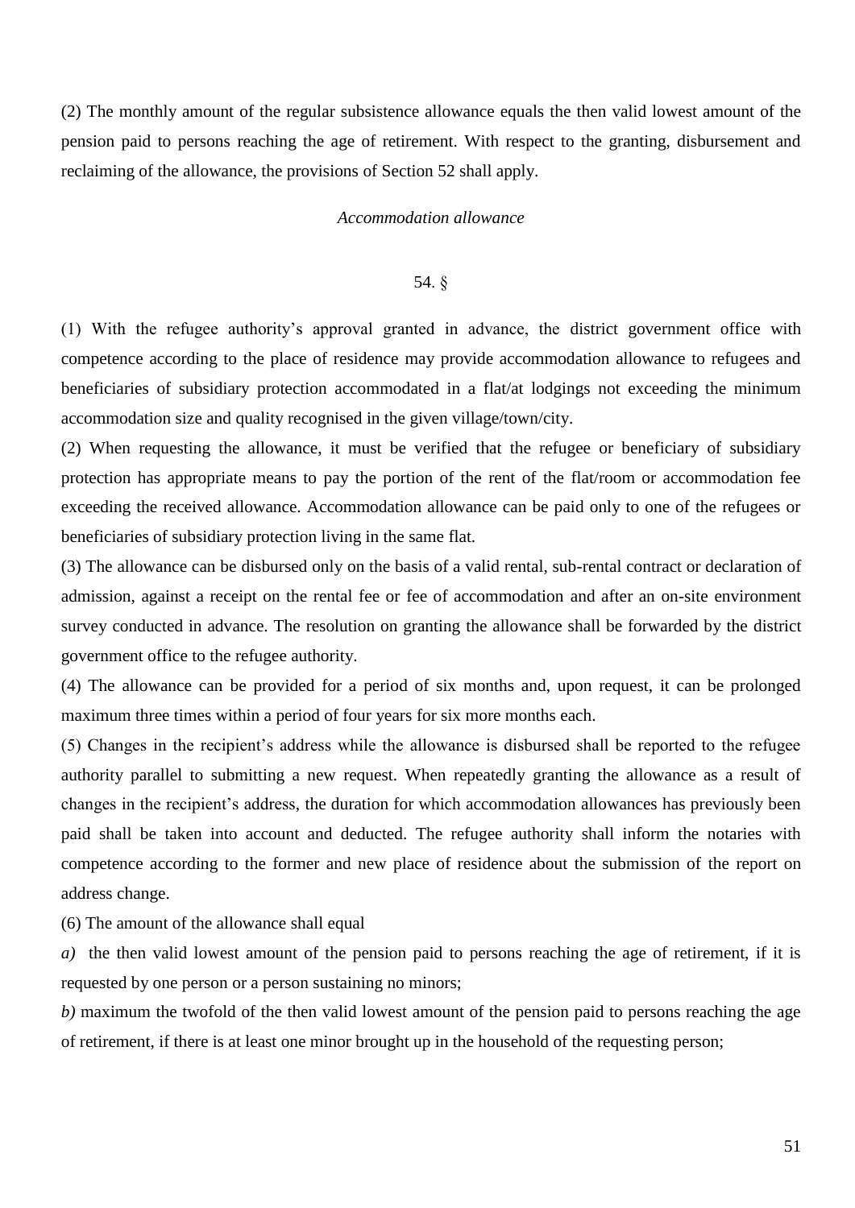(2) The monthly amount of the regular subsistence allowance equals the then valid lowest amount of the pension paid to persons reaching the age of retirement. With respect to the granting, disbursement and reclaiming of the allowance, the provisions of Section 52 shall apply.

*Accommodation allowance*

54. §

(1) With the refugee authority's approval granted in advance, the district government office with competence according to the place of residence may provide accommodation allowance to refugees and beneficiaries of subsidiary protection accommodated in a flat/at lodgings not exceeding the minimum accommodation size and quality recognised in the given village/town/city.

(2) When requesting the allowance, it must be verified that the refugee or beneficiary of subsidiary protection has appropriate means to pay the portion of the rent of the flat/room or accommodation fee exceeding the received allowance. Accommodation allowance can be paid only to one of the refugees or beneficiaries of subsidiary protection living in the same flat.

(3) The allowance can be disbursed only on the basis of a valid rental, sub-rental contract or declaration of admission, against a receipt on the rental fee or fee of accommodation and after an on-site environment survey conducted in advance. The resolution on granting the allowance shall be forwarded by the district government office to the refugee authority.

(4) The allowance can be provided for a period of six months and, upon request, it can be prolonged maximum three times within a period of four years for six more months each.

(5) Changes in the recipient's address while the allowance is disbursed shall be reported to the refugee authority parallel to submitting a new request. When repeatedly granting the allowance as a result of changes in the recipient's address, the duration for which accommodation allowances has previously been paid shall be taken into account and deducted. The refugee authority shall inform the notaries with competence according to the former and new place of residence about the submission of the report on address change.

(6) The amount of the allowance shall equal

*a)* the then valid lowest amount of the pension paid to persons reaching the age of retirement, if it is requested by one person or a person sustaining no minors;

*b)* maximum the twofold of the then valid lowest amount of the pension paid to persons reaching the age of retirement, if there is at least one minor brought up in the household of the requesting person;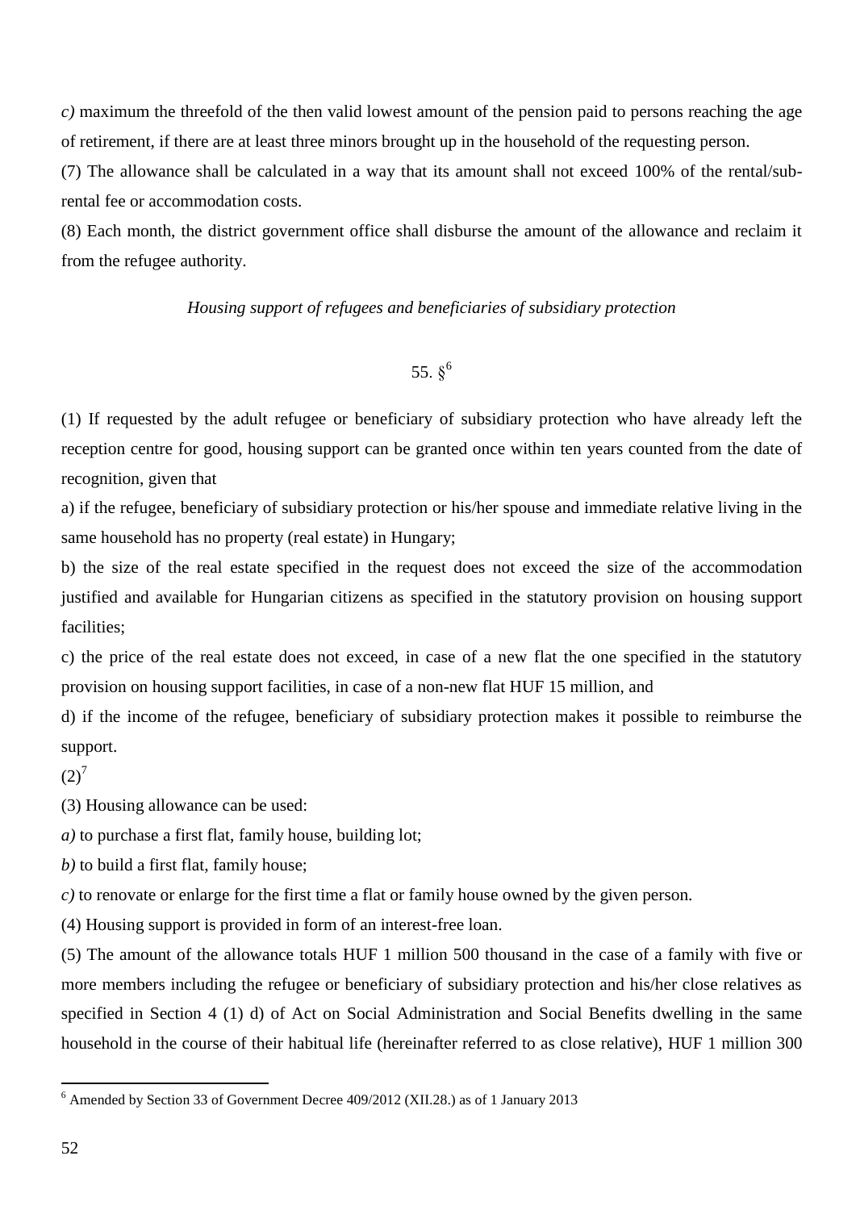*c)* maximum the threefold of the then valid lowest amount of the pension paid to persons reaching the age of retirement, if there are at least three minors brought up in the household of the requesting person.

(7) The allowance shall be calculated in a way that its amount shall not exceed 100% of the rental/sub-rental fee or accommodation costs.

(8) Each month, the district government office shall disburse the amount of the allowance and reclaim it from the refugee authority.

*Housing support of refugees and beneficiaries of subsidiary protection*

55. §[6]

(1) If requested by the adult refugee or beneficiary of subsidiary protection who have already left the reception centre for good, housing support can be granted once within ten years counted from the date of recognition, given that

a) if the refugee, beneficiary of subsidiary protection or his/her spouse and immediate relative living in the same household has no property (real estate) in Hungary;

b) the size of the real estate specified in the request does not exceed the size of the accommodation justified and available for Hungarian citizens as specified in the statutory provision on housing support facilities;

c) the price of the real estate does not exceed, in case of a new flat the one specified in the statutory provision on housing support facilities, in case of a non-new flat HUF 15 million, and

d) if the income of the refugee, beneficiary of subsidiary protection makes it possible to reimburse the support.

(2)[7]

(3) Housing allowance can be used:

*a)* to purchase a first flat, family house, building lot;

*b)* to build a first flat, family house;

*c)* to renovate or enlarge for the first time a flat or family house owned by the given person.

(4) Housing support is provided in form of an interest-free loan.

(5) The amount of the allowance totals HUF 1 million 500 thousand in the case of a family with five or more members including the refugee or beneficiary of subsidiary protection and his/her close relatives as specified in Section 4 (1) d) of Act on Social Administration and Social Benefits dwelling in the same household in the course of their habitual life (hereinafter referred to as close relative), HUF 1 million 300

---

[6] Amended by Section 33 of Government Decree 409/2012 (XII.28.) as of 1 January 2013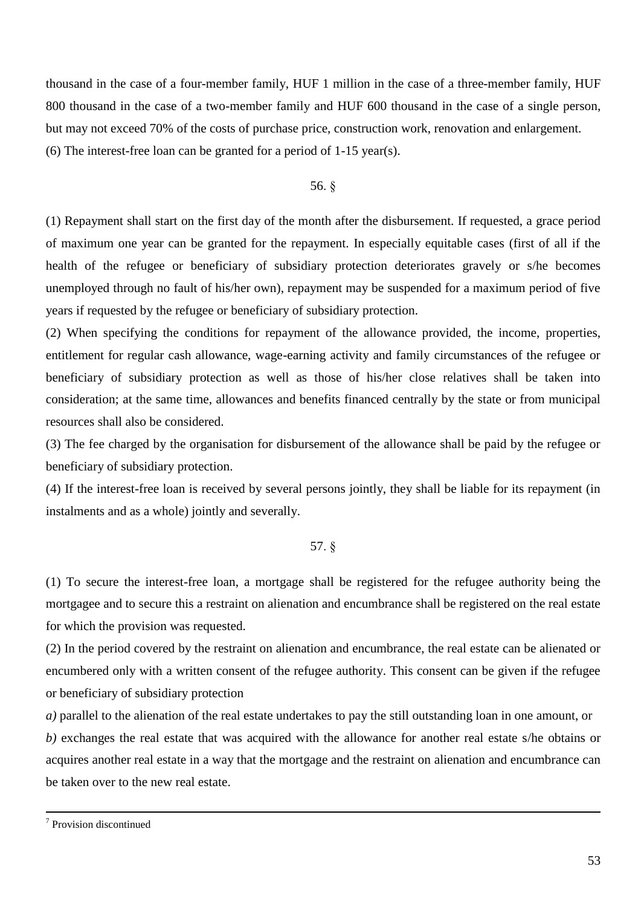thousand in the case of a four-member family, HUF 1 million in the case of a three-member family, HUF 800 thousand in the case of a two-member family and HUF 600 thousand in the case of a single person, but may not exceed 70% of the costs of purchase price, construction work, renovation and enlargement.

(6) The interest-free loan can be granted for a period of 1-15 year(s).

56. §

(1) Repayment shall start on the first day of the month after the disbursement. If requested, a grace period of maximum one year can be granted for the repayment. In especially equitable cases (first of all if the health of the refugee or beneficiary of subsidiary protection deteriorates gravely or s/he becomes unemployed through no fault of his/her own), repayment may be suspended for a maximum period of five years if requested by the refugee or beneficiary of subsidiary protection.

(2) When specifying the conditions for repayment of the allowance provided, the income, properties, entitlement for regular cash allowance, wage-earning activity and family circumstances of the refugee or beneficiary of subsidiary protection as well as those of his/her close relatives shall be taken into consideration; at the same time, allowances and benefits financed centrally by the state or from municipal resources shall also be considered.

(3) The fee charged by the organisation for disbursement of the allowance shall be paid by the refugee or beneficiary of subsidiary protection.

(4) If the interest-free loan is received by several persons jointly, they shall be liable for its repayment (in instalments and as a whole) jointly and severally.

57. §

(1) To secure the interest-free loan, a mortgage shall be registered for the refugee authority being the mortgagee and to secure this a restraint on alienation and encumbrance shall be registered on the real estate for which the provision was requested.

(2) In the period covered by the restraint on alienation and encumbrance, the real estate can be alienated or encumbered only with a written consent of the refugee authority. This consent can be given if the refugee or beneficiary of subsidiary protection

*a)* parallel to the alienation of the real estate undertakes to pay the still outstanding loan in one amount, or

*b)* exchanges the real estate that was acquired with the allowance for another real estate s/he obtains or acquires another real estate in a way that the mortgage and the restraint on alienation and encumbrance can be taken over to the new real estate.

---

[7] Provision discontinued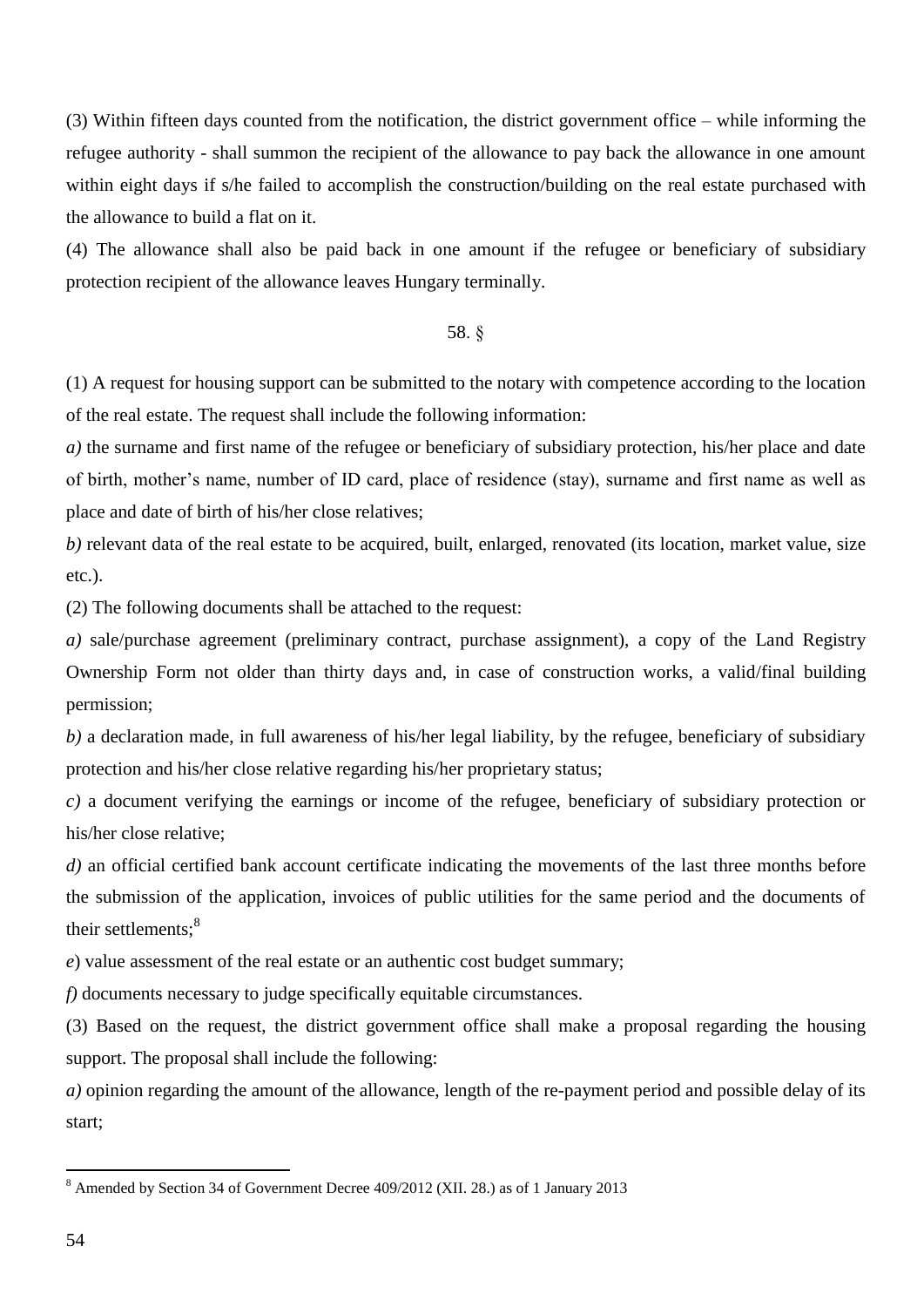(3) Within fifteen days counted from the notification, the district government office – while informing the refugee authority - shall summon the recipient of the allowance to pay back the allowance in one amount within eight days if s/he failed to accomplish the construction/building on the real estate purchased with the allowance to build a flat on it.

(4) The allowance shall also be paid back in one amount if the refugee or beneficiary of subsidiary protection recipient of the allowance leaves Hungary terminally.

58. §

(1) A request for housing support can be submitted to the notary with competence according to the location of the real estate. The request shall include the following information:

*a)* the surname and first name of the refugee or beneficiary of subsidiary protection, his/her place and date of birth, mother's name, number of ID card, place of residence (stay), surname and first name as well as place and date of birth of his/her close relatives;

*b)* relevant data of the real estate to be acquired, built, enlarged, renovated (its location, market value, size etc.).

(2) The following documents shall be attached to the request:

*a)* sale/purchase agreement (preliminary contract, purchase assignment), a copy of the Land Registry Ownership Form not older than thirty days and, in case of construction works, a valid/final building permission;

*b)* a declaration made, in full awareness of his/her legal liability, by the refugee, beneficiary of subsidiary protection and his/her close relative regarding his/her proprietary status;

*c)* a document verifying the earnings or income of the refugee, beneficiary of subsidiary protection or his/her close relative;

*d)* an official certified bank account certificate indicating the movements of the last three months before the submission of the application, invoices of public utilities for the same period and the documents of their settlements;[8]

*e*) value assessment of the real estate or an authentic cost budget summary;

*f)* documents necessary to judge specifically equitable circumstances.

(3) Based on the request, the district government office shall make a proposal regarding the housing support. The proposal shall include the following:

*a)* opinion regarding the amount of the allowance, length of the re-payment period and possible delay of its start;

[8] Amended by Section 34 of Government Decree 409/2012 (XII. 28.) as of 1 January 2013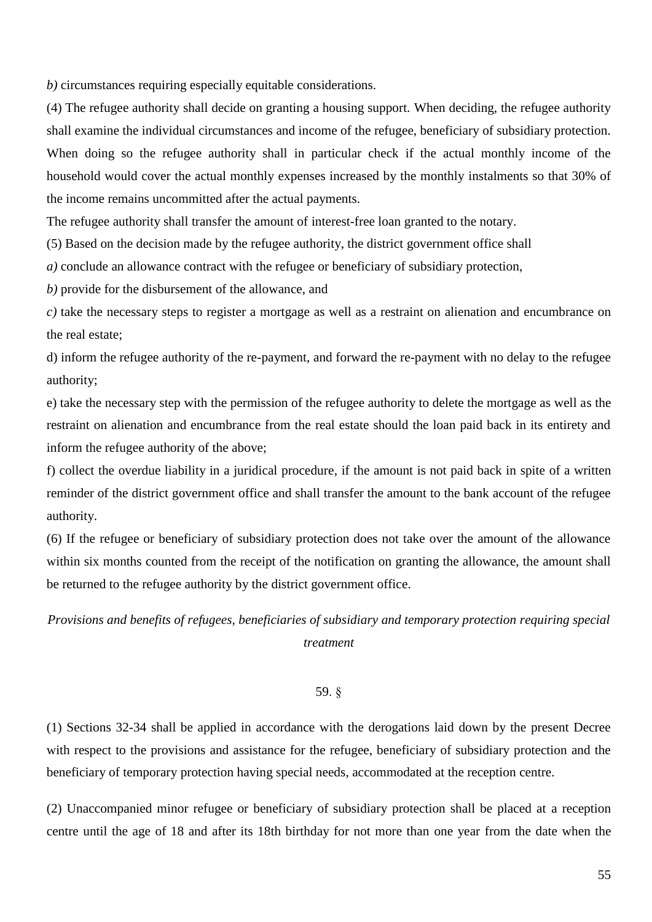*b)* circumstances requiring especially equitable considerations.

(4) The refugee authority shall decide on granting a housing support. When deciding, the refugee authority shall examine the individual circumstances and income of the refugee, beneficiary of subsidiary protection. When doing so the refugee authority shall in particular check if the actual monthly income of the household would cover the actual monthly expenses increased by the monthly instalments so that 30% of the income remains uncommitted after the actual payments.

The refugee authority shall transfer the amount of interest-free loan granted to the notary.

(5) Based on the decision made by the refugee authority, the district government office shall

*a)* conclude an allowance contract with the refugee or beneficiary of subsidiary protection,

*b)* provide for the disbursement of the allowance, and

*c)* take the necessary steps to register a mortgage as well as a restraint on alienation and encumbrance on the real estate;

d) inform the refugee authority of the re-payment, and forward the re-payment with no delay to the refugee authority;

e) take the necessary step with the permission of the refugee authority to delete the mortgage as well as the restraint on alienation and encumbrance from the real estate should the loan paid back in its entirety and inform the refugee authority of the above;

f) collect the overdue liability in a juridical procedure, if the amount is not paid back in spite of a written reminder of the district government office and shall transfer the amount to the bank account of the refugee authority.

(6) If the refugee or beneficiary of subsidiary protection does not take over the amount of the allowance within six months counted from the receipt of the notification on granting the allowance, the amount shall be returned to the refugee authority by the district government office.

*Provisions and benefits of refugees, beneficiaries of subsidiary and temporary protection requiring special treatment*

59. §

(1) Sections 32-34 shall be applied in accordance with the derogations laid down by the present Decree with respect to the provisions and assistance for the refugee, beneficiary of subsidiary protection and the beneficiary of temporary protection having special needs, accommodated at the reception centre.

(2) Unaccompanied minor refugee or beneficiary of subsidiary protection shall be placed at a reception centre until the age of 18 and after its 18th birthday for not more than one year from the date when the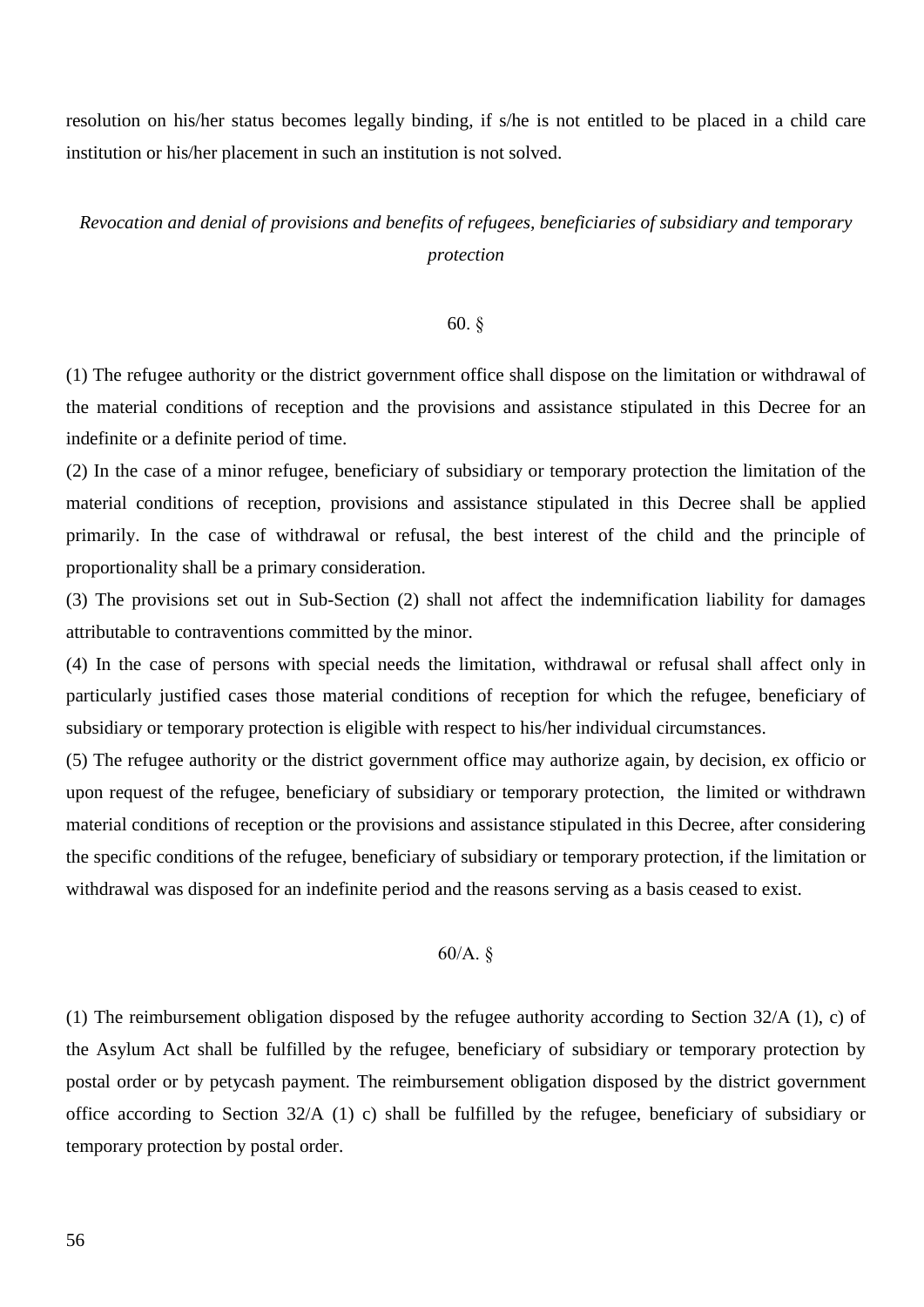resolution on his/her status becomes legally binding, if s/he is not entitled to be placed in a child care institution or his/her placement in such an institution is not solved.

*Revocation and denial of provisions and benefits of refugees, beneficiaries of subsidiary and temporary protection*

60. §

(1) The refugee authority or the district government office shall dispose on the limitation or withdrawal of the material conditions of reception and the provisions and assistance stipulated in this Decree for an indefinite or a definite period of time.

(2) In the case of a minor refugee, beneficiary of subsidiary or temporary protection the limitation of the material conditions of reception, provisions and assistance stipulated in this Decree shall be applied primarily. In the case of withdrawal or refusal, the best interest of the child and the principle of proportionality shall be a primary consideration.

(3) The provisions set out in Sub-Section (2) shall not affect the indemnification liability for damages attributable to contraventions committed by the minor.

(4) In the case of persons with special needs the limitation, withdrawal or refusal shall affect only in particularly justified cases those material conditions of reception for which the refugee, beneficiary of subsidiary or temporary protection is eligible with respect to his/her individual circumstances.

(5) The refugee authority or the district government office may authorize again, by decision, ex officio or upon request of the refugee, beneficiary of subsidiary or temporary protection, the limited or withdrawn material conditions of reception or the provisions and assistance stipulated in this Decree, after considering the specific conditions of the refugee, beneficiary of subsidiary or temporary protection, if the limitation or withdrawal was disposed for an indefinite period and the reasons serving as a basis ceased to exist.

60/A. §

(1) The reimbursement obligation disposed by the refugee authority according to Section 32/A (1), c) of the Asylum Act shall be fulfilled by the refugee, beneficiary of subsidiary or temporary protection by postal order or by petycash payment. The reimbursement obligation disposed by the district government office according to Section 32/A (1) c) shall be fulfilled by the refugee, beneficiary of subsidiary or temporary protection by postal order.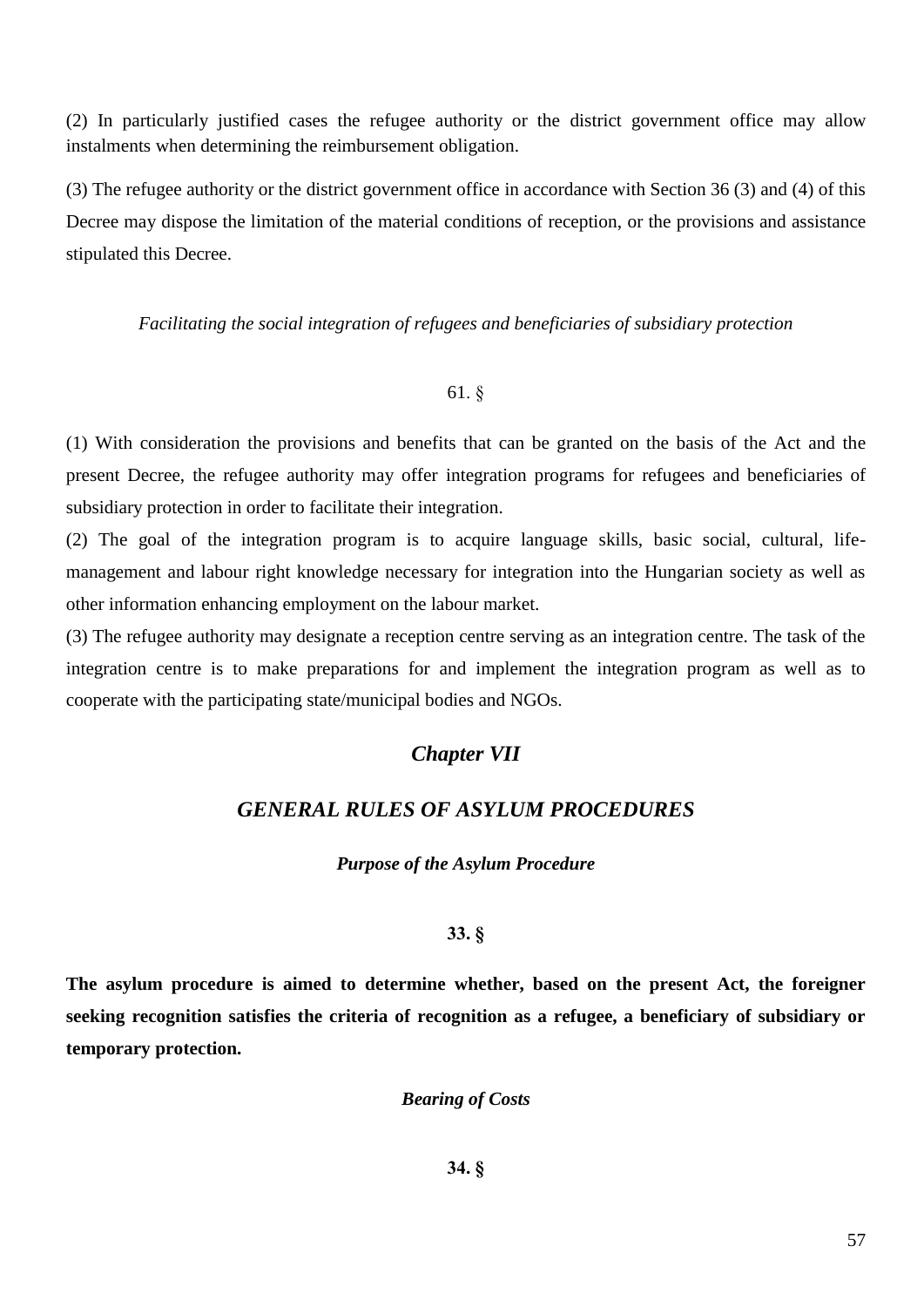(2) In particularly justified cases the refugee authority or the district government office may allow instalments when determining the reimbursement obligation.

(3) The refugee authority or the district government office in accordance with Section 36 (3) and (4) of this Decree may dispose the limitation of the material conditions of reception, or the provisions and assistance stipulated this Decree.

*Facilitating the social integration of refugees and beneficiaries of subsidiary protection*

61. §

(1) With consideration the provisions and benefits that can be granted on the basis of the Act and the present Decree, the refugee authority may offer integration programs for refugees and beneficiaries of subsidiary protection in order to facilitate their integration.

(2) The goal of the integration program is to acquire language skills, basic social, cultural, life-management and labour right knowledge necessary for integration into the Hungarian society as well as other information enhancing employment on the labour market.

(3) The refugee authority may designate a reception centre serving as an integration centre. The task of the integration centre is to make preparations for and implement the integration program as well as to cooperate with the participating state/municipal bodies and NGOs.

## *Chapter VII*

## *GENERAL RULES OF ASYLUM PROCEDURES*

### ***Purpose of the Asylum Procedure***

**33. §**

**The asylum procedure is aimed to determine whether, based on the present Act, the foreigner seeking recognition satisfies the criteria of recognition as a refugee, a beneficiary of subsidiary or temporary protection.**

### ***Bearing of Costs***

**34. §**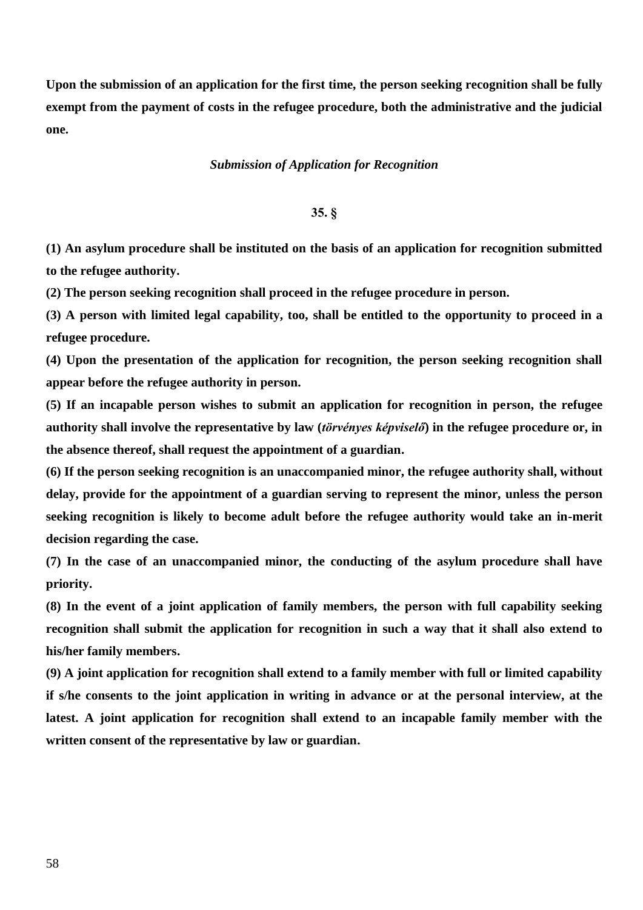**Upon the submission of an application for the first time, the person seeking recognition shall be fully exempt from the payment of costs in the refugee procedure, both the administrative and the judicial one.**

### *Submission of Application for Recognition*

### 35. §

**(1) An asylum procedure shall be instituted on the basis of an application for recognition submitted to the refugee authority.**

**(2) The person seeking recognition shall proceed in the refugee procedure in person.**

**(3) A person with limited legal capability, too, shall be entitled to the opportunity to proceed in a refugee procedure.**

**(4) Upon the presentation of the application for recognition, the person seeking recognition shall appear before the refugee authority in person.**

**(5) If an incapable person wishes to submit an application for recognition in person, the refugee authority shall involve the representative by law (*törvényes képviselő*) in the refugee procedure or, in the absence thereof, shall request the appointment of a guardian.**

**(6) If the person seeking recognition is an unaccompanied minor, the refugee authority shall, without delay, provide for the appointment of a guardian serving to represent the minor, unless the person seeking recognition is likely to become adult before the refugee authority would take an in-merit decision regarding the case.**

**(7) In the case of an unaccompanied minor, the conducting of the asylum procedure shall have priority.**

**(8) In the event of a joint application of family members, the person with full capability seeking recognition shall submit the application for recognition in such a way that it shall also extend to his/her family members.**

**(9) A joint application for recognition shall extend to a family member with full or limited capability if s/he consents to the joint application in writing in advance or at the personal interview, at the latest. A joint application for recognition shall extend to an incapable family member with the written consent of the representative by law or guardian.**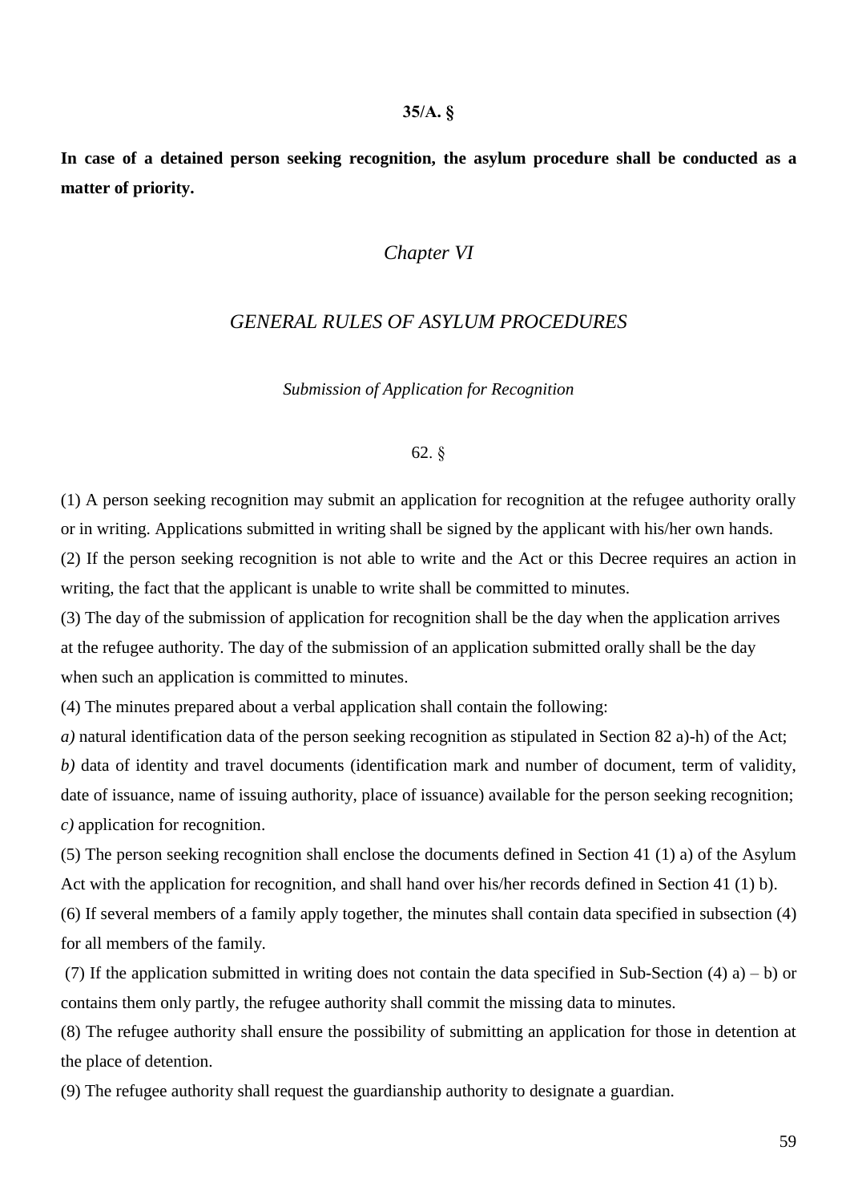**35/A. §**

**In case of a detained person seeking recognition, the asylum procedure shall be conducted as a matter of priority.**

## *Chapter VI*

## *GENERAL RULES OF ASYLUM PROCEDURES*

### *Submission of Application for Recognition*

62. §

(1) A person seeking recognition may submit an application for recognition at the refugee authority orally or in writing. Applications submitted in writing shall be signed by the applicant with his/her own hands.

(2) If the person seeking recognition is not able to write and the Act or this Decree requires an action in writing, the fact that the applicant is unable to write shall be committed to minutes.

(3) The day of the submission of application for recognition shall be the day when the application arrives at the refugee authority. The day of the submission of an application submitted orally shall be the day when such an application is committed to minutes.

(4) The minutes prepared about a verbal application shall contain the following:

*a)* natural identification data of the person seeking recognition as stipulated in Section 82 a)-h) of the Act;

*b)* data of identity and travel documents (identification mark and number of document, term of validity, date of issuance, name of issuing authority, place of issuance) available for the person seeking recognition;

*c)* application for recognition.

(5) The person seeking recognition shall enclose the documents defined in Section 41 (1) a) of the Asylum Act with the application for recognition, and shall hand over his/her records defined in Section 41 (1) b).

(6) If several members of a family apply together, the minutes shall contain data specified in subsection (4) for all members of the family.

(7) If the application submitted in writing does not contain the data specified in Sub-Section (4) a) – b) or contains them only partly, the refugee authority shall commit the missing data to minutes.

(8) The refugee authority shall ensure the possibility of submitting an application for those in detention at the place of detention.

(9) The refugee authority shall request the guardianship authority to designate a guardian.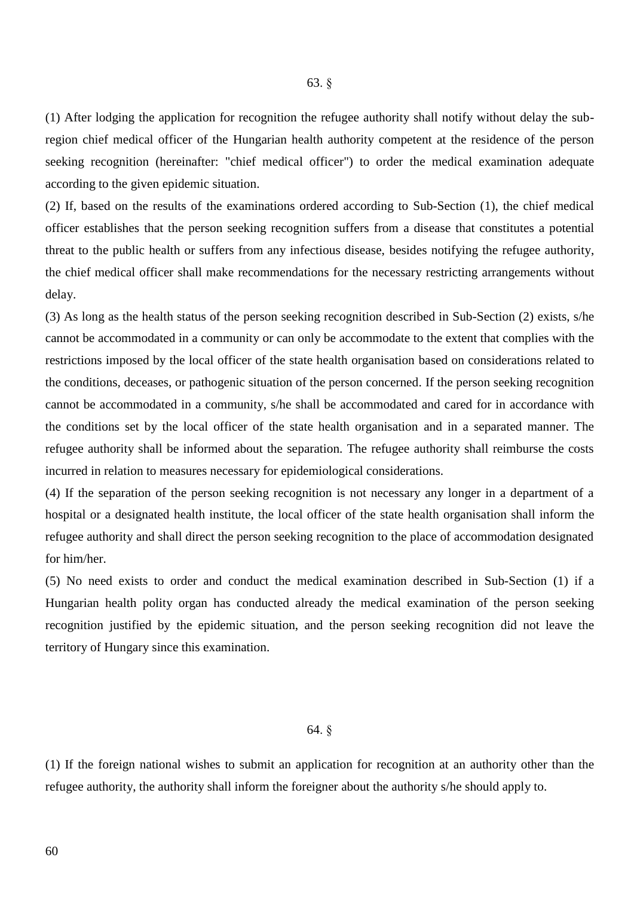63. §

(1) After lodging the application for recognition the refugee authority shall notify without delay the sub-region chief medical officer of the Hungarian health authority competent at the residence of the person seeking recognition (hereinafter: "chief medical officer") to order the medical examination adequate according to the given epidemic situation.

(2) If, based on the results of the examinations ordered according to Sub-Section (1), the chief medical officer establishes that the person seeking recognition suffers from a disease that constitutes a potential threat to the public health or suffers from any infectious disease, besides notifying the refugee authority, the chief medical officer shall make recommendations for the necessary restricting arrangements without delay.

(3) As long as the health status of the person seeking recognition described in Sub-Section (2) exists, s/he cannot be accommodated in a community or can only be accommodate to the extent that complies with the restrictions imposed by the local officer of the state health organisation based on considerations related to the conditions, deceases, or pathogenic situation of the person concerned. If the person seeking recognition cannot be accommodated in a community, s/he shall be accommodated and cared for in accordance with the conditions set by the local officer of the state health organisation and in a separated manner. The refugee authority shall be informed about the separation. The refugee authority shall reimburse the costs incurred in relation to measures necessary for epidemiological considerations.

(4) If the separation of the person seeking recognition is not necessary any longer in a department of a hospital or a designated health institute, the local officer of the state health organisation shall inform the refugee authority and shall direct the person seeking recognition to the place of accommodation designated for him/her.

(5) No need exists to order and conduct the medical examination described in Sub-Section (1) if a Hungarian health polity organ has conducted already the medical examination of the person seeking recognition justified by the epidemic situation, and the person seeking recognition did not leave the territory of Hungary since this examination.

64. §

(1) If the foreign national wishes to submit an application for recognition at an authority other than the refugee authority, the authority shall inform the foreigner about the authority s/he should apply to.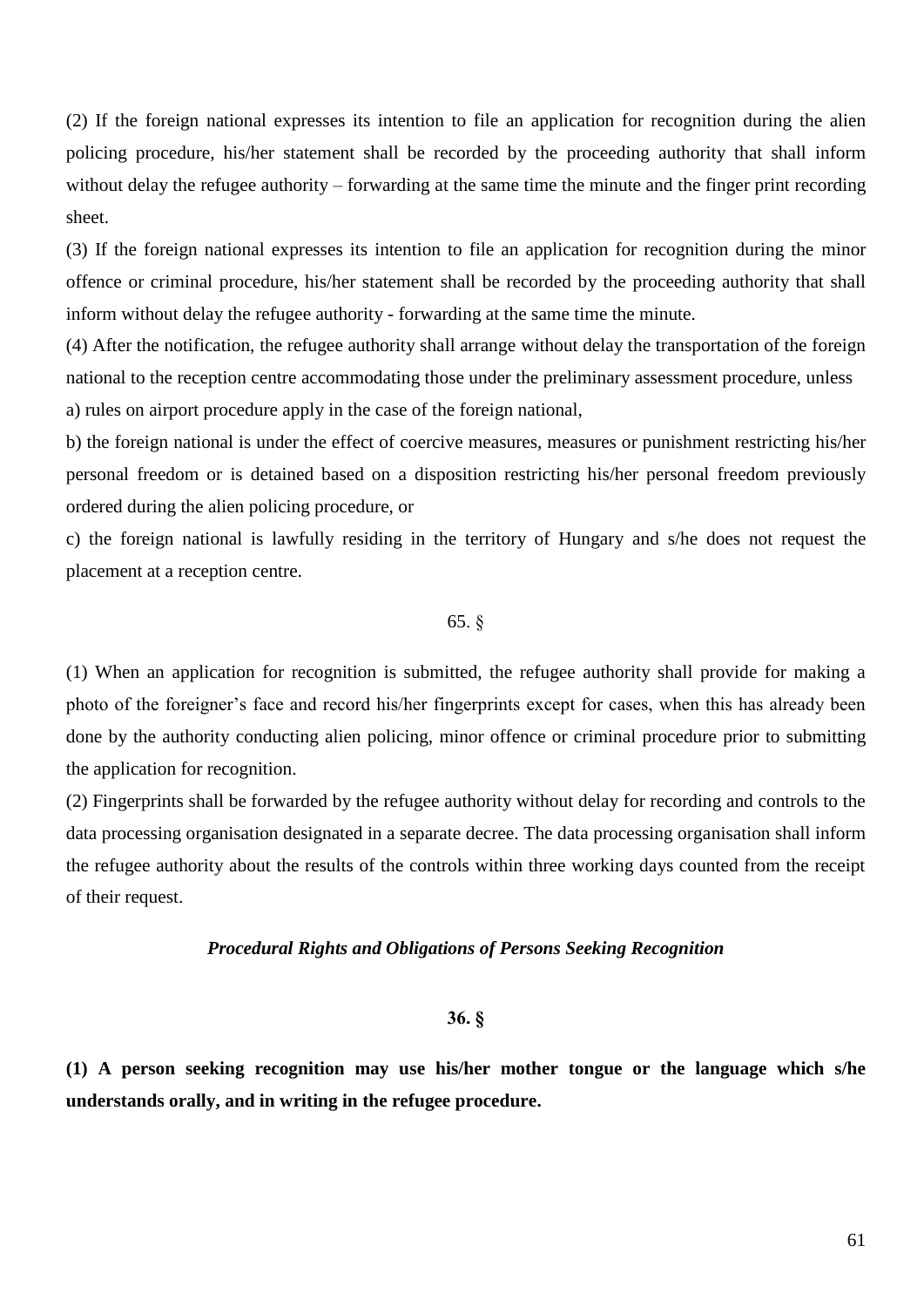(2) If the foreign national expresses its intention to file an application for recognition during the alien policing procedure, his/her statement shall be recorded by the proceeding authority that shall inform without delay the refugee authority – forwarding at the same time the minute and the finger print recording sheet.

(3) If the foreign national expresses its intention to file an application for recognition during the minor offence or criminal procedure, his/her statement shall be recorded by the proceeding authority that shall inform without delay the refugee authority - forwarding at the same time the minute.

(4) After the notification, the refugee authority shall arrange without delay the transportation of the foreign national to the reception centre accommodating those under the preliminary assessment procedure, unless

a) rules on airport procedure apply in the case of the foreign national,

b) the foreign national is under the effect of coercive measures, measures or punishment restricting his/her personal freedom or is detained based on a disposition restricting his/her personal freedom previously ordered during the alien policing procedure, or

c) the foreign national is lawfully residing in the territory of Hungary and s/he does not request the placement at a reception centre.

65. §

(1) When an application for recognition is submitted, the refugee authority shall provide for making a photo of the foreigner's face and record his/her fingerprints except for cases, when this has already been done by the authority conducting alien policing, minor offence or criminal procedure prior to submitting the application for recognition.

(2) Fingerprints shall be forwarded by the refugee authority without delay for recording and controls to the data processing organisation designated in a separate decree. The data processing organisation shall inform the refugee authority about the results of the controls within three working days counted from the receipt of their request.

***Procedural Rights and Obligations of Persons Seeking Recognition***

**36. §**

**(1) A person seeking recognition may use his/her mother tongue or the language which s/he understands orally, and in writing in the refugee procedure.**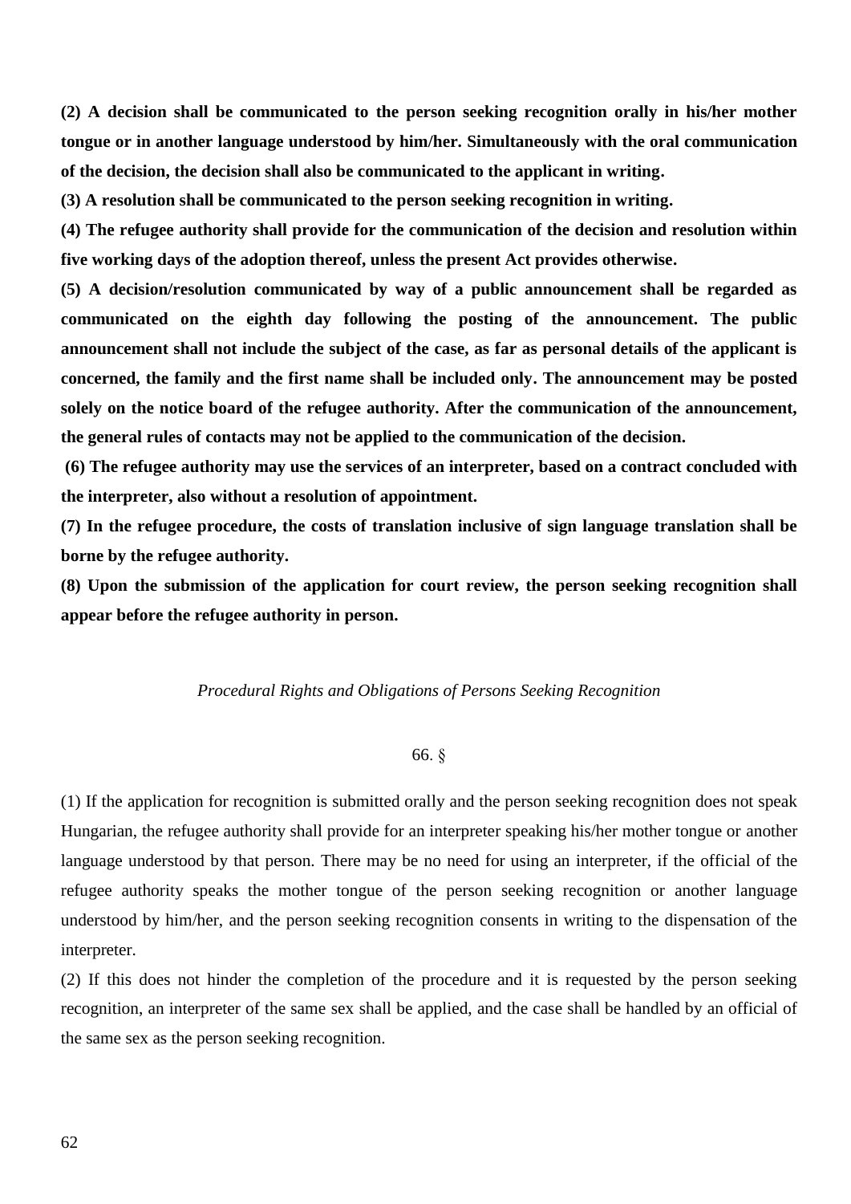**(2) A decision shall be communicated to the person seeking recognition orally in his/her mother tongue or in another language understood by him/her. Simultaneously with the oral communication of the decision, the decision shall also be communicated to the applicant in writing.**

**(3) A resolution shall be communicated to the person seeking recognition in writing.**

**(4) The refugee authority shall provide for the communication of the decision and resolution within five working days of the adoption thereof, unless the present Act provides otherwise.**

**(5) A decision/resolution communicated by way of a public announcement shall be regarded as communicated on the eighth day following the posting of the announcement. The public announcement shall not include the subject of the case, as far as personal details of the applicant is concerned, the family and the first name shall be included only. The announcement may be posted solely on the notice board of the refugee authority. After the communication of the announcement, the general rules of contacts may not be applied to the communication of the decision.**

**(6) The refugee authority may use the services of an interpreter, based on a contract concluded with the interpreter, also without a resolution of appointment.**

**(7) In the refugee procedure, the costs of translation inclusive of sign language translation shall be borne by the refugee authority.**

**(8) Upon the submission of the application for court review, the person seeking recognition shall appear before the refugee authority in person.**

*Procedural Rights and Obligations of Persons Seeking Recognition*

66. §

(1) If the application for recognition is submitted orally and the person seeking recognition does not speak Hungarian, the refugee authority shall provide for an interpreter speaking his/her mother tongue or another language understood by that person. There may be no need for using an interpreter, if the official of the refugee authority speaks the mother tongue of the person seeking recognition or another language understood by him/her, and the person seeking recognition consents in writing to the dispensation of the interpreter.

(2) If this does not hinder the completion of the procedure and it is requested by the person seeking recognition, an interpreter of the same sex shall be applied, and the case shall be handled by an official of the same sex as the person seeking recognition.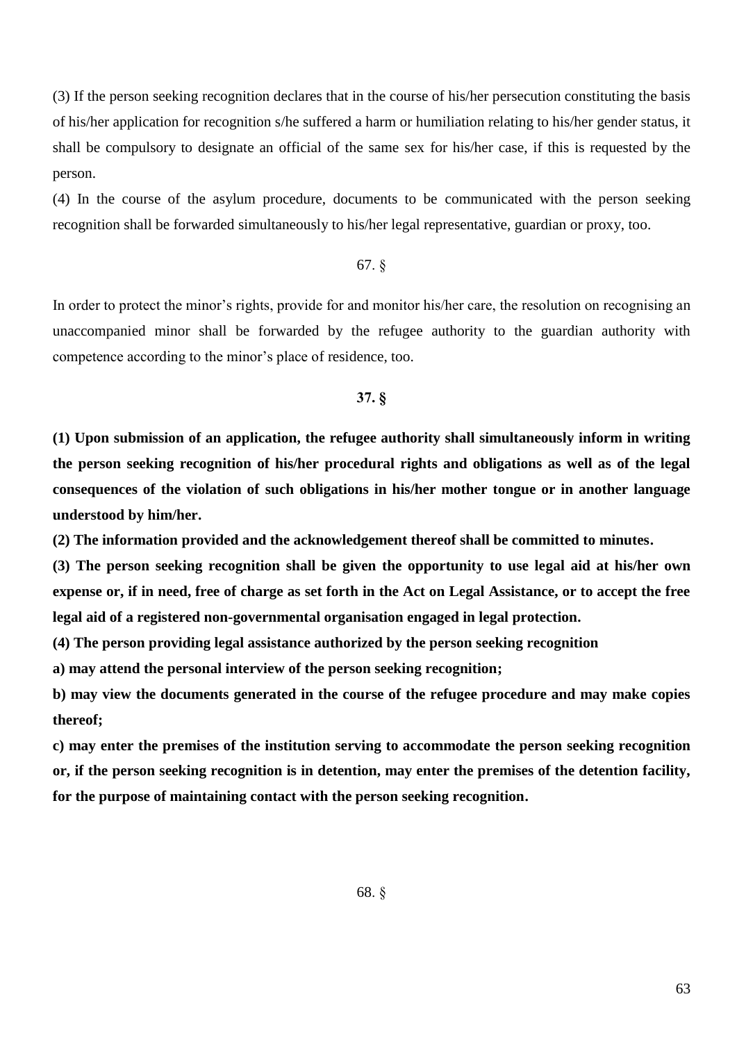(3) If the person seeking recognition declares that in the course of his/her persecution constituting the basis of his/her application for recognition s/he suffered a harm or humiliation relating to his/her gender status, it shall be compulsory to designate an official of the same sex for his/her case, if this is requested by the person.

(4) In the course of the asylum procedure, documents to be communicated with the person seeking recognition shall be forwarded simultaneously to his/her legal representative, guardian or proxy, too.

67. §

In order to protect the minor's rights, provide for and monitor his/her care, the resolution on recognising an unaccompanied minor shall be forwarded by the refugee authority to the guardian authority with competence according to the minor's place of residence, too.

**37. §**

**(1) Upon submission of an application, the refugee authority shall simultaneously inform in writing the person seeking recognition of his/her procedural rights and obligations as well as of the legal consequences of the violation of such obligations in his/her mother tongue or in another language understood by him/her.**

**(2) The information provided and the acknowledgement thereof shall be committed to minutes.**

**(3) The person seeking recognition shall be given the opportunity to use legal aid at his/her own expense or, if in need, free of charge as set forth in the Act on Legal Assistance, or to accept the free legal aid of a registered non-governmental organisation engaged in legal protection.**

**(4) The person providing legal assistance authorized by the person seeking recognition**

**a) may attend the personal interview of the person seeking recognition;**

**b) may view the documents generated in the course of the refugee procedure and may make copies thereof;**

**c) may enter the premises of the institution serving to accommodate the person seeking recognition or, if the person seeking recognition is in detention, may enter the premises of the detention facility, for the purpose of maintaining contact with the person seeking recognition.**

68. §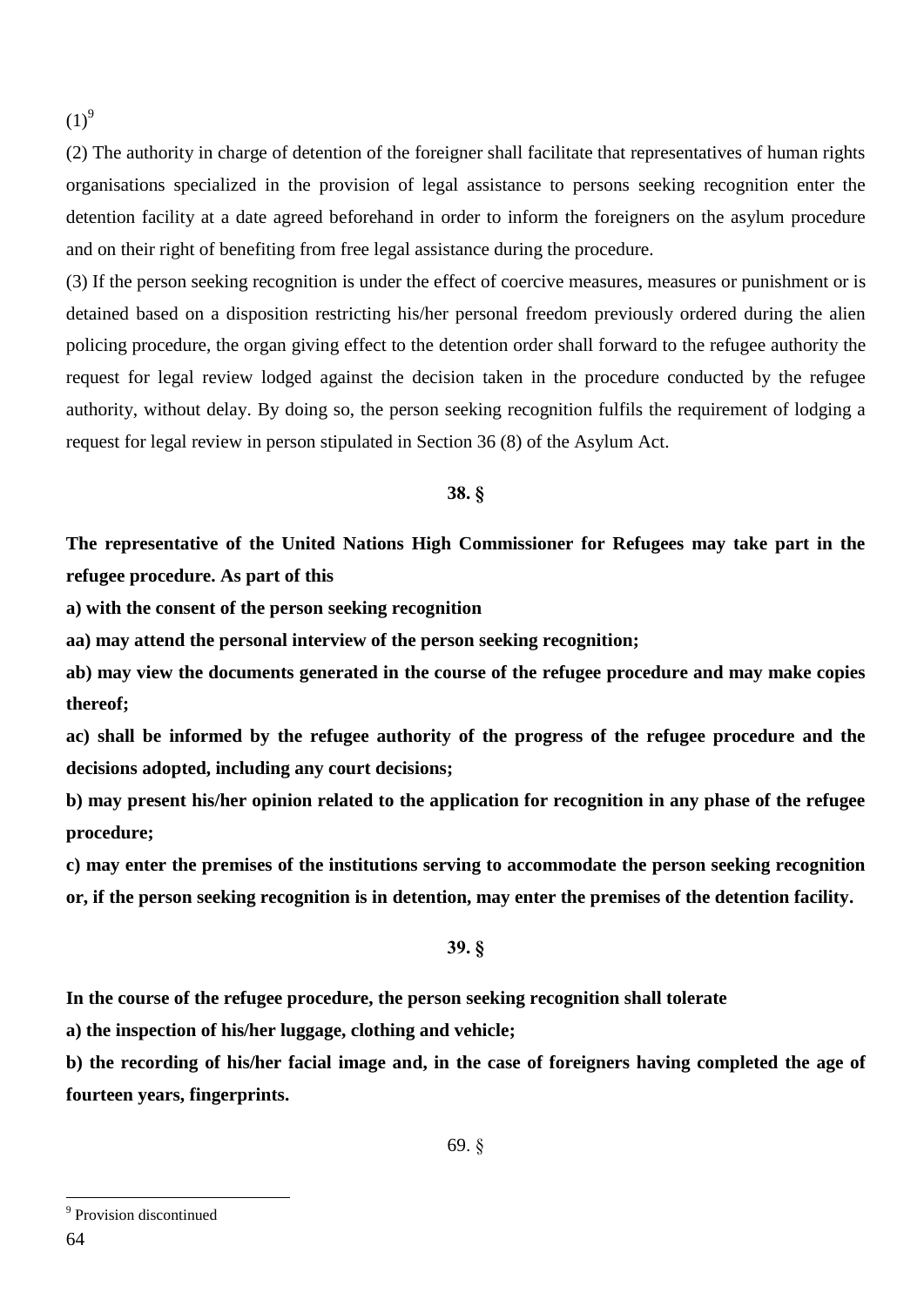(1)[9]

(2) The authority in charge of detention of the foreigner shall facilitate that representatives of human rights organisations specialized in the provision of legal assistance to persons seeking recognition enter the detention facility at a date agreed beforehand in order to inform the foreigners on the asylum procedure and on their right of benefiting from free legal assistance during the procedure.

(3) If the person seeking recognition is under the effect of coercive measures, measures or punishment or is detained based on a disposition restricting his/her personal freedom previously ordered during the alien policing procedure, the organ giving effect to the detention order shall forward to the refugee authority the request for legal review lodged against the decision taken in the procedure conducted by the refugee authority, without delay. By doing so, the person seeking recognition fulfils the requirement of lodging a request for legal review in person stipulated in Section 36 (8) of the Asylum Act.

**38. §**

**The representative of the United Nations High Commissioner for Refugees may take part in the refugee procedure. As part of this**

**a) with the consent of the person seeking recognition**

**aa) may attend the personal interview of the person seeking recognition;**

**ab) may view the documents generated in the course of the refugee procedure and may make copies thereof;**

**ac) shall be informed by the refugee authority of the progress of the refugee procedure and the decisions adopted, including any court decisions;**

**b) may present his/her opinion related to the application for recognition in any phase of the refugee procedure;**

**c) may enter the premises of the institutions serving to accommodate the person seeking recognition or, if the person seeking recognition is in detention, may enter the premises of the detention facility.**

**39. §**

**In the course of the refugee procedure, the person seeking recognition shall tolerate**

**a) the inspection of his/her luggage, clothing and vehicle;**

**b) the recording of his/her facial image and, in the case of foreigners having completed the age of fourteen years, fingerprints.**

69. §

[9] Provision discontinued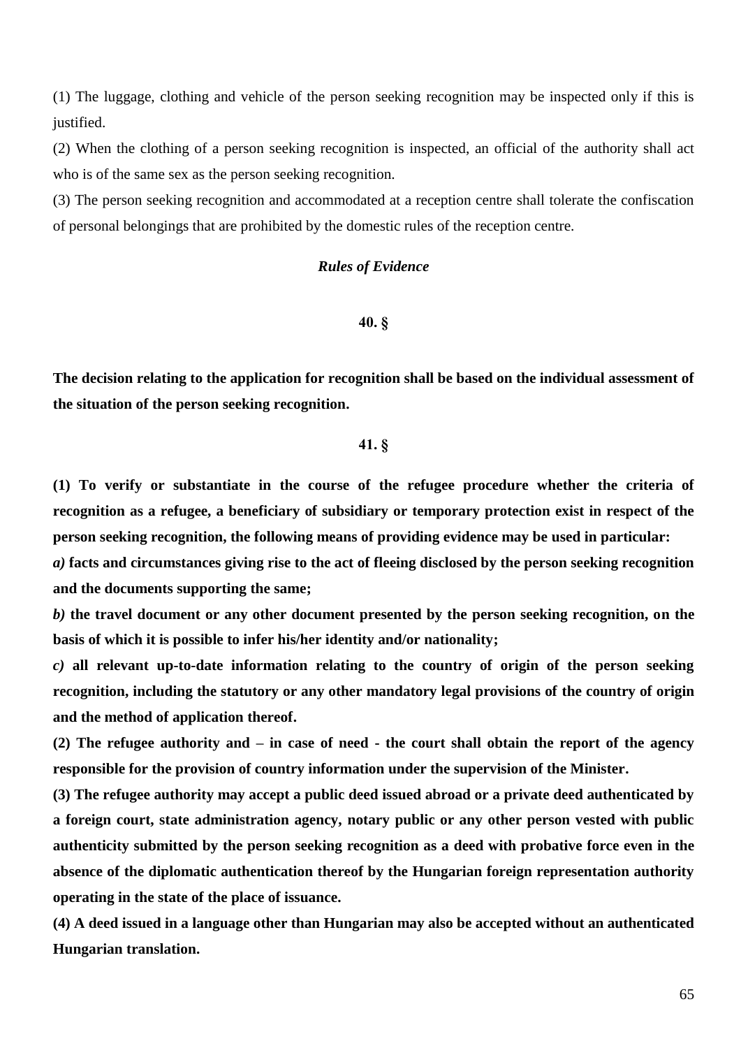(1) The luggage, clothing and vehicle of the person seeking recognition may be inspected only if this is justified.

(2) When the clothing of a person seeking recognition is inspected, an official of the authority shall act who is of the same sex as the person seeking recognition.

(3) The person seeking recognition and accommodated at a reception centre shall tolerate the confiscation of personal belongings that are prohibited by the domestic rules of the reception centre.

### *Rules of Evidence*

### 40. §

**The decision relating to the application for recognition shall be based on the individual assessment of the situation of the person seeking recognition.**

### 41. §

**(1) To verify or substantiate in the course of the refugee procedure whether the criteria of recognition as a refugee, a beneficiary of subsidiary or temporary protection exist in respect of the person seeking recognition, the following means of providing evidence may be used in particular:**

***a)*** **facts and circumstances giving rise to the act of fleeing disclosed by the person seeking recognition and the documents supporting the same;**

***b)*** **the travel document or any other document presented by the person seeking recognition, on the basis of which it is possible to infer his/her identity and/or nationality;**

***c)*** **all relevant up-to-date information relating to the country of origin of the person seeking recognition, including the statutory or any other mandatory legal provisions of the country of origin and the method of application thereof.**

**(2) The refugee authority and – in case of need - the court shall obtain the report of the agency responsible for the provision of country information under the supervision of the Minister.**

**(3) The refugee authority may accept a public deed issued abroad or a private deed authenticated by a foreign court, state administration agency, notary public or any other person vested with public authenticity submitted by the person seeking recognition as a deed with probative force even in the absence of the diplomatic authentication thereof by the Hungarian foreign representation authority operating in the state of the place of issuance.**

**(4) A deed issued in a language other than Hungarian may also be accepted without an authenticated Hungarian translation.**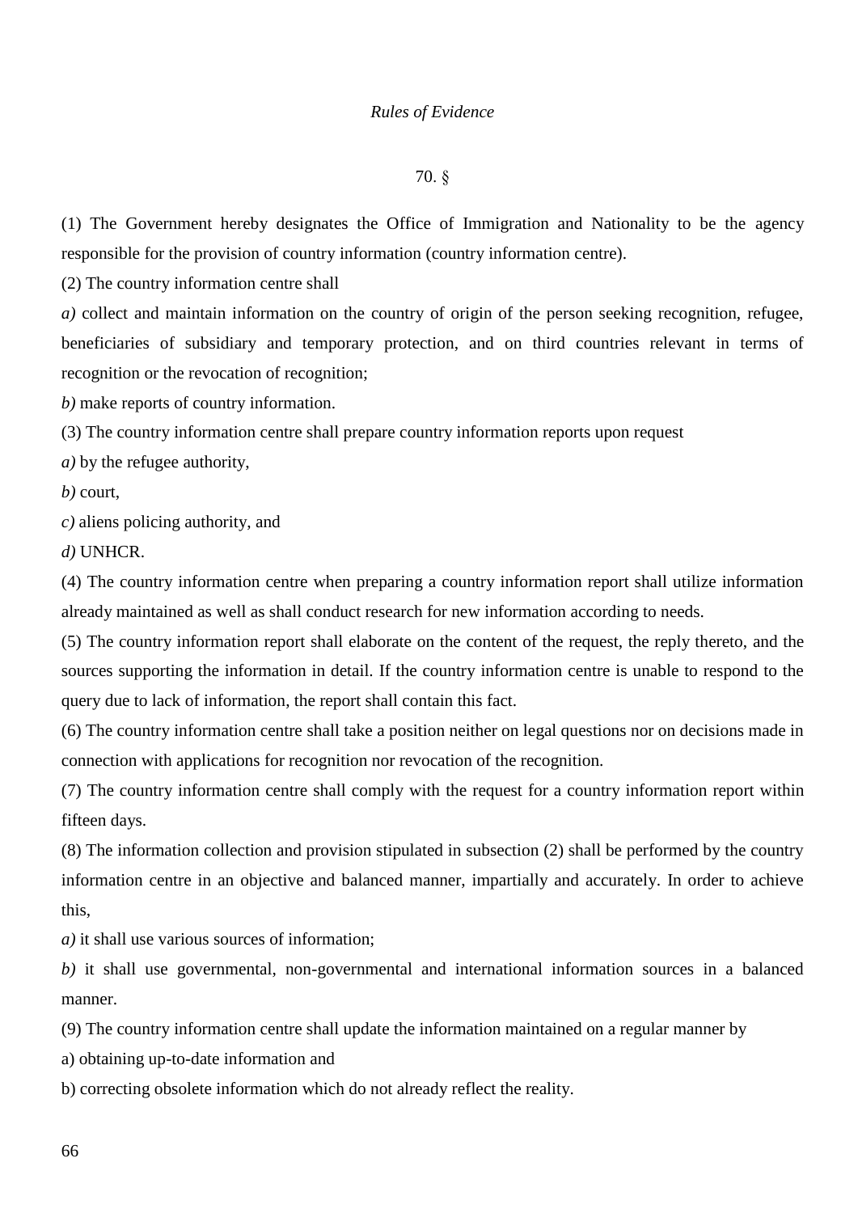*Rules of Evidence*

70. §

(1) The Government hereby designates the Office of Immigration and Nationality to be the agency responsible for the provision of country information (country information centre).

(2) The country information centre shall

*a)* collect and maintain information on the country of origin of the person seeking recognition, refugee, beneficiaries of subsidiary and temporary protection, and on third countries relevant in terms of recognition or the revocation of recognition;

*b)* make reports of country information.

(3) The country information centre shall prepare country information reports upon request

*a)* by the refugee authority,

*b)* court,

*c)* aliens policing authority, and

*d)* UNHCR.

(4) The country information centre when preparing a country information report shall utilize information already maintained as well as shall conduct research for new information according to needs.

(5) The country information report shall elaborate on the content of the request, the reply thereto, and the sources supporting the information in detail. If the country information centre is unable to respond to the query due to lack of information, the report shall contain this fact.

(6) The country information centre shall take a position neither on legal questions nor on decisions made in connection with applications for recognition nor revocation of the recognition.

(7) The country information centre shall comply with the request for a country information report within fifteen days.

(8) The information collection and provision stipulated in subsection (2) shall be performed by the country information centre in an objective and balanced manner, impartially and accurately. In order to achieve this,

*a)* it shall use various sources of information;

*b)* it shall use governmental, non-governmental and international information sources in a balanced manner.

(9) The country information centre shall update the information maintained on a regular manner by

a) obtaining up-to-date information and

b) correcting obsolete information which do not already reflect the reality.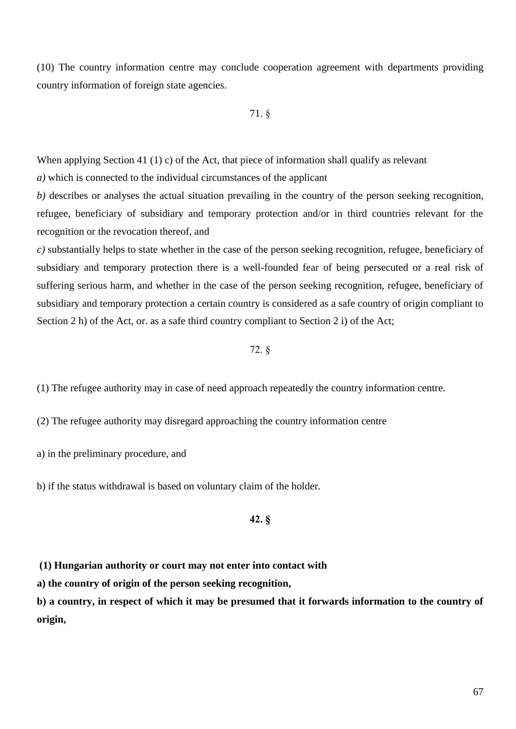(10) The country information centre may conclude cooperation agreement with departments providing country information of foreign state agencies.

71. §

When applying Section 41 (1) c) of the Act, that piece of information shall qualify as relevant

*a)* which is connected to the individual circumstances of the applicant

*b)* describes or analyses the actual situation prevailing in the country of the person seeking recognition, refugee, beneficiary of subsidiary and temporary protection and/or in third countries relevant for the recognition or the revocation thereof, and

*c)* substantially helps to state whether in the case of the person seeking recognition, refugee, beneficiary of subsidiary and temporary protection there is a well-founded fear of being persecuted or a real risk of suffering serious harm, and whether in the case of the person seeking recognition, refugee, beneficiary of subsidiary and temporary protection a certain country is considered as a safe country of origin compliant to Section 2 h) of the Act, or. as a safe third country compliant to Section 2 i) of the Act;

72. §

(1) The refugee authority may in case of need approach repeatedly the country information centre.

(2) The refugee authority may disregard approaching the country information centre

a) in the preliminary procedure, and

b) if the status withdrawal is based on voluntary claim of the holder.

**42. §**

**(1) Hungarian authority or court may not enter into contact with**

**a) the country of origin of the person seeking recognition,**

**b) a country, in respect of which it may be presumed that it forwards information to the country of origin,**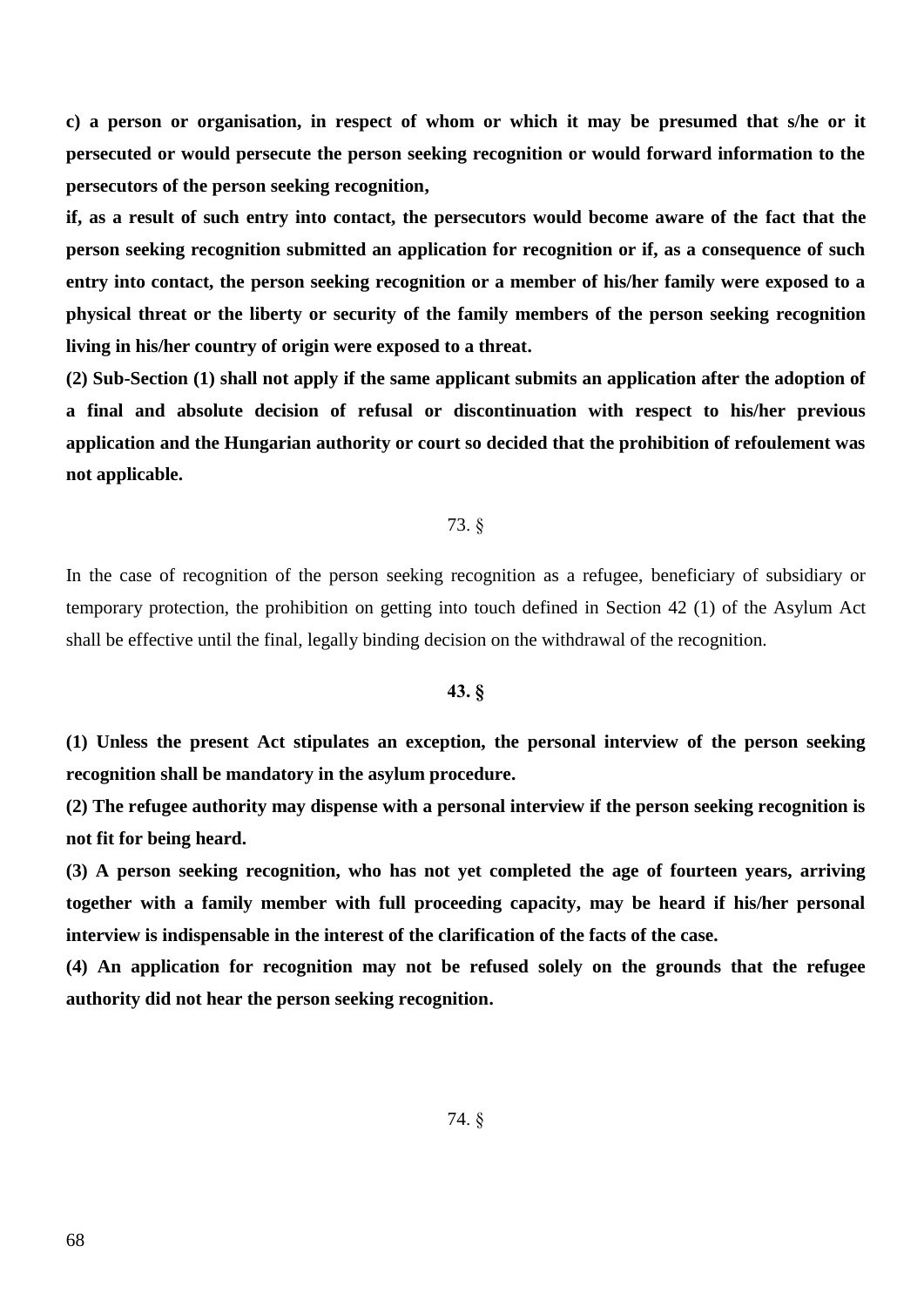**c) a person or organisation, in respect of whom or which it may be presumed that s/he or it persecuted or would persecute the person seeking recognition or would forward information to the persecutors of the person seeking recognition,**

**if, as a result of such entry into contact, the persecutors would become aware of the fact that the person seeking recognition submitted an application for recognition or if, as a consequence of such entry into contact, the person seeking recognition or a member of his/her family were exposed to a physical threat or the liberty or security of the family members of the person seeking recognition living in his/her country of origin were exposed to a threat.**

**(2) Sub-Section (1) shall not apply if the same applicant submits an application after the adoption of a final and absolute decision of refusal or discontinuation with respect to his/her previous application and the Hungarian authority or court so decided that the prohibition of refoulement was not applicable.**

73. §

In the case of recognition of the person seeking recognition as a refugee, beneficiary of subsidiary or temporary protection, the prohibition on getting into touch defined in Section 42 (1) of the Asylum Act shall be effective until the final, legally binding decision on the withdrawal of the recognition.

**43. §**

**(1) Unless the present Act stipulates an exception, the personal interview of the person seeking recognition shall be mandatory in the asylum procedure.**

**(2) The refugee authority may dispense with a personal interview if the person seeking recognition is not fit for being heard.**

**(3) A person seeking recognition, who has not yet completed the age of fourteen years, arriving together with a family member with full proceeding capacity, may be heard if his/her personal interview is indispensable in the interest of the clarification of the facts of the case.**

**(4) An application for recognition may not be refused solely on the grounds that the refugee authority did not hear the person seeking recognition.**

74. §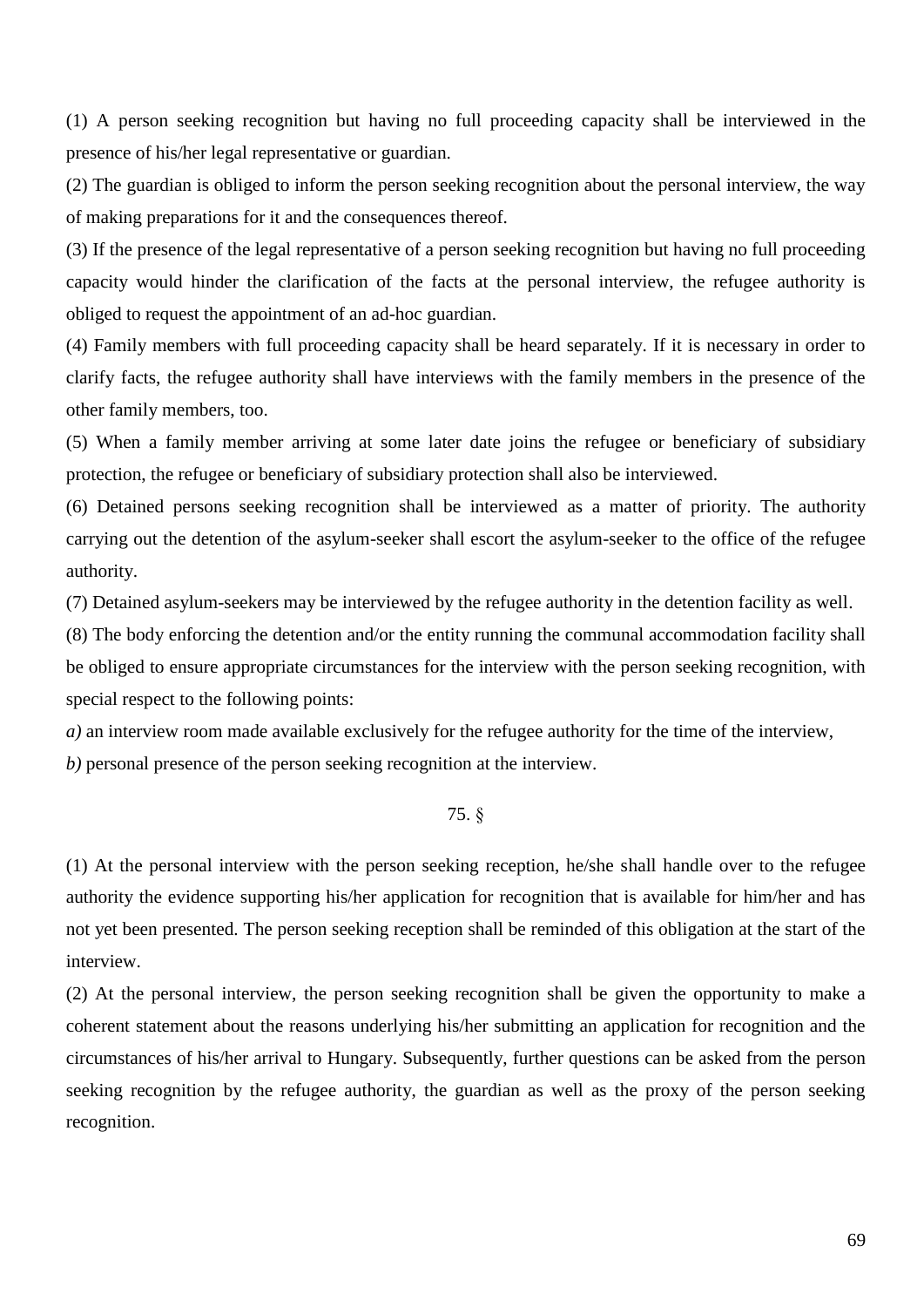(1) A person seeking recognition but having no full proceeding capacity shall be interviewed in the presence of his/her legal representative or guardian.

(2) The guardian is obliged to inform the person seeking recognition about the personal interview, the way of making preparations for it and the consequences thereof.

(3) If the presence of the legal representative of a person seeking recognition but having no full proceeding capacity would hinder the clarification of the facts at the personal interview, the refugee authority is obliged to request the appointment of an ad-hoc guardian.

(4) Family members with full proceeding capacity shall be heard separately. If it is necessary in order to clarify facts, the refugee authority shall have interviews with the family members in the presence of the other family members, too.

(5) When a family member arriving at some later date joins the refugee or beneficiary of subsidiary protection, the refugee or beneficiary of subsidiary protection shall also be interviewed.

(6) Detained persons seeking recognition shall be interviewed as a matter of priority. The authority carrying out the detention of the asylum-seeker shall escort the asylum-seeker to the office of the refugee authority.

(7) Detained asylum-seekers may be interviewed by the refugee authority in the detention facility as well.

(8) The body enforcing the detention and/or the entity running the communal accommodation facility shall be obliged to ensure appropriate circumstances for the interview with the person seeking recognition, with special respect to the following points:

*a)* an interview room made available exclusively for the refugee authority for the time of the interview,

*b)* personal presence of the person seeking recognition at the interview.

75. §

(1) At the personal interview with the person seeking reception, he/she shall handle over to the refugee authority the evidence supporting his/her application for recognition that is available for him/her and has not yet been presented. The person seeking reception shall be reminded of this obligation at the start of the interview.

(2) At the personal interview, the person seeking recognition shall be given the opportunity to make a coherent statement about the reasons underlying his/her submitting an application for recognition and the circumstances of his/her arrival to Hungary. Subsequently, further questions can be asked from the person seeking recognition by the refugee authority, the guardian as well as the proxy of the person seeking recognition.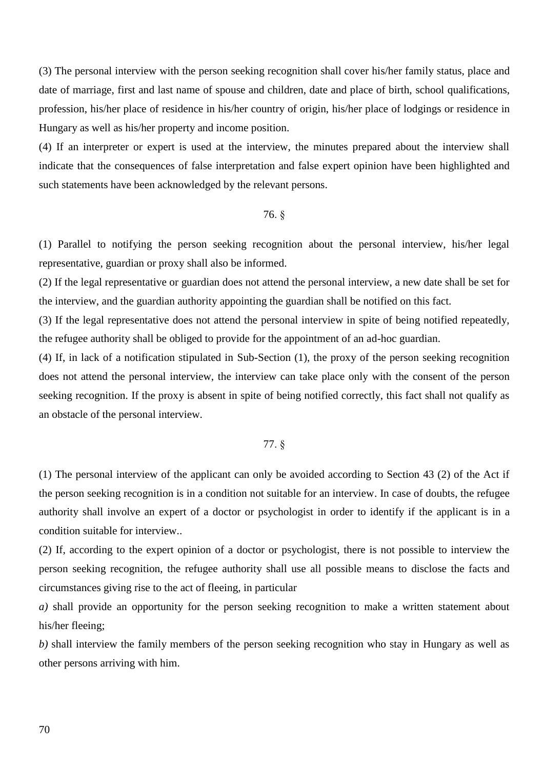(3) The personal interview with the person seeking recognition shall cover his/her family status, place and date of marriage, first and last name of spouse and children, date and place of birth, school qualifications, profession, his/her place of residence in his/her country of origin, his/her place of lodgings or residence in Hungary as well as his/her property and income position.

(4) If an interpreter or expert is used at the interview, the minutes prepared about the interview shall indicate that the consequences of false interpretation and false expert opinion have been highlighted and such statements have been acknowledged by the relevant persons.

76. §

(1) Parallel to notifying the person seeking recognition about the personal interview, his/her legal representative, guardian or proxy shall also be informed.

(2) If the legal representative or guardian does not attend the personal interview, a new date shall be set for the interview, and the guardian authority appointing the guardian shall be notified on this fact.

(3) If the legal representative does not attend the personal interview in spite of being notified repeatedly, the refugee authority shall be obliged to provide for the appointment of an ad-hoc guardian.

(4) If, in lack of a notification stipulated in Sub-Section (1), the proxy of the person seeking recognition does not attend the personal interview, the interview can take place only with the consent of the person seeking recognition. If the proxy is absent in spite of being notified correctly, this fact shall not qualify as an obstacle of the personal interview.

77. §

(1) The personal interview of the applicant can only be avoided according to Section 43 (2) of the Act if the person seeking recognition is in a condition not suitable for an interview. In case of doubts, the refugee authority shall involve an expert of a doctor or psychologist in order to identify if the applicant is in a condition suitable for interview..

(2) If, according to the expert opinion of a doctor or psychologist, there is not possible to interview the person seeking recognition, the refugee authority shall use all possible means to disclose the facts and circumstances giving rise to the act of fleeing, in particular

*a)* shall provide an opportunity for the person seeking recognition to make a written statement about his/her fleeing;

*b)* shall interview the family members of the person seeking recognition who stay in Hungary as well as other persons arriving with him.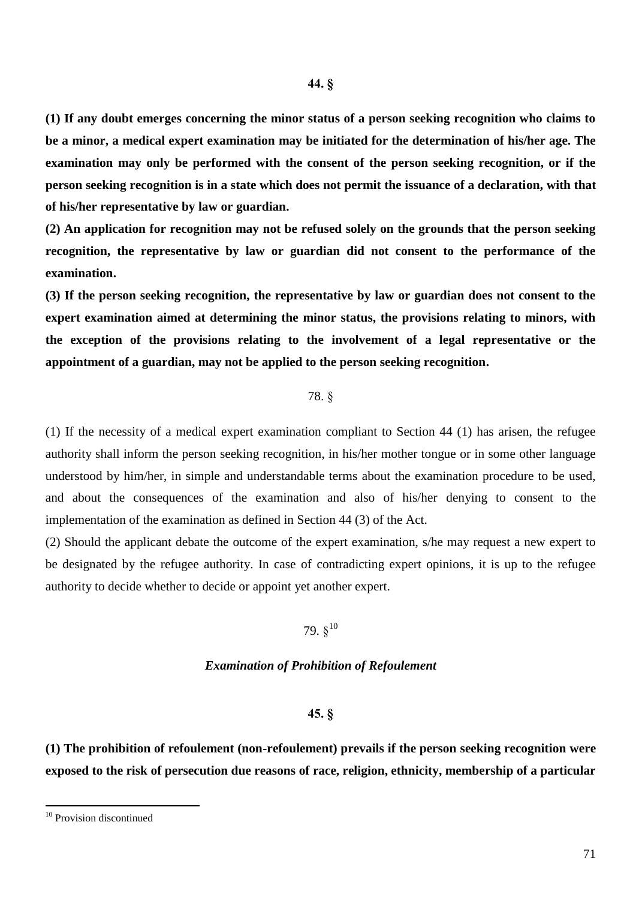**44. §**

**(1) If any doubt emerges concerning the minor status of a person seeking recognition who claims to be a minor, a medical expert examination may be initiated for the determination of his/her age. The examination may only be performed with the consent of the person seeking recognition, or if the person seeking recognition is in a state which does not permit the issuance of a declaration, with that of his/her representative by law or guardian.**

**(2) An application for recognition may not be refused solely on the grounds that the person seeking recognition, the representative by law or guardian did not consent to the performance of the examination.**

**(3) If the person seeking recognition, the representative by law or guardian does not consent to the expert examination aimed at determining the minor status, the provisions relating to minors, with the exception of the provisions relating to the involvement of a legal representative or the appointment of a guardian, may not be applied to the person seeking recognition.**

78. §

(1) If the necessity of a medical expert examination compliant to Section 44 (1) has arisen, the refugee authority shall inform the person seeking recognition, in his/her mother tongue or in some other language understood by him/her, in simple and understandable terms about the examination procedure to be used, and about the consequences of the examination and also of his/her denying to consent to the implementation of the examination as defined in Section 44 (3) of the Act.

(2) Should the applicant debate the outcome of the expert examination, s/he may request a new expert to be designated by the refugee authority. In case of contradicting expert opinions, it is up to the refugee authority to decide whether to decide or appoint yet another expert.

79. §[10]

***Examination of Prohibition of Refoulement***

**45. §**

**(1) The prohibition of refoulement (non-refoulement) prevails if the person seeking recognition were exposed to the risk of persecution due reasons of race, religion, ethnicity, membership of a particular**

[10] Provision discontinued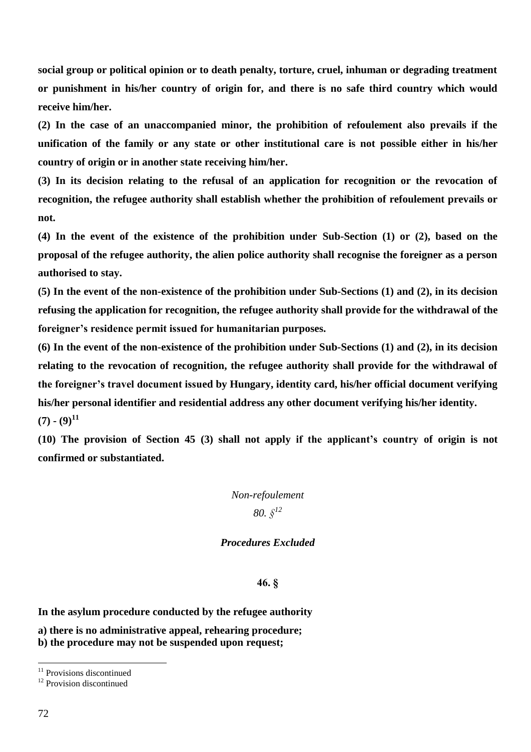**social group or political opinion or to death penalty, torture, cruel, inhuman or degrading treatment or punishment in his/her country of origin for, and there is no safe third country which would receive him/her.**

**(2) In the case of an unaccompanied minor, the prohibition of refoulement also prevails if the unification of the family or any state or other institutional care is not possible either in his/her country of origin or in another state receiving him/her.**

**(3) In its decision relating to the refusal of an application for recognition or the revocation of recognition, the refugee authority shall establish whether the prohibition of refoulement prevails or not.**

**(4) In the event of the existence of the prohibition under Sub-Section (1) or (2), based on the proposal of the refugee authority, the alien police authority shall recognise the foreigner as a person authorised to stay.**

**(5) In the event of the non-existence of the prohibition under Sub-Sections (1) and (2), in its decision refusing the application for recognition, the refugee authority shall provide for the withdrawal of the foreigner's residence permit issued for humanitarian purposes.**

**(6) In the event of the non-existence of the prohibition under Sub-Sections (1) and (2), in its decision relating to the revocation of recognition, the refugee authority shall provide for the withdrawal of the foreigner's travel document issued by Hungary, identity card, his/her official document verifying his/her personal identifier and residential address any other document verifying his/her identity.**

**(7) - (9)[11]**

**(10) The provision of Section 45 (3) shall not apply if the applicant's country of origin is not confirmed or substantiated.**

*Non-refoulement*

*80. §[12]*

***Procedures Excluded***

**46. §**

**In the asylum procedure conducted by the refugee authority**

**a) there is no administrative appeal, rehearing procedure;**
**b) the procedure may not be suspended upon request;**

[11] Provisions discontinued
[12] Provision discontinued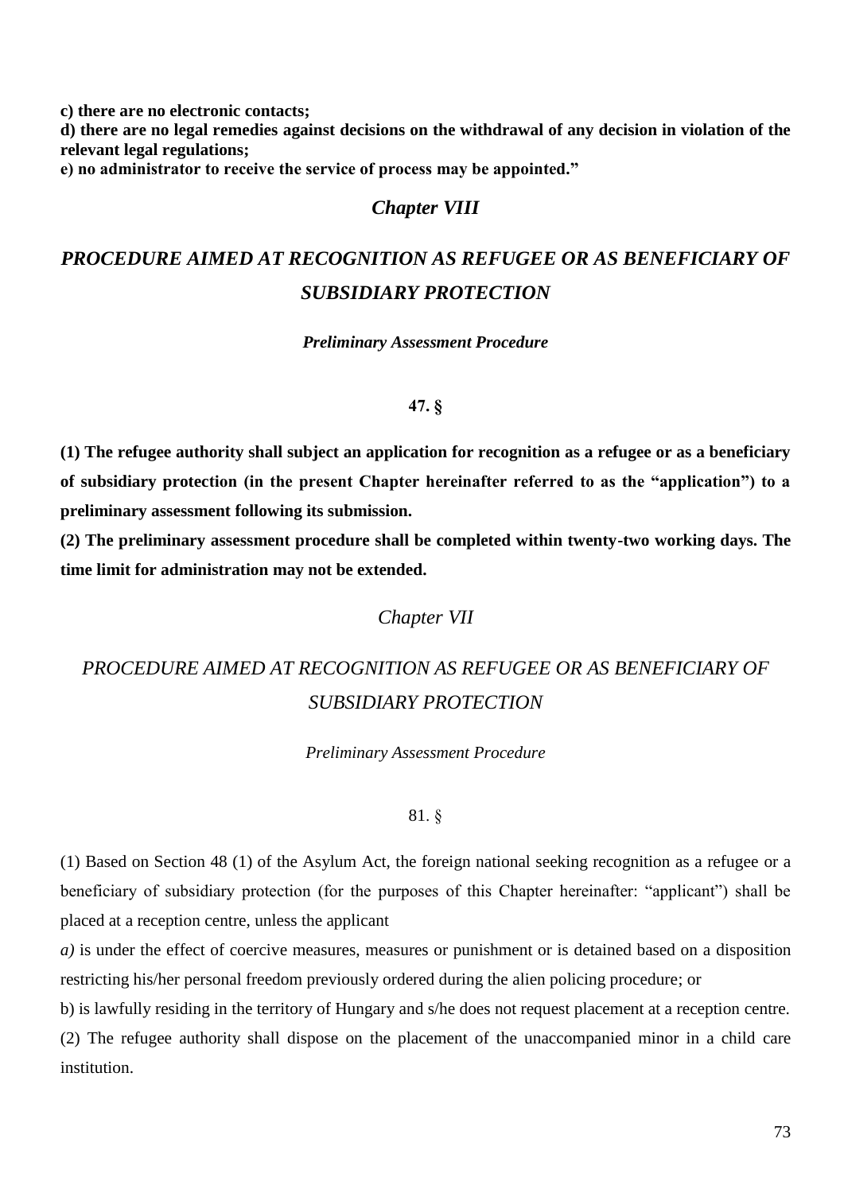**c) there are no electronic contacts;**
**d) there are no legal remedies against decisions on the withdrawal of any decision in violation of the relevant legal regulations;**
**e) no administrator to receive the service of process may be appointed."**

## ***Chapter VIII***

## ***PROCEDURE AIMED AT RECOGNITION AS REFUGEE OR AS BENEFICIARY OF SUBSIDIARY PROTECTION***

### ***Preliminary Assessment Procedure***

**47. §**

**(1) The refugee authority shall subject an application for recognition as a refugee or as a beneficiary of subsidiary protection (in the present Chapter hereinafter referred to as the "application") to a preliminary assessment following its submission.**

**(2) The preliminary assessment procedure shall be completed within twenty-two working days. The time limit for administration may not be extended.**

## *Chapter VII*

## *PROCEDURE AIMED AT RECOGNITION AS REFUGEE OR AS BENEFICIARY OF SUBSIDIARY PROTECTION*

### *Preliminary Assessment Procedure*

81. §

(1) Based on Section 48 (1) of the Asylum Act, the foreign national seeking recognition as a refugee or a beneficiary of subsidiary protection (for the purposes of this Chapter hereinafter: "applicant") shall be placed at a reception centre, unless the applicant

*a)* is under the effect of coercive measures, measures or punishment or is detained based on a disposition restricting his/her personal freedom previously ordered during the alien policing procedure; or

b) is lawfully residing in the territory of Hungary and s/he does not request placement at a reception centre.

(2) The refugee authority shall dispose on the placement of the unaccompanied minor in a child care institution.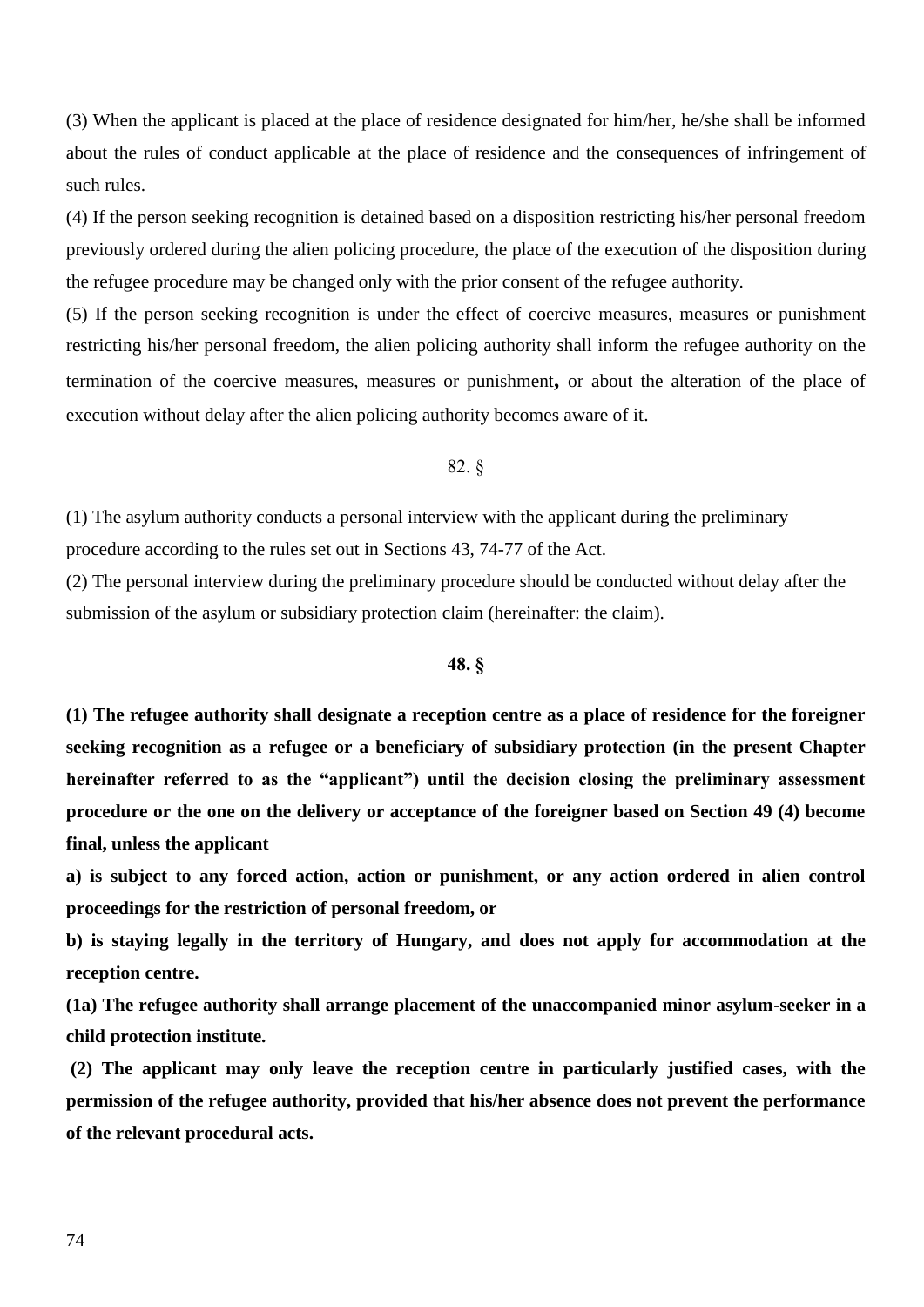(3) When the applicant is placed at the place of residence designated for him/her, he/she shall be informed about the rules of conduct applicable at the place of residence and the consequences of infringement of such rules.

(4) If the person seeking recognition is detained based on a disposition restricting his/her personal freedom previously ordered during the alien policing procedure, the place of the execution of the disposition during the refugee procedure may be changed only with the prior consent of the refugee authority.

(5) If the person seeking recognition is under the effect of coercive measures, measures or punishment restricting his/her personal freedom, the alien policing authority shall inform the refugee authority on the termination of the coercive measures, measures or punishment**,** or about the alteration of the place of execution without delay after the alien policing authority becomes aware of it.

82. §

(1) The asylum authority conducts a personal interview with the applicant during the preliminary procedure according to the rules set out in Sections 43, 74-77 of the Act.

(2) The personal interview during the preliminary procedure should be conducted without delay after the submission of the asylum or subsidiary protection claim (hereinafter: the claim).

**48. §**

**(1) The refugee authority shall designate a reception centre as a place of residence for the foreigner seeking recognition as a refugee or a beneficiary of subsidiary protection (in the present Chapter hereinafter referred to as the "applicant") until the decision closing the preliminary assessment procedure or the one on the delivery or acceptance of the foreigner based on Section 49 (4) become final, unless the applicant**

**a) is subject to any forced action, action or punishment, or any action ordered in alien control proceedings for the restriction of personal freedom, or**

**b) is staying legally in the territory of Hungary, and does not apply for accommodation at the reception centre.**

**(1a) The refugee authority shall arrange placement of the unaccompanied minor asylum-seeker in a child protection institute.**

**(2) The applicant may only leave the reception centre in particularly justified cases, with the permission of the refugee authority, provided that his/her absence does not prevent the performance of the relevant procedural acts.**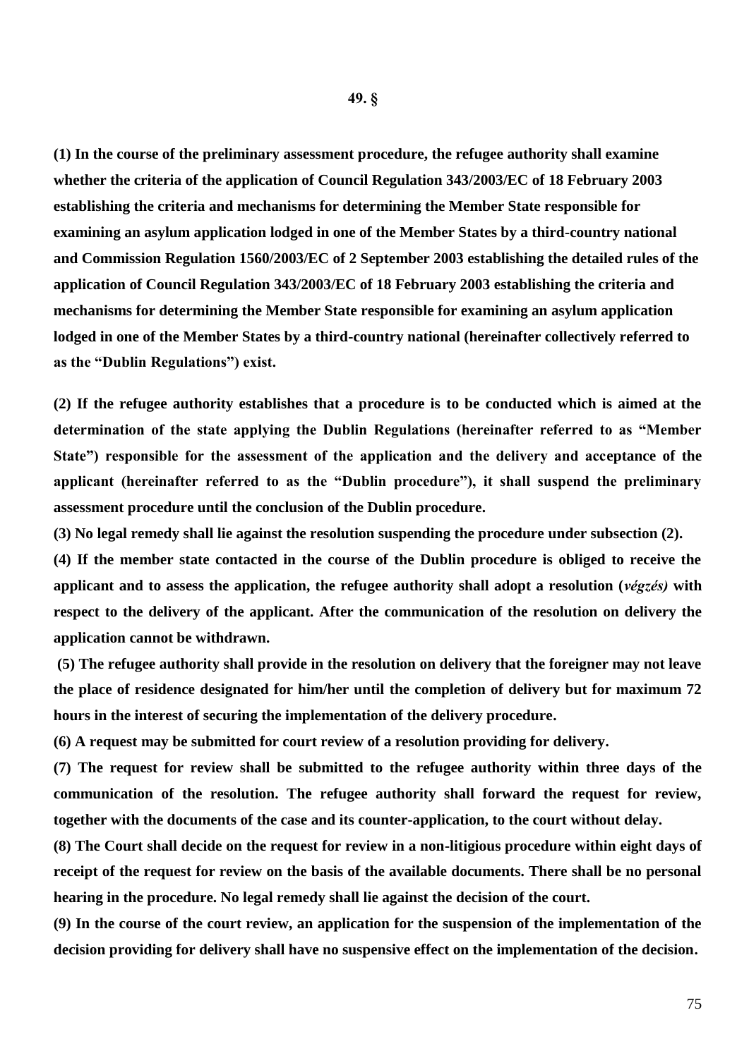**49. §**

**(1) In the course of the preliminary assessment procedure, the refugee authority shall examine whether the criteria of the application of Council Regulation 343/2003/EC of 18 February 2003 establishing the criteria and mechanisms for determining the Member State responsible for examining an asylum application lodged in one of the Member States by a third-country national and Commission Regulation 1560/2003/EC of 2 September 2003 establishing the detailed rules of the application of Council Regulation 343/2003/EC of 18 February 2003 establishing the criteria and mechanisms for determining the Member State responsible for examining an asylum application lodged in one of the Member States by a third-country national (hereinafter collectively referred to as the "Dublin Regulations") exist.**

**(2) If the refugee authority establishes that a procedure is to be conducted which is aimed at the determination of the state applying the Dublin Regulations (hereinafter referred to as "Member State") responsible for the assessment of the application and the delivery and acceptance of the applicant (hereinafter referred to as the "Dublin procedure"), it shall suspend the preliminary assessment procedure until the conclusion of the Dublin procedure.**

**(3) No legal remedy shall lie against the resolution suspending the procedure under subsection (2).**

**(4) If the member state contacted in the course of the Dublin procedure is obliged to receive the applicant and to assess the application, the refugee authority shall adopt a resolution (*végzés)* with respect to the delivery of the applicant. After the communication of the resolution on delivery the application cannot be withdrawn.**

**(5) The refugee authority shall provide in the resolution on delivery that the foreigner may not leave the place of residence designated for him/her until the completion of delivery but for maximum 72 hours in the interest of securing the implementation of the delivery procedure.**

**(6) A request may be submitted for court review of a resolution providing for delivery.**

**(7) The request for review shall be submitted to the refugee authority within three days of the communication of the resolution. The refugee authority shall forward the request for review, together with the documents of the case and its counter-application, to the court without delay.**

**(8) The Court shall decide on the request for review in a non-litigious procedure within eight days of receipt of the request for review on the basis of the available documents. There shall be no personal hearing in the procedure. No legal remedy shall lie against the decision of the court.**

**(9) In the course of the court review, an application for the suspension of the implementation of the decision providing for delivery shall have no suspensive effect on the implementation of the decision.**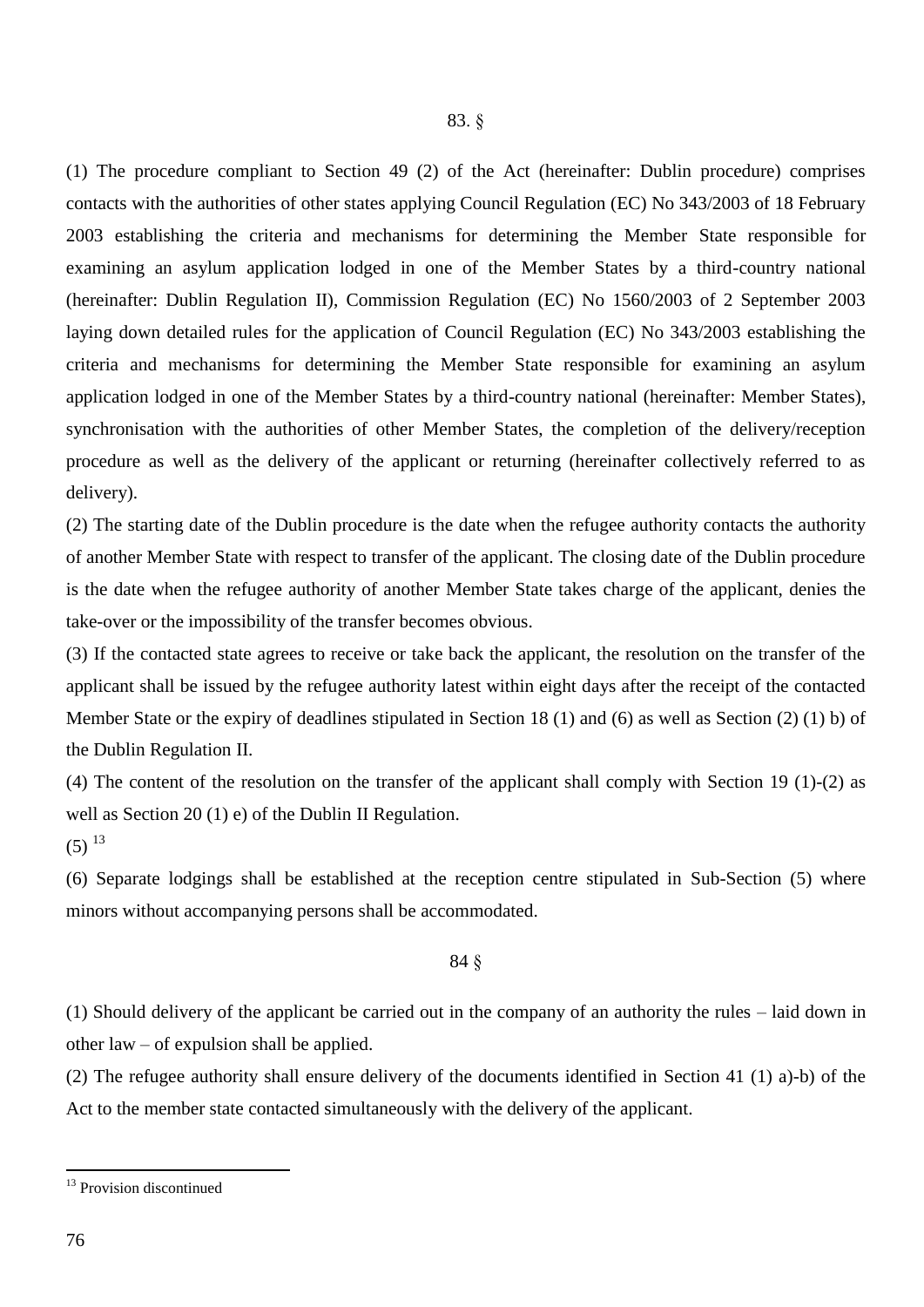83. §

(1) The procedure compliant to Section 49 (2) of the Act (hereinafter: Dublin procedure) comprises contacts with the authorities of other states applying Council Regulation (EC) No 343/2003 of 18 February 2003 establishing the criteria and mechanisms for determining the Member State responsible for examining an asylum application lodged in one of the Member States by a third-country national (hereinafter: Dublin Regulation II), Commission Regulation (EC) No 1560/2003 of 2 September 2003 laying down detailed rules for the application of Council Regulation (EC) No 343/2003 establishing the criteria and mechanisms for determining the Member State responsible for examining an asylum application lodged in one of the Member States by a third-country national (hereinafter: Member States), synchronisation with the authorities of other Member States, the completion of the delivery/reception procedure as well as the delivery of the applicant or returning (hereinafter collectively referred to as delivery).

(2) The starting date of the Dublin procedure is the date when the refugee authority contacts the authority of another Member State with respect to transfer of the applicant. The closing date of the Dublin procedure is the date when the refugee authority of another Member State takes charge of the applicant, denies the take-over or the impossibility of the transfer becomes obvious.

(3) If the contacted state agrees to receive or take back the applicant, the resolution on the transfer of the applicant shall be issued by the refugee authority latest within eight days after the receipt of the contacted Member State or the expiry of deadlines stipulated in Section 18 (1) and (6) as well as Section (2) (1) b) of the Dublin Regulation II.

(4) The content of the resolution on the transfer of the applicant shall comply with Section 19 (1)-(2) as well as Section 20 (1) e) of the Dublin II Regulation.

(5) [13]

(6) Separate lodgings shall be established at the reception centre stipulated in Sub-Section (5) where minors without accompanying persons shall be accommodated.

84 §

(1) Should delivery of the applicant be carried out in the company of an authority the rules – laid down in other law – of expulsion shall be applied.

(2) The refugee authority shall ensure delivery of the documents identified in Section 41 (1) a)-b) of the Act to the member state contacted simultaneously with the delivery of the applicant.

[13] Provision discontinued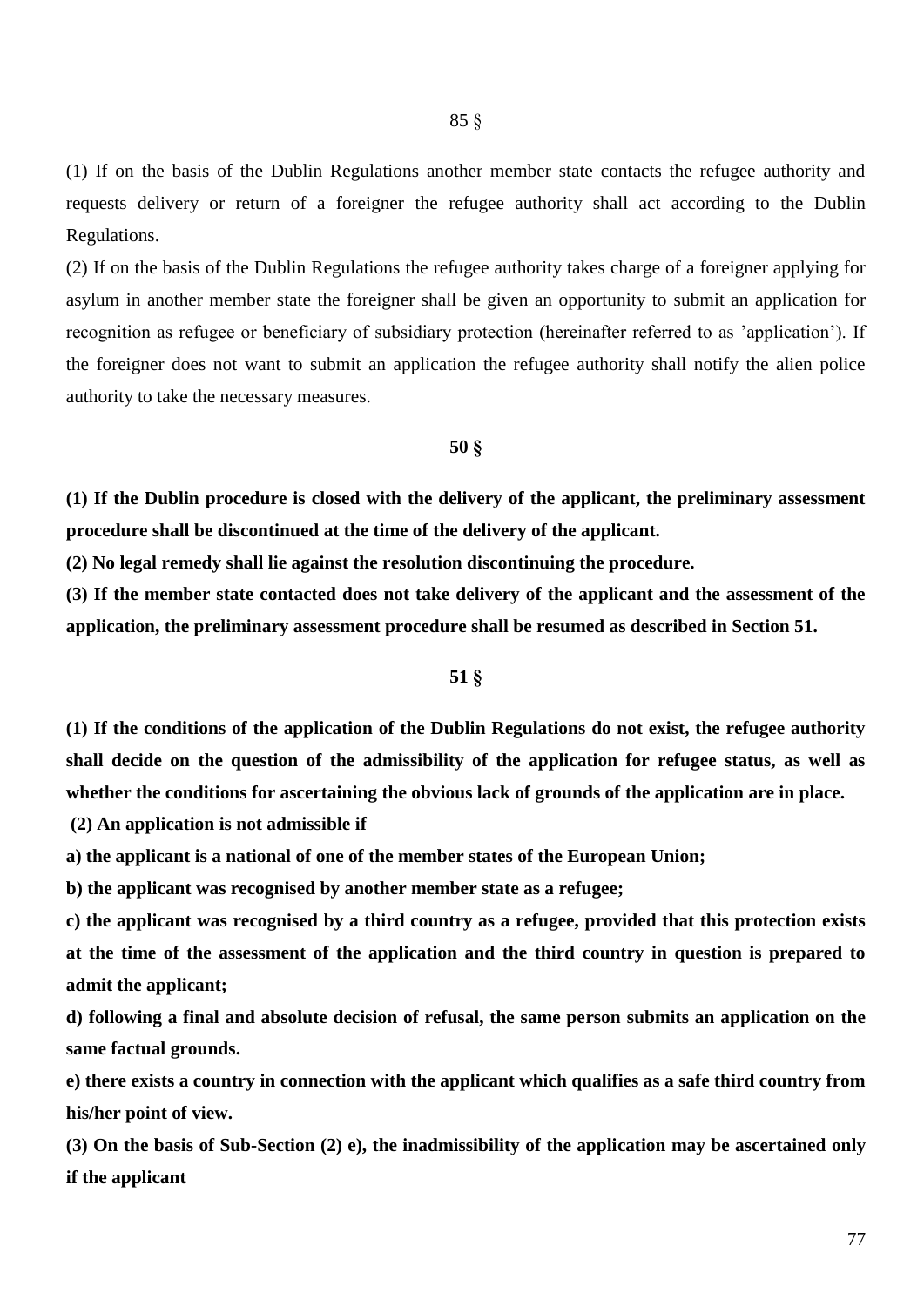85 §

(1) If on the basis of the Dublin Regulations another member state contacts the refugee authority and requests delivery or return of a foreigner the refugee authority shall act according to the Dublin Regulations.

(2) If on the basis of the Dublin Regulations the refugee authority takes charge of a foreigner applying for asylum in another member state the foreigner shall be given an opportunity to submit an application for recognition as refugee or beneficiary of subsidiary protection (hereinafter referred to as 'application'). If the foreigner does not want to submit an application the refugee authority shall notify the alien police authority to take the necessary measures.

**50 §**

**(1) If the Dublin procedure is closed with the delivery of the applicant, the preliminary assessment procedure shall be discontinued at the time of the delivery of the applicant.**

**(2) No legal remedy shall lie against the resolution discontinuing the procedure.**

**(3) If the member state contacted does not take delivery of the applicant and the assessment of the application, the preliminary assessment procedure shall be resumed as described in Section 51.**

**51 §**

**(1) If the conditions of the application of the Dublin Regulations do not exist, the refugee authority shall decide on the question of the admissibility of the application for refugee status, as well as whether the conditions for ascertaining the obvious lack of grounds of the application are in place.**

**(2) An application is not admissible if**

**a) the applicant is a national of one of the member states of the European Union;**

**b) the applicant was recognised by another member state as a refugee;**

**c) the applicant was recognised by a third country as a refugee, provided that this protection exists at the time of the assessment of the application and the third country in question is prepared to admit the applicant;**

**d) following a final and absolute decision of refusal, the same person submits an application on the same factual grounds.**

**e) there exists a country in connection with the applicant which qualifies as a safe third country from his/her point of view.**

**(3) On the basis of Sub-Section (2) e), the inadmissibility of the application may be ascertained only if the applicant**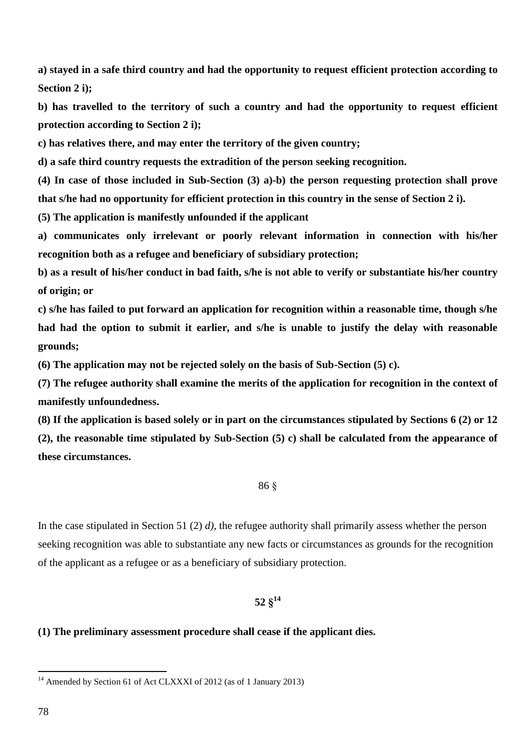**a) stayed in a safe third country and had the opportunity to request efficient protection according to Section 2 i);**

**b) has travelled to the territory of such a country and had the opportunity to request efficient protection according to Section 2 i);**

**c) has relatives there, and may enter the territory of the given country;**

**d) a safe third country requests the extradition of the person seeking recognition.**

**(4) In case of those included in Sub-Section (3) a)-b) the person requesting protection shall prove that s/he had no opportunity for efficient protection in this country in the sense of Section 2 i).**

**(5) The application is manifestly unfounded if the applicant**

**a) communicates only irrelevant or poorly relevant information in connection with his/her recognition both as a refugee and beneficiary of subsidiary protection;**

**b) as a result of his/her conduct in bad faith, s/he is not able to verify or substantiate his/her country of origin; or**

**c) s/he has failed to put forward an application for recognition within a reasonable time, though s/he had had the option to submit it earlier, and s/he is unable to justify the delay with reasonable grounds;**

**(6) The application may not be rejected solely on the basis of Sub-Section (5) c).**

**(7) The refugee authority shall examine the merits of the application for recognition in the context of manifestly unfoundedness.**

**(8) If the application is based solely or in part on the circumstances stipulated by Sections 6 (2) or 12 (2), the reasonable time stipulated by Sub-Section (5) c) shall be calculated from the appearance of these circumstances.**

86 §

In the case stipulated in Section 51 (2) *d)*, the refugee authority shall primarily assess whether the person seeking recognition was able to substantiate any new facts or circumstances as grounds for the recognition of the applicant as a refugee or as a beneficiary of subsidiary protection.

**52 §[14]**

**(1) The preliminary assessment procedure shall cease if the applicant dies.**

[14] Amended by Section 61 of Act CLXXXI of 2012 (as of 1 January 2013)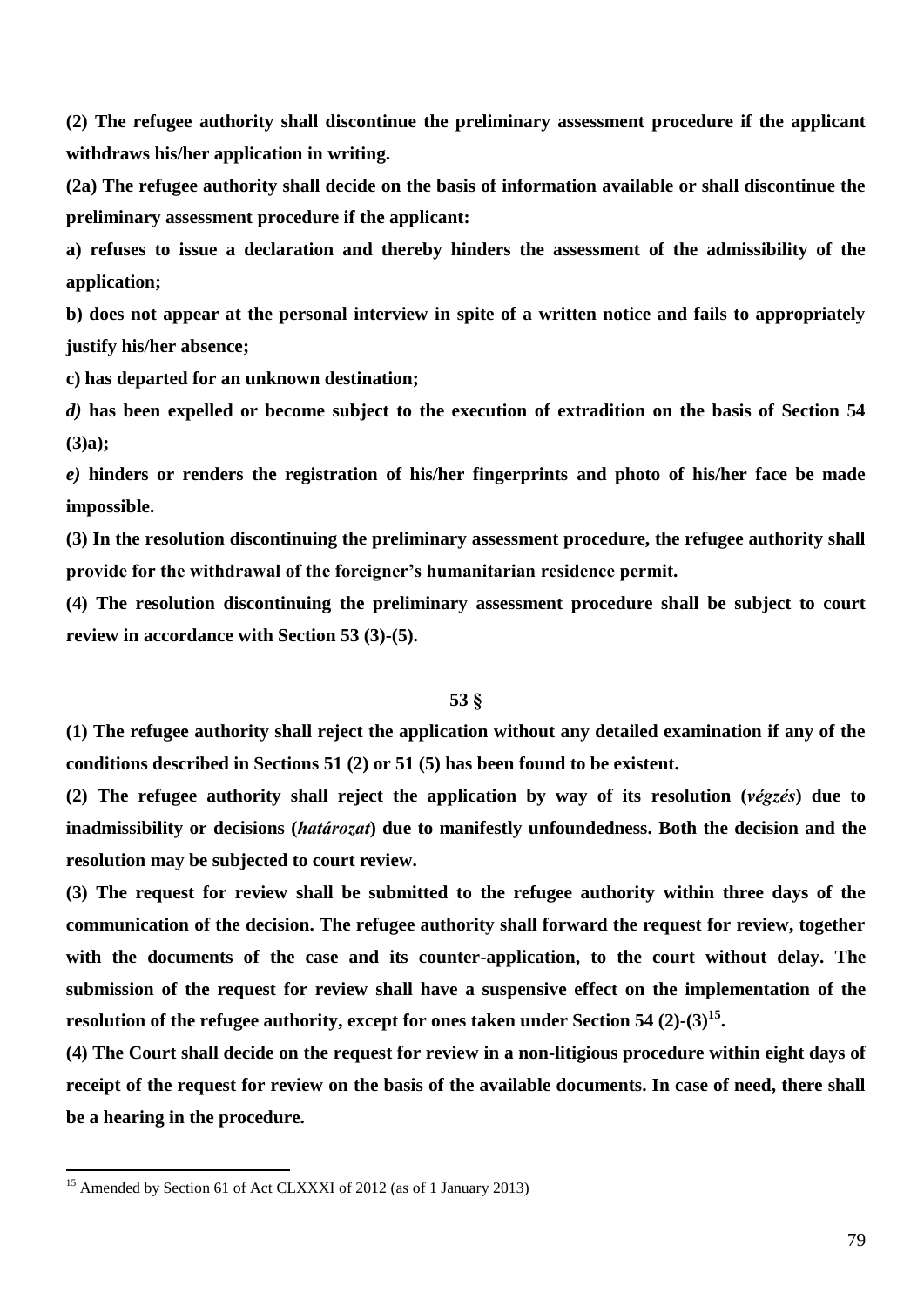**(2) The refugee authority shall discontinue the preliminary assessment procedure if the applicant withdraws his/her application in writing.**

**(2a) The refugee authority shall decide on the basis of information available or shall discontinue the preliminary assessment procedure if the applicant:**

**a) refuses to issue a declaration and thereby hinders the assessment of the admissibility of the application;**

**b) does not appear at the personal interview in spite of a written notice and fails to appropriately justify his/her absence;**

**c) has departed for an unknown destination;**

***d)* has been expelled or become subject to the execution of extradition on the basis of Section 54 (3)a);**

***e)* hinders or renders the registration of his/her fingerprints and photo of his/her face be made impossible.**

**(3) In the resolution discontinuing the preliminary assessment procedure, the refugee authority shall provide for the withdrawal of the foreigner's humanitarian residence permit.**

**(4) The resolution discontinuing the preliminary assessment procedure shall be subject to court review in accordance with Section 53 (3)-(5).**

## 53 §

**(1) The refugee authority shall reject the application without any detailed examination if any of the conditions described in Sections 51 (2) or 51 (5) has been found to be existent.**

**(2) The refugee authority shall reject the application by way of its resolution (*végzés*) due to inadmissibility or decisions (*határozat*) due to manifestly unfoundedness. Both the decision and the resolution may be subjected to court review.**

**(3) The request for review shall be submitted to the refugee authority within three days of the communication of the decision. The refugee authority shall forward the request for review, together with the documents of the case and its counter-application, to the court without delay. The submission of the request for review shall have a suspensive effect on the implementation of the resolution of the refugee authority, except for ones taken under Section 54 (2)-(3)[15].**

**(4) The Court shall decide on the request for review in a non-litigious procedure within eight days of receipt of the request for review on the basis of the available documents. In case of need, there shall be a hearing in the procedure.**

[15] Amended by Section 61 of Act CLXXXI of 2012 (as of 1 January 2013)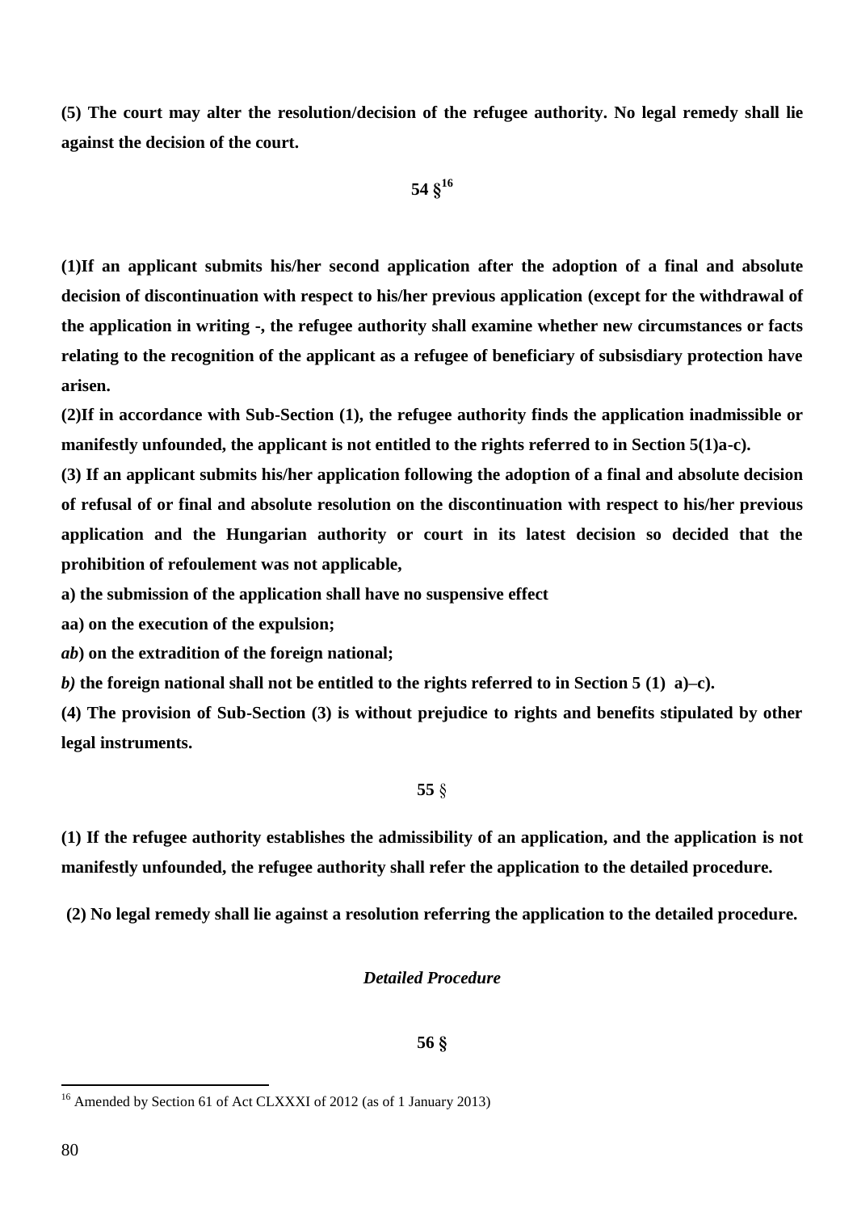**(5) The court may alter the resolution/decision of the refugee authority. No legal remedy shall lie against the decision of the court.**

**54 §[16]**

**(1)If an applicant submits his/her second application after the adoption of a final and absolute decision of discontinuation with respect to his/her previous application (except for the withdrawal of the application in writing -, the refugee authority shall examine whether new circumstances or facts relating to the recognition of the applicant as a refugee of beneficiary of subsisdiary protection have arisen.**

**(2)If in accordance with Sub-Section (1), the refugee authority finds the application inadmissible or manifestly unfounded, the applicant is not entitled to the rights referred to in Section 5(1)a-c).**

**(3) If an applicant submits his/her application following the adoption of a final and absolute decision of refusal of or final and absolute resolution on the discontinuation with respect to his/her previous application and the Hungarian authority or court in its latest decision so decided that the prohibition of refoulement was not applicable,**

**a) the submission of the application shall have no suspensive effect**

**aa) on the execution of the expulsion;**

***ab*) on the extradition of the foreign national;**

***b)* the foreign national shall not be entitled to the rights referred to in Section 5 (1) a)–c).**

**(4) The provision of Sub-Section (3) is without prejudice to rights and benefits stipulated by other legal instruments.**

**55 §**

**(1) If the refugee authority establishes the admissibility of an application, and the application is not manifestly unfounded, the refugee authority shall refer the application to the detailed procedure.**

**(2) No legal remedy shall lie against a resolution referring the application to the detailed procedure.**

***Detailed Procedure***

**56 §**

---

[16] Amended by Section 61 of Act CLXXXI of 2012 (as of 1 January 2013)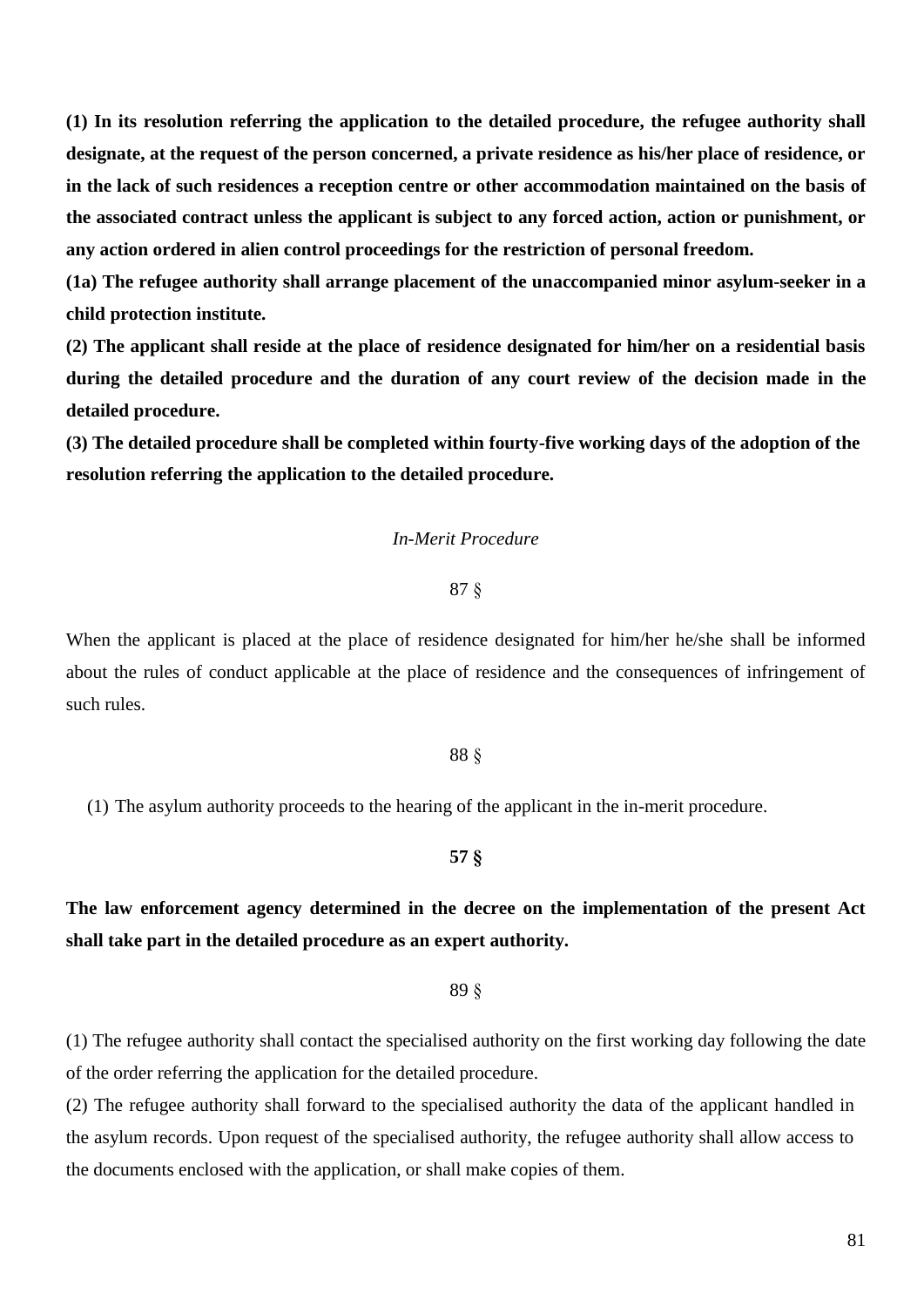**(1) In its resolution referring the application to the detailed procedure, the refugee authority shall designate, at the request of the person concerned, a private residence as his/her place of residence, or in the lack of such residences a reception centre or other accommodation maintained on the basis of the associated contract unless the applicant is subject to any forced action, action or punishment, or any action ordered in alien control proceedings for the restriction of personal freedom.**

**(1a) The refugee authority shall arrange placement of the unaccompanied minor asylum-seeker in a child protection institute.**

**(2) The applicant shall reside at the place of residence designated for him/her on a residential basis during the detailed procedure and the duration of any court review of the decision made in the detailed procedure.**

**(3) The detailed procedure shall be completed within fourty-five working days of the adoption of the resolution referring the application to the detailed procedure.**

*In-Merit Procedure*

87 §

When the applicant is placed at the place of residence designated for him/her he/she shall be informed about the rules of conduct applicable at the place of residence and the consequences of infringement of such rules.

88 §

(1) The asylum authority proceeds to the hearing of the applicant in the in-merit procedure.

**57 §**

**The law enforcement agency determined in the decree on the implementation of the present Act shall take part in the detailed procedure as an expert authority.**

89 §

(1) The refugee authority shall contact the specialised authority on the first working day following the date of the order referring the application for the detailed procedure.

(2) The refugee authority shall forward to the specialised authority the data of the applicant handled in the asylum records. Upon request of the specialised authority, the refugee authority shall allow access to the documents enclosed with the application, or shall make copies of them.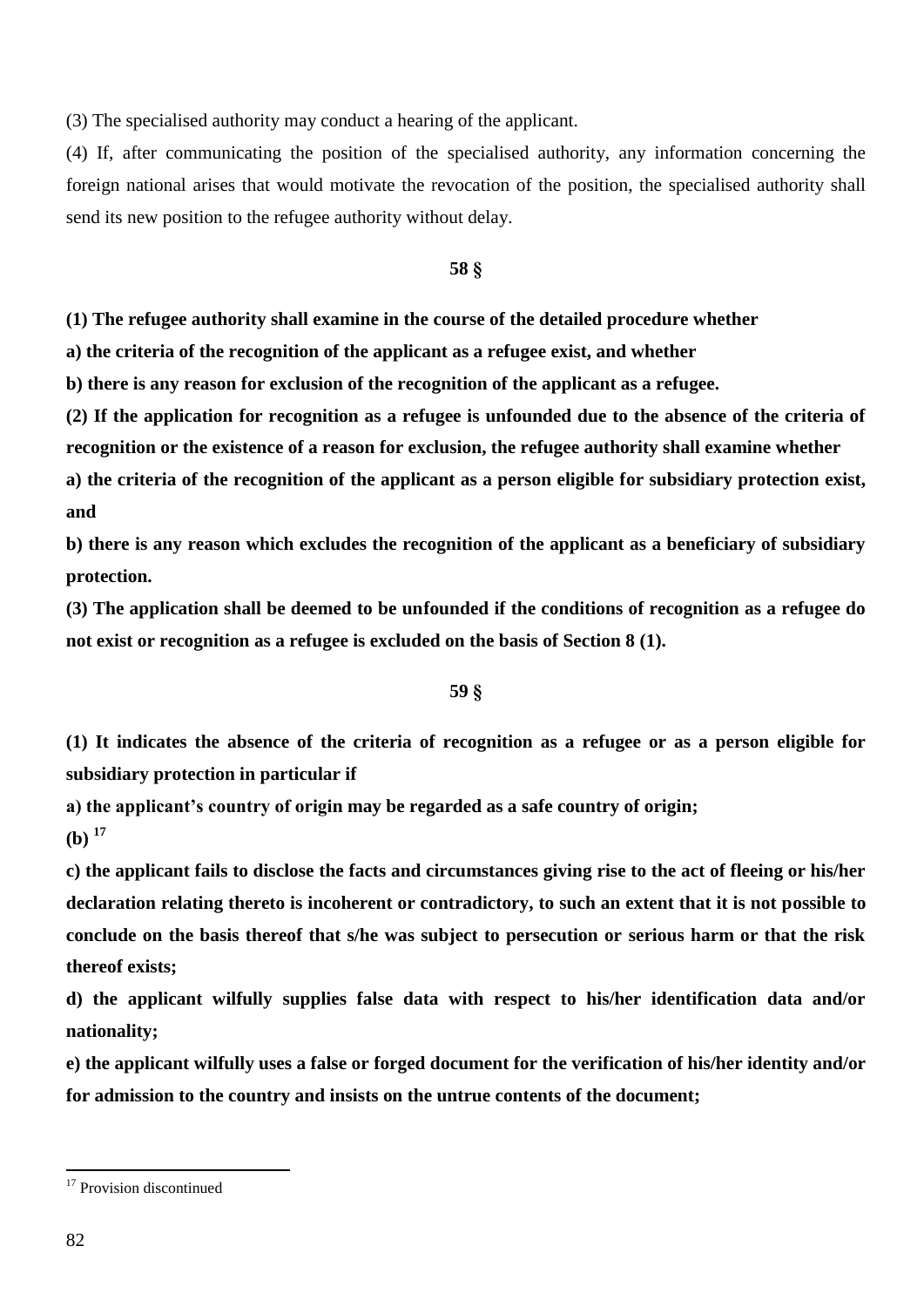(3) The specialised authority may conduct a hearing of the applicant.

(4) If, after communicating the position of the specialised authority, any information concerning the foreign national arises that would motivate the revocation of the position, the specialised authority shall send its new position to the refugee authority without delay.

**58 §**

**(1) The refugee authority shall examine in the course of the detailed procedure whether**

**a) the criteria of the recognition of the applicant as a refugee exist, and whether**

**b) there is any reason for exclusion of the recognition of the applicant as a refugee.**

**(2) If the application for recognition as a refugee is unfounded due to the absence of the criteria of recognition or the existence of a reason for exclusion, the refugee authority shall examine whether**

**a) the criteria of the recognition of the applicant as a person eligible for subsidiary protection exist, and**

**b) there is any reason which excludes the recognition of the applicant as a beneficiary of subsidiary protection.**

**(3) The application shall be deemed to be unfounded if the conditions of recognition as a refugee do not exist or recognition as a refugee is excluded on the basis of Section 8 (1).**

**59 §**

**(1) It indicates the absence of the criteria of recognition as a refugee or as a person eligible for subsidiary protection in particular if**

**a) the applicant's country of origin may be regarded as a safe country of origin;**

**(b) [17]**

**c) the applicant fails to disclose the facts and circumstances giving rise to the act of fleeing or his/her declaration relating thereto is incoherent or contradictory, to such an extent that it is not possible to conclude on the basis thereof that s/he was subject to persecution or serious harm or that the risk thereof exists;**

**d) the applicant wilfully supplies false data with respect to his/her identification data and/or nationality;**

**e) the applicant wilfully uses a false or forged document for the verification of his/her identity and/or for admission to the country and insists on the untrue contents of the document;**

---

[17] Provision discontinued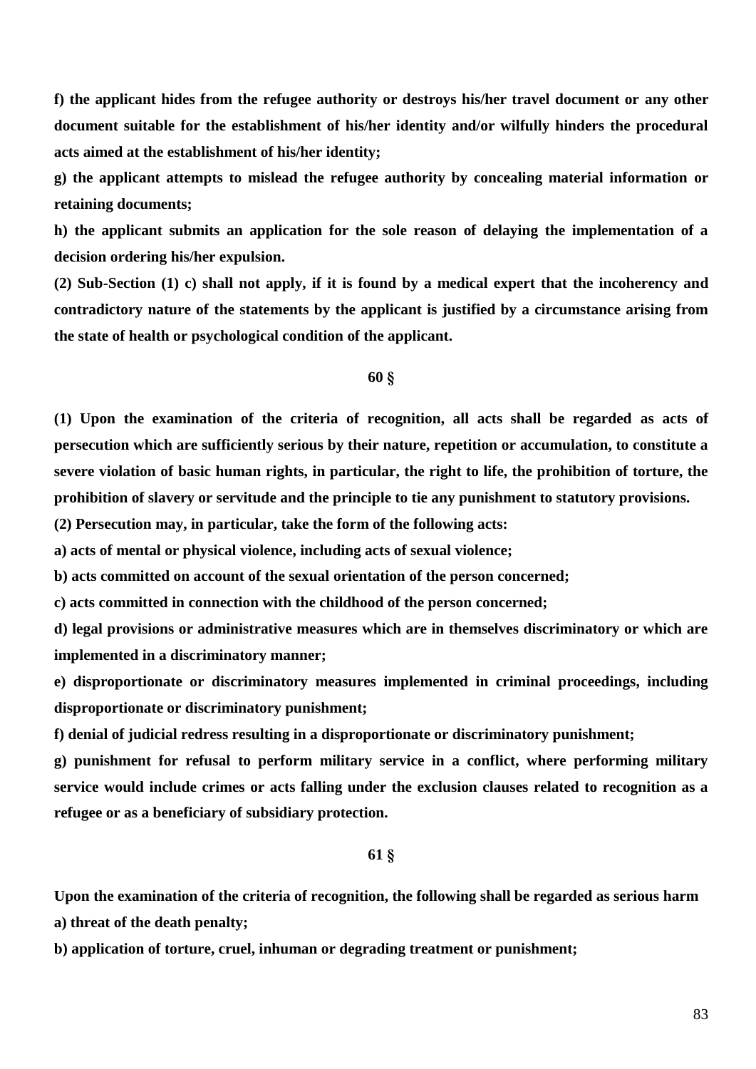**f) the applicant hides from the refugee authority or destroys his/her travel document or any other document suitable for the establishment of his/her identity and/or wilfully hinders the procedural acts aimed at the establishment of his/her identity;**

**g) the applicant attempts to mislead the refugee authority by concealing material information or retaining documents;**

**h) the applicant submits an application for the sole reason of delaying the implementation of a decision ordering his/her expulsion.**

**(2) Sub-Section (1) c) shall not apply, if it is found by a medical expert that the incoherency and contradictory nature of the statements by the applicant is justified by a circumstance arising from the state of health or psychological condition of the applicant.**

**60 §**

**(1) Upon the examination of the criteria of recognition, all acts shall be regarded as acts of persecution which are sufficiently serious by their nature, repetition or accumulation, to constitute a severe violation of basic human rights, in particular, the right to life, the prohibition of torture, the prohibition of slavery or servitude and the principle to tie any punishment to statutory provisions.**

**(2) Persecution may, in particular, take the form of the following acts:**

**a) acts of mental or physical violence, including acts of sexual violence;**

**b) acts committed on account of the sexual orientation of the person concerned;**

**c) acts committed in connection with the childhood of the person concerned;**

**d) legal provisions or administrative measures which are in themselves discriminatory or which are implemented in a discriminatory manner;**

**e) disproportionate or discriminatory measures implemented in criminal proceedings, including disproportionate or discriminatory punishment;**

**f) denial of judicial redress resulting in a disproportionate or discriminatory punishment;**

**g) punishment for refusal to perform military service in a conflict, where performing military service would include crimes or acts falling under the exclusion clauses related to recognition as a refugee or as a beneficiary of subsidiary protection.**

**61 §**

**Upon the examination of the criteria of recognition, the following shall be regarded as serious harm**

**a) threat of the death penalty;**

**b) application of torture, cruel, inhuman or degrading treatment or punishment;**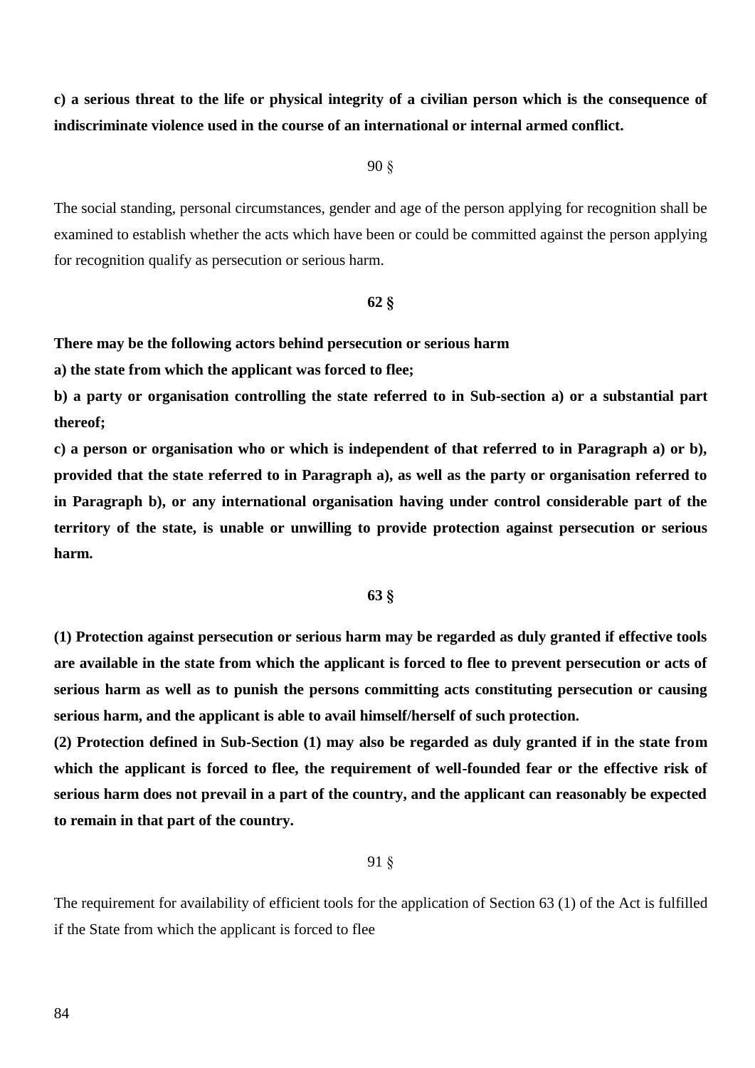**c) a serious threat to the life or physical integrity of a civilian person which is the consequence of indiscriminate violence used in the course of an international or internal armed conflict.**

90 §

The social standing, personal circumstances, gender and age of the person applying for recognition shall be examined to establish whether the acts which have been or could be committed against the person applying for recognition qualify as persecution or serious harm.

**62 §**

**There may be the following actors behind persecution or serious harm**

**a) the state from which the applicant was forced to flee;**

**b) a party or organisation controlling the state referred to in Sub-section a) or a substantial part thereof;**

**c) a person or organisation who or which is independent of that referred to in Paragraph a) or b), provided that the state referred to in Paragraph a), as well as the party or organisation referred to in Paragraph b), or any international organisation having under control considerable part of the territory of the state, is unable or unwilling to provide protection against persecution or serious harm.**

**63 §**

**(1) Protection against persecution or serious harm may be regarded as duly granted if effective tools are available in the state from which the applicant is forced to flee to prevent persecution or acts of serious harm as well as to punish the persons committing acts constituting persecution or causing serious harm, and the applicant is able to avail himself/herself of such protection.**

**(2) Protection defined in Sub-Section (1) may also be regarded as duly granted if in the state from which the applicant is forced to flee, the requirement of well-founded fear or the effective risk of serious harm does not prevail in a part of the country, and the applicant can reasonably be expected to remain in that part of the country.**

91 §

The requirement for availability of efficient tools for the application of Section 63 (1) of the Act is fulfilled if the State from which the applicant is forced to flee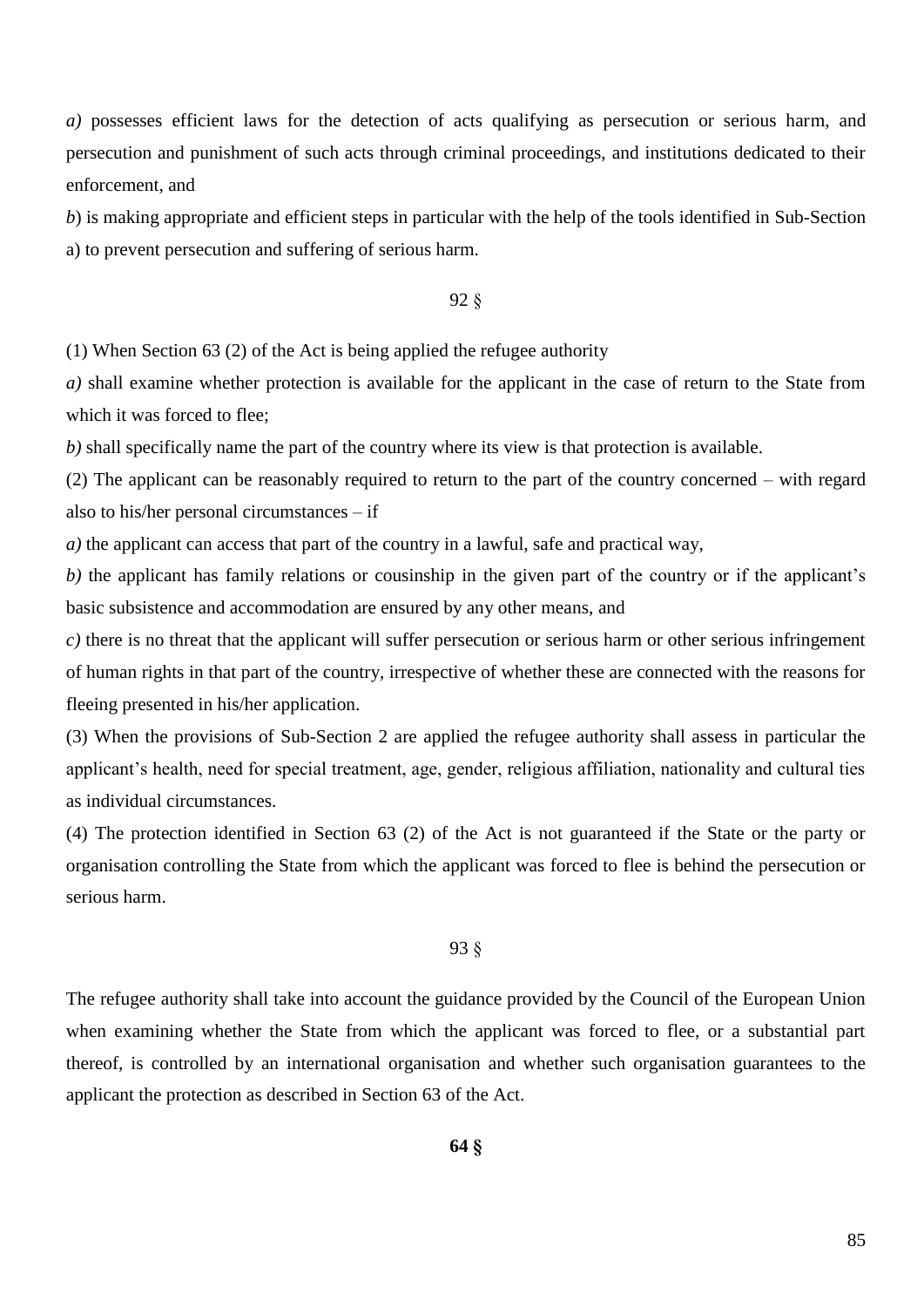*a)* possesses efficient laws for the detection of acts qualifying as persecution or serious harm, and persecution and punishment of such acts through criminal proceedings, and institutions dedicated to their enforcement, and

*b*) is making appropriate and efficient steps in particular with the help of the tools identified in Sub-Section a) to prevent persecution and suffering of serious harm.

92 §

(1) When Section 63 (2) of the Act is being applied the refugee authority

*a)* shall examine whether protection is available for the applicant in the case of return to the State from which it was forced to flee;

*b)* shall specifically name the part of the country where its view is that protection is available.

(2) The applicant can be reasonably required to return to the part of the country concerned – with regard also to his/her personal circumstances – if

*a)* the applicant can access that part of the country in a lawful, safe and practical way,

*b)* the applicant has family relations or cousinship in the given part of the country or if the applicant's basic subsistence and accommodation are ensured by any other means, and

*c)* there is no threat that the applicant will suffer persecution or serious harm or other serious infringement of human rights in that part of the country, irrespective of whether these are connected with the reasons for fleeing presented in his/her application.

(3) When the provisions of Sub-Section 2 are applied the refugee authority shall assess in particular the applicant's health, need for special treatment, age, gender, religious affiliation, nationality and cultural ties as individual circumstances.

(4) The protection identified in Section 63 (2) of the Act is not guaranteed if the State or the party or organisation controlling the State from which the applicant was forced to flee is behind the persecution or serious harm.

93 §

The refugee authority shall take into account the guidance provided by the Council of the European Union when examining whether the State from which the applicant was forced to flee, or a substantial part thereof, is controlled by an international organisation and whether such organisation guarantees to the applicant the protection as described in Section 63 of the Act.

**64 §**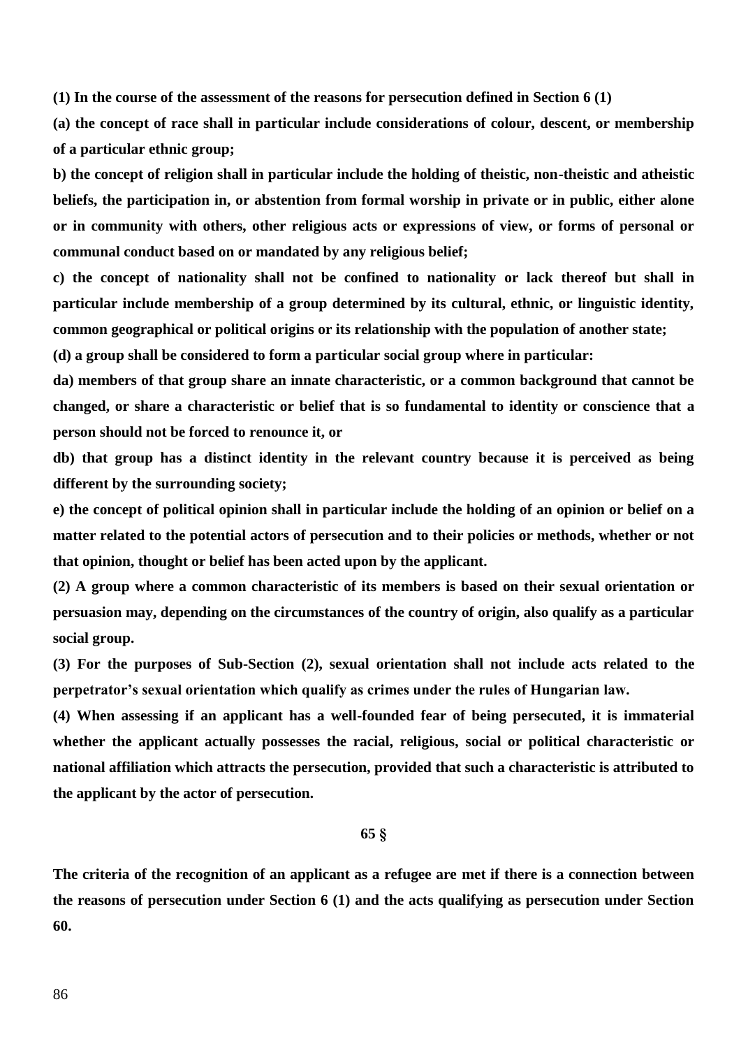**(1) In the course of the assessment of the reasons for persecution defined in Section 6 (1)**

**(a) the concept of race shall in particular include considerations of colour, descent, or membership of a particular ethnic group;**

**b) the concept of religion shall in particular include the holding of theistic, non-theistic and atheistic beliefs, the participation in, or abstention from formal worship in private or in public, either alone or in community with others, other religious acts or expressions of view, or forms of personal or communal conduct based on or mandated by any religious belief;**

**c) the concept of nationality shall not be confined to nationality or lack thereof but shall in particular include membership of a group determined by its cultural, ethnic, or linguistic identity, common geographical or political origins or its relationship with the population of another state;**

**(d) a group shall be considered to form a particular social group where in particular:**

**da) members of that group share an innate characteristic, or a common background that cannot be changed, or share a characteristic or belief that is so fundamental to identity or conscience that a person should not be forced to renounce it, or**

**db) that group has a distinct identity in the relevant country because it is perceived as being different by the surrounding society;**

**e) the concept of political opinion shall in particular include the holding of an opinion or belief on a matter related to the potential actors of persecution and to their policies or methods, whether or not that opinion, thought or belief has been acted upon by the applicant.**

**(2) A group where a common characteristic of its members is based on their sexual orientation or persuasion may, depending on the circumstances of the country of origin, also qualify as a particular social group.**

**(3) For the purposes of Sub-Section (2), sexual orientation shall not include acts related to the perpetrator's sexual orientation which qualify as crimes under the rules of Hungarian law.**

**(4) When assessing if an applicant has a well-founded fear of being persecuted, it is immaterial whether the applicant actually possesses the racial, religious, social or political characteristic or national affiliation which attracts the persecution, provided that such a characteristic is attributed to the applicant by the actor of persecution.**

**65 §**

**The criteria of the recognition of an applicant as a refugee are met if there is a connection between the reasons of persecution under Section 6 (1) and the acts qualifying as persecution under Section 60.**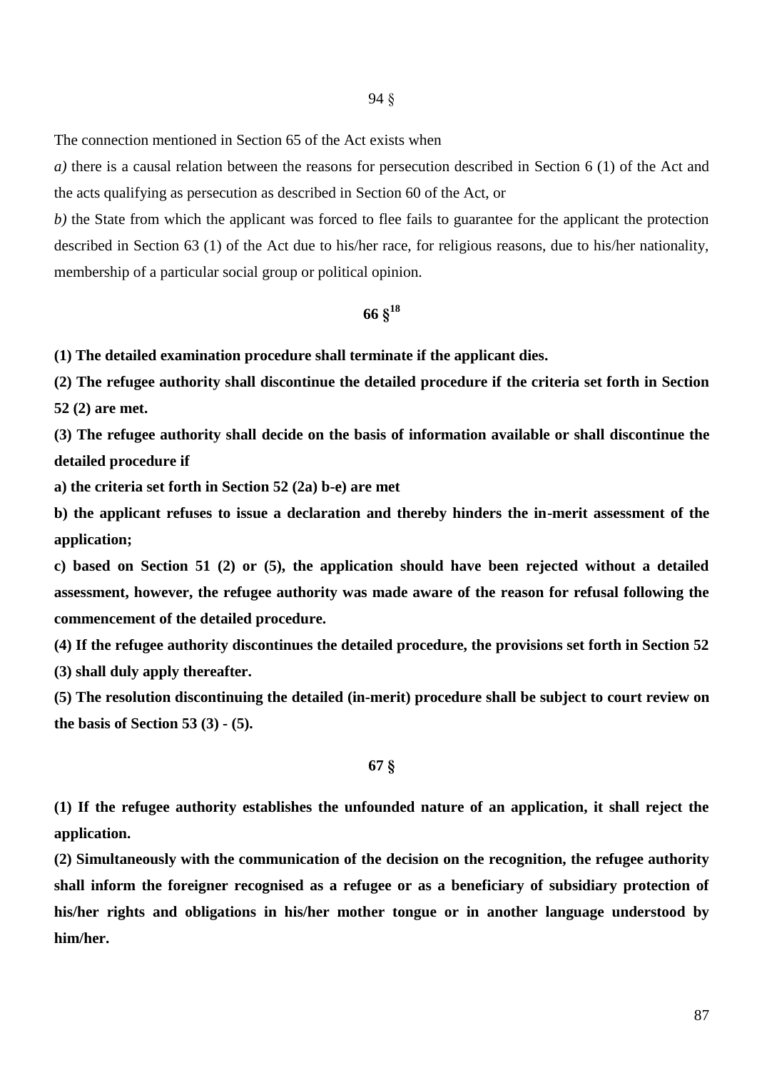94 §

The connection mentioned in Section 65 of the Act exists when

*a)* there is a causal relation between the reasons for persecution described in Section 6 (1) of the Act and the acts qualifying as persecution as described in Section 60 of the Act, or

*b)* the State from which the applicant was forced to flee fails to guarantee for the applicant the protection described in Section 63 (1) of the Act due to his/her race, for religious reasons, due to his/her nationality, membership of a particular social group or political opinion.

**66 §[18]**

**(1) The detailed examination procedure shall terminate if the applicant dies.**

**(2) The refugee authority shall discontinue the detailed procedure if the criteria set forth in Section 52 (2) are met.**

**(3) The refugee authority shall decide on the basis of information available or shall discontinue the detailed procedure if**

**a) the criteria set forth in Section 52 (2a) b-e) are met**

**b) the applicant refuses to issue a declaration and thereby hinders the in-merit assessment of the application;**

**c) based on Section 51 (2) or (5), the application should have been rejected without a detailed assessment, however, the refugee authority was made aware of the reason for refusal following the commencement of the detailed procedure.**

**(4) If the refugee authority discontinues the detailed procedure, the provisions set forth in Section 52 (3) shall duly apply thereafter.**

**(5) The resolution discontinuing the detailed (in-merit) procedure shall be subject to court review on the basis of Section 53 (3) - (5).**

**67 §**

**(1) If the refugee authority establishes the unfounded nature of an application, it shall reject the application.**

**(2) Simultaneously with the communication of the decision on the recognition, the refugee authority shall inform the foreigner recognised as a refugee or as a beneficiary of subsidiary protection of his/her rights and obligations in his/her mother tongue or in another language understood by him/her.**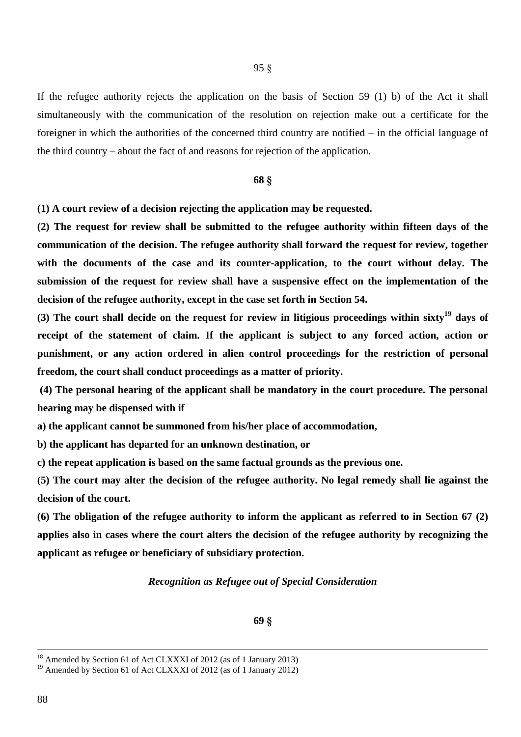95 §

If the refugee authority rejects the application on the basis of Section 59 (1) b) of the Act it shall simultaneously with the communication of the resolution on rejection make out a certificate for the foreigner in which the authorities of the concerned third country are notified – in the official language of the third country – about the fact of and reasons for rejection of the application.

**68 §**

**(1) A court review of a decision rejecting the application may be requested.**

**(2) The request for review shall be submitted to the refugee authority within fifteen days of the communication of the decision. The refugee authority shall forward the request for review, together with the documents of the case and its counter-application, to the court without delay. The submission of the request for review shall have a suspensive effect on the implementation of the decision of the refugee authority, except in the case set forth in Section 54.**

**(3) The court shall decide on the request for review in litigious proceedings within sixty[19] days of receipt of the statement of claim. If the applicant is subject to any forced action, action or punishment, or any action ordered in alien control proceedings for the restriction of personal freedom, the court shall conduct proceedings as a matter of priority.**

**(4) The personal hearing of the applicant shall be mandatory in the court procedure. The personal hearing may be dispensed with if**

**a) the applicant cannot be summoned from his/her place of accommodation,**

**b) the applicant has departed for an unknown destination, or**

**c) the repeat application is based on the same factual grounds as the previous one.**

**(5) The court may alter the decision of the refugee authority. No legal remedy shall lie against the decision of the court.**

**(6) The obligation of the refugee authority to inform the applicant as referred to in Section 67 (2) applies also in cases where the court alters the decision of the refugee authority by recognizing the applicant as refugee or beneficiary of subsidiary protection.**

***Recognition as Refugee out of Special Consideration***

**69 §**

---

[18] Amended by Section 61 of Act CLXXXI of 2012 (as of 1 January 2013)

[19] Amended by Section 61 of Act CLXXXI of 2012 (as of 1 January 2012)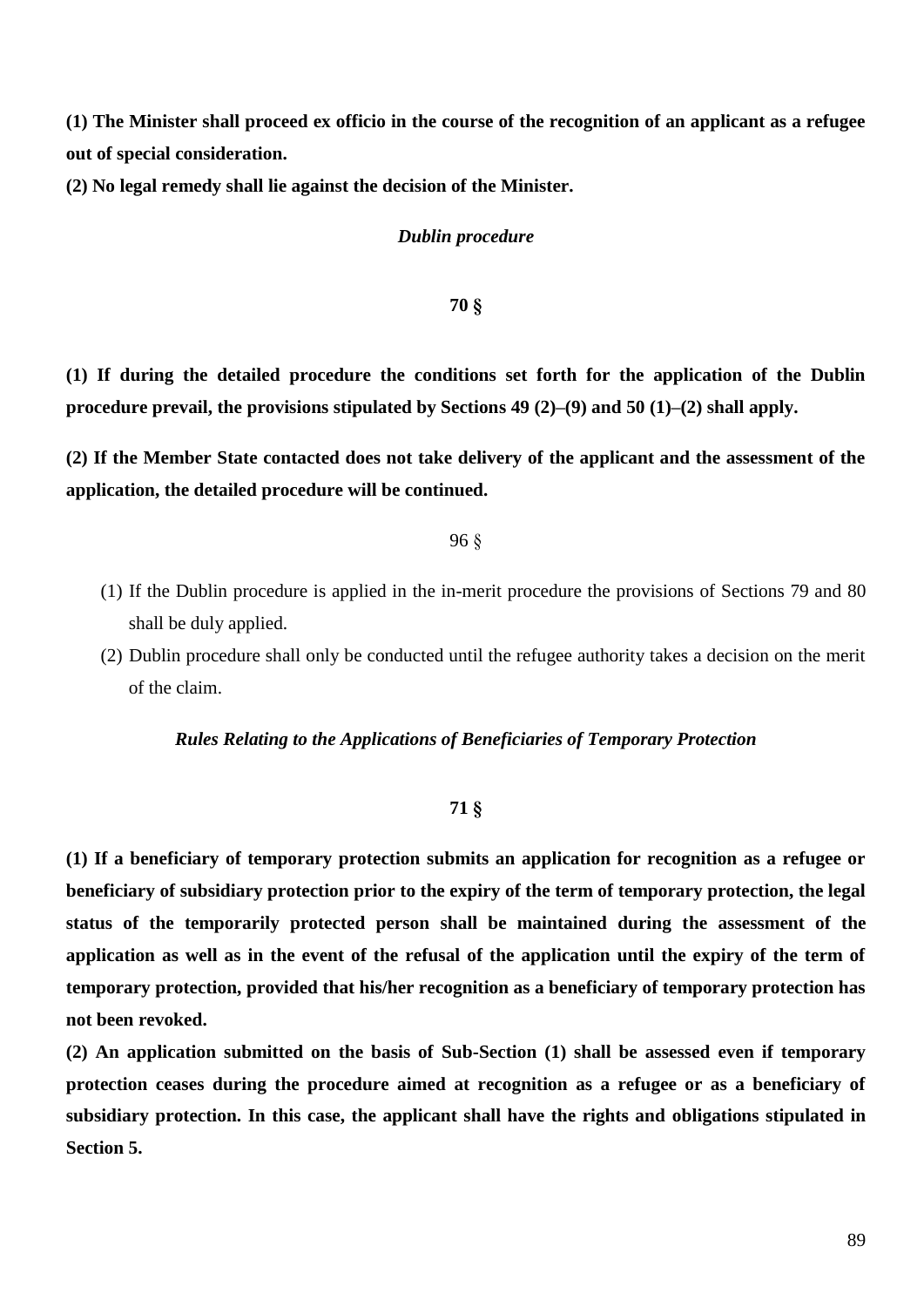**(1) The Minister shall proceed ex officio in the course of the recognition of an applicant as a refugee out of special consideration.**

**(2) No legal remedy shall lie against the decision of the Minister.**

***Dublin procedure***

**70 §**

**(1) If during the detailed procedure the conditions set forth for the application of the Dublin procedure prevail, the provisions stipulated by Sections 49 (2)–(9) and 50 (1)–(2) shall apply.**

**(2) If the Member State contacted does not take delivery of the applicant and the assessment of the application, the detailed procedure will be continued.**

96 §

(1) If the Dublin procedure is applied in the in-merit procedure the provisions of Sections 79 and 80 shall be duly applied.

(2) Dublin procedure shall only be conducted until the refugee authority takes a decision on the merit of the claim.

***Rules Relating to the Applications of Beneficiaries of Temporary Protection***

**71 §**

**(1) If a beneficiary of temporary protection submits an application for recognition as a refugee or beneficiary of subsidiary protection prior to the expiry of the term of temporary protection, the legal status of the temporarily protected person shall be maintained during the assessment of the application as well as in the event of the refusal of the application until the expiry of the term of temporary protection, provided that his/her recognition as a beneficiary of temporary protection has not been revoked.**

**(2) An application submitted on the basis of Sub-Section (1) shall be assessed even if temporary protection ceases during the procedure aimed at recognition as a refugee or as a beneficiary of subsidiary protection. In this case, the applicant shall have the rights and obligations stipulated in Section 5.**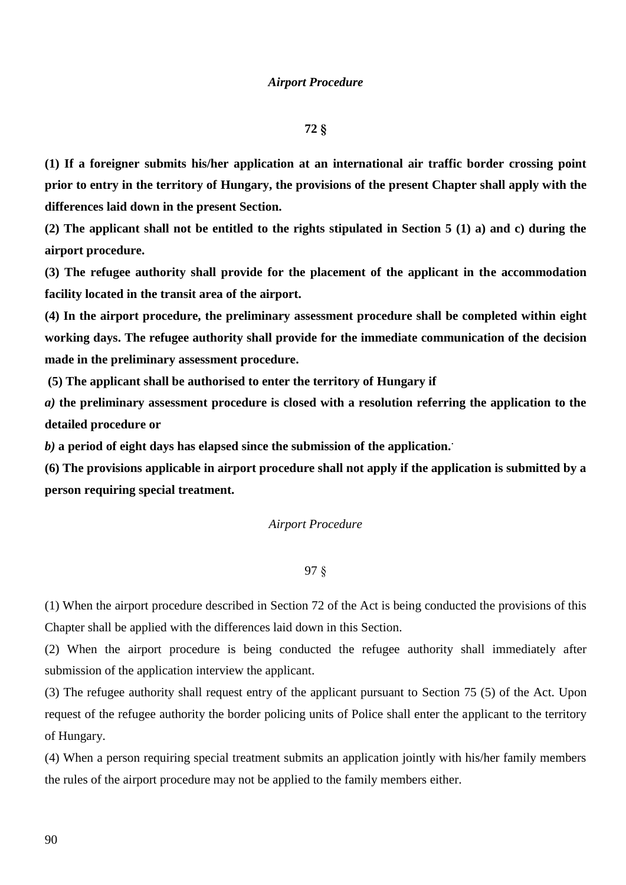*Airport Procedure*

**72 §**

**(1) If a foreigner submits his/her application at an international air traffic border crossing point prior to entry in the territory of Hungary, the provisions of the present Chapter shall apply with the differences laid down in the present Section.**

**(2) The applicant shall not be entitled to the rights stipulated in Section 5 (1) a) and c) during the airport procedure.**

**(3) The refugee authority shall provide for the placement of the applicant in the accommodation facility located in the transit area of the airport.**

**(4) In the airport procedure, the preliminary assessment procedure shall be completed within eight working days. The refugee authority shall provide for the immediate communication of the decision made in the preliminary assessment procedure.**

**(5) The applicant shall be authorised to enter the territory of Hungary if**

***a)*** **the preliminary assessment procedure is closed with a resolution referring the application to the detailed procedure or**

***b)*** **a period of eight days has elapsed since the submission of the application.**

**(6) The provisions applicable in airport procedure shall not apply if the application is submitted by a person requiring special treatment.**

*Airport Procedure*

97 §

(1) When the airport procedure described in Section 72 of the Act is being conducted the provisions of this Chapter shall be applied with the differences laid down in this Section.

(2) When the airport procedure is being conducted the refugee authority shall immediately after submission of the application interview the applicant.

(3) The refugee authority shall request entry of the applicant pursuant to Section 75 (5) of the Act. Upon request of the refugee authority the border policing units of Police shall enter the applicant to the territory of Hungary.

(4) When a person requiring special treatment submits an application jointly with his/her family members the rules of the airport procedure may not be applied to the family members either.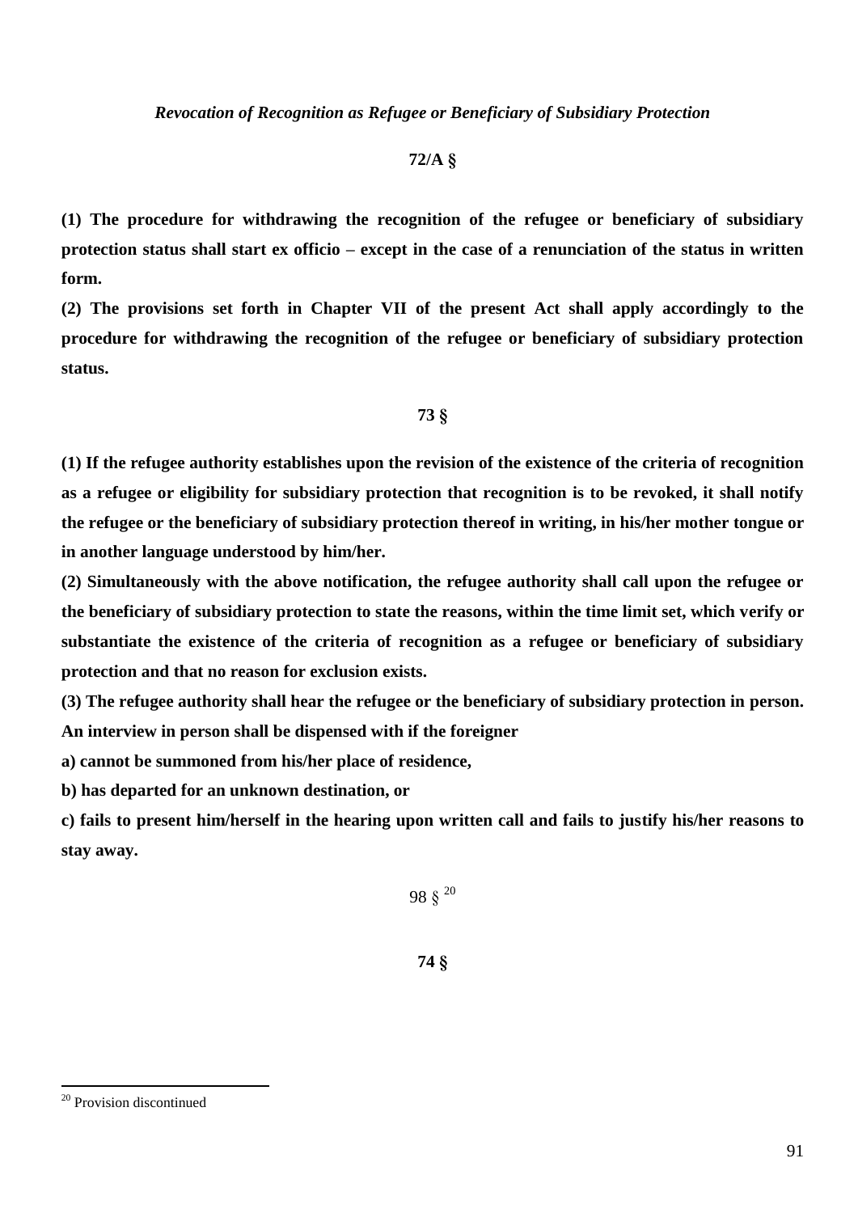*Revocation of Recognition as Refugee or Beneficiary of Subsidiary Protection*

**72/A §**

**(1) The procedure for withdrawing the recognition of the refugee or beneficiary of subsidiary protection status shall start ex officio – except in the case of a renunciation of the status in written form.**

**(2) The provisions set forth in Chapter VII of the present Act shall apply accordingly to the procedure for withdrawing the recognition of the refugee or beneficiary of subsidiary protection status.**

**73 §**

**(1) If the refugee authority establishes upon the revision of the existence of the criteria of recognition as a refugee or eligibility for subsidiary protection that recognition is to be revoked, it shall notify the refugee or the beneficiary of subsidiary protection thereof in writing, in his/her mother tongue or in another language understood by him/her.**

**(2) Simultaneously with the above notification, the refugee authority shall call upon the refugee or the beneficiary of subsidiary protection to state the reasons, within the time limit set, which verify or substantiate the existence of the criteria of recognition as a refugee or beneficiary of subsidiary protection and that no reason for exclusion exists.**

**(3) The refugee authority shall hear the refugee or the beneficiary of subsidiary protection in person. An interview in person shall be dispensed with if the foreigner**

**a) cannot be summoned from his/her place of residence,**

**b) has departed for an unknown destination, or**

**c) fails to present him/herself in the hearing upon written call and fails to justify his/her reasons to stay away.**

98 § [20]

**74 §**

[20] Provision discontinued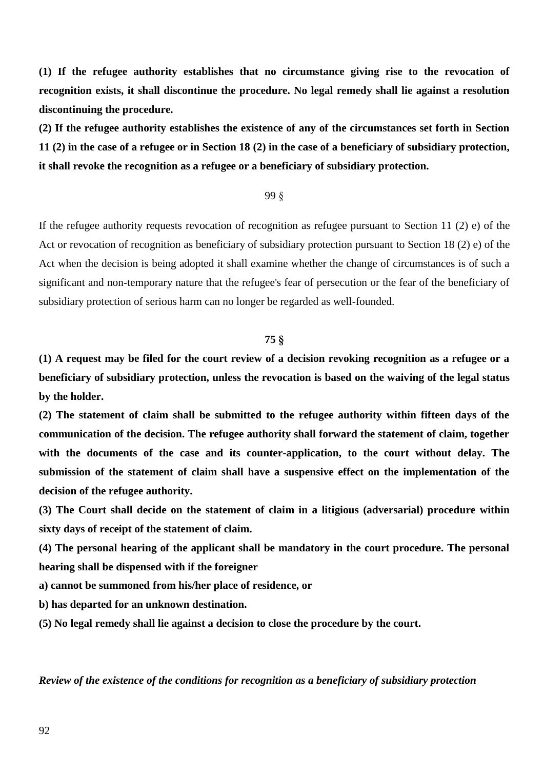**(1) If the refugee authority establishes that no circumstance giving rise to the revocation of recognition exists, it shall discontinue the procedure. No legal remedy shall lie against a resolution discontinuing the procedure.**

**(2) If the refugee authority establishes the existence of any of the circumstances set forth in Section 11 (2) in the case of a refugee or in Section 18 (2) in the case of a beneficiary of subsidiary protection, it shall revoke the recognition as a refugee or a beneficiary of subsidiary protection.**

99 §

If the refugee authority requests revocation of recognition as refugee pursuant to Section 11 (2) e) of the Act or revocation of recognition as beneficiary of subsidiary protection pursuant to Section 18 (2) e) of the Act when the decision is being adopted it shall examine whether the change of circumstances is of such a significant and non-temporary nature that the refugee's fear of persecution or the fear of the beneficiary of subsidiary protection of serious harm can no longer be regarded as well-founded.

**75 §**

**(1) A request may be filed for the court review of a decision revoking recognition as a refugee or a beneficiary of subsidiary protection, unless the revocation is based on the waiving of the legal status by the holder.**

**(2) The statement of claim shall be submitted to the refugee authority within fifteen days of the communication of the decision. The refugee authority shall forward the statement of claim, together with the documents of the case and its counter-application, to the court without delay. The submission of the statement of claim shall have a suspensive effect on the implementation of the decision of the refugee authority.**

**(3) The Court shall decide on the statement of claim in a litigious (adversarial) procedure within sixty days of receipt of the statement of claim.**

**(4) The personal hearing of the applicant shall be mandatory in the court procedure. The personal hearing shall be dispensed with if the foreigner**

**a) cannot be summoned from his/her place of residence, or**

**b) has departed for an unknown destination.**

**(5) No legal remedy shall lie against a decision to close the procedure by the court.**

***Review of the existence of the conditions for recognition as a beneficiary of subsidiary protection***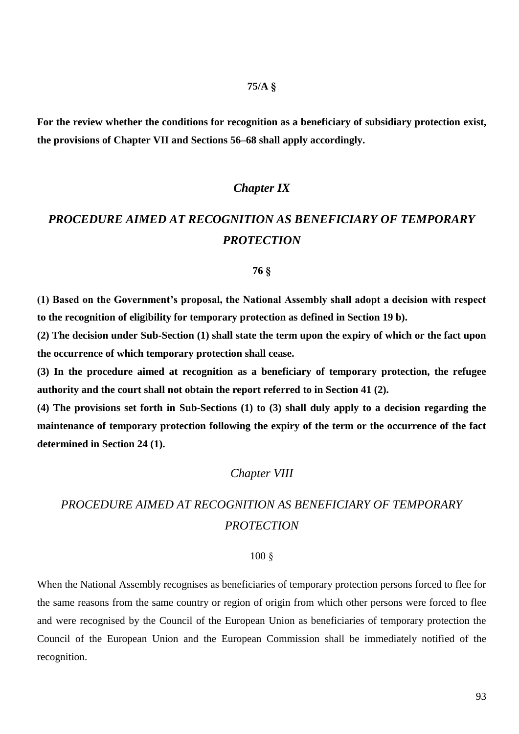**75/A §**

**For the review whether the conditions for recognition as a beneficiary of subsidiary protection exist, the provisions of Chapter VII and Sections 56–68 shall apply accordingly.**

## ***Chapter IX***

## ***PROCEDURE AIMED AT RECOGNITION AS BENEFICIARY OF TEMPORARY PROTECTION***

**76 §**

**(1) Based on the Government's proposal, the National Assembly shall adopt a decision with respect to the recognition of eligibility for temporary protection as defined in Section 19 b).**

**(2) The decision under Sub-Section (1) shall state the term upon the expiry of which or the fact upon the occurrence of which temporary protection shall cease.**

**(3) In the procedure aimed at recognition as a beneficiary of temporary protection, the refugee authority and the court shall not obtain the report referred to in Section 41 (2).**

**(4) The provisions set forth in Sub-Sections (1) to (3) shall duly apply to a decision regarding the maintenance of temporary protection following the expiry of the term or the occurrence of the fact determined in Section 24 (1).**

## *Chapter VIII*

## *PROCEDURE AIMED AT RECOGNITION AS BENEFICIARY OF TEMPORARY PROTECTION*

100 §

When the National Assembly recognises as beneficiaries of temporary protection persons forced to flee for the same reasons from the same country or region of origin from which other persons were forced to flee and were recognised by the Council of the European Union as beneficiaries of temporary protection the Council of the European Union and the European Commission shall be immediately notified of the recognition.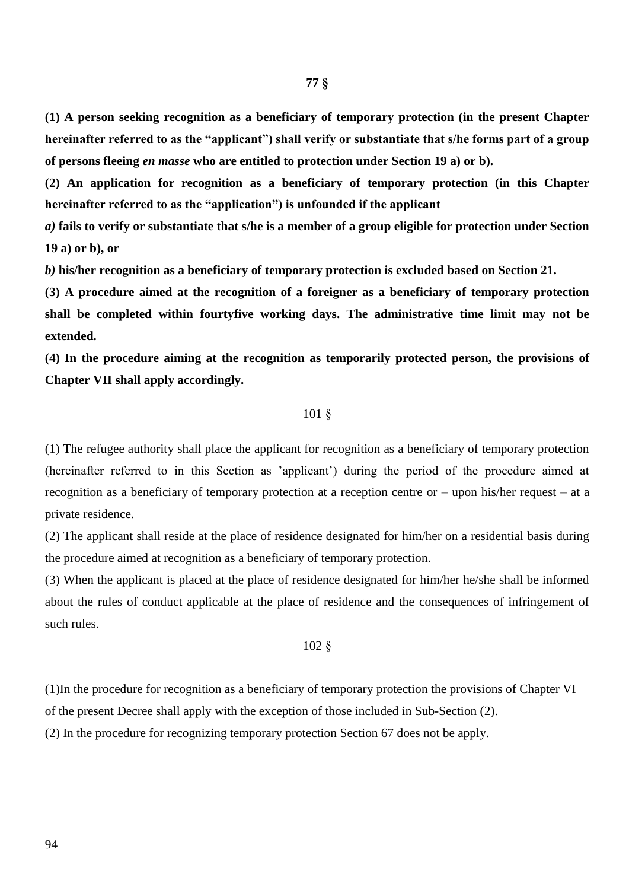**77 §**

**(1) A person seeking recognition as a beneficiary of temporary protection (in the present Chapter hereinafter referred to as the "applicant") shall verify or substantiate that s/he forms part of a group of persons fleeing *en masse* who are entitled to protection under Section 19 a) or b).**

**(2) An application for recognition as a beneficiary of temporary protection (in this Chapter hereinafter referred to as the "application") is unfounded if the applicant**

***a)* fails to verify or substantiate that s/he is a member of a group eligible for protection under Section 19 a) or b), or**

***b)* his/her recognition as a beneficiary of temporary protection is excluded based on Section 21.**

**(3) A procedure aimed at the recognition of a foreigner as a beneficiary of temporary protection shall be completed within fourtyfive working days. The administrative time limit may not be extended.**

**(4) In the procedure aiming at the recognition as temporarily protected person, the provisions of Chapter VII shall apply accordingly.**

101 §

(1) The refugee authority shall place the applicant for recognition as a beneficiary of temporary protection (hereinafter referred to in this Section as 'applicant') during the period of the procedure aimed at recognition as a beneficiary of temporary protection at a reception centre or – upon his/her request – at a private residence.

(2) The applicant shall reside at the place of residence designated for him/her on a residential basis during the procedure aimed at recognition as a beneficiary of temporary protection.

(3) When the applicant is placed at the place of residence designated for him/her he/she shall be informed about the rules of conduct applicable at the place of residence and the consequences of infringement of such rules.

102 §

(1)In the procedure for recognition as a beneficiary of temporary protection the provisions of Chapter VI of the present Decree shall apply with the exception of those included in Sub-Section (2).

(2) In the procedure for recognizing temporary protection Section 67 does not be apply.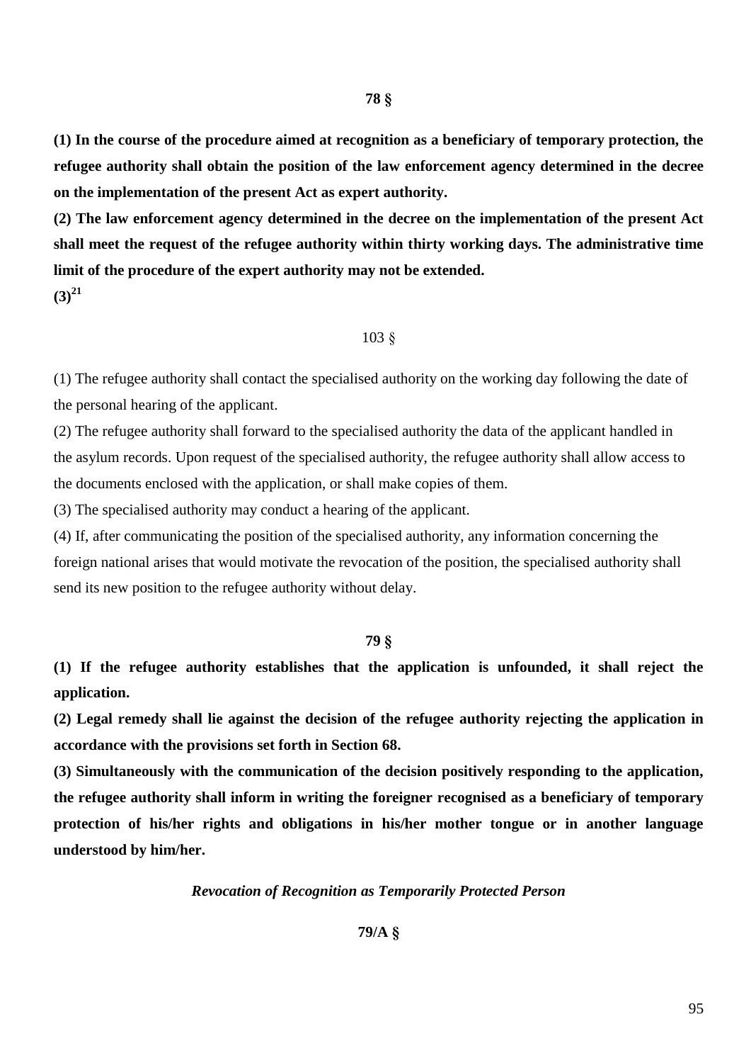**78 §**

**(1) In the course of the procedure aimed at recognition as a beneficiary of temporary protection, the refugee authority shall obtain the position of the law enforcement agency determined in the decree on the implementation of the present Act as expert authority.**

**(2) The law enforcement agency determined in the decree on the implementation of the present Act shall meet the request of the refugee authority within thirty working days. The administrative time limit of the procedure of the expert authority may not be extended.**

**(3)[21]**

103 §

(1) The refugee authority shall contact the specialised authority on the working day following the date of the personal hearing of the applicant.

(2) The refugee authority shall forward to the specialised authority the data of the applicant handled in the asylum records. Upon request of the specialised authority, the refugee authority shall allow access to the documents enclosed with the application, or shall make copies of them.

(3) The specialised authority may conduct a hearing of the applicant.

(4) If, after communicating the position of the specialised authority, any information concerning the foreign national arises that would motivate the revocation of the position, the specialised authority shall send its new position to the refugee authority without delay.

**79 §**

**(1) If the refugee authority establishes that the application is unfounded, it shall reject the application.**

**(2) Legal remedy shall lie against the decision of the refugee authority rejecting the application in accordance with the provisions set forth in Section 68.**

**(3) Simultaneously with the communication of the decision positively responding to the application, the refugee authority shall inform in writing the foreigner recognised as a beneficiary of temporary protection of his/her rights and obligations in his/her mother tongue or in another language understood by him/her.**

***Revocation of Recognition as Temporarily Protected Person***

**79/A §**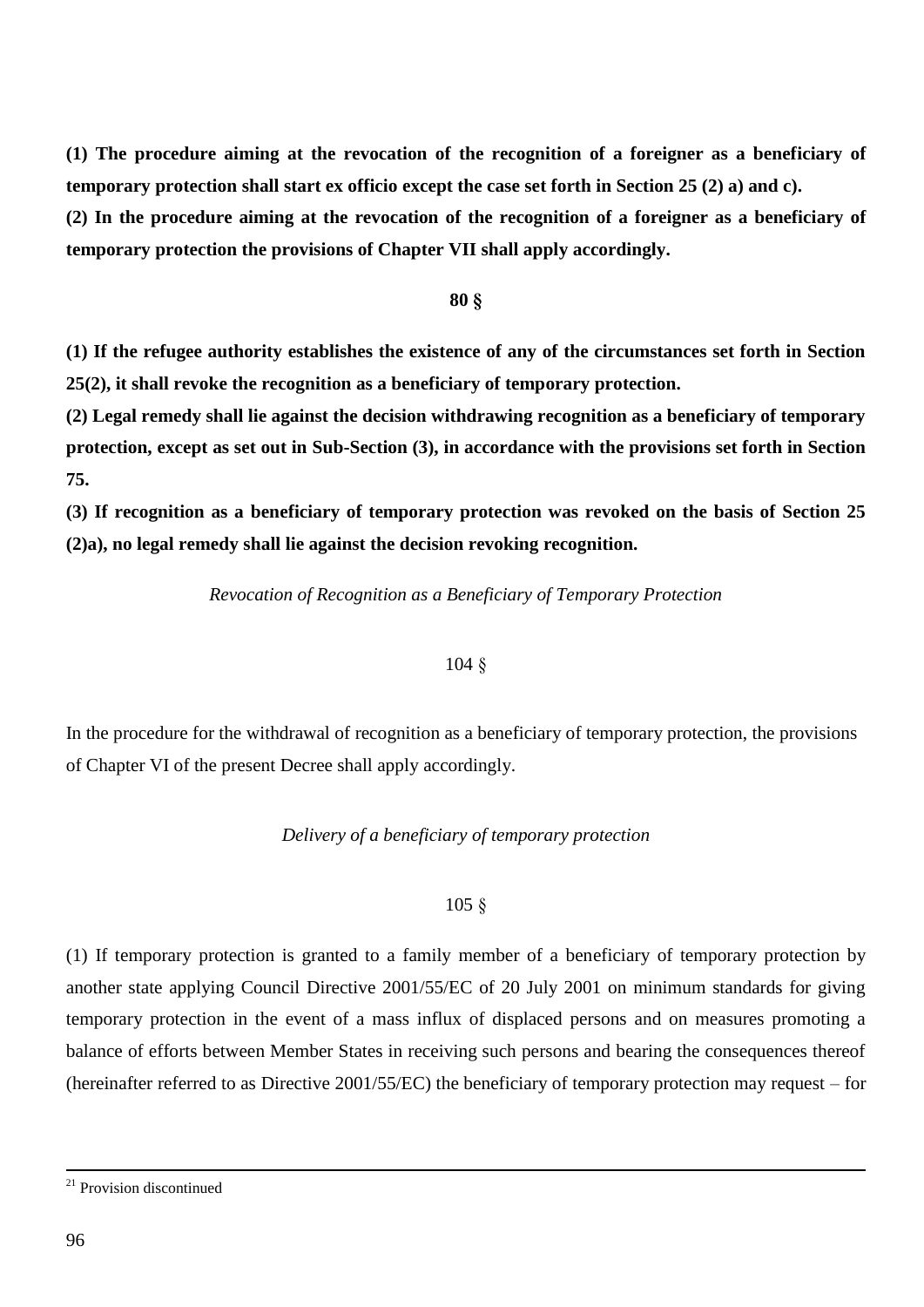**(1) The procedure aiming at the revocation of the recognition of a foreigner as a beneficiary of temporary protection shall start ex officio except the case set forth in Section 25 (2) a) and c).**

**(2) In the procedure aiming at the revocation of the recognition of a foreigner as a beneficiary of temporary protection the provisions of Chapter VII shall apply accordingly.**

**80 §**

**(1) If the refugee authority establishes the existence of any of the circumstances set forth in Section 25(2), it shall revoke the recognition as a beneficiary of temporary protection.**

**(2) Legal remedy shall lie against the decision withdrawing recognition as a beneficiary of temporary protection, except as set out in Sub-Section (3), in accordance with the provisions set forth in Section 75.**

**(3) If recognition as a beneficiary of temporary protection was revoked on the basis of Section 25 (2)a), no legal remedy shall lie against the decision revoking recognition.**

*Revocation of Recognition as a Beneficiary of Temporary Protection*

104 §

In the procedure for the withdrawal of recognition as a beneficiary of temporary protection, the provisions of Chapter VI of the present Decree shall apply accordingly.

*Delivery of a beneficiary of temporary protection*

105 §

(1) If temporary protection is granted to a family member of a beneficiary of temporary protection by another state applying Council Directive 2001/55/EC of 20 July 2001 on minimum standards for giving temporary protection in the event of a mass influx of displaced persons and on measures promoting a balance of efforts between Member States in receiving such persons and bearing the consequences thereof (hereinafter referred to as Directive 2001/55/EC) the beneficiary of temporary protection may request – for

[21] Provision discontinued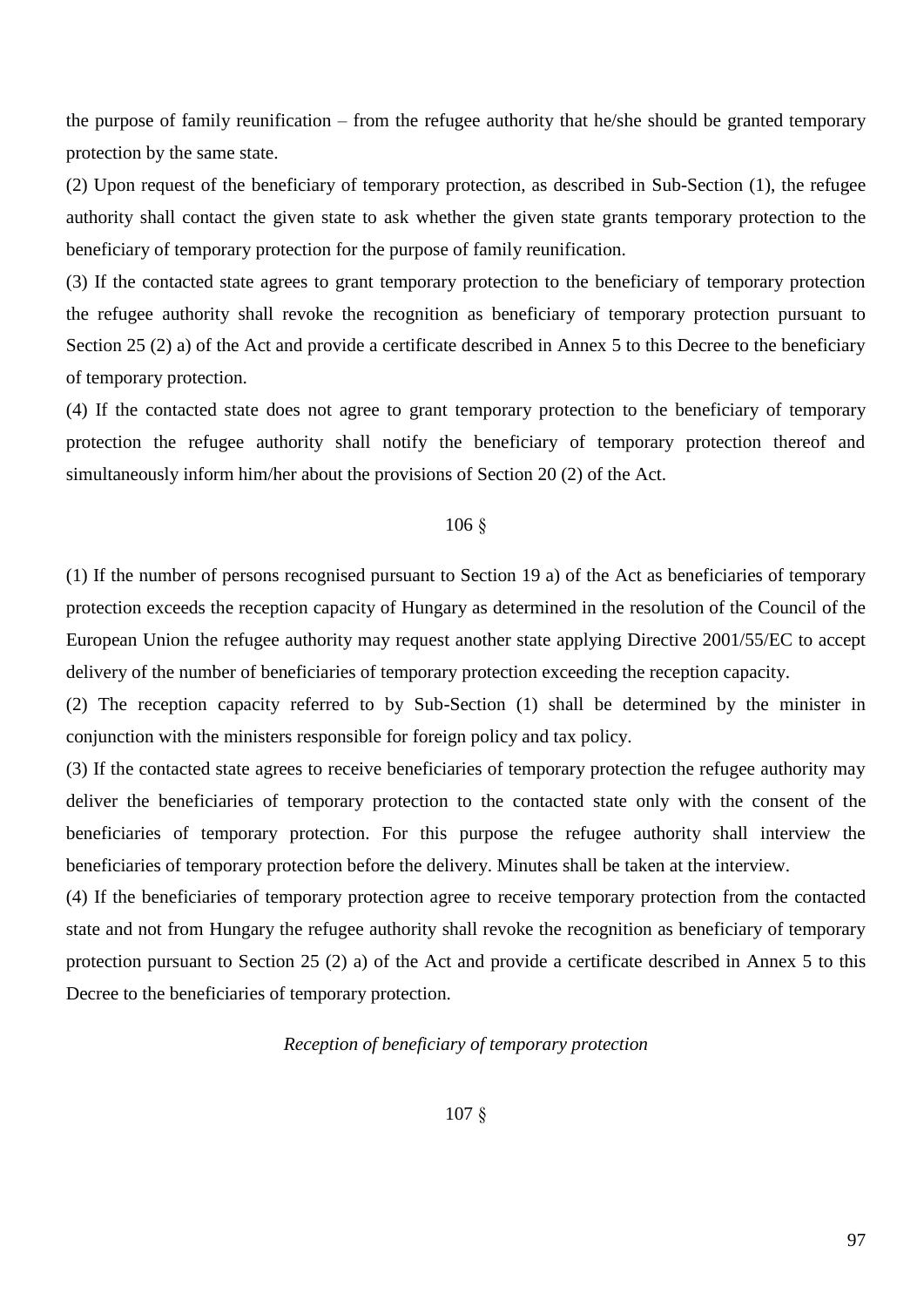the purpose of family reunification – from the refugee authority that he/she should be granted temporary protection by the same state.

(2) Upon request of the beneficiary of temporary protection, as described in Sub-Section (1), the refugee authority shall contact the given state to ask whether the given state grants temporary protection to the beneficiary of temporary protection for the purpose of family reunification.

(3) If the contacted state agrees to grant temporary protection to the beneficiary of temporary protection the refugee authority shall revoke the recognition as beneficiary of temporary protection pursuant to Section 25 (2) a) of the Act and provide a certificate described in Annex 5 to this Decree to the beneficiary of temporary protection.

(4) If the contacted state does not agree to grant temporary protection to the beneficiary of temporary protection the refugee authority shall notify the beneficiary of temporary protection thereof and simultaneously inform him/her about the provisions of Section 20 (2) of the Act.

106 §

(1) If the number of persons recognised pursuant to Section 19 a) of the Act as beneficiaries of temporary protection exceeds the reception capacity of Hungary as determined in the resolution of the Council of the European Union the refugee authority may request another state applying Directive 2001/55/EC to accept delivery of the number of beneficiaries of temporary protection exceeding the reception capacity.

(2) The reception capacity referred to by Sub-Section (1) shall be determined by the minister in conjunction with the ministers responsible for foreign policy and tax policy.

(3) If the contacted state agrees to receive beneficiaries of temporary protection the refugee authority may deliver the beneficiaries of temporary protection to the contacted state only with the consent of the beneficiaries of temporary protection. For this purpose the refugee authority shall interview the beneficiaries of temporary protection before the delivery. Minutes shall be taken at the interview.

(4) If the beneficiaries of temporary protection agree to receive temporary protection from the contacted state and not from Hungary the refugee authority shall revoke the recognition as beneficiary of temporary protection pursuant to Section 25 (2) a) of the Act and provide a certificate described in Annex 5 to this Decree to the beneficiaries of temporary protection.

*Reception of beneficiary of temporary protection*

107 §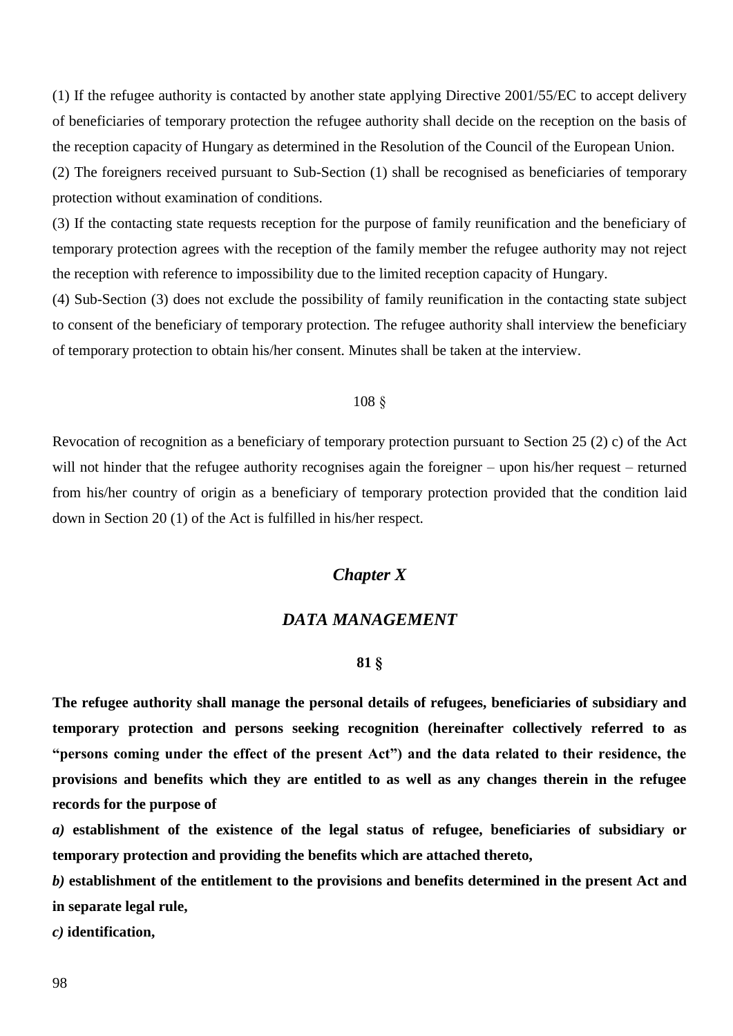(1) If the refugee authority is contacted by another state applying Directive 2001/55/EC to accept delivery of beneficiaries of temporary protection the refugee authority shall decide on the reception on the basis of the reception capacity of Hungary as determined in the Resolution of the Council of the European Union.

(2) The foreigners received pursuant to Sub-Section (1) shall be recognised as beneficiaries of temporary protection without examination of conditions.

(3) If the contacting state requests reception for the purpose of family reunification and the beneficiary of temporary protection agrees with the reception of the family member the refugee authority may not reject the reception with reference to impossibility due to the limited reception capacity of Hungary.

(4) Sub-Section (3) does not exclude the possibility of family reunification in the contacting state subject to consent of the beneficiary of temporary protection. The refugee authority shall interview the beneficiary of temporary protection to obtain his/her consent. Minutes shall be taken at the interview.

108 §

Revocation of recognition as a beneficiary of temporary protection pursuant to Section 25 (2) c) of the Act will not hinder that the refugee authority recognises again the foreigner – upon his/her request – returned from his/her country of origin as a beneficiary of temporary protection provided that the condition laid down in Section 20 (1) of the Act is fulfilled in his/her respect.

## *Chapter X*

## *DATA MANAGEMENT*

**81 §**

**The refugee authority shall manage the personal details of refugees, beneficiaries of subsidiary and temporary protection and persons seeking recognition (hereinafter collectively referred to as "persons coming under the effect of the present Act") and the data related to their residence, the provisions and benefits which they are entitled to as well as any changes therein in the refugee records for the purpose of**

***a)*** **establishment of the existence of the legal status of refugee, beneficiaries of subsidiary or temporary protection and providing the benefits which are attached thereto,**

***b)*** **establishment of the entitlement to the provisions and benefits determined in the present Act and in separate legal rule,**

***c)*** **identification,**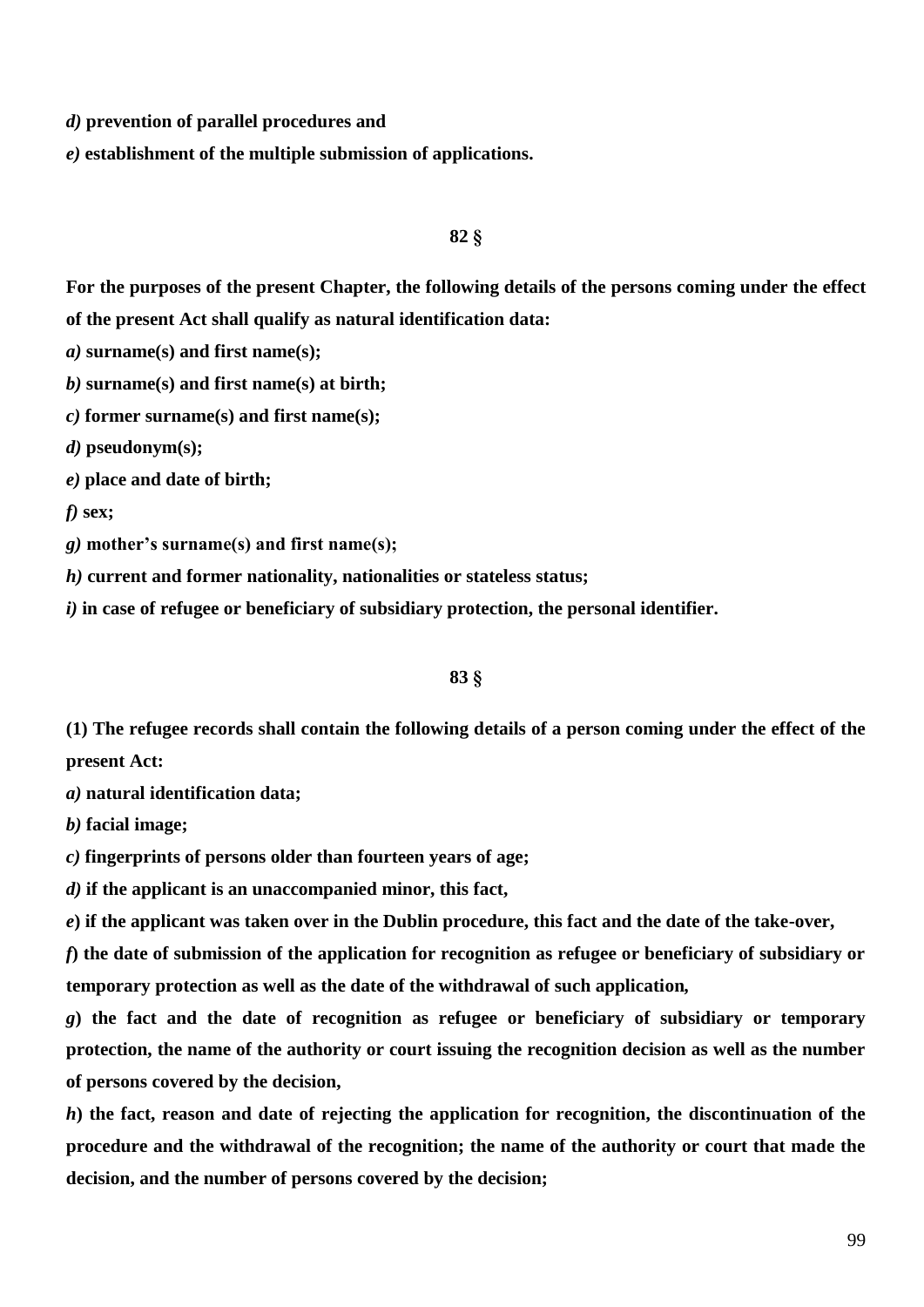***d)*** **prevention of parallel procedures and**

***e)*** **establishment of the multiple submission of applications.**

**82 §**

**For the purposes of the present Chapter, the following details of the persons coming under the effect of the present Act shall qualify as natural identification data:**

***a)*** **surname(s) and first name(s);**

***b)*** **surname(s) and first name(s) at birth;**

***c)*** **former surname(s) and first name(s);**

***d)*** **pseudonym(s);**

***e)*** **place and date of birth;**

***f)*** **sex;**

***g)*** **mother's surname(s) and first name(s);**

***h)*** **current and former nationality, nationalities or stateless status;**

***i)*** **in case of refugee or beneficiary of subsidiary protection, the personal identifier.**

**83 §**

**(1) The refugee records shall contain the following details of a person coming under the effect of the present Act:**

***a)*** **natural identification data;**

***b)*** **facial image;**

***c)*** **fingerprints of persons older than fourteen years of age;**

***d)*** **if the applicant is an unaccompanied minor, this fact,**

***e*****) if the applicant was taken over in the Dublin procedure, this fact and the date of the take-over,**

***f*****) the date of submission of the application for recognition as refugee or beneficiary of subsidiary or temporary protection as well as the date of the withdrawal of such application,**

***g*****) the fact and the date of recognition as refugee or beneficiary of subsidiary or temporary protection, the name of the authority or court issuing the recognition decision as well as the number of persons covered by the decision,**

***h*****) the fact, reason and date of rejecting the application for recognition, the discontinuation of the procedure and the withdrawal of the recognition; the name of the authority or court that made the decision, and the number of persons covered by the decision;**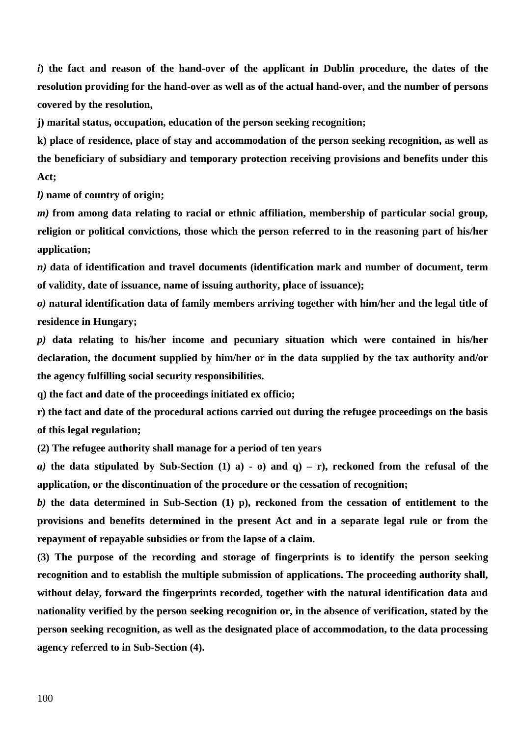***i*) the fact and reason of the hand-over of the applicant in Dublin procedure, the dates of the resolution providing for the hand-over as well as of the actual hand-over, and the number of persons covered by the resolution,**

**j) marital status, occupation, education of the person seeking recognition;**

**k) place of residence, place of stay and accommodation of the person seeking recognition, as well as the beneficiary of subsidiary and temporary protection receiving provisions and benefits under this Act;**

***l)* name of country of origin;**

***m)* from among data relating to racial or ethnic affiliation, membership of particular social group, religion or political convictions, those which the person referred to in the reasoning part of his/her application;**

***n)* data of identification and travel documents (identification mark and number of document, term of validity, date of issuance, name of issuing authority, place of issuance);**

***o)* natural identification data of family members arriving together with him/her and the legal title of residence in Hungary;**

***p)* data relating to his/her income and pecuniary situation which were contained in his/her declaration, the document supplied by him/her or in the data supplied by the tax authority and/or the agency fulfilling social security responsibilities.**

**q) the fact and date of the proceedings initiated ex officio;**

**r) the fact and date of the procedural actions carried out during the refugee proceedings on the basis of this legal regulation;**

**(2) The refugee authority shall manage for a period of ten years**

***a)* the data stipulated by Sub-Section (1) a) - o) and q) – r), reckoned from the refusal of the application, or the discontinuation of the procedure or the cessation of recognition;**

***b)* the data determined in Sub-Section (1) p), reckoned from the cessation of entitlement to the provisions and benefits determined in the present Act and in a separate legal rule or from the repayment of repayable subsidies or from the lapse of a claim.**

**(3) The purpose of the recording and storage of fingerprints is to identify the person seeking recognition and to establish the multiple submission of applications. The proceeding authority shall, without delay, forward the fingerprints recorded, together with the natural identification data and nationality verified by the person seeking recognition or, in the absence of verification, stated by the person seeking recognition, as well as the designated place of accommodation, to the data processing agency referred to in Sub-Section (4).**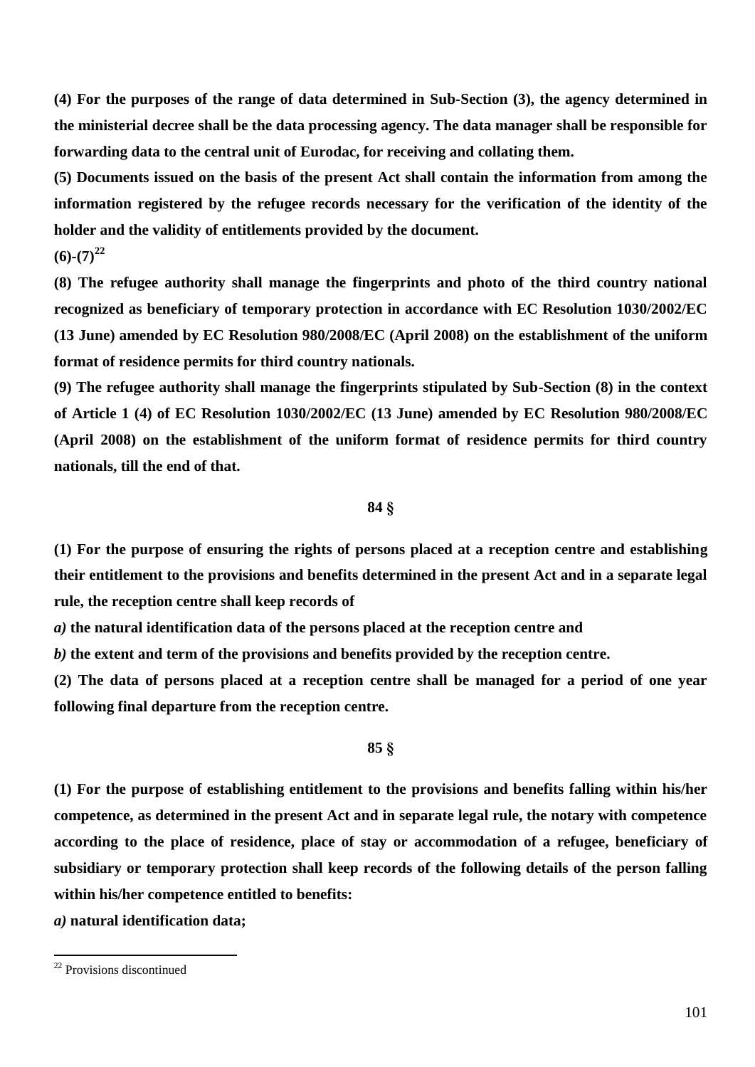**(4) For the purposes of the range of data determined in Sub-Section (3), the agency determined in the ministerial decree shall be the data processing agency. The data manager shall be responsible for forwarding data to the central unit of Eurodac, for receiving and collating them.**

**(5) Documents issued on the basis of the present Act shall contain the information from among the information registered by the refugee records necessary for the verification of the identity of the holder and the validity of entitlements provided by the document.**

**(6)-(7)**[22]

**(8) The refugee authority shall manage the fingerprints and photo of the third country national recognized as beneficiary of temporary protection in accordance with EC Resolution 1030/2002/EC (13 June) amended by EC Resolution 980/2008/EC (April 2008) on the establishment of the uniform format of residence permits for third country nationals.**

**(9) The refugee authority shall manage the fingerprints stipulated by Sub-Section (8) in the context of Article 1 (4) of EC Resolution 1030/2002/EC (13 June) amended by EC Resolution 980/2008/EC (April 2008) on the establishment of the uniform format of residence permits for third country nationals, till the end of that.**

**84 §**

**(1) For the purpose of ensuring the rights of persons placed at a reception centre and establishing their entitlement to the provisions and benefits determined in the present Act and in a separate legal rule, the reception centre shall keep records of**

***a)*** **the natural identification data of the persons placed at the reception centre and**

***b)*** **the extent and term of the provisions and benefits provided by the reception centre.**

**(2) The data of persons placed at a reception centre shall be managed for a period of one year following final departure from the reception centre.**

**85 §**

**(1) For the purpose of establishing entitlement to the provisions and benefits falling within his/her competence, as determined in the present Act and in separate legal rule, the notary with competence according to the place of residence, place of stay or accommodation of a refugee, beneficiary of subsidiary or temporary protection shall keep records of the following details of the person falling within his/her competence entitled to benefits:**

***a)*** **natural identification data;**

[22] Provisions discontinued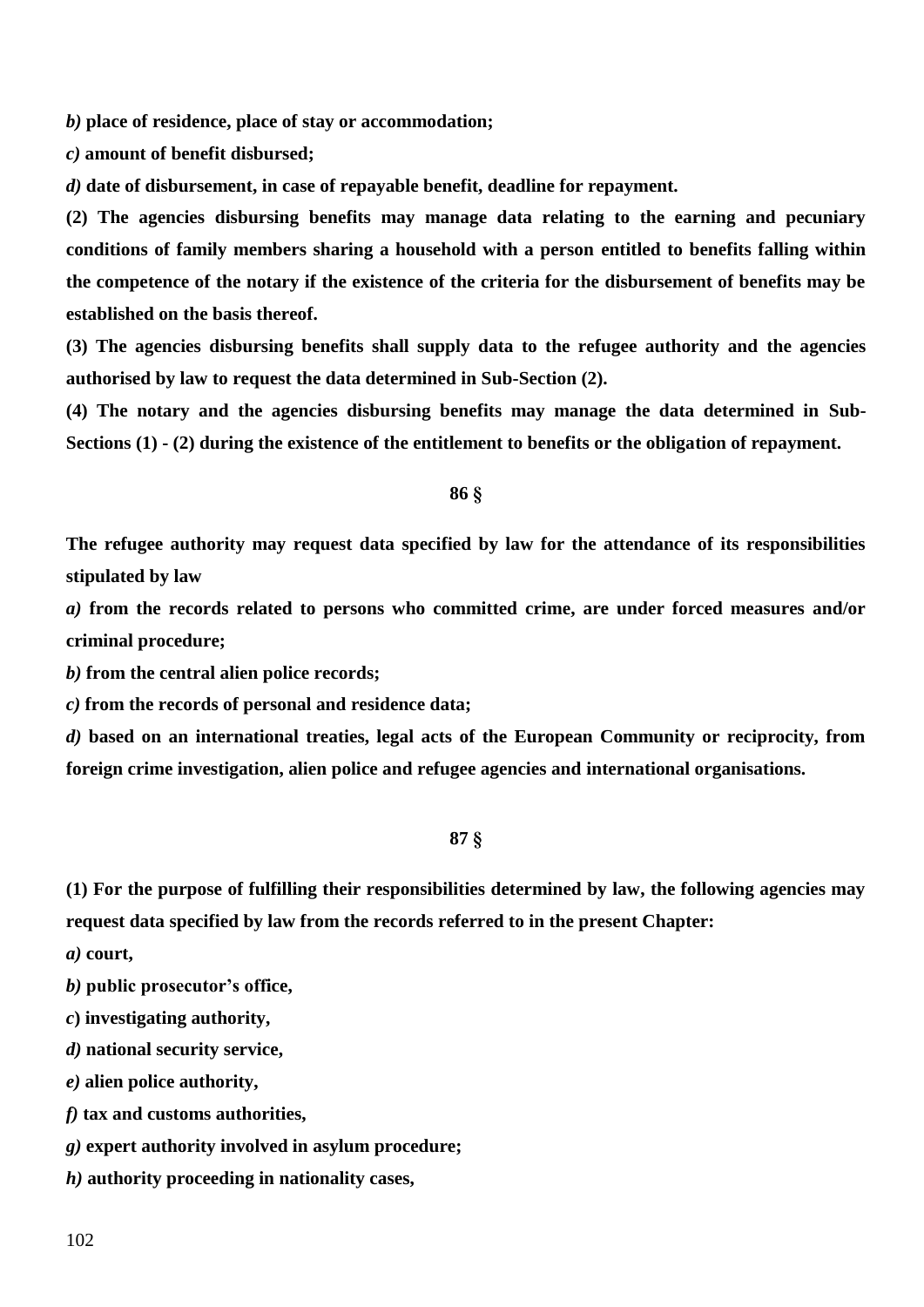***b)*** **place of residence, place of stay or accommodation;**

***c)*** **amount of benefit disbursed;**

***d)*** **date of disbursement, in case of repayable benefit, deadline for repayment.**

**(2) The agencies disbursing benefits may manage data relating to the earning and pecuniary conditions of family members sharing a household with a person entitled to benefits falling within the competence of the notary if the existence of the criteria for the disbursement of benefits may be established on the basis thereof.**

**(3) The agencies disbursing benefits shall supply data to the refugee authority and the agencies authorised by law to request the data determined in Sub-Section (2).**

**(4) The notary and the agencies disbursing benefits may manage the data determined in Sub-Sections (1) - (2) during the existence of the entitlement to benefits or the obligation of repayment.**

**86 §**

**The refugee authority may request data specified by law for the attendance of its responsibilities stipulated by law**

***a)*** **from the records related to persons who committed crime, are under forced measures and/or criminal procedure;**

***b)*** **from the central alien police records;**

***c)*** **from the records of personal and residence data;**

***d)*** **based on an international treaties, legal acts of the European Community or reciprocity, from foreign crime investigation, alien police and refugee agencies and international organisations.**

**87 §**

**(1) For the purpose of fulfilling their responsibilities determined by law, the following agencies may request data specified by law from the records referred to in the present Chapter:**

***a)*** **court,**

***b)*** **public prosecutor's office,**

***c*****) investigating authority,**

***d)*** **national security service,**

***e)*** **alien police authority,**

***f)*** **tax and customs authorities,**

***g)*** **expert authority involved in asylum procedure;**

***h)*** **authority proceeding in nationality cases,**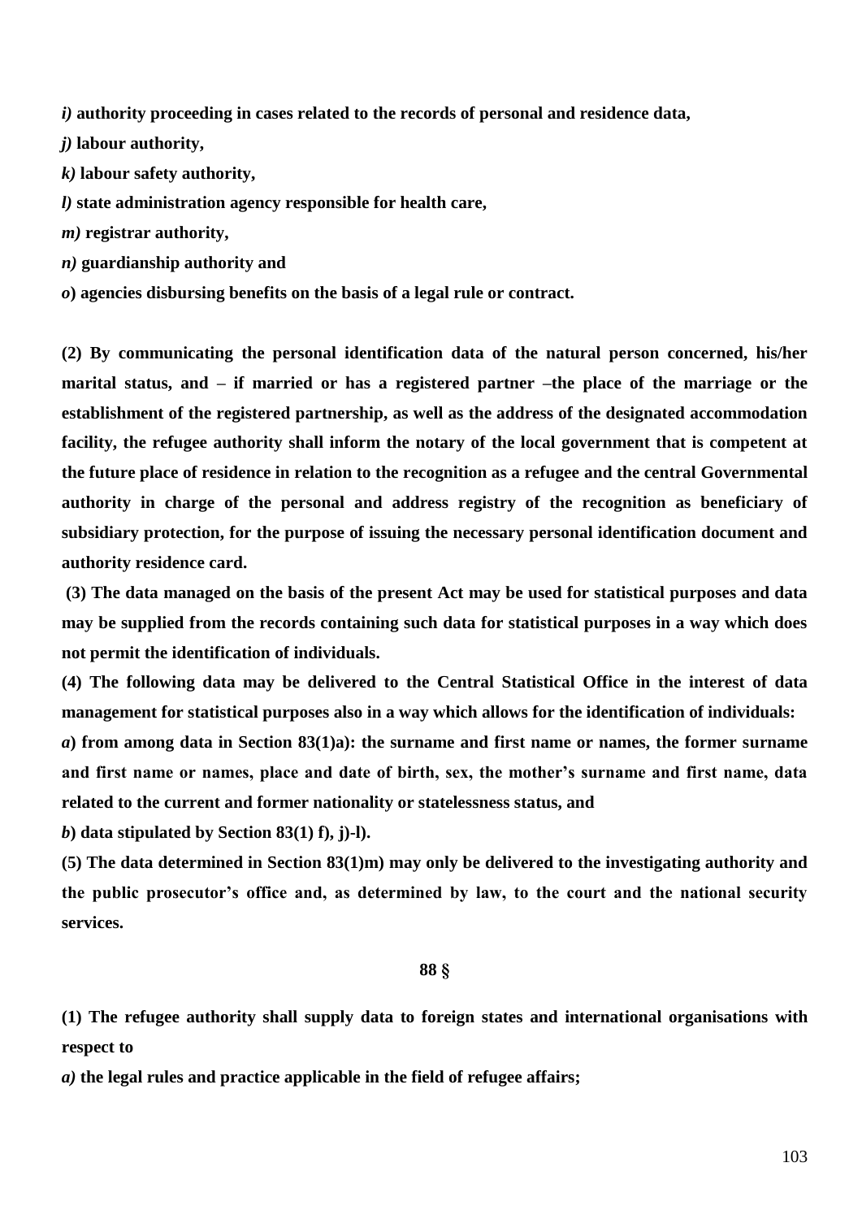***i)*** **authority proceeding in cases related to the records of personal and residence data,**

***j)*** **labour authority,**

***k)*** **labour safety authority,**

***l)*** **state administration agency responsible for health care,**

***m)*** **registrar authority,**

***n)*** **guardianship authority and**

***o*)** **agencies disbursing benefits on the basis of a legal rule or contract.**

**(2) By communicating the personal identification data of the natural person concerned, his/her marital status, and – if married or has a registered partner –the place of the marriage or the establishment of the registered partnership, as well as the address of the designated accommodation facility, the refugee authority shall inform the notary of the local government that is competent at the future place of residence in relation to the recognition as a refugee and the central Governmental authority in charge of the personal and address registry of the recognition as beneficiary of subsidiary protection, for the purpose of issuing the necessary personal identification document and authority residence card.**

**(3) The data managed on the basis of the present Act may be used for statistical purposes and data may be supplied from the records containing such data for statistical purposes in a way which does not permit the identification of individuals.**

**(4) The following data may be delivered to the Central Statistical Office in the interest of data management for statistical purposes also in a way which allows for the identification of individuals:**

***a*) from among data in Section 83(1)a): the surname and first name or names, the former surname and first name or names, place and date of birth, sex, the mother's surname and first name, data related to the current and former nationality or statelessness status, and**

***b*) data stipulated by Section 83(1) f), j)-l).**

**(5) The data determined in Section 83(1)m) may only be delivered to the investigating authority and the public prosecutor's office and, as determined by law, to the court and the national security services.**

**88 §**

**(1) The refugee authority shall supply data to foreign states and international organisations with respect to**

***a)*** **the legal rules and practice applicable in the field of refugee affairs;**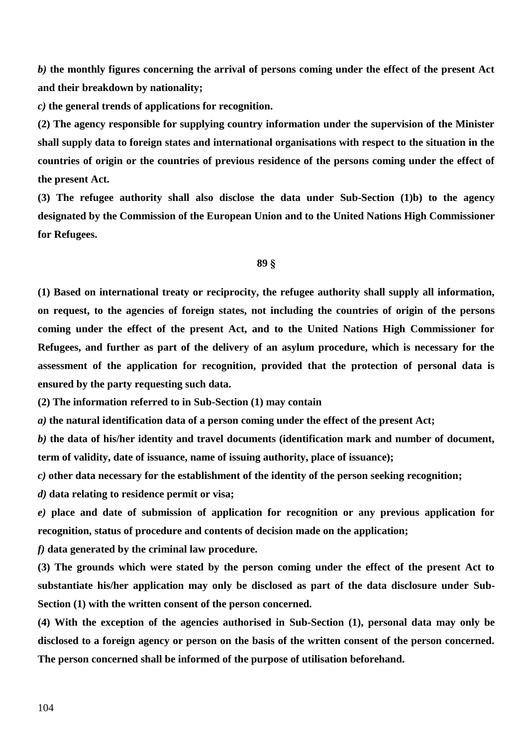***b)*** **the monthly figures concerning the arrival of persons coming under the effect of the present Act and their breakdown by nationality;**

***c)*** **the general trends of applications for recognition.**

**(2) The agency responsible for supplying country information under the supervision of the Minister shall supply data to foreign states and international organisations with respect to the situation in the countries of origin or the countries of previous residence of the persons coming under the effect of the present Act.**

**(3) The refugee authority shall also disclose the data under Sub-Section (1)b) to the agency designated by the Commission of the European Union and to the United Nations High Commissioner for Refugees.**

**89 §**

**(1) Based on international treaty or reciprocity, the refugee authority shall supply all information, on request, to the agencies of foreign states, not including the countries of origin of the persons coming under the effect of the present Act, and to the United Nations High Commissioner for Refugees, and further as part of the delivery of an asylum procedure, which is necessary for the assessment of the application for recognition, provided that the protection of personal data is ensured by the party requesting such data.**

**(2) The information referred to in Sub-Section (1) may contain**

***a)*** **the natural identification data of a person coming under the effect of the present Act;**

***b)*** **the data of his/her identity and travel documents (identification mark and number of document, term of validity, date of issuance, name of issuing authority, place of issuance);**

***c)*** **other data necessary for the establishment of the identity of the person seeking recognition;**

***d)*** **data relating to residence permit or visa;**

***e)*** **place and date of submission of application for recognition or any previous application for recognition, status of procedure and contents of decision made on the application;**

***f)*** **data generated by the criminal law procedure.**

**(3) The grounds which were stated by the person coming under the effect of the present Act to substantiate his/her application may only be disclosed as part of the data disclosure under Sub-Section (1) with the written consent of the person concerned.**

**(4) With the exception of the agencies authorised in Sub-Section (1), personal data may only be disclosed to a foreign agency or person on the basis of the written consent of the person concerned. The person concerned shall be informed of the purpose of utilisation beforehand.**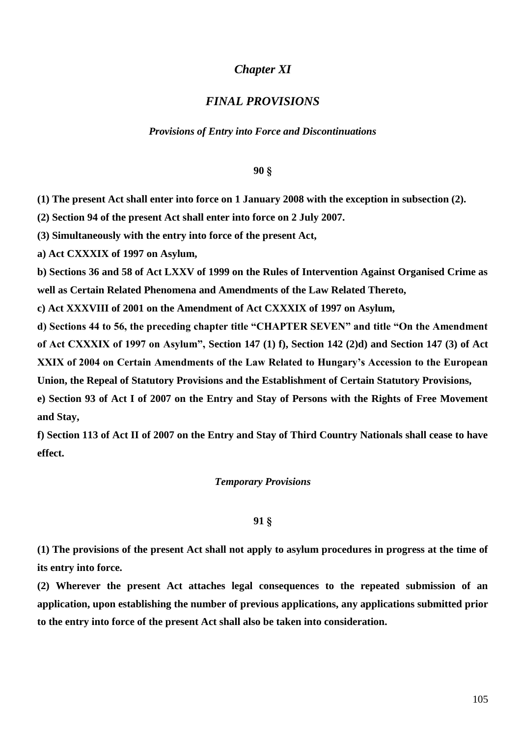# *Chapter XI*

## *FINAL PROVISIONS*

### *Provisions of Entry into Force and Discontinuations*

**90 §**

**(1) The present Act shall enter into force on 1 January 2008 with the exception in subsection (2).**

**(2) Section 94 of the present Act shall enter into force on 2 July 2007.**

**(3) Simultaneously with the entry into force of the present Act,**

**a) Act CXXXIX of 1997 on Asylum,**

**b) Sections 36 and 58 of Act LXXV of 1999 on the Rules of Intervention Against Organised Crime as well as Certain Related Phenomena and Amendments of the Law Related Thereto,**

**c) Act XXXVIII of 2001 on the Amendment of Act CXXXIX of 1997 on Asylum,**

**d) Sections 44 to 56, the preceding chapter title "CHAPTER SEVEN" and title "On the Amendment of Act CXXXIX of 1997 on Asylum", Section 147 (1) f), Section 142 (2)d) and Section 147 (3) of Act XXIX of 2004 on Certain Amendments of the Law Related to Hungary's Accession to the European Union, the Repeal of Statutory Provisions and the Establishment of Certain Statutory Provisions,**

**e) Section 93 of Act I of 2007 on the Entry and Stay of Persons with the Rights of Free Movement and Stay,**

**f) Section 113 of Act II of 2007 on the Entry and Stay of Third Country Nationals shall cease to have effect.**

### *Temporary Provisions*

**91 §**

**(1) The provisions of the present Act shall not apply to asylum procedures in progress at the time of its entry into force.**

**(2) Wherever the present Act attaches legal consequences to the repeated submission of an application, upon establishing the number of previous applications, any applications submitted prior to the entry into force of the present Act shall also be taken into consideration.**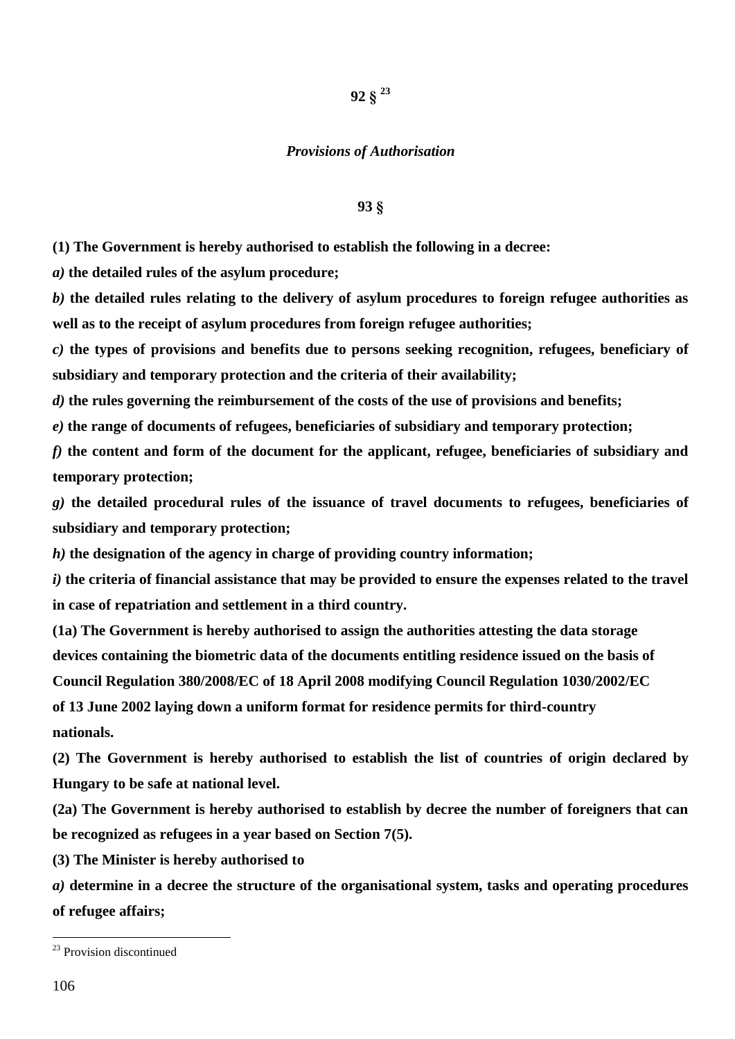**92 §** [23]

***Provisions of Authorisation***

**93 §**

**(1) The Government is hereby authorised to establish the following in a decree:**

***a)* the detailed rules of the asylum procedure;**

***b)* the detailed rules relating to the delivery of asylum procedures to foreign refugee authorities as well as to the receipt of asylum procedures from foreign refugee authorities;**

***c)* the types of provisions and benefits due to persons seeking recognition, refugees, beneficiary of subsidiary and temporary protection and the criteria of their availability;**

***d)* the rules governing the reimbursement of the costs of the use of provisions and benefits;**

***e)* the range of documents of refugees, beneficiaries of subsidiary and temporary protection;**

***f)* the content and form of the document for the applicant, refugee, beneficiaries of subsidiary and temporary protection;**

***g)* the detailed procedural rules of the issuance of travel documents to refugees, beneficiaries of subsidiary and temporary protection;**

***h)* the designation of the agency in charge of providing country information;**

***i)* the criteria of financial assistance that may be provided to ensure the expenses related to the travel in case of repatriation and settlement in a third country.**

**(1a) The Government is hereby authorised to assign the authorities attesting the data storage devices containing the biometric data of the documents entitling residence issued on the basis of Council Regulation 380/2008/EC of 18 April 2008 modifying Council Regulation 1030/2002/EC of 13 June 2002 laying down a uniform format for residence permits for third-country nationals.**

**(2) The Government is hereby authorised to establish the list of countries of origin declared by Hungary to be safe at national level.**

**(2a) The Government is hereby authorised to establish by decree the number of foreigners that can be recognized as refugees in a year based on Section 7(5).**

**(3) The Minister is hereby authorised to**

***a)* determine in a decree the structure of the organisational system, tasks and operating procedures of refugee affairs;**

---

[23] Provision discontinued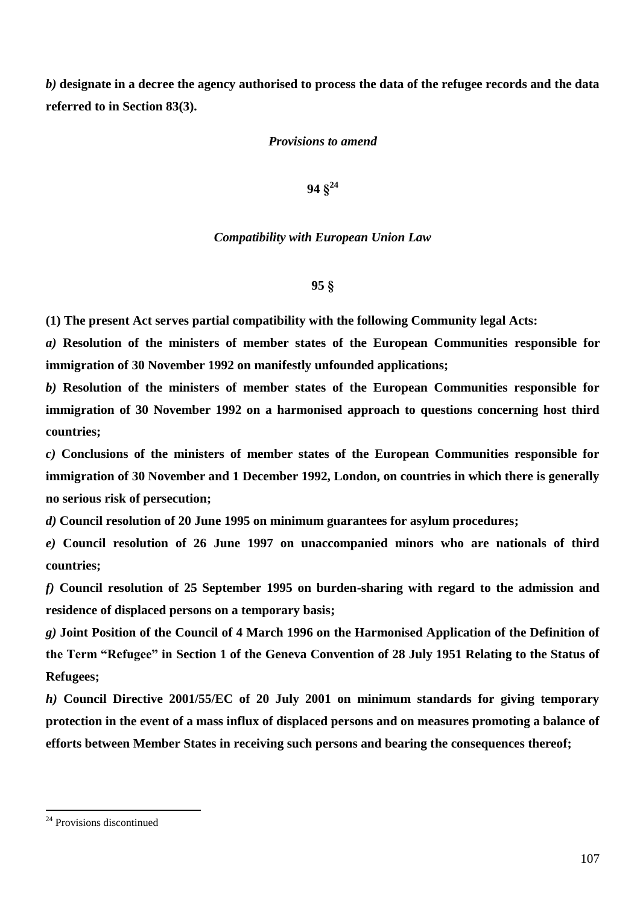***b)*** **designate in a decree the agency authorised to process the data of the refugee records and the data referred to in Section 83(3).**

***Provisions to amend***

**94 §**[24]

***Compatibility with European Union Law***

**95 §**

**(1) The present Act serves partial compatibility with the following Community legal Acts:**

***a)*** **Resolution of the ministers of member states of the European Communities responsible for immigration of 30 November 1992 on manifestly unfounded applications;**

***b)*** **Resolution of the ministers of member states of the European Communities responsible for immigration of 30 November 1992 on a harmonised approach to questions concerning host third countries;**

***c)*** **Conclusions of the ministers of member states of the European Communities responsible for immigration of 30 November and 1 December 1992, London, on countries in which there is generally no serious risk of persecution;**

***d)*** **Council resolution of 20 June 1995 on minimum guarantees for asylum procedures;**

***e)*** **Council resolution of 26 June 1997 on unaccompanied minors who are nationals of third countries;**

***f)*** **Council resolution of 25 September 1995 on burden-sharing with regard to the admission and residence of displaced persons on a temporary basis;**

***g)*** **Joint Position of the Council of 4 March 1996 on the Harmonised Application of the Definition of the Term "Refugee" in Section 1 of the Geneva Convention of 28 July 1951 Relating to the Status of Refugees;**

***h)*** **Council Directive 2001/55/EC of 20 July 2001 on minimum standards for giving temporary protection in the event of a mass influx of displaced persons and on measures promoting a balance of efforts between Member States in receiving such persons and bearing the consequences thereof;**

---

[24] Provisions discontinued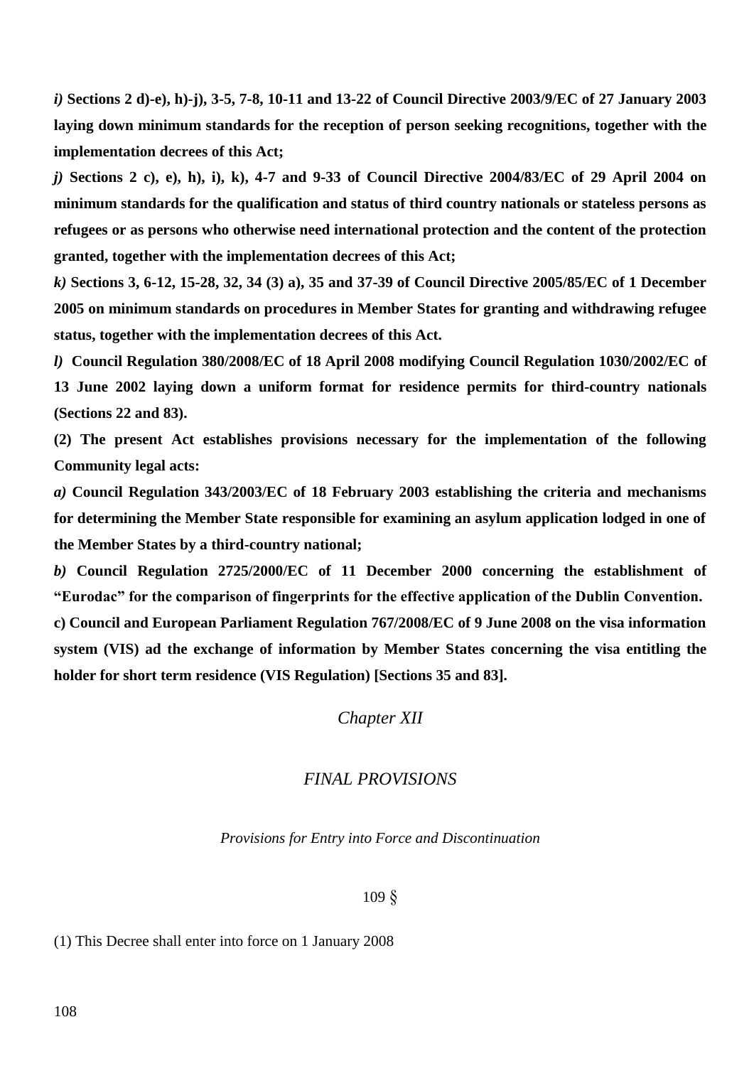***i)*** **Sections 2 d)-e), h)-j), 3-5, 7-8, 10-11 and 13-22 of Council Directive 2003/9/EC of 27 January 2003 laying down minimum standards for the reception of person seeking recognitions, together with the implementation decrees of this Act;**

***j)*** **Sections 2 c), e), h), i), k), 4-7 and 9-33 of Council Directive 2004/83/EC of 29 April 2004 on minimum standards for the qualification and status of third country nationals or stateless persons as refugees or as persons who otherwise need international protection and the content of the protection granted, together with the implementation decrees of this Act;**

***k)*** **Sections 3, 6-12, 15-28, 32, 34 (3) a), 35 and 37-39 of Council Directive 2005/85/EC of 1 December 2005 on minimum standards on procedures in Member States for granting and withdrawing refugee status, together with the implementation decrees of this Act.**

***l)*** **Council Regulation 380/2008/EC of 18 April 2008 modifying Council Regulation 1030/2002/EC of 13 June 2002 laying down a uniform format for residence permits for third-country nationals (Sections 22 and 83).**

**(2) The present Act establishes provisions necessary for the implementation of the following Community legal acts:**

***a)*** **Council Regulation 343/2003/EC of 18 February 2003 establishing the criteria and mechanisms for determining the Member State responsible for examining an asylum application lodged in one of the Member States by a third-country national;**

***b)*** **Council Regulation 2725/2000/EC of 11 December 2000 concerning the establishment of "Eurodac" for the comparison of fingerprints for the effective application of the Dublin Convention.**

**c) Council and European Parliament Regulation 767/2008/EC of 9 June 2008 on the visa information system (VIS) ad the exchange of information by Member States concerning the visa entitling the holder for short term residence (VIS Regulation) [Sections 35 and 83].**

## *Chapter XII*

## *FINAL PROVISIONS*

### *Provisions for Entry into Force and Discontinuation*

109 §

(1) This Decree shall enter into force on 1 January 2008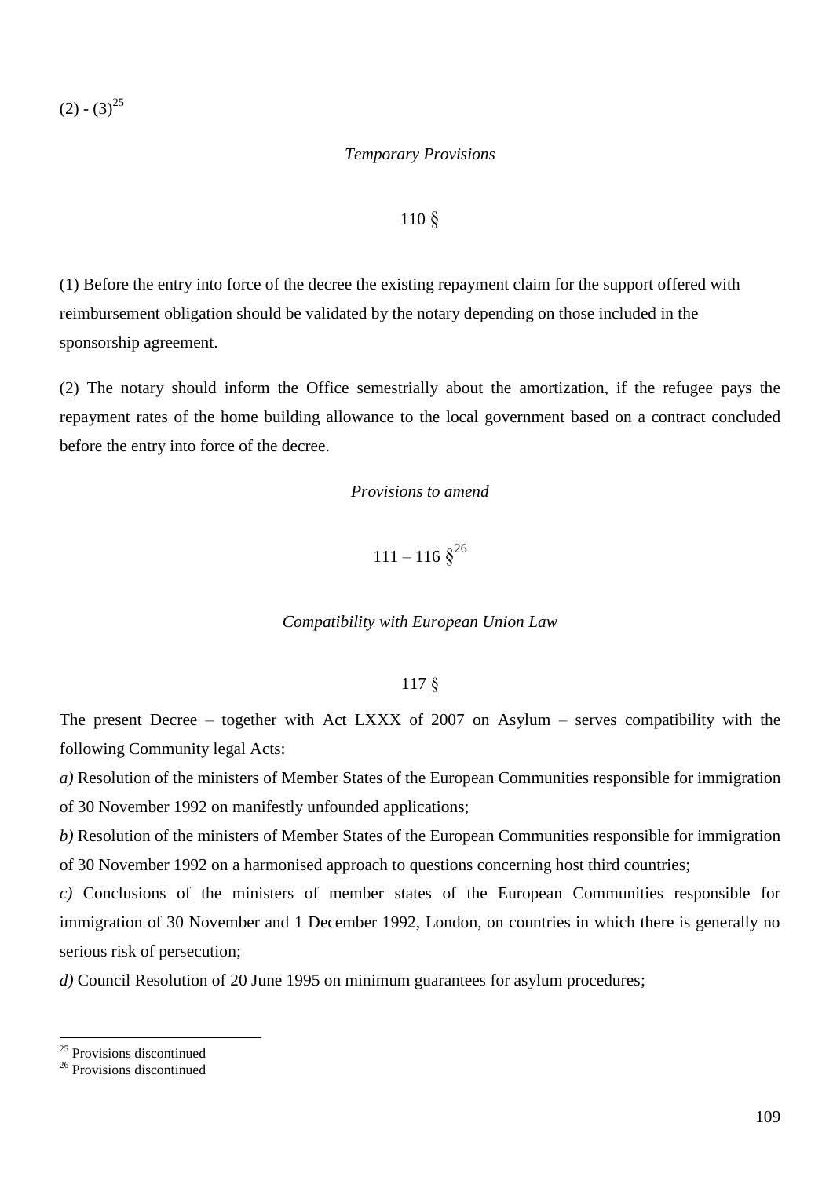(2) - (3)[25]

*Temporary Provisions*

110 §

(1) Before the entry into force of the decree the existing repayment claim for the support offered with reimbursement obligation should be validated by the notary depending on those included in the sponsorship agreement.

(2) The notary should inform the Office semestrially about the amortization, if the refugee pays the repayment rates of the home building allowance to the local government based on a contract concluded before the entry into force of the decree.

*Provisions to amend*

111 – 116 §[26]

*Compatibility with European Union Law*

117 §

The present Decree – together with Act LXXX of 2007 on Asylum – serves compatibility with the following Community legal Acts:

*a)* Resolution of the ministers of Member States of the European Communities responsible for immigration of 30 November 1992 on manifestly unfounded applications;

*b)* Resolution of the ministers of Member States of the European Communities responsible for immigration of 30 November 1992 on a harmonised approach to questions concerning host third countries;

*c)* Conclusions of the ministers of member states of the European Communities responsible for immigration of 30 November and 1 December 1992, London, on countries in which there is generally no serious risk of persecution;

*d)* Council Resolution of 20 June 1995 on minimum guarantees for asylum procedures;

---

[25] Provisions discontinued

[26] Provisions discontinued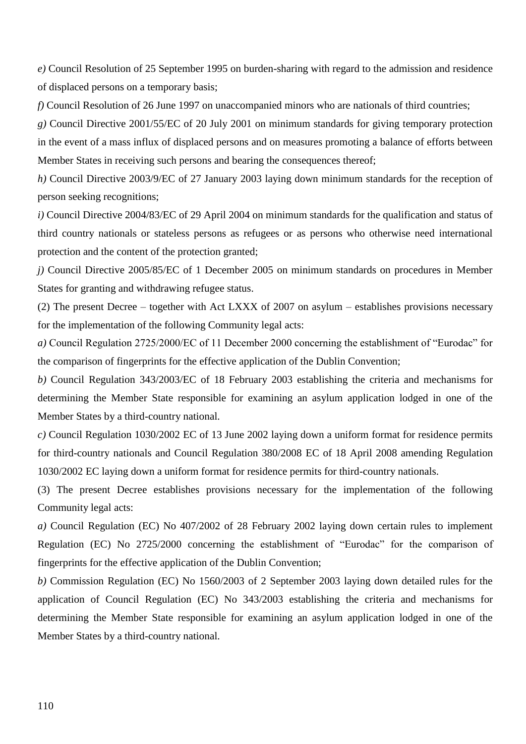*e)* Council Resolution of 25 September 1995 on burden-sharing with regard to the admission and residence of displaced persons on a temporary basis;

*f)* Council Resolution of 26 June 1997 on unaccompanied minors who are nationals of third countries;

*g)* Council Directive 2001/55/EC of 20 July 2001 on minimum standards for giving temporary protection in the event of a mass influx of displaced persons and on measures promoting a balance of efforts between Member States in receiving such persons and bearing the consequences thereof;

*h)* Council Directive 2003/9/EC of 27 January 2003 laying down minimum standards for the reception of person seeking recognitions;

*i)* Council Directive 2004/83/EC of 29 April 2004 on minimum standards for the qualification and status of third country nationals or stateless persons as refugees or as persons who otherwise need international protection and the content of the protection granted;

*j)* Council Directive 2005/85/EC of 1 December 2005 on minimum standards on procedures in Member States for granting and withdrawing refugee status.

(2) The present Decree – together with Act LXXX of 2007 on asylum – establishes provisions necessary for the implementation of the following Community legal acts:

*a)* Council Regulation 2725/2000/EC of 11 December 2000 concerning the establishment of "Eurodac" for the comparison of fingerprints for the effective application of the Dublin Convention;

*b)* Council Regulation 343/2003/EC of 18 February 2003 establishing the criteria and mechanisms for determining the Member State responsible for examining an asylum application lodged in one of the Member States by a third-country national.

*c)* Council Regulation 1030/2002 EC of 13 June 2002 laying down a uniform format for residence permits for third-country nationals and Council Regulation 380/2008 EC of 18 April 2008 amending Regulation 1030/2002 EC laying down a uniform format for residence permits for third-country nationals.

(3) The present Decree establishes provisions necessary for the implementation of the following Community legal acts:

*a)* Council Regulation (EC) No 407/2002 of 28 February 2002 laying down certain rules to implement Regulation (EC) No 2725/2000 concerning the establishment of "Eurodac" for the comparison of fingerprints for the effective application of the Dublin Convention;

*b)* Commission Regulation (EC) No 1560/2003 of 2 September 2003 laying down detailed rules for the application of Council Regulation (EC) No 343/2003 establishing the criteria and mechanisms for determining the Member State responsible for examining an asylum application lodged in one of the Member States by a third-country national.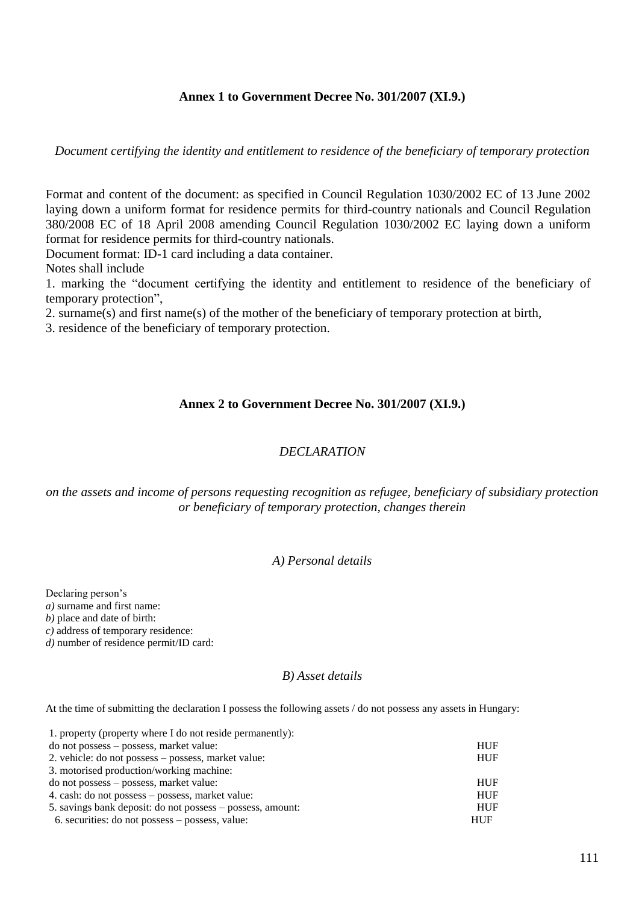**Annex 1 to Government Decree No. 301/2007 (XI.9.)**

*Document certifying the identity and entitlement to residence of the beneficiary of temporary protection*

Format and content of the document: as specified in Council Regulation 1030/2002 EC of 13 June 2002 laying down a uniform format for residence permits for third-country nationals and Council Regulation 380/2008 EC of 18 April 2008 amending Council Regulation 1030/2002 EC laying down a uniform format for residence permits for third-country nationals.

Document format: ID-1 card including a data container.

Notes shall include

1. marking the "document certifying the identity and entitlement to residence of the beneficiary of temporary protection",
2. surname(s) and first name(s) of the mother of the beneficiary of temporary protection at birth,
3. residence of the beneficiary of temporary protection.

**Annex 2 to Government Decree No. 301/2007 (XI.9.)**

*DECLARATION*

*on the assets and income of persons requesting recognition as refugee, beneficiary of subsidiary protection or beneficiary of temporary protection, changes therein*

*A) Personal details*

Declaring person's

*a)* surname and first name:
*b)* place and date of birth:
*c)* address of temporary residence:
*d)* number of residence permit/ID card:

*B) Asset details*

At the time of submitting the declaration I possess the following assets / do not possess any assets in Hungary:

1. property (property where I do not reside permanently):
do not possess – possess, market value: HUF
2. vehicle: do not possess – possess, market value: HUF
3. motorised production/working machine:
do not possess – possess, market value: HUF
4. cash: do not possess – possess, market value: HUF
5. savings bank deposit: do not possess – possess, amount: HUF
6. securities: do not possess – possess, value: HUF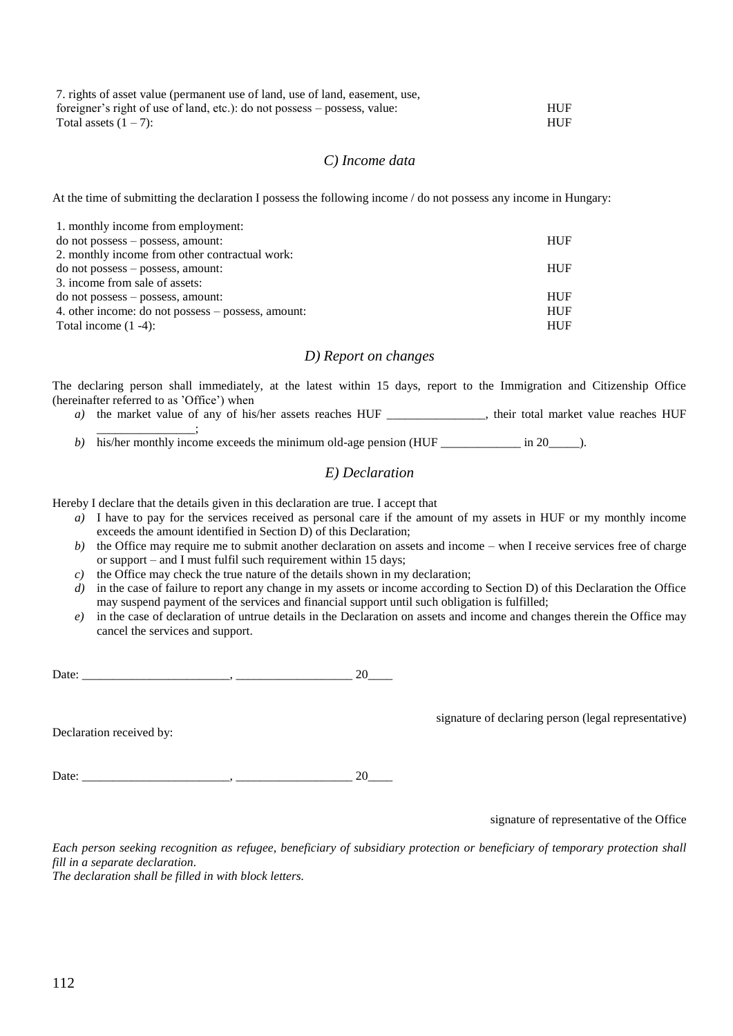7. rights of asset value (permanent use of land, use of land, easement, use, foreigner's right of use of land, etc.): do not possess – possess, value: HUF

Total assets (1 – 7): HUF

## *C) Income data*

At the time of submitting the declaration I possess the following income / do not possess any income in Hungary:

1. monthly income from employment:
do not possess – possess, amount: HUF

2. monthly income from other contractual work:
do not possess – possess, amount: HUF

3. income from sale of assets:
do not possess – possess, amount: HUF

4. other income: do not possess – possess, amount: HUF

Total income (1 -4): HUF

## *D) Report on changes*

The declaring person shall immediately, at the latest within 15 days, report to the Immigration and Citizenship Office (hereinafter referred to as 'Office') when

*a)* the market value of any of his/her assets reaches HUF ________________, their total market value reaches HUF ________________;

*b)* his/her monthly income exceeds the minimum old-age pension (HUF _____________ in 20_____).

## *E) Declaration*

Hereby I declare that the details given in this declaration are true. I accept that

*a)* I have to pay for the services received as personal care if the amount of my assets in HUF or my monthly income exceeds the amount identified in Section D) of this Declaration;

*b)* the Office may require me to submit another declaration on assets and income – when I receive services free of charge or support – and I must fulfil such requirement within 15 days;

*c)* the Office may check the true nature of the details shown in my declaration;

*d)* in the case of failure to report any change in my assets or income according to Section D) of this Declaration the Office may suspend payment of the services and financial support until such obligation is fulfilled;

*e)* in the case of declaration of untrue details in the Declaration on assets and income and changes therein the Office may cancel the services and support.

Date: ________________________, ___________________ 20____

signature of declaring person (legal representative)

Declaration received by:

Date: ________________________, ___________________ 20____

signature of representative of the Office

*Each person seeking recognition as refugee, beneficiary of subsidiary protection or beneficiary of temporary protection shall fill in a separate declaration.*

*The declaration shall be filled in with block letters.*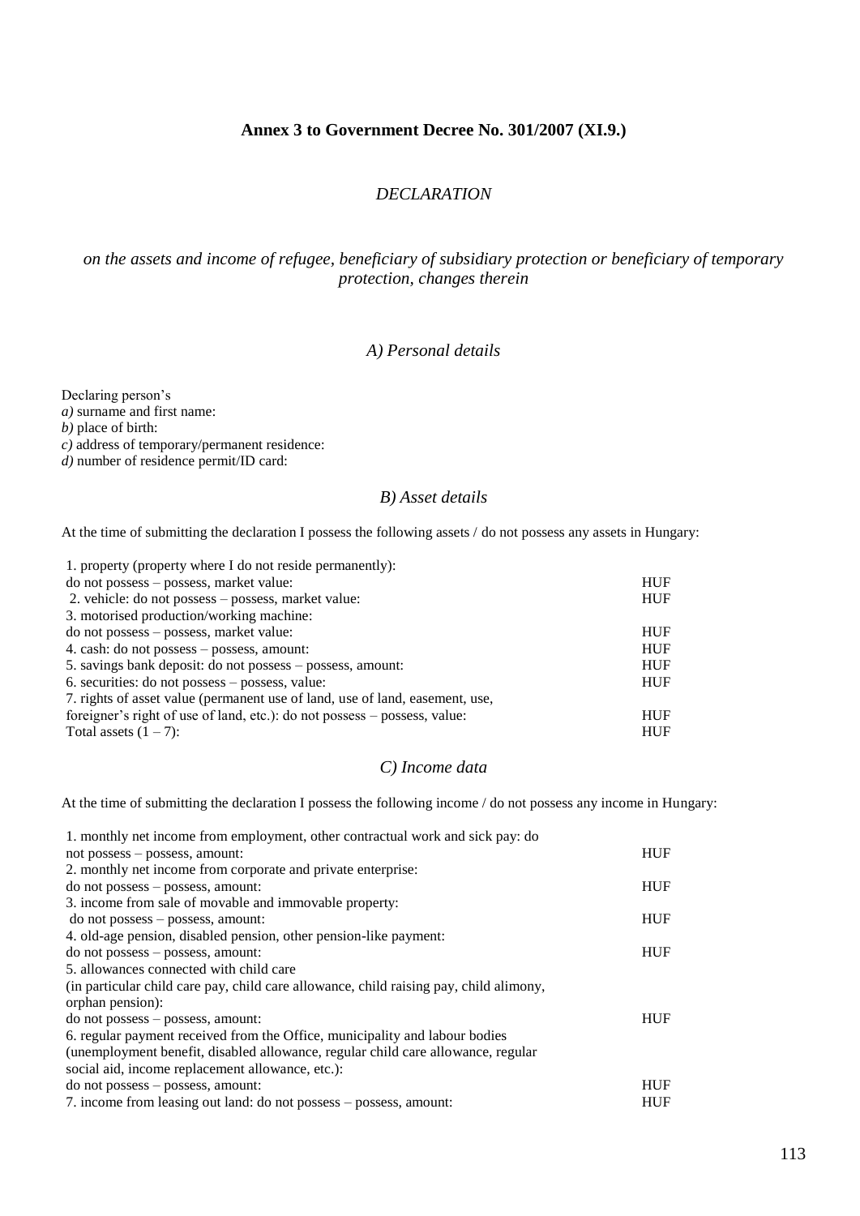**Annex 3 to Government Decree No. 301/2007 (XI.9.)**

*DECLARATION*

*on the assets and income of refugee, beneficiary of subsidiary protection or beneficiary of temporary protection, changes therein*

*A) Personal details*

Declaring person's
*a)* surname and first name:
*b)* place of birth:
*c)* address of temporary/permanent residence:
*d)* number of residence permit/ID card:

*B) Asset details*

At the time of submitting the declaration I possess the following assets / do not possess any assets in Hungary:

| | |
|---|---|
| 1. property (property where I do not reside permanently): do not possess – possess, market value: | HUF |
| 2. vehicle: do not possess – possess, market value: | HUF |
| 3. motorised production/working machine: do not possess – possess, market value: | HUF |
| 4. cash: do not possess – possess, amount: | HUF |
| 5. savings bank deposit: do not possess – possess, amount: | HUF |
| 6. securities: do not possess – possess, value: | HUF |
| 7. rights of asset value (permanent use of land, use of land, easement, use, foreigner's right of use of land, etc.): do not possess – possess, value: | HUF |
| Total assets (1 – 7): | HUF |

*C) Income data*

At the time of submitting the declaration I possess the following income / do not possess any income in Hungary:

| | |
|---|---|
| 1. monthly net income from employment, other contractual work and sick pay: do not possess – possess, amount: | HUF |
| 2. monthly net income from corporate and private enterprise: do not possess – possess, amount: | HUF |
| 3. income from sale of movable and immovable property: do not possess – possess, amount: | HUF |
| 4. old-age pension, disabled pension, other pension-like payment: do not possess – possess, amount: | HUF |
| 5. allowances connected with child care (in particular child care pay, child care allowance, child raising pay, child alimony, orphan pension): do not possess – possess, amount: | HUF |
| 6. regular payment received from the Office, municipality and labour bodies (unemployment benefit, disabled allowance, regular child care allowance, regular social aid, income replacement allowance, etc.): do not possess – possess, amount: | HUF |
| 7. income from leasing out land: do not possess – possess, amount: | HUF |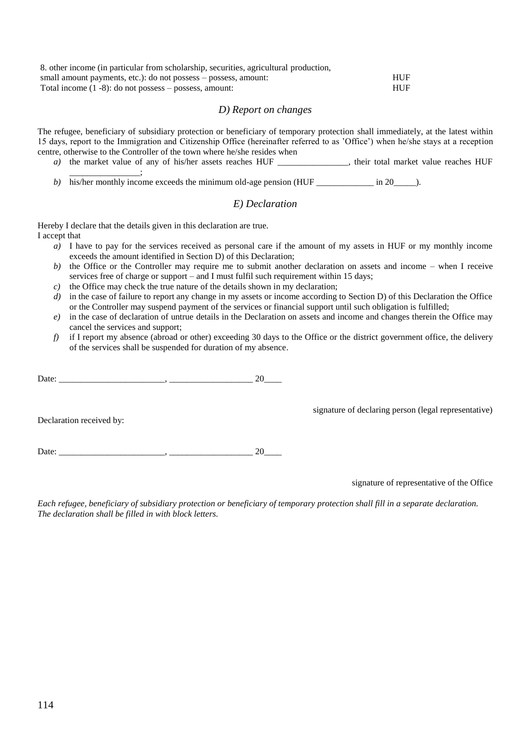8. other income (in particular from scholarship, securities, agricultural production, small amount payments, etc.): do not possess – possess, amount: HUF

Total income (1 -8): do not possess – possess, amount: HUF

## *D) Report on changes*

The refugee, beneficiary of subsidiary protection or beneficiary of temporary protection shall immediately, at the latest within 15 days, report to the Immigration and Citizenship Office (hereinafter referred to as 'Office') when he/she stays at a reception centre, otherwise to the Controller of the town where he/she resides when

*a)* the market value of any of his/her assets reaches HUF ________________, their total market value reaches HUF ________________;

*b)* his/her monthly income exceeds the minimum old-age pension (HUF _____________ in 20_____).

## *E) Declaration*

Hereby I declare that the details given in this declaration are true.

I accept that

*a)* I have to pay for the services received as personal care if the amount of my assets in HUF or my monthly income exceeds the amount identified in Section D) of this Declaration;

*b)* the Office or the Controller may require me to submit another declaration on assets and income – when I receive services free of charge or support – and I must fulfil such requirement within 15 days;

*c)* the Office may check the true nature of the details shown in my declaration;

*d)* in the case of failure to report any change in my assets or income according to Section D) of this Declaration the Office or the Controller may suspend payment of the services or financial support until such obligation is fulfilled;

*e)* in the case of declaration of untrue details in the Declaration on assets and income and changes therein the Office may cancel the services and support;

*f)* if I report my absence (abroad or other) exceeding 30 days to the Office or the district government office, the delivery of the services shall be suspended for duration of my absence.

Date: ________________________, ___________________ 20____

signature of declaring person (legal representative)

Declaration received by:

Date: ________________________, ___________________ 20____

signature of representative of the Office

*Each refugee, beneficiary of subsidiary protection or beneficiary of temporary protection shall fill in a separate declaration. The declaration shall be filled in with block letters.*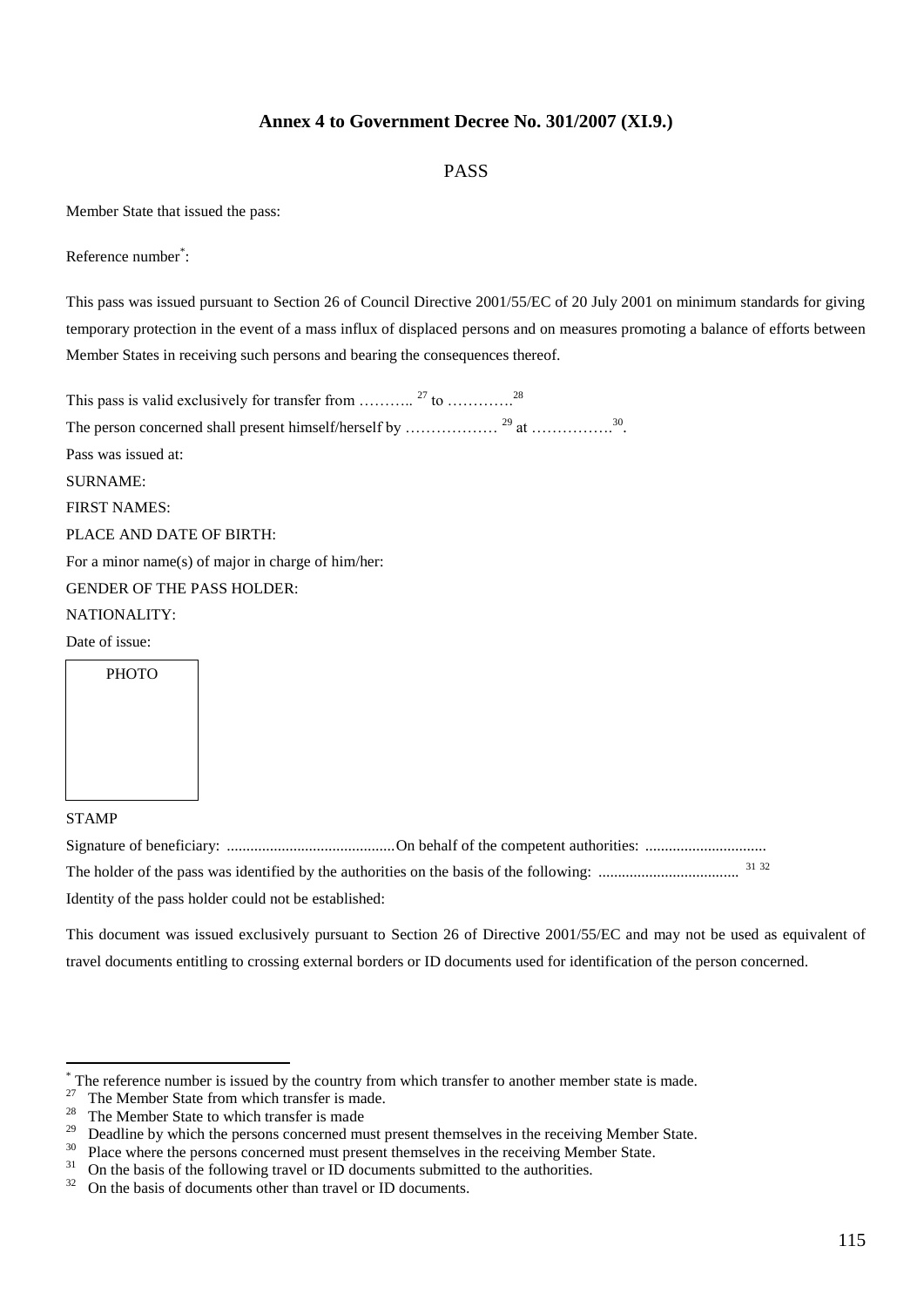## Annex 4 to Government Decree No. 301/2007 (XI.9.)

PASS

Member State that issued the pass:

Reference number*:

This pass was issued pursuant to Section 26 of Council Directive 2001/55/EC of 20 July 2001 on minimum standards for giving temporary protection in the event of a mass influx of displaced persons and on measures promoting a balance of efforts between Member States in receiving such persons and bearing the consequences thereof.

This pass is valid exclusively for transfer from ……….. [27] to ………….[28]

The person concerned shall present himself/herself by ……………… [29] at …………….[30].

Pass was issued at:

SURNAME:

FIRST NAMES:

PLACE AND DATE OF BIRTH:

For a minor name(s) of major in charge of him/her:

GENDER OF THE PASS HOLDER:

NATIONALITY:

Date of issue:

| PHOTO |
|---|

STAMP

Signature of beneficiary: ........................................... On behalf of the competent authorities: ...............................

The holder of the pass was identified by the authorities on the basis of the following: .................................... [31] [32]

Identity of the pass holder could not be established:

This document was issued exclusively pursuant to Section 26 of Directive 2001/55/EC and may not be used as equivalent of travel documents entitling to crossing external borders or ID documents used for identification of the person concerned.

---

* The reference number is issued by the country from which transfer to another member state is made.

[27] The Member State from which transfer is made.

[28] The Member State to which transfer is made

[29] Deadline by which the persons concerned must present themselves in the receiving Member State.

[30] Place where the persons concerned must present themselves in the receiving Member State.

[31] On the basis of the following travel or ID documents submitted to the authorities.

[32] On the basis of documents other than travel or ID documents.